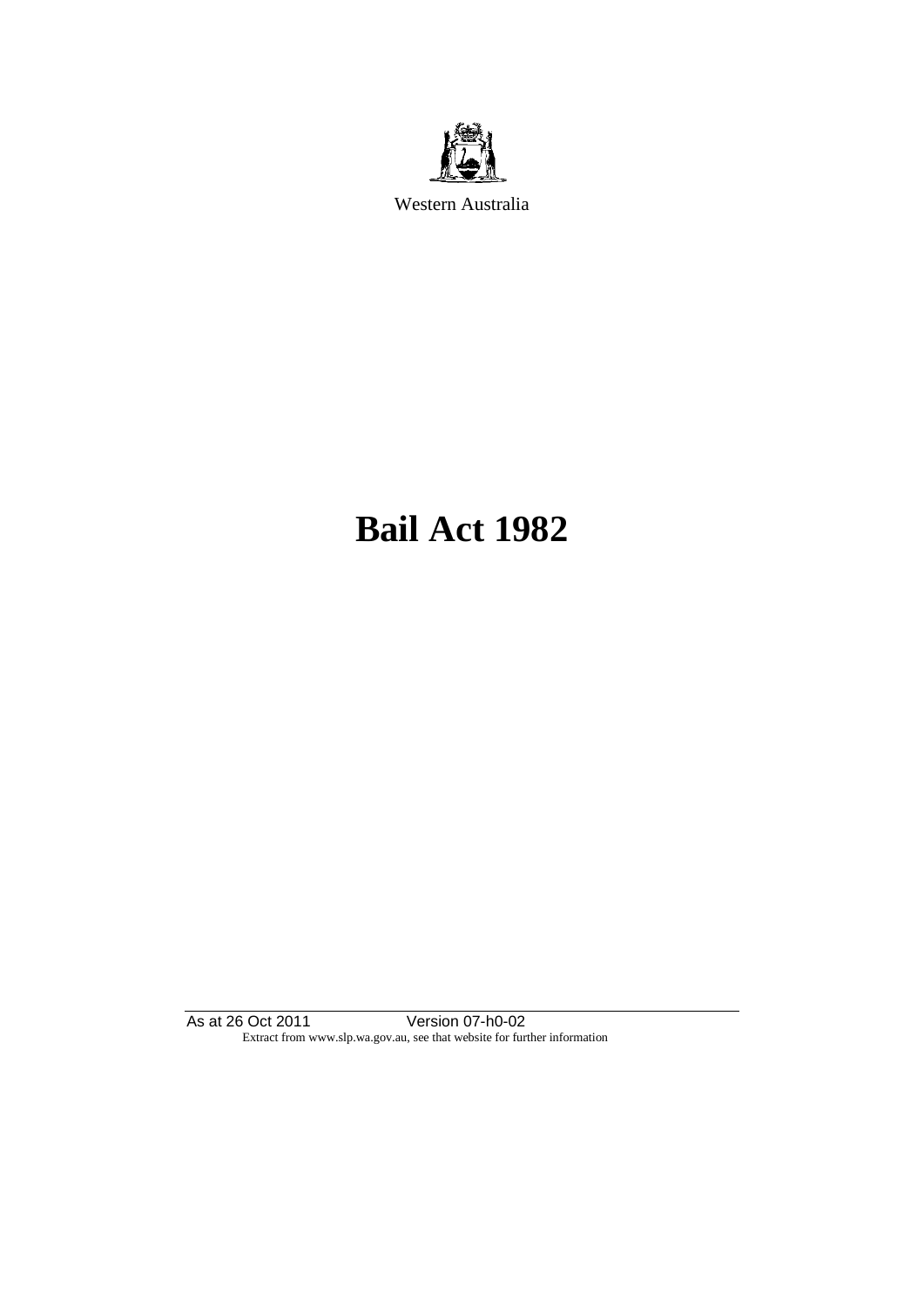Western Australia

# Bail Act 1982

As at 26 Oct 2011 Version 07-h0-02
Extract from www.slp.wa.gov.au, see that website for further information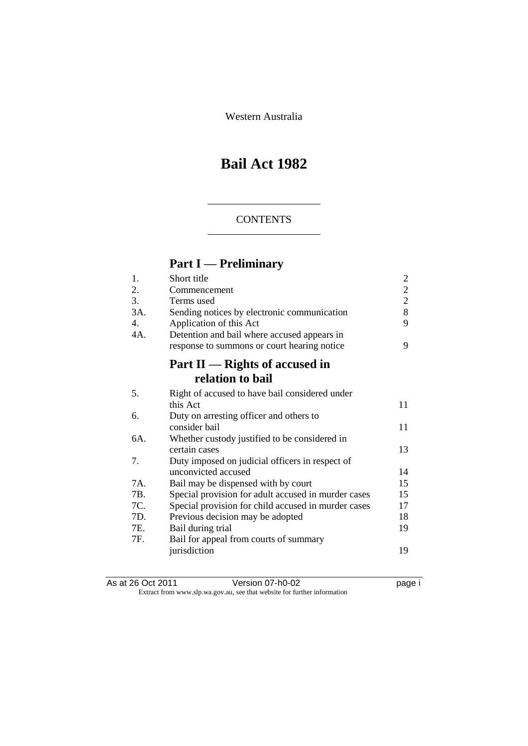Western Australia

# Bail Act 1982

CONTENTS

## Part I — Preliminary

| | | |
|---|---|---|
| 1. | Short title | 2 |
| 2. | Commencement | 2 |
| 3. | Terms used | 2 |
| 3A. | Sending notices by electronic communication | 8 |
| 4. | Application of this Act | 9 |
| 4A. | Detention and bail where accused appears in response to summons or court hearing notice | 9 |

## Part II — Rights of accused in relation to bail

| | | |
|---|---|---|
| 5. | Right of accused to have bail considered under this Act | 11 |
| 6. | Duty on arresting officer and others to consider bail | 11 |
| 6A. | Whether custody justified to be considered in certain cases | 13 |
| 7. | Duty imposed on judicial officers in respect of unconvicted accused | 14 |
| 7A. | Bail may be dispensed with by court | 15 |
| 7B. | Special provision for adult accused in murder cases | 15 |
| 7C. | Special provision for child accused in murder cases | 17 |
| 7D. | Previous decision may be adopted | 18 |
| 7E. | Bail during trial | 19 |
| 7F. | Bail for appeal from courts of summary jurisdiction | 19 |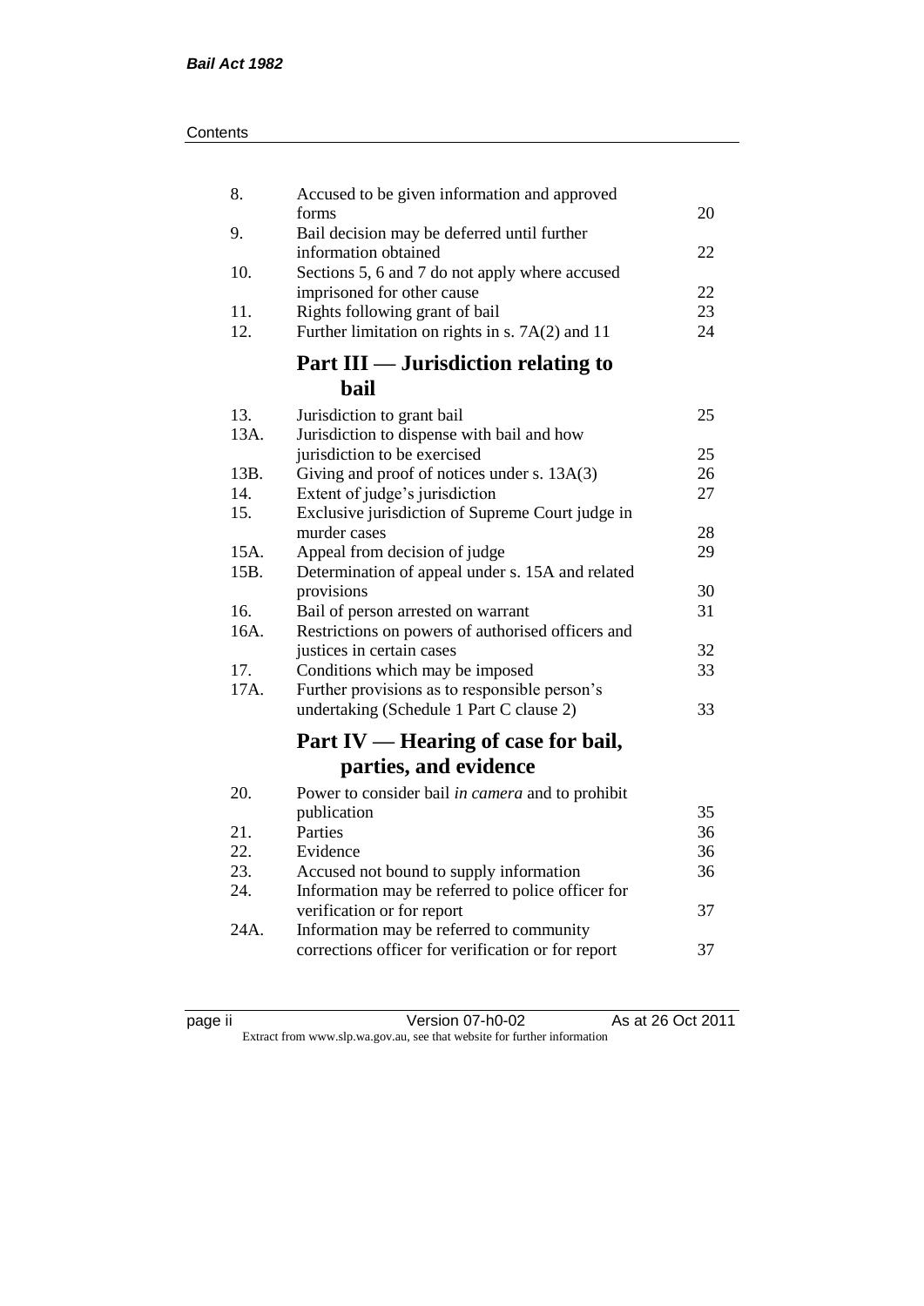| | | |
|---|---|---|
| 8. | Accused to be given information and approved forms | 20 |
| 9. | Bail decision may be deferred until further information obtained | 22 |
| 10. | Sections 5, 6 and 7 do not apply where accused imprisoned for other cause | 22 |
| 11. | Rights following grant of bail | 23 |
| 12. | Further limitation on rights in s. 7A(2) and 11 | 24 |

## Part III — Jurisdiction relating to bail

| | | |
|---|---|---|
| 13. | Jurisdiction to grant bail | 25 |
| 13A. | Jurisdiction to dispense with bail and how jurisdiction to be exercised | 25 |
| 13B. | Giving and proof of notices under s. 13A(3) | 26 |
| 14. | Extent of judge's jurisdiction | 27 |
| 15. | Exclusive jurisdiction of Supreme Court judge in murder cases | 28 |
| 15A. | Appeal from decision of judge | 29 |
| 15B. | Determination of appeal under s. 15A and related provisions | 30 |
| 16. | Bail of person arrested on warrant | 31 |
| 16A. | Restrictions on powers of authorised officers and justices in certain cases | 32 |
| 17. | Conditions which may be imposed | 33 |
| 17A. | Further provisions as to responsible person's undertaking (Schedule 1 Part C clause 2) | 33 |

## Part IV — Hearing of case for bail, parties, and evidence

| | | |
|---|---|---|
| 20. | Power to consider bail *in camera* and to prohibit publication | 35 |
| 21. | Parties | 36 |
| 22. | Evidence | 36 |
| 23. | Accused not bound to supply information | 36 |
| 24. | Information may be referred to police officer for verification or for report | 37 |
| 24A. | Information may be referred to community corrections officer for verification or for report | 37 |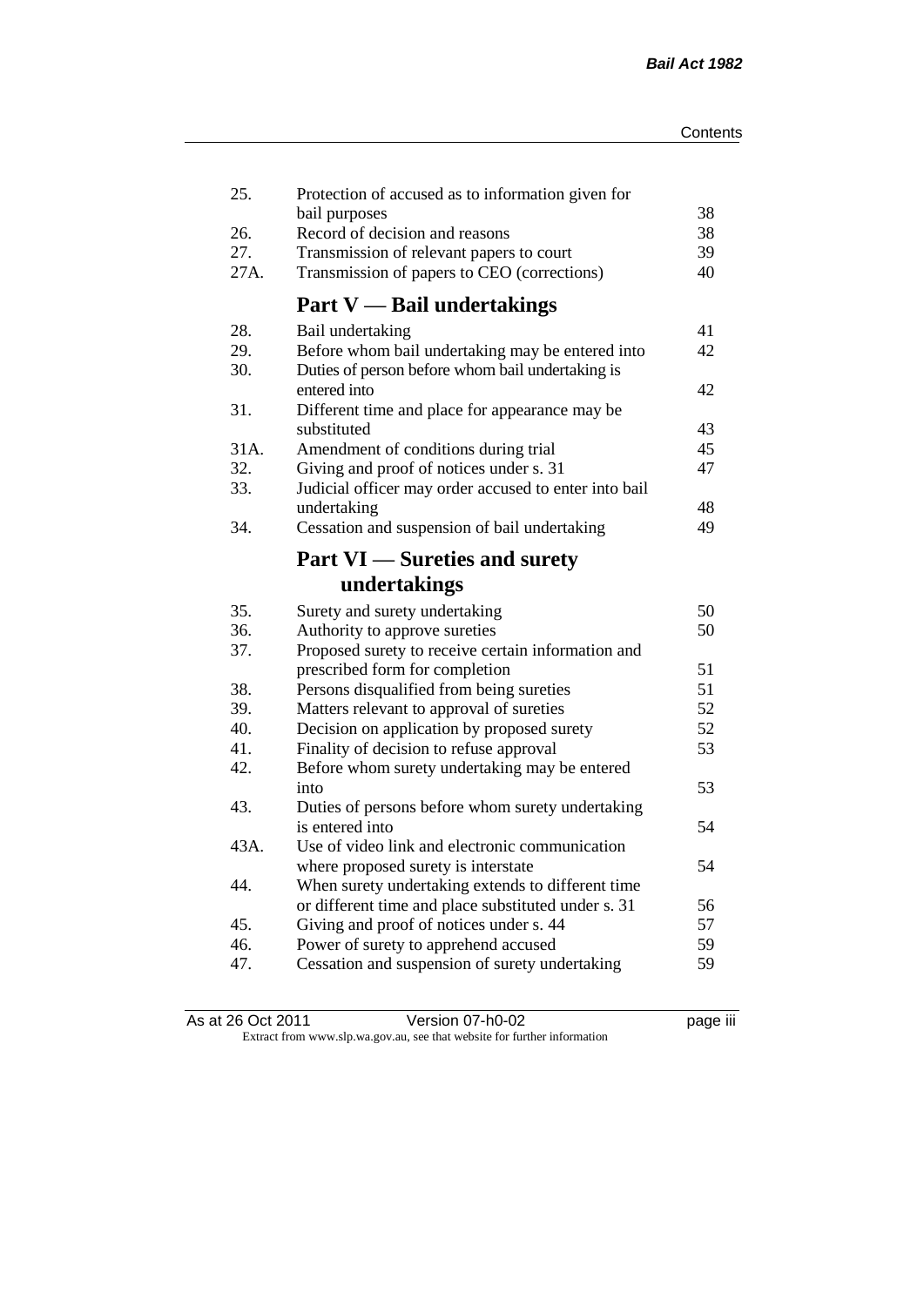| | | |
|---|---|---|
| 25. | Protection of accused as to information given for bail purposes | 38 |
| 26. | Record of decision and reasons | 38 |
| 27. | Transmission of relevant papers to court | 39 |
| 27A. | Transmission of papers to CEO (corrections) | 40 |

## Part V — Bail undertakings

| | | |
|---|---|---|
| 28. | Bail undertaking | 41 |
| 29. | Before whom bail undertaking may be entered into | 42 |
| 30. | Duties of person before whom bail undertaking is entered into | 42 |
| 31. | Different time and place for appearance may be substituted | 43 |
| 31A. | Amendment of conditions during trial | 45 |
| 32. | Giving and proof of notices under s. 31 | 47 |
| 33. | Judicial officer may order accused to enter into bail undertaking | 48 |
| 34. | Cessation and suspension of bail undertaking | 49 |

## Part VI — Sureties and surety undertakings

| | | |
|---|---|---|
| 35. | Surety and surety undertaking | 50 |
| 36. | Authority to approve sureties | 50 |
| 37. | Proposed surety to receive certain information and prescribed form for completion | 51 |
| 38. | Persons disqualified from being sureties | 51 |
| 39. | Matters relevant to approval of sureties | 52 |
| 40. | Decision on application by proposed surety | 52 |
| 41. | Finality of decision to refuse approval | 53 |
| 42. | Before whom surety undertaking may be entered into | 53 |
| 43. | Duties of persons before whom surety undertaking is entered into | 54 |
| 43A. | Use of video link and electronic communication where proposed surety is interstate | 54 |
| 44. | When surety undertaking extends to different time or different time and place substituted under s. 31 | 56 |
| 45. | Giving and proof of notices under s. 44 | 57 |
| 46. | Power of surety to apprehend accused | 59 |
| 47. | Cessation and suspension of surety undertaking | 59 |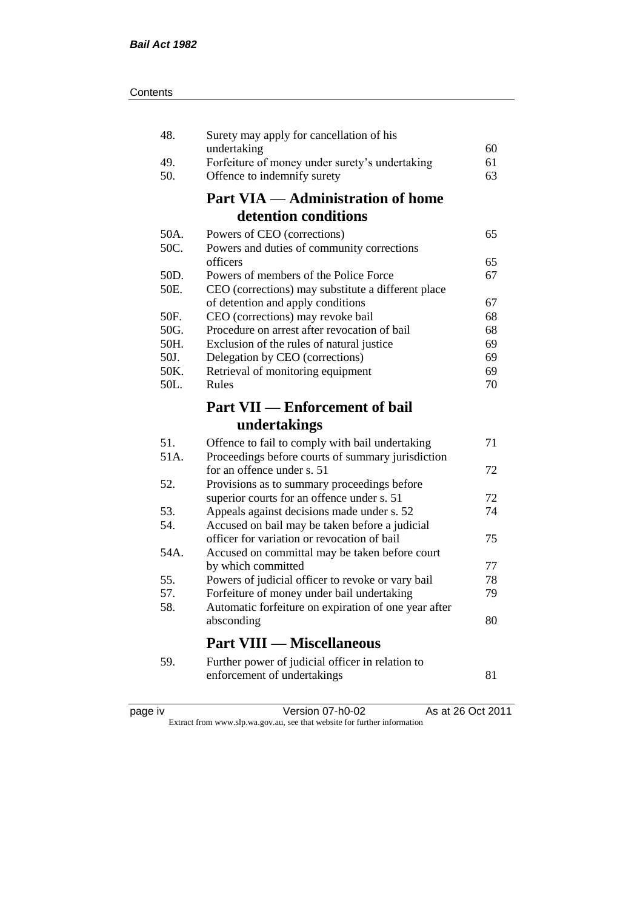| | | |
|---|---|---|
| 48. | Surety may apply for cancellation of his undertaking | 60 |
| 49. | Forfeiture of money under surety's undertaking | 61 |
| 50. | Offence to indemnify surety | 63 |

## Part VIA — Administration of home detention conditions

| | | |
|---|---|---|
| 50A. | Powers of CEO (corrections) | 65 |
| 50C. | Powers and duties of community corrections officers | 65 |
| 50D. | Powers of members of the Police Force | 67 |
| 50E. | CEO (corrections) may substitute a different place of detention and apply conditions | 67 |
| 50F. | CEO (corrections) may revoke bail | 68 |
| 50G. | Procedure on arrest after revocation of bail | 68 |
| 50H. | Exclusion of the rules of natural justice | 69 |
| 50J. | Delegation by CEO (corrections) | 69 |
| 50K. | Retrieval of monitoring equipment | 69 |
| 50L. | Rules | 70 |

## Part VII — Enforcement of bail undertakings

| | | |
|---|---|---|
| 51. | Offence to fail to comply with bail undertaking | 71 |
| 51A. | Proceedings before courts of summary jurisdiction for an offence under s. 51 | 72 |
| 52. | Provisions as to summary proceedings before superior courts for an offence under s. 51 | 72 |
| 53. | Appeals against decisions made under s. 52 | 74 |
| 54. | Accused on bail may be taken before a judicial officer for variation or revocation of bail | 75 |
| 54A. | Accused on committal may be taken before court by which committed | 77 |
| 55. | Powers of judicial officer to revoke or vary bail | 78 |
| 57. | Forfeiture of money under bail undertaking | 79 |
| 58. | Automatic forfeiture on expiration of one year after absconding | 80 |

## Part VIII — Miscellaneous

| | | |
|---|---|---|
| 59. | Further power of judicial officer in relation to enforcement of undertakings | 81 |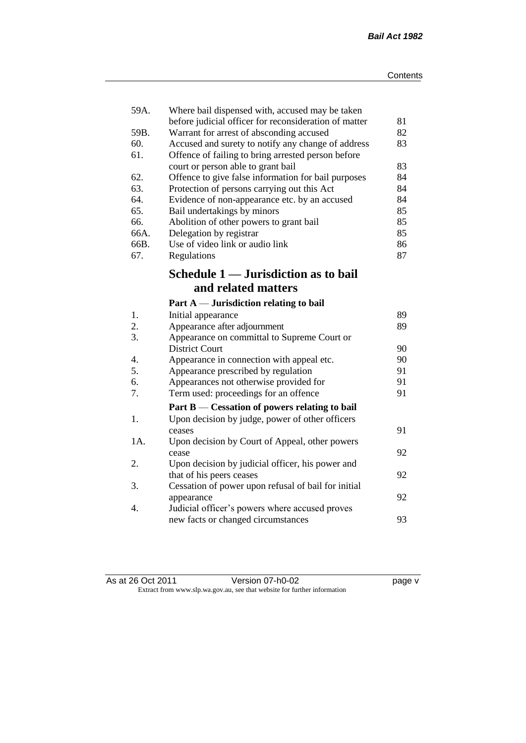| | | |
|---|---|---|
| 59A. | Where bail dispensed with, accused may be taken before judicial officer for reconsideration of matter | 81 |
| 59B. | Warrant for arrest of absconding accused | 82 |
| 60. | Accused and surety to notify any change of address | 83 |
| 61. | Offence of failing to bring arrested person before court or person able to grant bail | 83 |
| 62. | Offence to give false information for bail purposes | 84 |
| 63. | Protection of persons carrying out this Act | 84 |
| 64. | Evidence of non-appearance etc. by an accused | 84 |
| 65. | Bail undertakings by minors | 85 |
| 66. | Abolition of other powers to grant bail | 85 |
| 66A. | Delegation by registrar | 85 |
| 66B. | Use of video link or audio link | 86 |
| 67. | Regulations | 87 |

## Schedule 1 — Jurisdiction as to bail and related matters

### Part A — Jurisdiction relating to bail

| | | |
|---|---|---|
| 1. | Initial appearance | 89 |
| 2. | Appearance after adjournment | 89 |
| 3. | Appearance on committal to Supreme Court or District Court | 90 |
| 4. | Appearance in connection with appeal etc. | 90 |
| 5. | Appearance prescribed by regulation | 91 |
| 6. | Appearances not otherwise provided for | 91 |
| 7. | Term used: proceedings for an offence | 91 |

### Part B — Cessation of powers relating to bail

| | | |
|---|---|---|
| 1. | Upon decision by judge, power of other officers ceases | 91 |
| 1A. | Upon decision by Court of Appeal, other powers cease | 92 |
| 2. | Upon decision by judicial officer, his power and that of his peers ceases | 92 |
| 3. | Cessation of power upon refusal of bail for initial appearance | 92 |
| 4. | Judicial officer's powers where accused proves new facts or changed circumstances | 93 |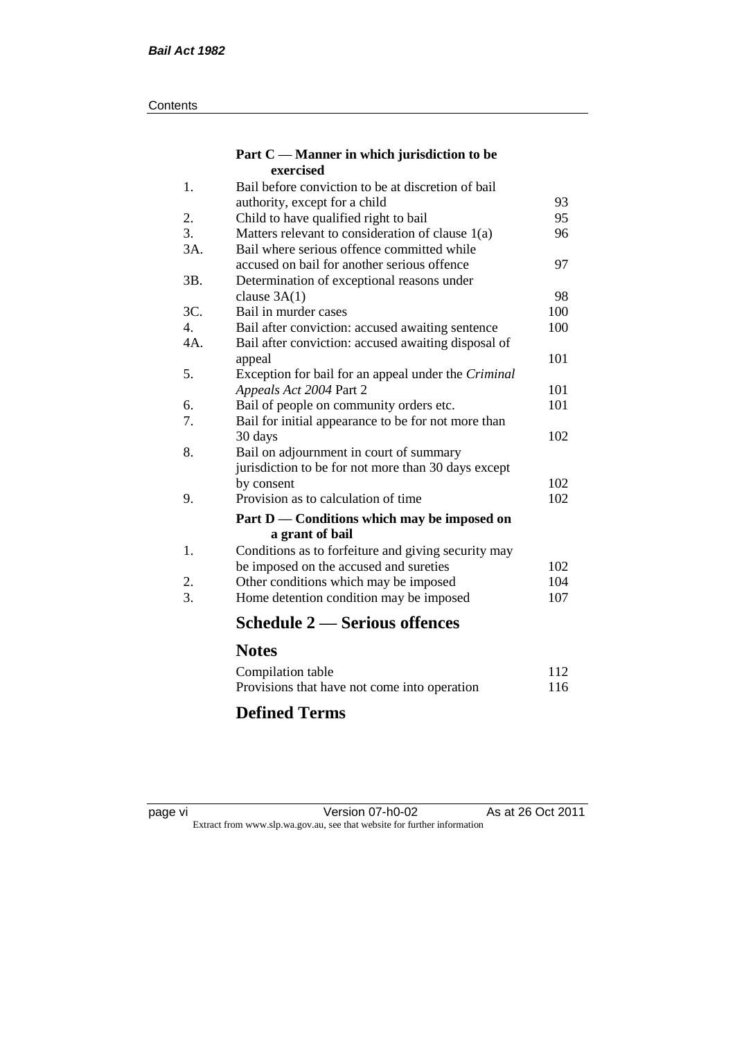### Part C — Manner in which jurisdiction to be exercised

| | | |
|---|---|---|
| 1. | Bail before conviction to be at discretion of bail authority, except for a child | 93 |
| 2. | Child to have qualified right to bail | 95 |
| 3. | Matters relevant to consideration of clause 1(a) | 96 |
| 3A. | Bail where serious offence committed while accused on bail for another serious offence | 97 |
| 3B. | Determination of exceptional reasons under clause 3A(1) | 98 |
| 3C. | Bail in murder cases | 100 |
| 4. | Bail after conviction: accused awaiting sentence | 100 |
| 4A. | Bail after conviction: accused awaiting disposal of appeal | 101 |
| 5. | Exception for bail for an appeal under the *Criminal Appeals Act 2004* Part 2 | 101 |
| 6. | Bail of people on community orders etc. | 101 |
| 7. | Bail for initial appearance to be for not more than 30 days | 102 |
| 8. | Bail on adjournment in court of summary jurisdiction to be for not more than 30 days except by consent | 102 |
| 9. | Provision as to calculation of time | 102 |

### Part D — Conditions which may be imposed on a grant of bail

| | | |
|---|---|---|
| 1. | Conditions as to forfeiture and giving security may be imposed on the accused and sureties | 102 |
| 2. | Other conditions which may be imposed | 104 |
| 3. | Home detention condition may be imposed | 107 |

## Schedule 2 — Serious offences

## Notes

| | |
|---|---|
| Compilation table | 112 |
| Provisions that have not come into operation | 116 |

## Defined Terms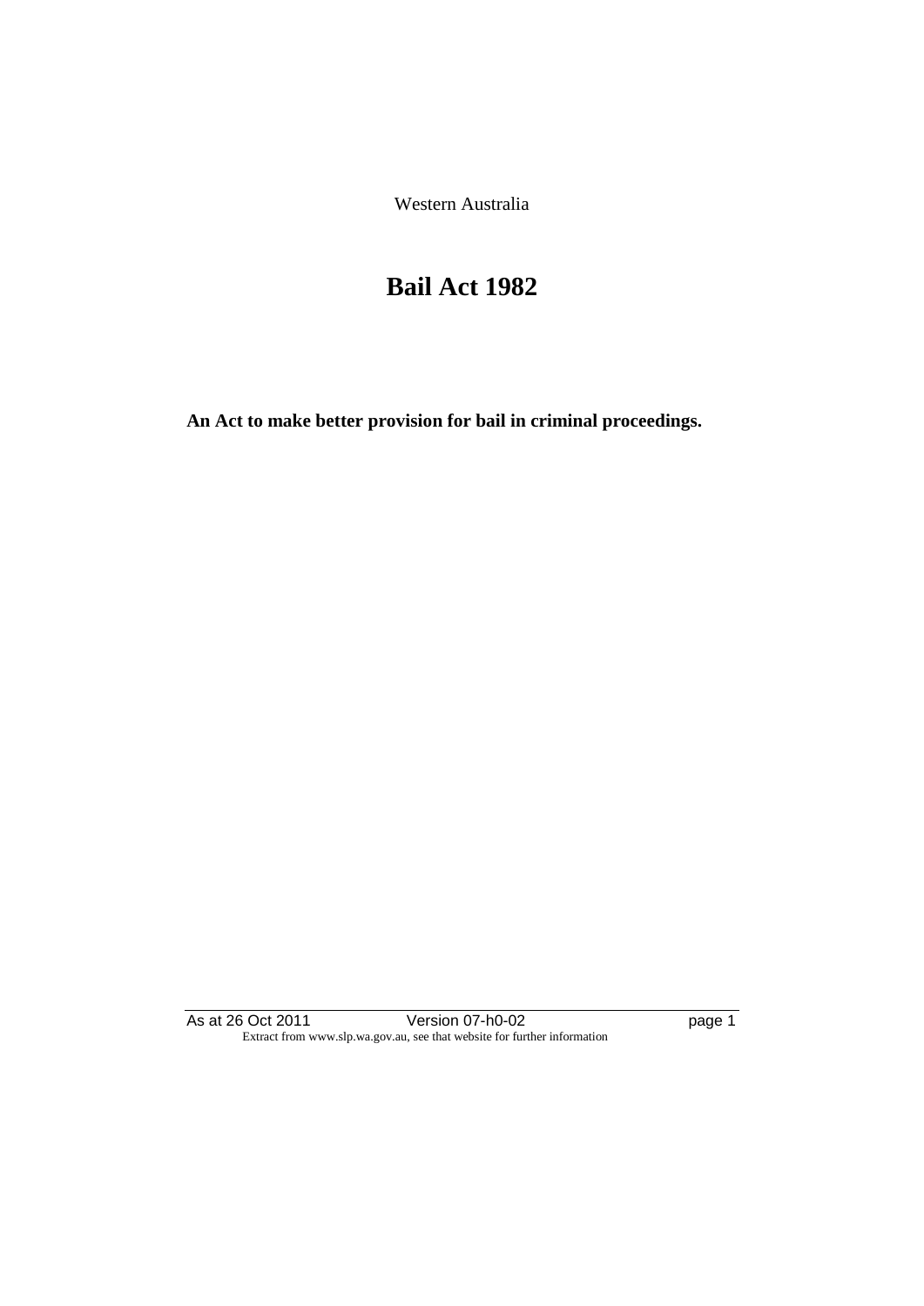Western Australia

# Bail Act 1982

**An Act to make better provision for bail in criminal proceedings.**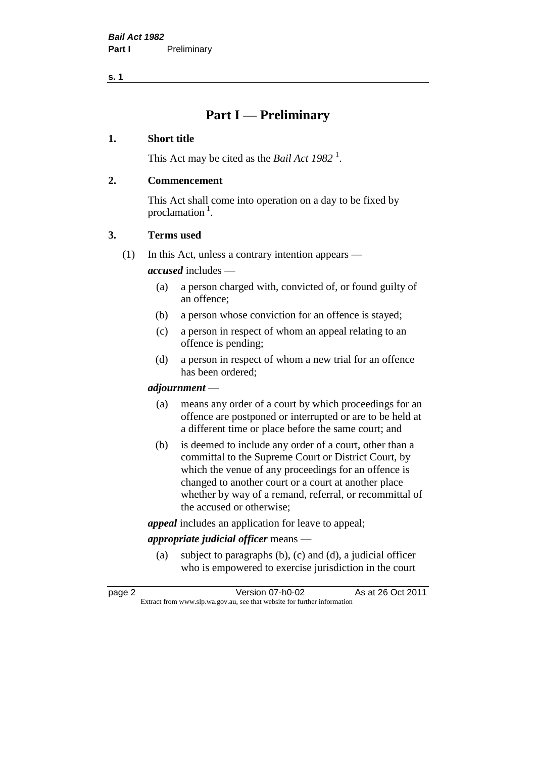# Part I — Preliminary

## 1. Short title

This Act may be cited as the *Bail Act 1982* [1].

## 2. Commencement

This Act shall come into operation on a day to be fixed by proclamation [1].

## 3. Terms used

(1) In this Act, unless a contrary intention appears —

***accused*** includes —

- (a) a person charged with, convicted of, or found guilty of an offence;
- (b) a person whose conviction for an offence is stayed;
- (c) a person in respect of whom an appeal relating to an offence is pending;
- (d) a person in respect of whom a new trial for an offence has been ordered;

***adjournment*** —

- (a) means any order of a court by which proceedings for an offence are postponed or interrupted or are to be held at a different time or place before the same court; and
- (b) is deemed to include any order of a court, other than a committal to the Supreme Court or District Court, by which the venue of any proceedings for an offence is changed to another court or a court at another place whether by way of a remand, referral, or recommittal of the accused or otherwise;

***appeal*** includes an application for leave to appeal;

***appropriate judicial officer*** means —

- (a) subject to paragraphs (b), (c) and (d), a judicial officer who is empowered to exercise jurisdiction in the court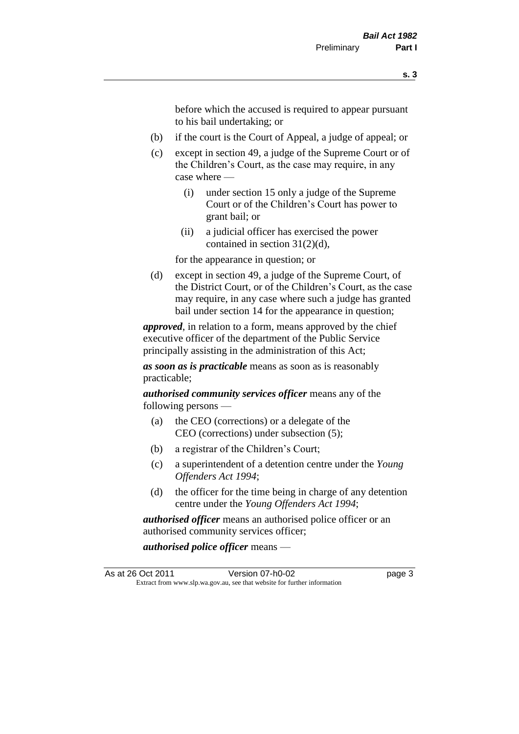before which the accused is required to appear pursuant to his bail undertaking; or

(b) if the court is the Court of Appeal, a judge of appeal; or

(c) except in section 49, a judge of the Supreme Court or of the Children's Court, as the case may require, in any case where —

 (i) under section 15 only a judge of the Supreme Court or of the Children's Court has power to grant bail; or

 (ii) a judicial officer has exercised the power contained in section 31(2)(d),

 for the appearance in question; or

(d) except in section 49, a judge of the Supreme Court, of the District Court, or of the Children's Court, as the case may require, in any case where such a judge has granted bail under section 14 for the appearance in question;

***approved***, in relation to a form, means approved by the chief executive officer of the department of the Public Service principally assisting in the administration of this Act;

***as soon as is practicable*** means as soon as is reasonably practicable;

***authorised community services officer*** means any of the following persons —

(a) the CEO (corrections) or a delegate of the CEO (corrections) under subsection (5);

(b) a registrar of the Children's Court;

(c) a superintendent of a detention centre under the *Young Offenders Act 1994*;

(d) the officer for the time being in charge of any detention centre under the *Young Offenders Act 1994*;

***authorised officer*** means an authorised police officer or an authorised community services officer;

***authorised police officer*** means —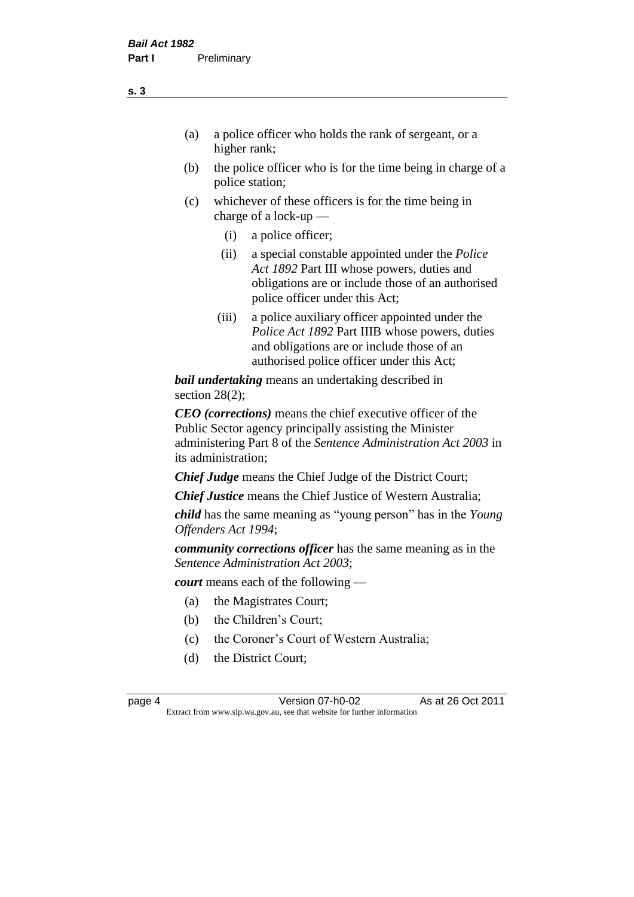- (a) a police officer who holds the rank of sergeant, or a higher rank;
- (b) the police officer who is for the time being in charge of a police station;
- (c) whichever of these officers is for the time being in charge of a lock-up —
  - (i) a police officer;
  - (ii) a special constable appointed under the *Police Act 1892* Part III whose powers, duties and obligations are or include those of an authorised police officer under this Act;
  - (iii) a police auxiliary officer appointed under the *Police Act 1892* Part IIIB whose powers, duties and obligations are or include those of an authorised police officer under this Act;

***bail undertaking*** means an undertaking described in section 28(2);

***CEO (corrections)*** means the chief executive officer of the Public Sector agency principally assisting the Minister administering Part 8 of the *Sentence Administration Act 2003* in its administration;

***Chief Judge*** means the Chief Judge of the District Court;

***Chief Justice*** means the Chief Justice of Western Australia;

***child*** has the same meaning as "young person" has in the *Young Offenders Act 1994*;

***community corrections officer*** has the same meaning as in the *Sentence Administration Act 2003*;

***court*** means each of the following —

- (a) the Magistrates Court;
- (b) the Children's Court;
- (c) the Coroner's Court of Western Australia;
- (d) the District Court;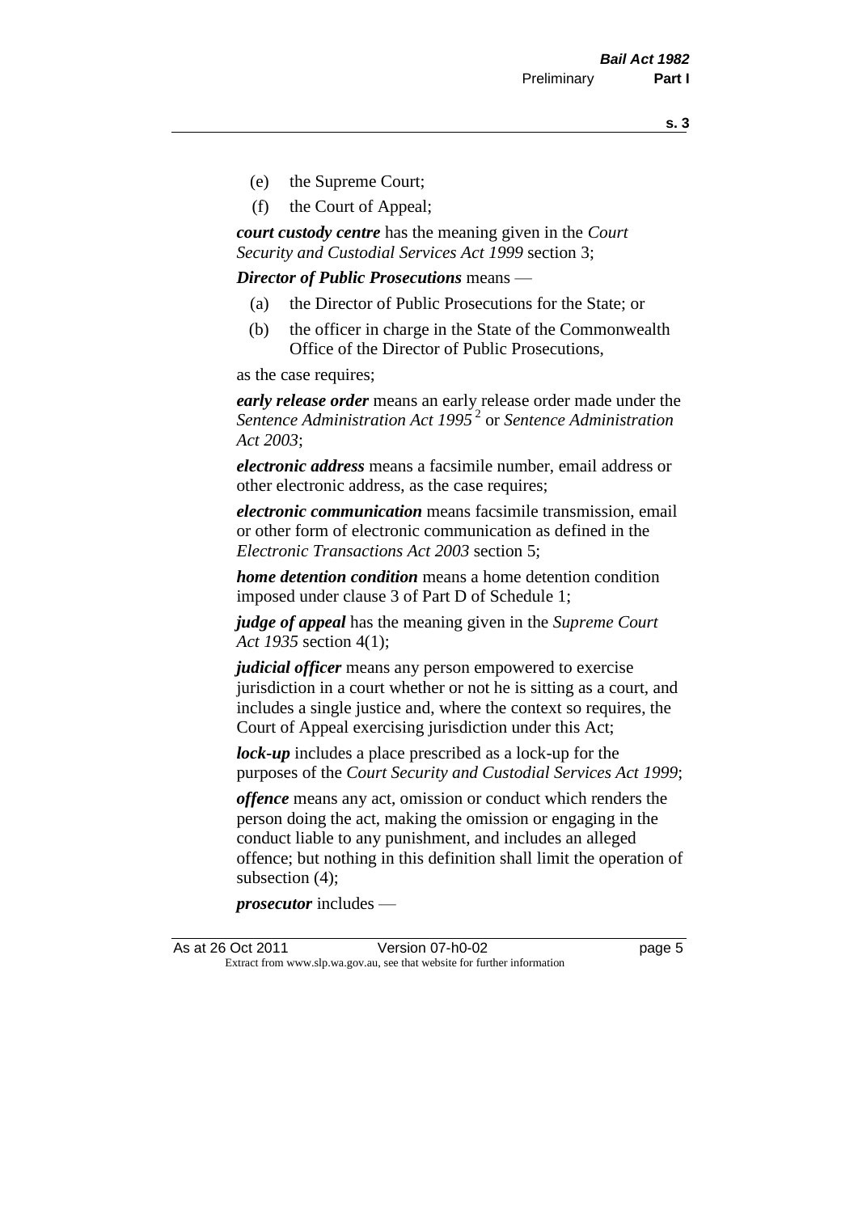(e) the Supreme Court;

(f) the Court of Appeal;

***court custody centre*** has the meaning given in the *Court Security and Custodial Services Act 1999* section 3;

***Director of Public Prosecutions*** means —

(a) the Director of Public Prosecutions for the State; or

(b) the officer in charge in the State of the Commonwealth Office of the Director of Public Prosecutions,

as the case requires;

***early release order*** means an early release order made under the *Sentence Administration Act 1995* [2] or *Sentence Administration Act 2003*;

***electronic address*** means a facsimile number, email address or other electronic address, as the case requires;

***electronic communication*** means facsimile transmission, email or other form of electronic communication as defined in the *Electronic Transactions Act 2003* section 5;

***home detention condition*** means a home detention condition imposed under clause 3 of Part D of Schedule 1;

***judge of appeal*** has the meaning given in the *Supreme Court Act 1935* section 4(1);

***judicial officer*** means any person empowered to exercise jurisdiction in a court whether or not he is sitting as a court, and includes a single justice and, where the context so requires, the Court of Appeal exercising jurisdiction under this Act;

***lock-up*** includes a place prescribed as a lock-up for the purposes of the *Court Security and Custodial Services Act 1999*;

***offence*** means any act, omission or conduct which renders the person doing the act, making the omission or engaging in the conduct liable to any punishment, and includes an alleged offence; but nothing in this definition shall limit the operation of subsection (4);

***prosecutor*** includes —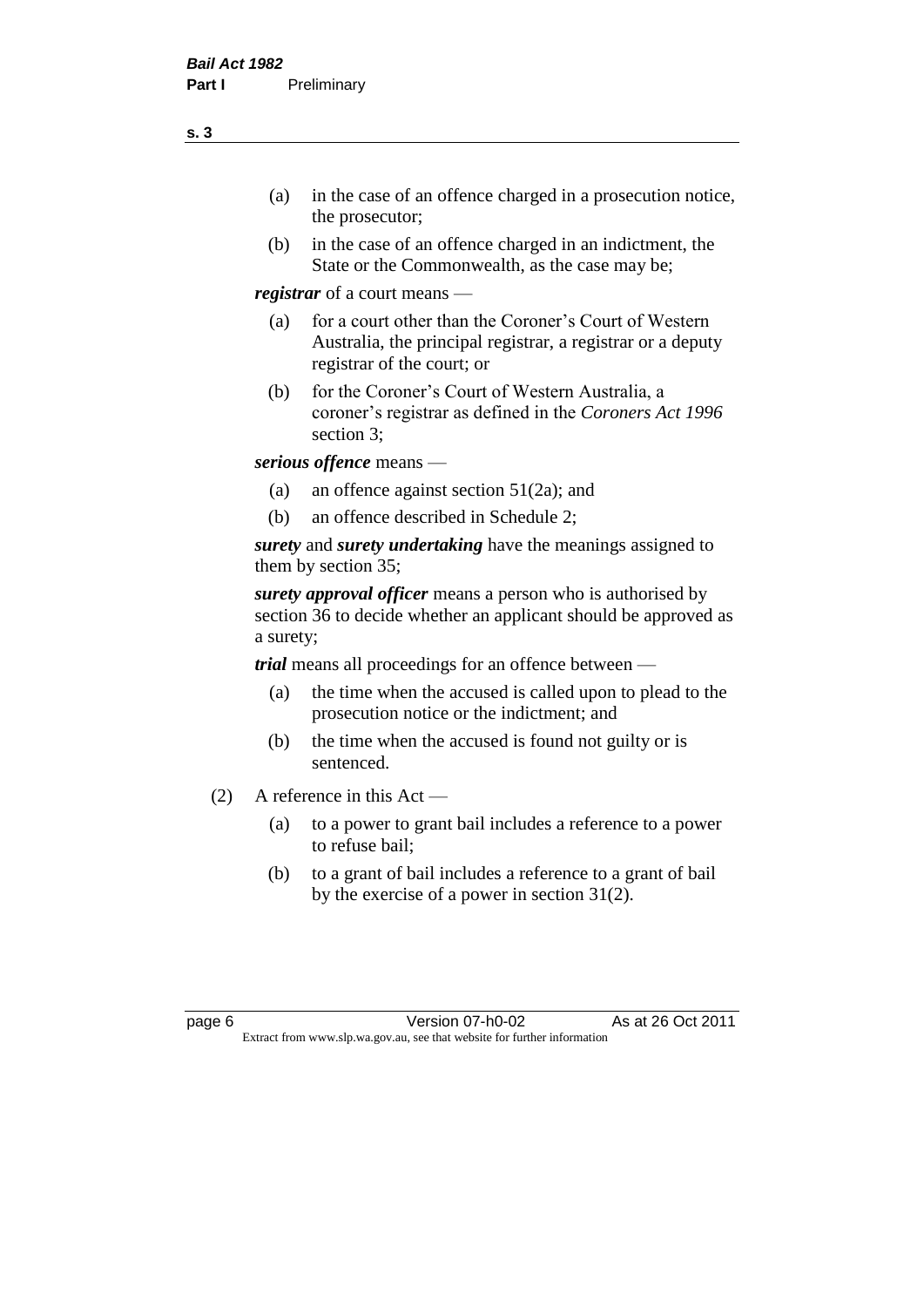(a) in the case of an offence charged in a prosecution notice, the prosecutor;

(b) in the case of an offence charged in an indictment, the State or the Commonwealth, as the case may be;

***registrar*** of a court means —

(a) for a court other than the Coroner's Court of Western Australia, the principal registrar, a registrar or a deputy registrar of the court; or

(b) for the Coroner's Court of Western Australia, a coroner's registrar as defined in the *Coroners Act 1996* section 3;

***serious offence*** means —

(a) an offence against section 51(2a); and

(b) an offence described in Schedule 2;

***surety*** and ***surety undertaking*** have the meanings assigned to them by section 35;

***surety approval officer*** means a person who is authorised by section 36 to decide whether an applicant should be approved as a surety;

***trial*** means all proceedings for an offence between —

(a) the time when the accused is called upon to plead to the prosecution notice or the indictment; and

(b) the time when the accused is found not guilty or is sentenced.

(2) A reference in this Act —

(a) to a power to grant bail includes a reference to a power to refuse bail;

(b) to a grant of bail includes a reference to a grant of bail by the exercise of a power in section 31(2).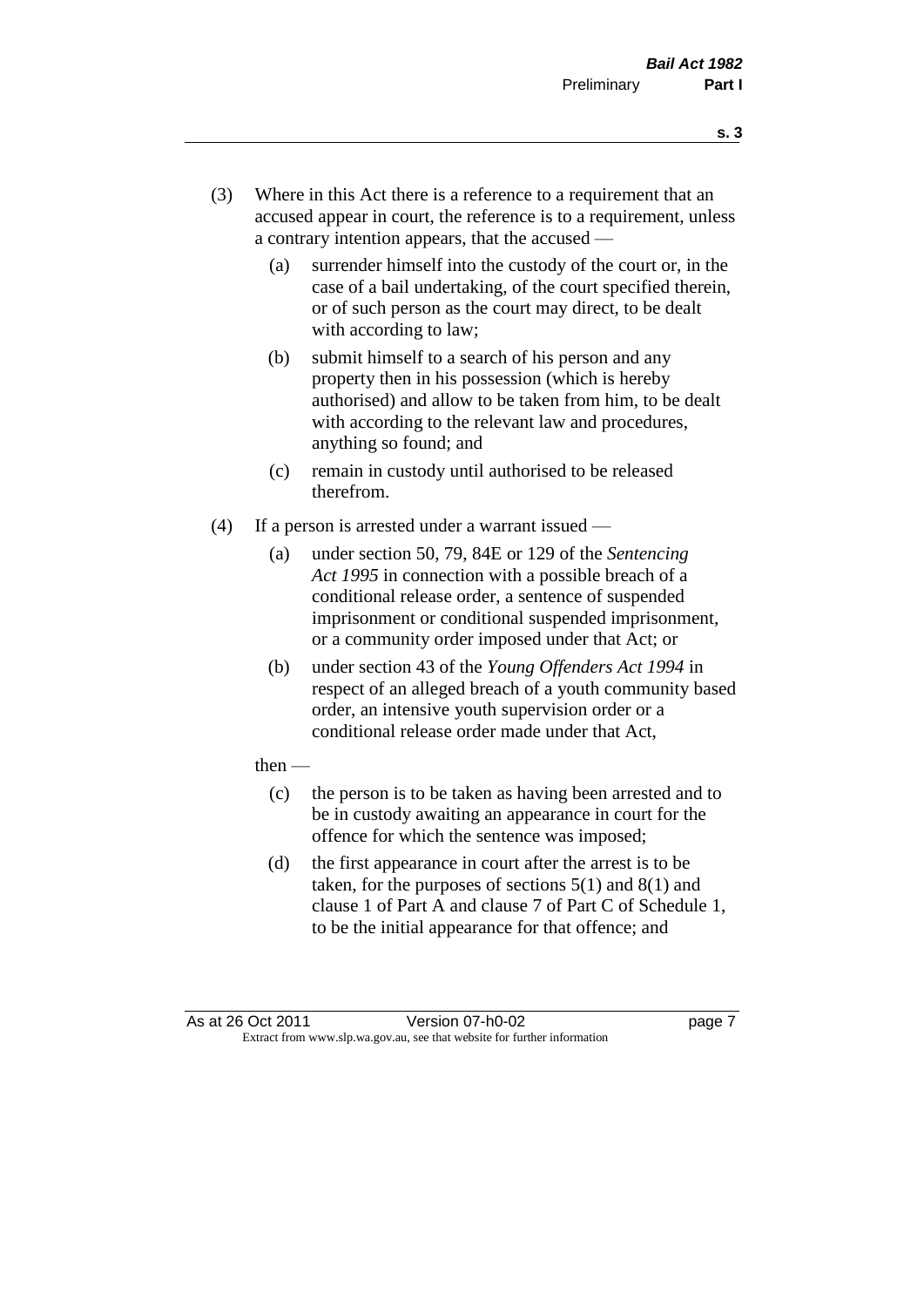(3) Where in this Act there is a reference to a requirement that an accused appear in court, the reference is to a requirement, unless a contrary intention appears, that the accused —

(a) surrender himself into the custody of the court or, in the case of a bail undertaking, of the court specified therein, or of such person as the court may direct, to be dealt with according to law;

(b) submit himself to a search of his person and any property then in his possession (which is hereby authorised) and allow to be taken from him, to be dealt with according to the relevant law and procedures, anything so found; and

(c) remain in custody until authorised to be released therefrom.

(4) If a person is arrested under a warrant issued —

(a) under section 50, 79, 84E or 129 of the *Sentencing Act 1995* in connection with a possible breach of a conditional release order, a sentence of suspended imprisonment or conditional suspended imprisonment, or a community order imposed under that Act; or

(b) under section 43 of the *Young Offenders Act 1994* in respect of an alleged breach of a youth community based order, an intensive youth supervision order or a conditional release order made under that Act,

then —

(c) the person is to be taken as having been arrested and to be in custody awaiting an appearance in court for the offence for which the sentence was imposed;

(d) the first appearance in court after the arrest is to be taken, for the purposes of sections 5(1) and 8(1) and clause 1 of Part A and clause 7 of Part C of Schedule 1, to be the initial appearance for that offence; and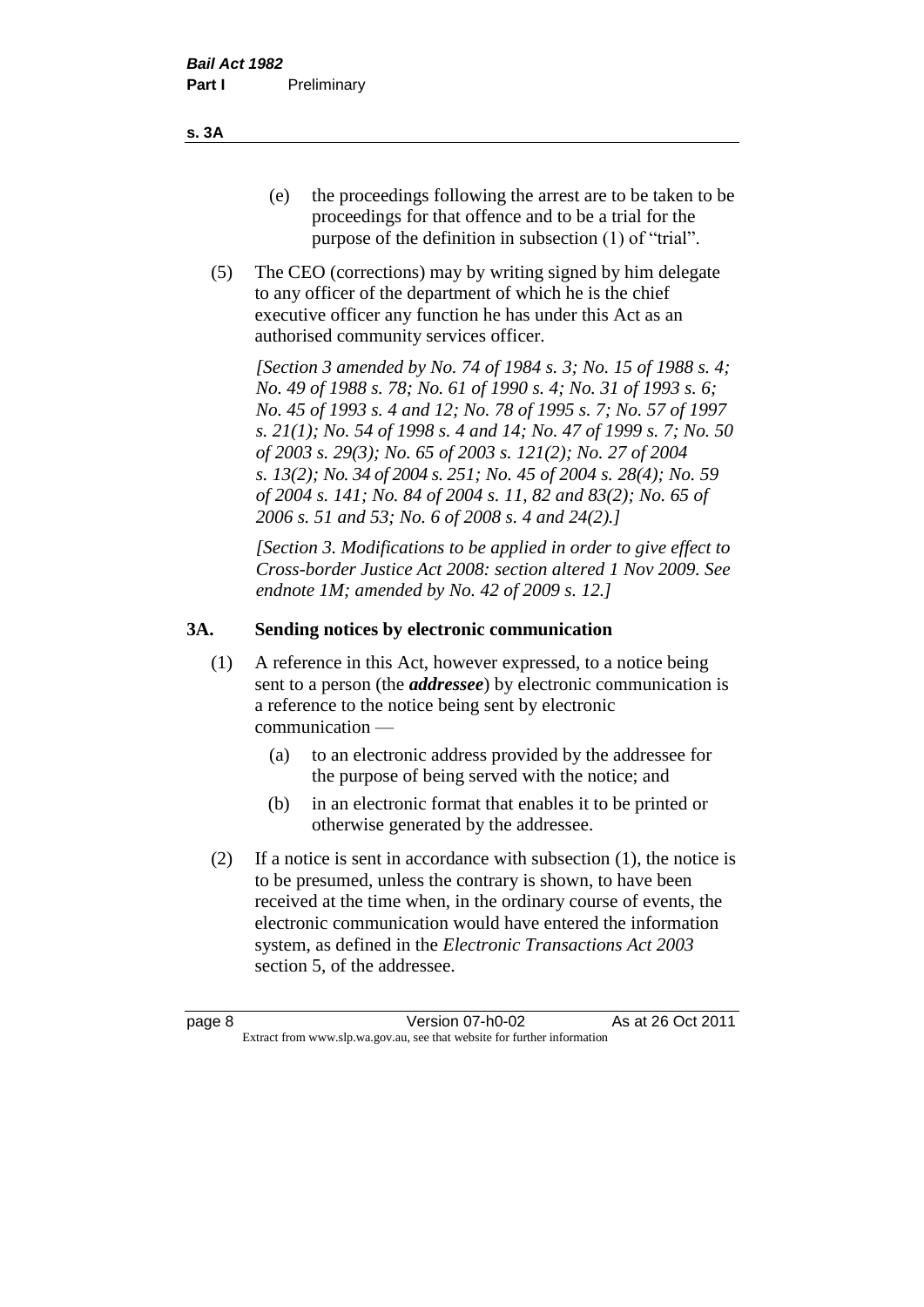(e) the proceedings following the arrest are to be taken to be proceedings for that offence and to be a trial for the purpose of the definition in subsection (1) of "trial".

(5) The CEO (corrections) may by writing signed by him delegate to any officer of the department of which he is the chief executive officer any function he has under this Act as an authorised community services officer.

*[Section 3 amended by No. 74 of 1984 s. 3; No. 15 of 1988 s. 4; No. 49 of 1988 s. 78; No. 61 of 1990 s. 4; No. 31 of 1993 s. 6; No. 45 of 1993 s. 4 and 12; No. 78 of 1995 s. 7; No. 57 of 1997 s. 21(1); No. 54 of 1998 s. 4 and 14; No. 47 of 1999 s. 7; No. 50 of 2003 s. 29(3); No. 65 of 2003 s. 121(2); No. 27 of 2004 s. 13(2); No. 34 of 2004 s. 251; No. 45 of 2004 s. 28(4); No. 59 of 2004 s. 141; No. 84 of 2004 s. 11, 82 and 83(2); No. 65 of 2006 s. 51 and 53; No. 6 of 2008 s. 4 and 24(2).]*

*[Section 3. Modifications to be applied in order to give effect to Cross-border Justice Act 2008: section altered 1 Nov 2009. See endnote 1M; amended by No. 42 of 2009 s. 12.]*

### 3A. Sending notices by electronic communication

(1) A reference in this Act, however expressed, to a notice being sent to a person (the ***addressee***) by electronic communication is a reference to the notice being sent by electronic communication —

(a) to an electronic address provided by the addressee for the purpose of being served with the notice; and

(b) in an electronic format that enables it to be printed or otherwise generated by the addressee.

(2) If a notice is sent in accordance with subsection (1), the notice is to be presumed, unless the contrary is shown, to have been received at the time when, in the ordinary course of events, the electronic communication would have entered the information system, as defined in the *Electronic Transactions Act 2003* section 5, of the addressee.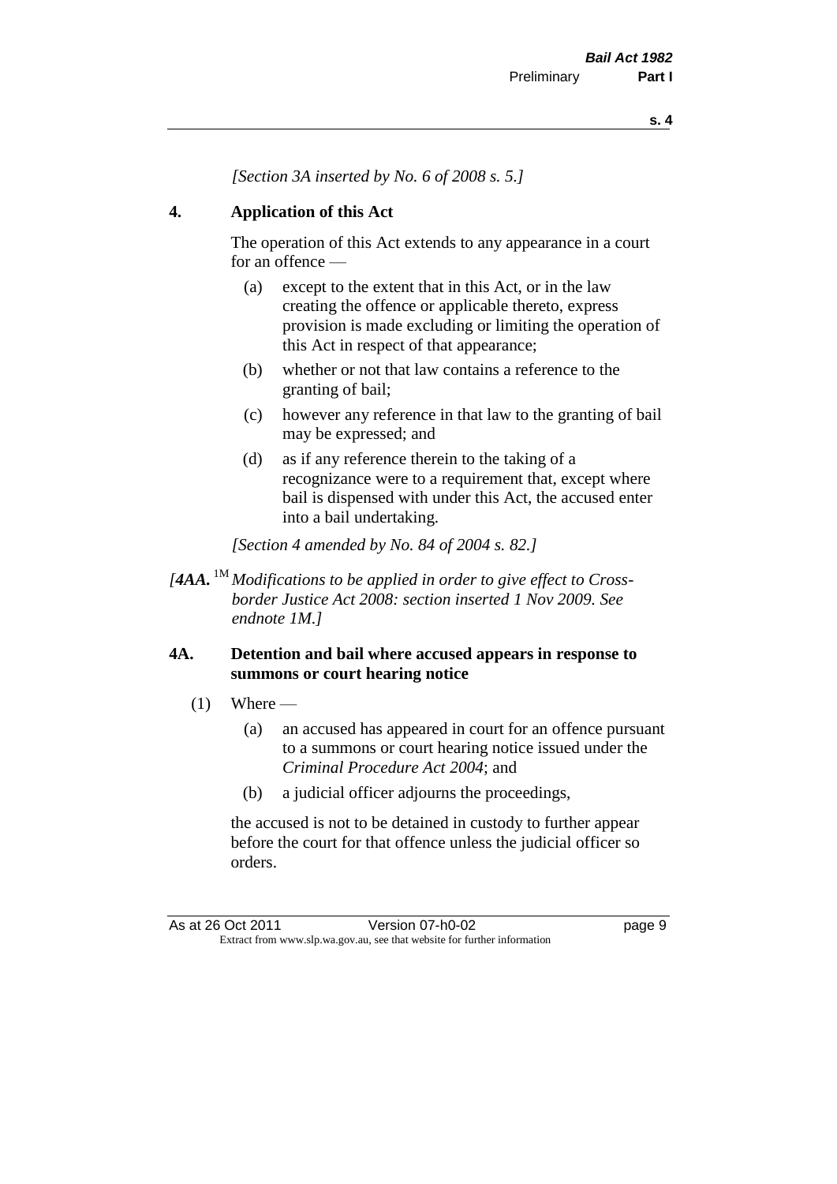*[Section 3A inserted by No. 6 of 2008 s. 5.]*

## 4. Application of this Act

The operation of this Act extends to any appearance in a court for an offence —

(a) except to the extent that in this Act, or in the law creating the offence or applicable thereto, express provision is made excluding or limiting the operation of this Act in respect of that appearance;

(b) whether or not that law contains a reference to the granting of bail;

(c) however any reference in that law to the granting of bail may be expressed; and

(d) as if any reference therein to the taking of a recognizance were to a requirement that, except where bail is dispensed with under this Act, the accused enter into a bail undertaking.

*[Section 4 amended by No. 84 of 2004 s. 82.]*

*[**4AA.** [1M] Modifications to be applied in order to give effect to Cross-border Justice Act 2008: section inserted 1 Nov 2009. See endnote 1M.]*

## 4A. Detention and bail where accused appears in response to summons or court hearing notice

(1) Where —

(a) an accused has appeared in court for an offence pursuant to a summons or court hearing notice issued under the *Criminal Procedure Act 2004*; and

(b) a judicial officer adjourns the proceedings,

the accused is not to be detained in custody to further appear before the court for that offence unless the judicial officer so orders.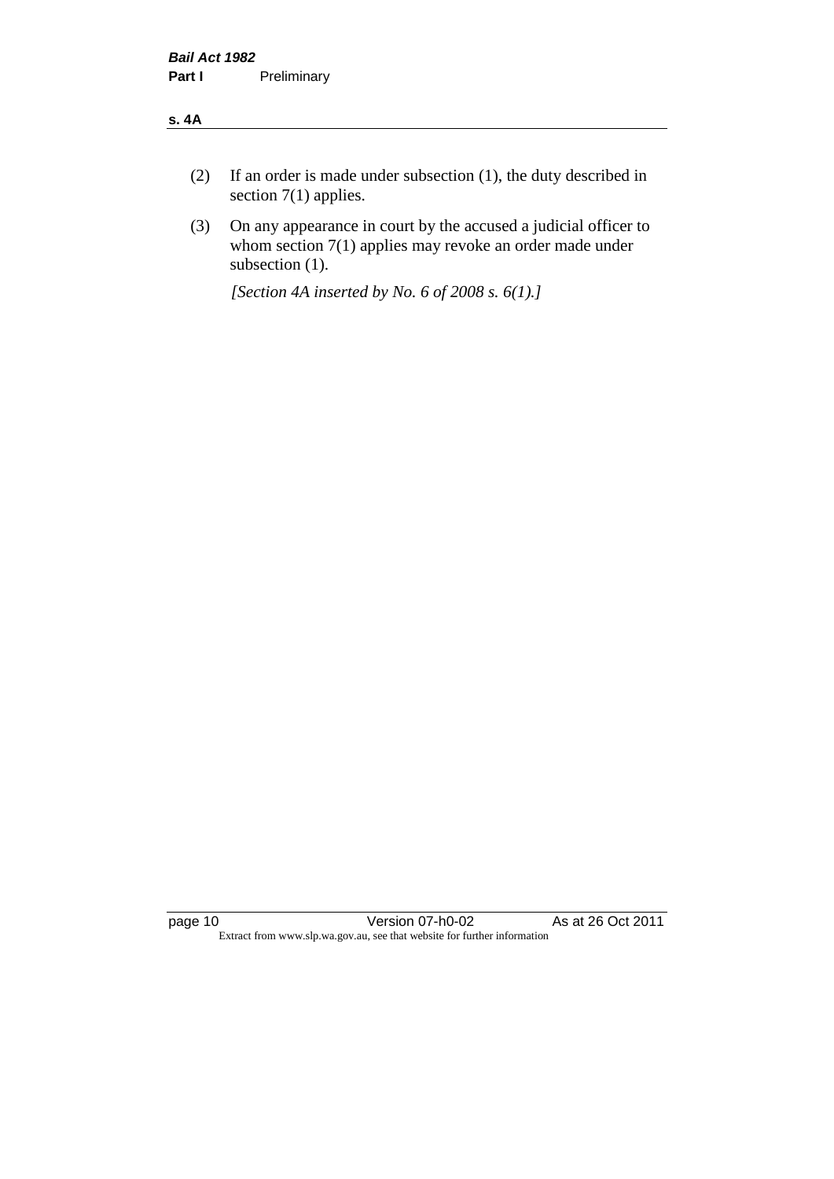(2) If an order is made under subsection (1), the duty described in section 7(1) applies.

(3) On any appearance in court by the accused a judicial officer to whom section 7(1) applies may revoke an order made under subsection (1).

*[Section 4A inserted by No. 6 of 2008 s. 6(1).]*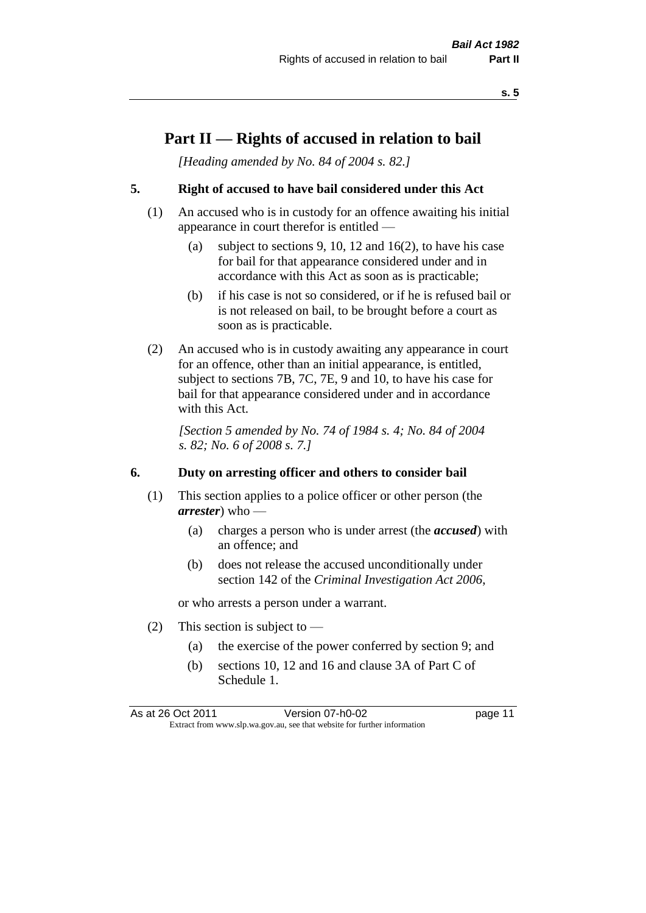# Part II — Rights of accused in relation to bail

*[Heading amended by No. 84 of 2004 s. 82.]*

**5. Right of accused to have bail considered under this Act**

(1) An accused who is in custody for an offence awaiting his initial appearance in court therefor is entitled —

(a) subject to sections 9, 10, 12 and 16(2), to have his case for bail for that appearance considered under and in accordance with this Act as soon as is practicable;

(b) if his case is not so considered, or if he is refused bail or is not released on bail, to be brought before a court as soon as is practicable.

(2) An accused who is in custody awaiting any appearance in court for an offence, other than an initial appearance, is entitled, subject to sections 7B, 7C, 7E, 9 and 10, to have his case for bail for that appearance considered under and in accordance with this Act.

*[Section 5 amended by No. 74 of 1984 s. 4; No. 84 of 2004 s. 82; No. 6 of 2008 s. 7.]*

**6. Duty on arresting officer and others to consider bail**

(1) This section applies to a police officer or other person (the ***arrester***) who —

(a) charges a person who is under arrest (the ***accused***) with an offence; and

(b) does not release the accused unconditionally under section 142 of the *Criminal Investigation Act 2006*,

or who arrests a person under a warrant.

(2) This section is subject to —

(a) the exercise of the power conferred by section 9; and

(b) sections 10, 12 and 16 and clause 3A of Part C of Schedule 1.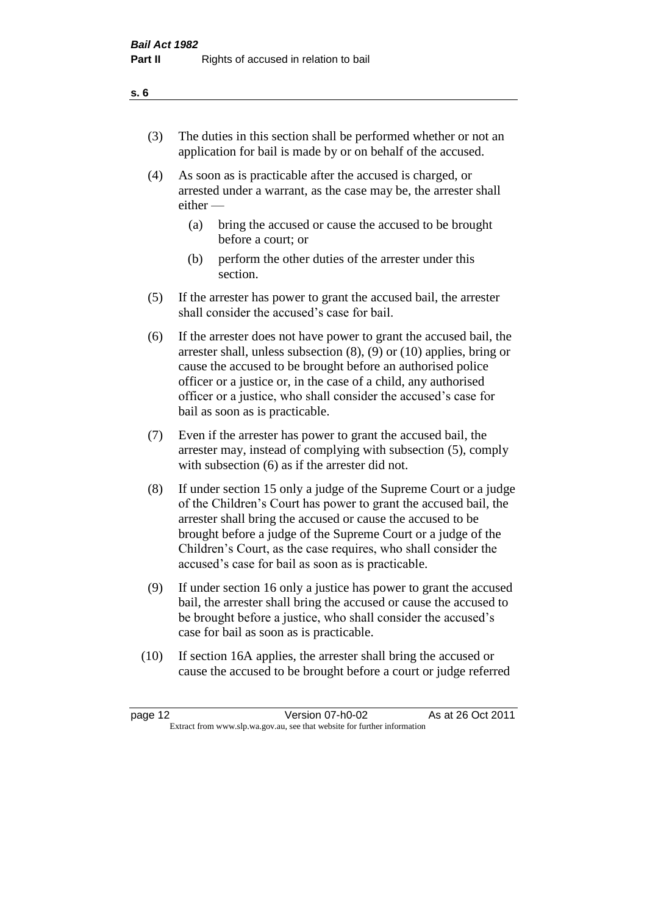(3) The duties in this section shall be performed whether or not an application for bail is made by or on behalf of the accused.

(4) As soon as is practicable after the accused is charged, or arrested under a warrant, as the case may be, the arrester shall either —

  (a) bring the accused or cause the accused to be brought before a court; or

  (b) perform the other duties of the arrester under this section.

(5) If the arrester has power to grant the accused bail, the arrester shall consider the accused's case for bail.

(6) If the arrester does not have power to grant the accused bail, the arrester shall, unless subsection (8), (9) or (10) applies, bring or cause the accused to be brought before an authorised police officer or a justice or, in the case of a child, any authorised officer or a justice, who shall consider the accused's case for bail as soon as is practicable.

(7) Even if the arrester has power to grant the accused bail, the arrester may, instead of complying with subsection (5), comply with subsection (6) as if the arrester did not.

(8) If under section 15 only a judge of the Supreme Court or a judge of the Children's Court has power to grant the accused bail, the arrester shall bring the accused or cause the accused to be brought before a judge of the Supreme Court or a judge of the Children's Court, as the case requires, who shall consider the accused's case for bail as soon as is practicable.

(9) If under section 16 only a justice has power to grant the accused bail, the arrester shall bring the accused or cause the accused to be brought before a justice, who shall consider the accused's case for bail as soon as is practicable.

(10) If section 16A applies, the arrester shall bring the accused or cause the accused to be brought before a court or judge referred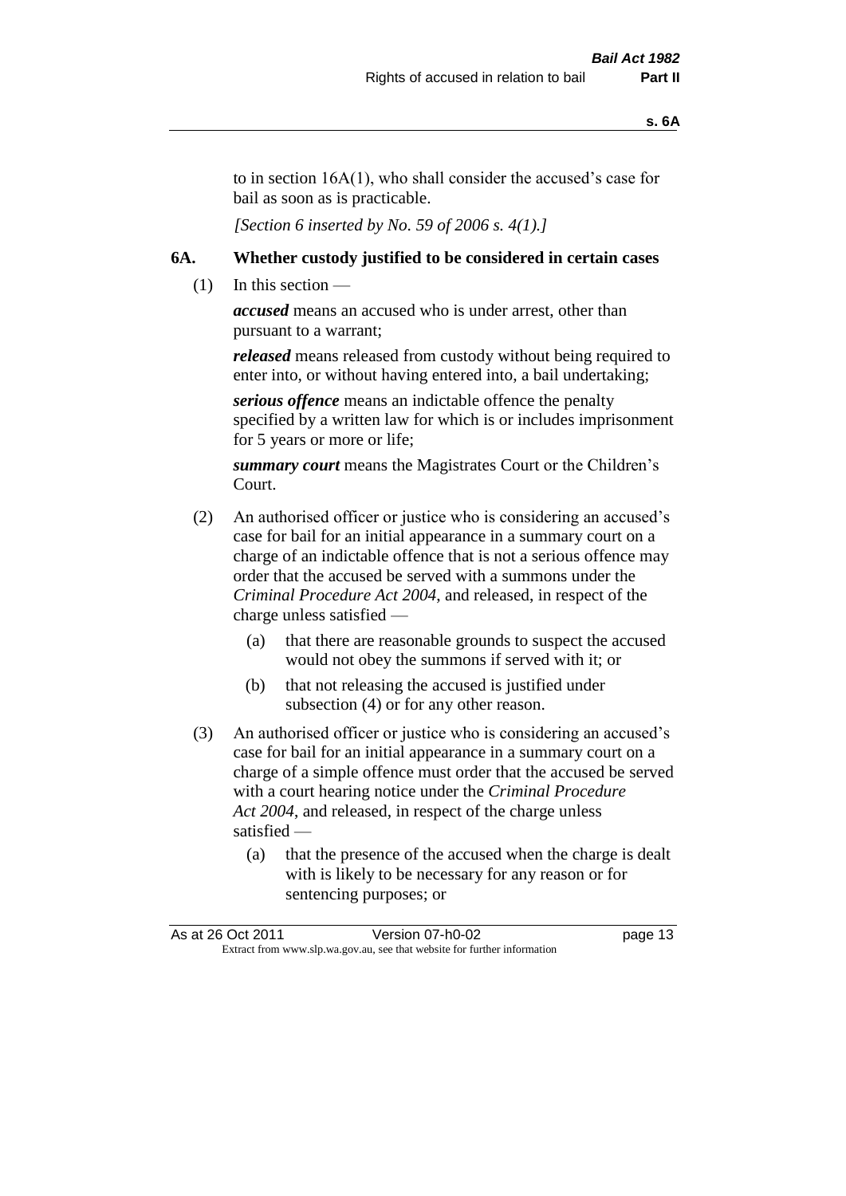to in section 16A(1), who shall consider the accused's case for bail as soon as is practicable.

*[Section 6 inserted by No. 59 of 2006 s. 4(1).]*

## 6A. Whether custody justified to be considered in certain cases

(1) In this section —

***accused*** means an accused who is under arrest, other than pursuant to a warrant;

***released*** means released from custody without being required to enter into, or without having entered into, a bail undertaking;

***serious offence*** means an indictable offence the penalty specified by a written law for which is or includes imprisonment for 5 years or more or life;

***summary court*** means the Magistrates Court or the Children's Court.

(2) An authorised officer or justice who is considering an accused's case for bail for an initial appearance in a summary court on a charge of an indictable offence that is not a serious offence may order that the accused be served with a summons under the *Criminal Procedure Act 2004*, and released, in respect of the charge unless satisfied —

   (a) that there are reasonable grounds to suspect the accused would not obey the summons if served with it; or

   (b) that not releasing the accused is justified under subsection (4) or for any other reason.

(3) An authorised officer or justice who is considering an accused's case for bail for an initial appearance in a summary court on a charge of a simple offence must order that the accused be served with a court hearing notice under the *Criminal Procedure Act 2004*, and released, in respect of the charge unless satisfied —

   (a) that the presence of the accused when the charge is dealt with is likely to be necessary for any reason or for sentencing purposes; or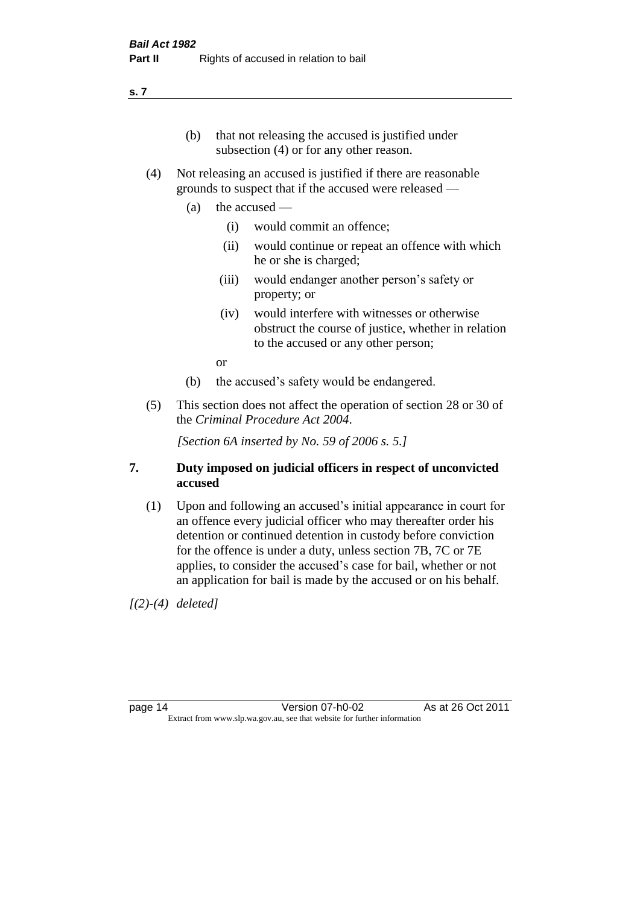(b) that not releasing the accused is justified under subsection (4) or for any other reason.

(4) Not releasing an accused is justified if there are reasonable grounds to suspect that if the accused were released —

(a) the accused —

(i) would commit an offence;

(ii) would continue or repeat an offence with which he or she is charged;

(iii) would endanger another person's safety or property; or

(iv) would interfere with witnesses or otherwise obstruct the course of justice, whether in relation to the accused or any other person;

or

(b) the accused's safety would be endangered.

(5) This section does not affect the operation of section 28 or 30 of the *Criminal Procedure Act 2004*.

*[Section 6A inserted by No. 59 of 2006 s. 5.]*

## 7. Duty imposed on judicial officers in respect of unconvicted accused

(1) Upon and following an accused's initial appearance in court for an offence every judicial officer who may thereafter order his detention or continued detention in custody before conviction for the offence is under a duty, unless section 7B, 7C or 7E applies, to consider the accused's case for bail, whether or not an application for bail is made by the accused or on his behalf.

*[(2)-(4) deleted]*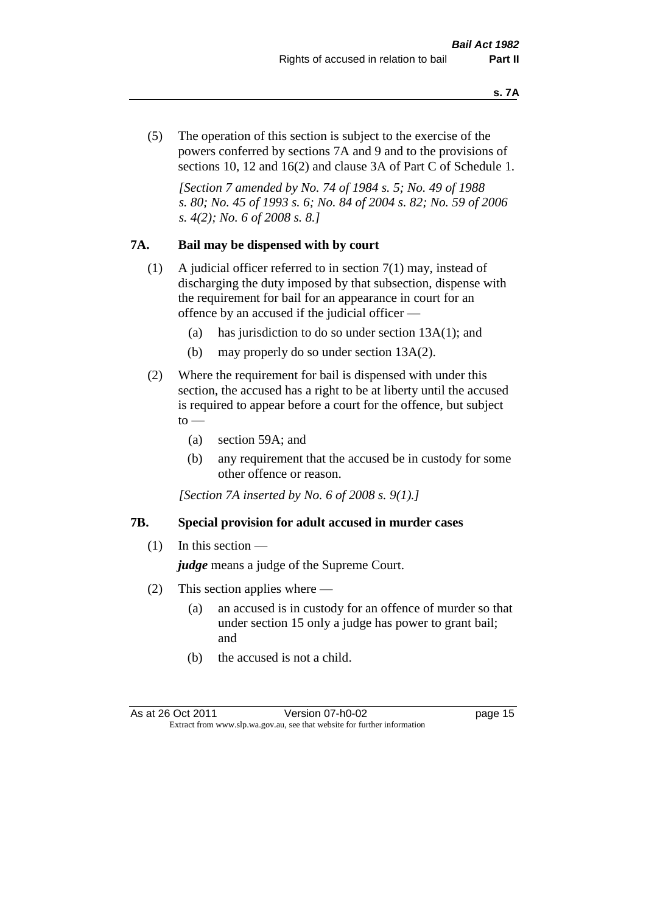(5) The operation of this section is subject to the exercise of the powers conferred by sections 7A and 9 and to the provisions of sections 10, 12 and 16(2) and clause 3A of Part C of Schedule 1.

*[Section 7 amended by No. 74 of 1984 s. 5; No. 49 of 1988 s. 80; No. 45 of 1993 s. 6; No. 84 of 2004 s. 82; No. 59 of 2006 s. 4(2); No. 6 of 2008 s. 8.]*

## 7A. Bail may be dispensed with by court

(1) A judicial officer referred to in section 7(1) may, instead of discharging the duty imposed by that subsection, dispense with the requirement for bail for an appearance in court for an offence by an accused if the judicial officer —

- (a) has jurisdiction to do so under section 13A(1); and
- (b) may properly do so under section 13A(2).

(2) Where the requirement for bail is dispensed with under this section, the accused has a right to be at liberty until the accused is required to appear before a court for the offence, but subject to —

- (a) section 59A; and
- (b) any requirement that the accused be in custody for some other offence or reason.

*[Section 7A inserted by No. 6 of 2008 s. 9(1).]*

## 7B. Special provision for adult accused in murder cases

(1) In this section —

***judge*** means a judge of the Supreme Court.

(2) This section applies where —

- (a) an accused is in custody for an offence of murder so that under section 15 only a judge has power to grant bail; and
- (b) the accused is not a child.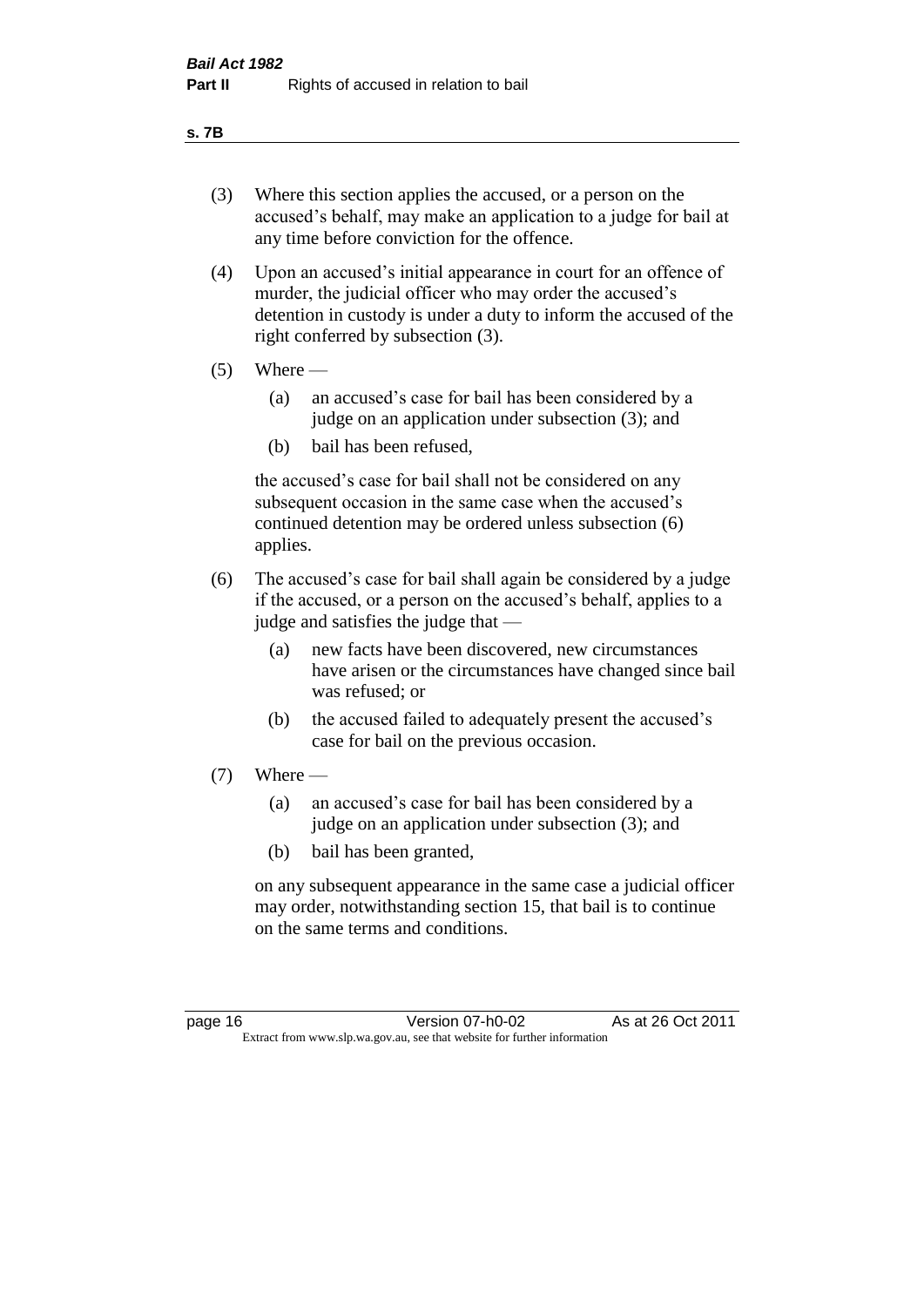(3) Where this section applies the accused, or a person on the accused's behalf, may make an application to a judge for bail at any time before conviction for the offence.

(4) Upon an accused's initial appearance in court for an offence of murder, the judicial officer who may order the accused's detention in custody is under a duty to inform the accused of the right conferred by subsection (3).

(5) Where —

  (a) an accused's case for bail has been considered by a judge on an application under subsection (3); and

  (b) bail has been refused,

  the accused's case for bail shall not be considered on any subsequent occasion in the same case when the accused's continued detention may be ordered unless subsection (6) applies.

(6) The accused's case for bail shall again be considered by a judge if the accused, or a person on the accused's behalf, applies to a judge and satisfies the judge that —

  (a) new facts have been discovered, new circumstances have arisen or the circumstances have changed since bail was refused; or

  (b) the accused failed to adequately present the accused's case for bail on the previous occasion.

(7) Where —

  (a) an accused's case for bail has been considered by a judge on an application under subsection (3); and

  (b) bail has been granted,

  on any subsequent appearance in the same case a judicial officer may order, notwithstanding section 15, that bail is to continue on the same terms and conditions.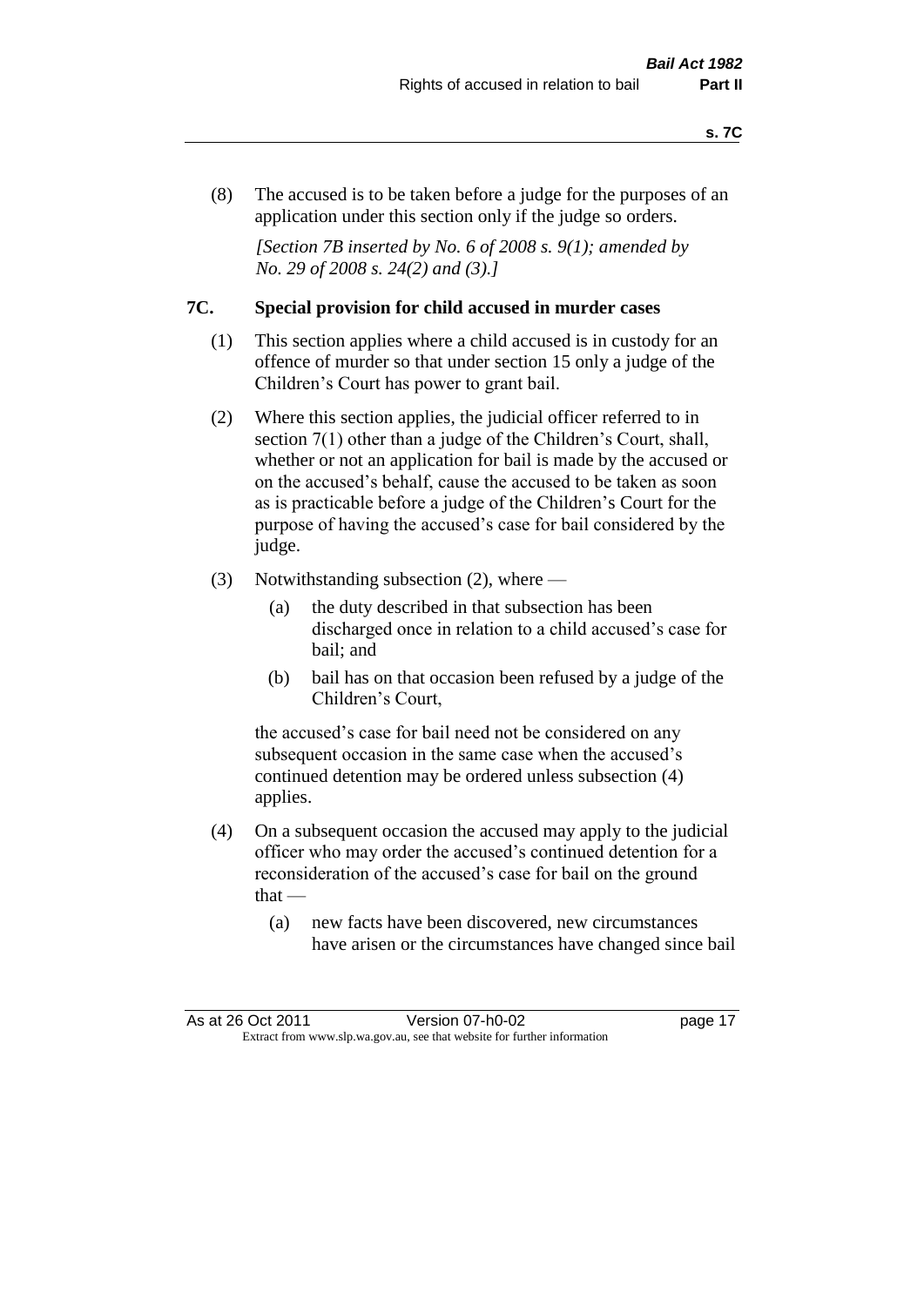(8) The accused is to be taken before a judge for the purposes of an application under this section only if the judge so orders.

*[Section 7B inserted by No. 6 of 2008 s. 9(1); amended by No. 29 of 2008 s. 24(2) and (3).]*

## 7C. Special provision for child accused in murder cases

(1) This section applies where a child accused is in custody for an offence of murder so that under section 15 only a judge of the Children's Court has power to grant bail.

(2) Where this section applies, the judicial officer referred to in section 7(1) other than a judge of the Children's Court, shall, whether or not an application for bail is made by the accused or on the accused's behalf, cause the accused to be taken as soon as is practicable before a judge of the Children's Court for the purpose of having the accused's case for bail considered by the judge.

(3) Notwithstanding subsection (2), where —

  (a) the duty described in that subsection has been discharged once in relation to a child accused's case for bail; and

  (b) bail has on that occasion been refused by a judge of the Children's Court,

the accused's case for bail need not be considered on any subsequent occasion in the same case when the accused's continued detention may be ordered unless subsection (4) applies.

(4) On a subsequent occasion the accused may apply to the judicial officer who may order the accused's continued detention for a reconsideration of the accused's case for bail on the ground that —

  (a) new facts have been discovered, new circumstances have arisen or the circumstances have changed since bail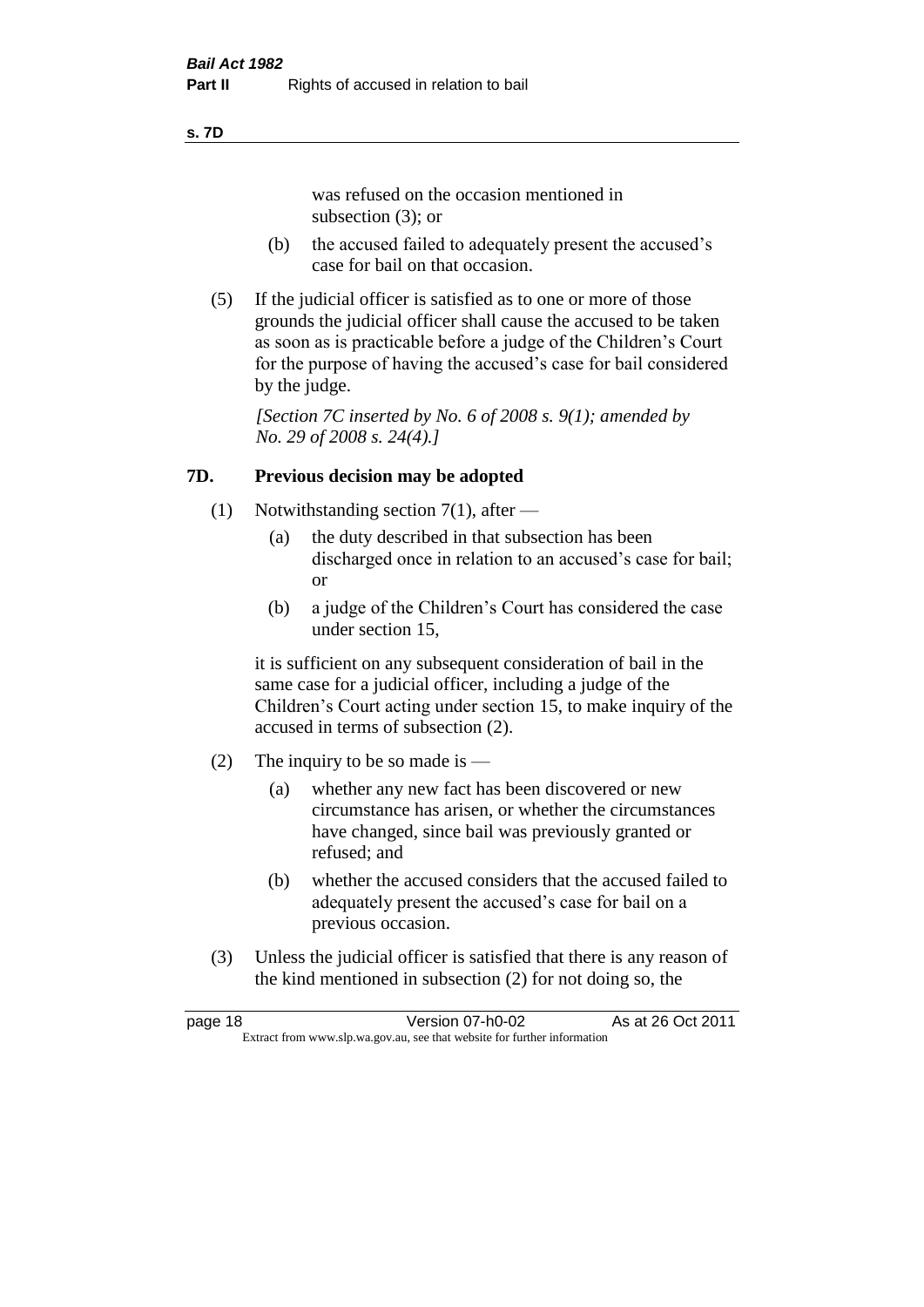was refused on the occasion mentioned in subsection (3); or

(b) the accused failed to adequately present the accused's case for bail on that occasion.

(5) If the judicial officer is satisfied as to one or more of those grounds the judicial officer shall cause the accused to be taken as soon as is practicable before a judge of the Children's Court for the purpose of having the accused's case for bail considered by the judge.

*[Section 7C inserted by No. 6 of 2008 s. 9(1); amended by No. 29 of 2008 s. 24(4).]*

## 7D. Previous decision may be adopted

(1) Notwithstanding section 7(1), after —

(a) the duty described in that subsection has been discharged once in relation to an accused's case for bail; or

(b) a judge of the Children's Court has considered the case under section 15,

it is sufficient on any subsequent consideration of bail in the same case for a judicial officer, including a judge of the Children's Court acting under section 15, to make inquiry of the accused in terms of subsection (2).

(2) The inquiry to be so made is —

(a) whether any new fact has been discovered or new circumstance has arisen, or whether the circumstances have changed, since bail was previously granted or refused; and

(b) whether the accused considers that the accused failed to adequately present the accused's case for bail on a previous occasion.

(3) Unless the judicial officer is satisfied that there is any reason of the kind mentioned in subsection (2) for not doing so, the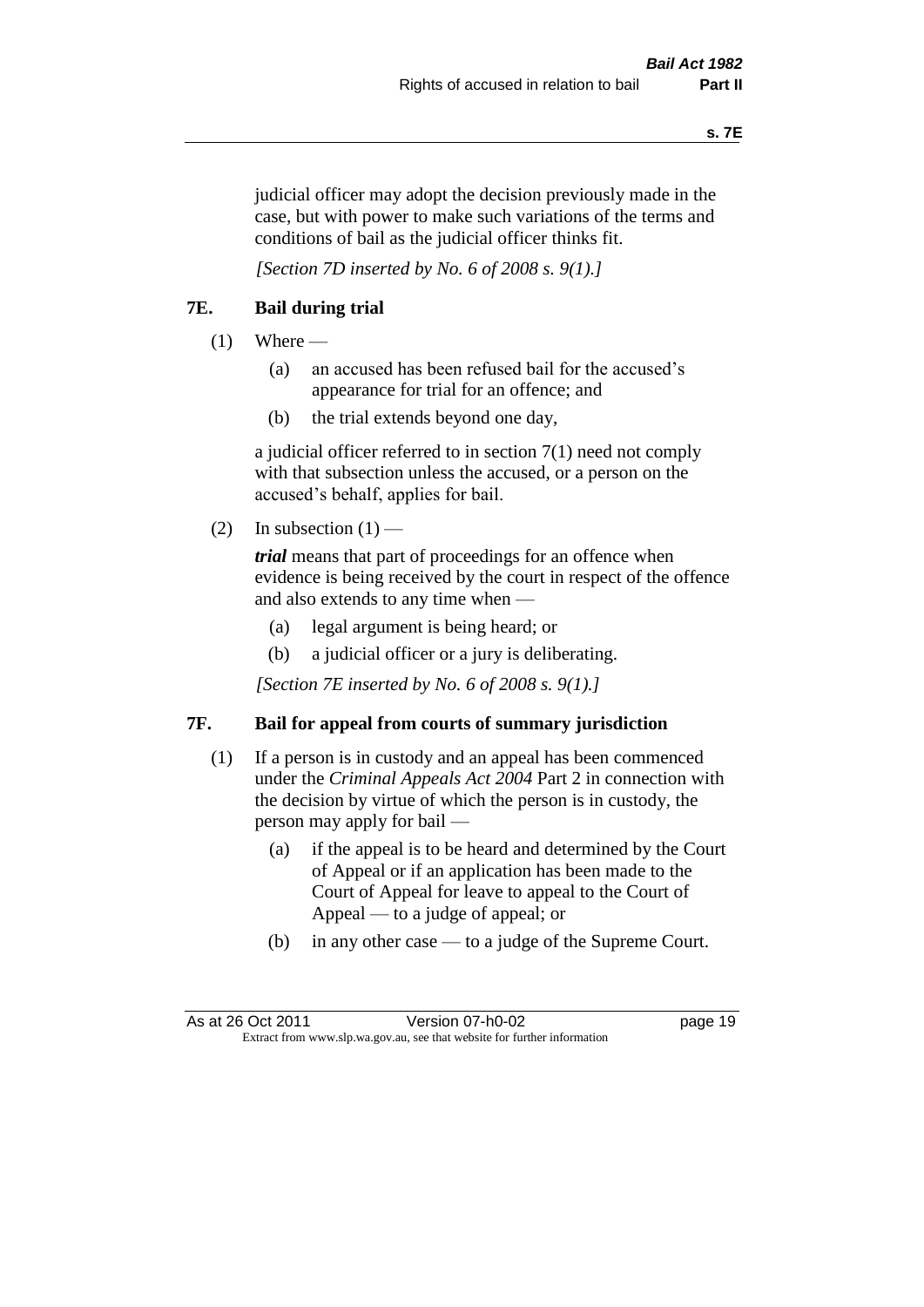judicial officer may adopt the decision previously made in the case, but with power to make such variations of the terms and conditions of bail as the judicial officer thinks fit.

*[Section 7D inserted by No. 6 of 2008 s. 9(1).]*

## 7E. Bail during trial

(1) Where —

  (a) an accused has been refused bail for the accused's appearance for trial for an offence; and

  (b) the trial extends beyond one day,

a judicial officer referred to in section 7(1) need not comply with that subsection unless the accused, or a person on the accused's behalf, applies for bail.

(2) In subsection (1) —

***trial*** means that part of proceedings for an offence when evidence is being received by the court in respect of the offence and also extends to any time when —

  (a) legal argument is being heard; or

  (b) a judicial officer or a jury is deliberating.

*[Section 7E inserted by No. 6 of 2008 s. 9(1).]*

## 7F. Bail for appeal from courts of summary jurisdiction

(1) If a person is in custody and an appeal has been commenced under the *Criminal Appeals Act 2004* Part 2 in connection with the decision by virtue of which the person is in custody, the person may apply for bail —

  (a) if the appeal is to be heard and determined by the Court of Appeal or if an application has been made to the Court of Appeal for leave to appeal to the Court of Appeal — to a judge of appeal; or

  (b) in any other case — to a judge of the Supreme Court.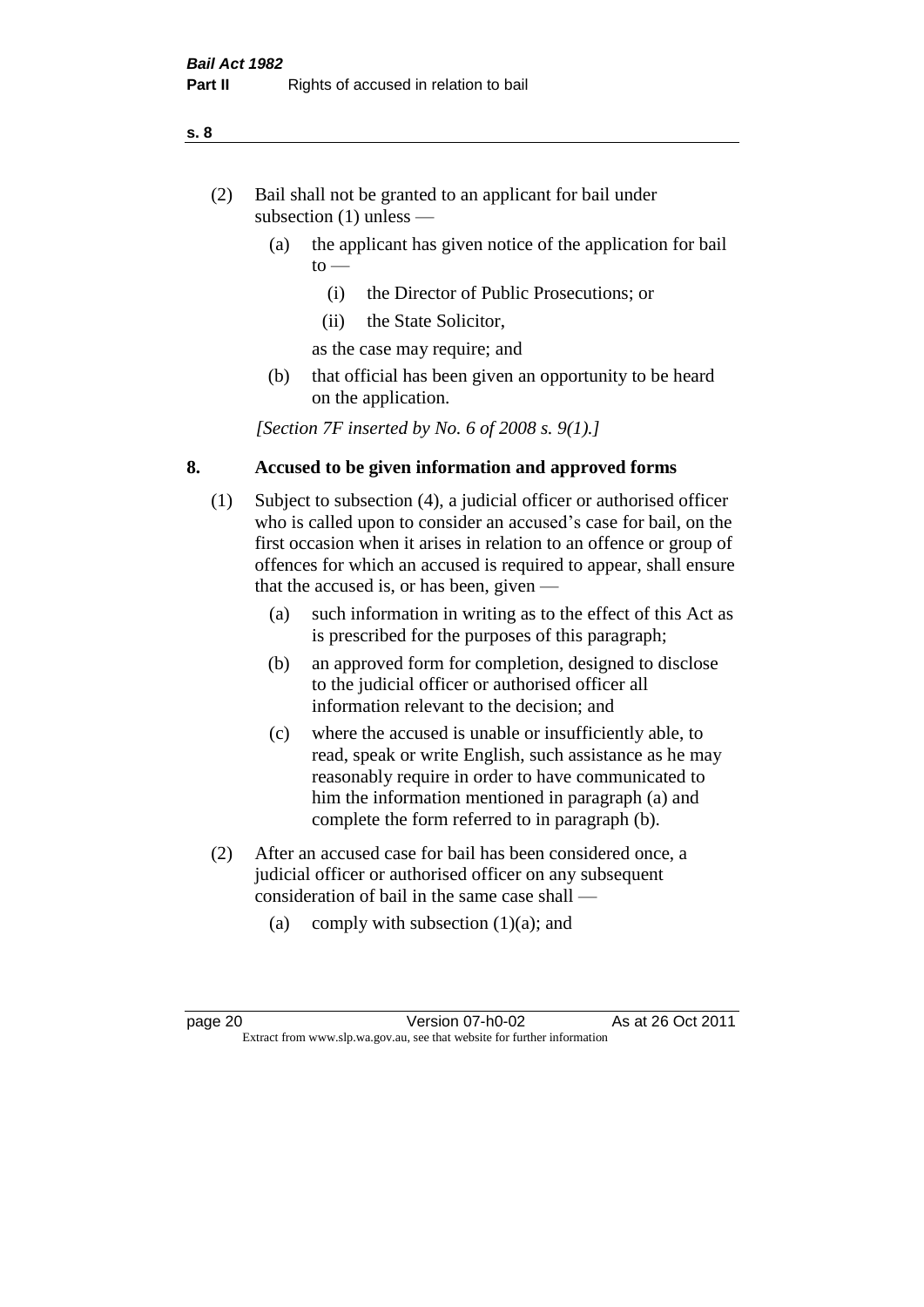(2) Bail shall not be granted to an applicant for bail under subsection (1) unless —

  (a) the applicant has given notice of the application for bail to —

    (i) the Director of Public Prosecutions; or

    (ii) the State Solicitor,

  as the case may require; and

  (b) that official has been given an opportunity to be heard on the application.

*[Section 7F inserted by No. 6 of 2008 s. 9(1).]*

## 8. Accused to be given information and approved forms

(1) Subject to subsection (4), a judicial officer or authorised officer who is called upon to consider an accused's case for bail, on the first occasion when it arises in relation to an offence or group of offences for which an accused is required to appear, shall ensure that the accused is, or has been, given —

  (a) such information in writing as to the effect of this Act as is prescribed for the purposes of this paragraph;

  (b) an approved form for completion, designed to disclose to the judicial officer or authorised officer all information relevant to the decision; and

  (c) where the accused is unable or insufficiently able, to read, speak or write English, such assistance as he may reasonably require in order to have communicated to him the information mentioned in paragraph (a) and complete the form referred to in paragraph (b).

(2) After an accused case for bail has been considered once, a judicial officer or authorised officer on any subsequent consideration of bail in the same case shall —

  (a) comply with subsection (1)(a); and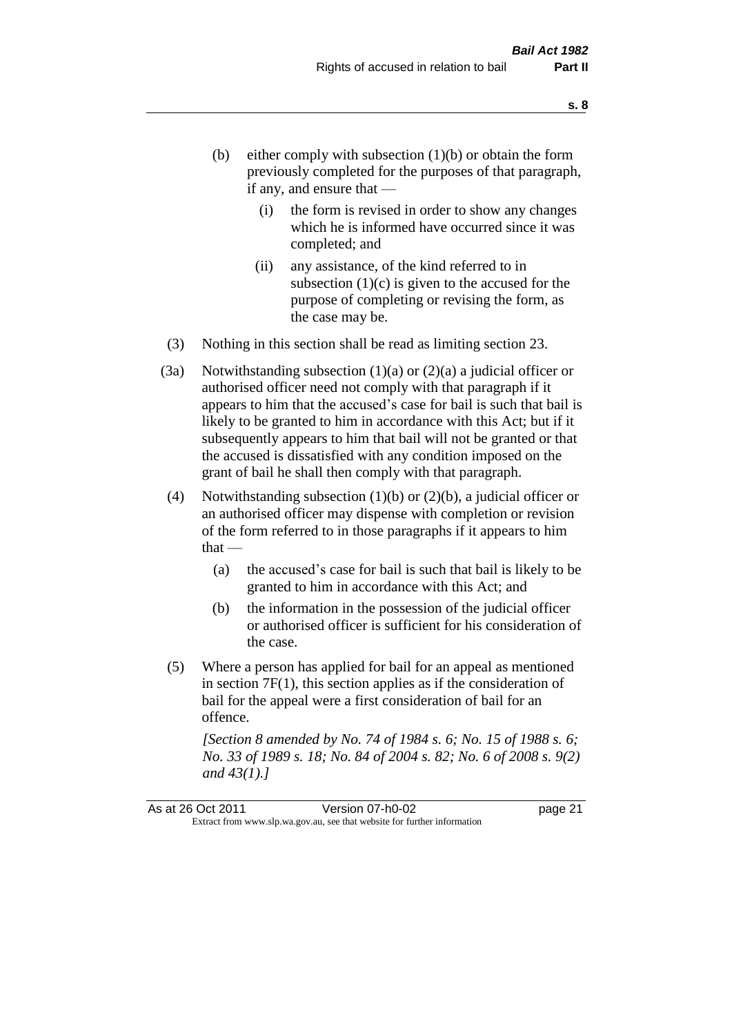- (b) either comply with subsection (1)(b) or obtain the form previously completed for the purposes of that paragraph, if any, and ensure that —
  - (i) the form is revised in order to show any changes which he is informed have occurred since it was completed; and
  - (ii) any assistance, of the kind referred to in subsection (1)(c) is given to the accused for the purpose of completing or revising the form, as the case may be.

(3) Nothing in this section shall be read as limiting section 23.

(3a) Notwithstanding subsection (1)(a) or (2)(a) a judicial officer or authorised officer need not comply with that paragraph if it appears to him that the accused's case for bail is such that bail is likely to be granted to him in accordance with this Act; but if it subsequently appears to him that bail will not be granted or that the accused is dissatisfied with any condition imposed on the grant of bail he shall then comply with that paragraph.

(4) Notwithstanding subsection (1)(b) or (2)(b), a judicial officer or an authorised officer may dispense with completion or revision of the form referred to in those paragraphs if it appears to him that —

- (a) the accused's case for bail is such that bail is likely to be granted to him in accordance with this Act; and
- (b) the information in the possession of the judicial officer or authorised officer is sufficient for his consideration of the case.

(5) Where a person has applied for bail for an appeal as mentioned in section 7F(1), this section applies as if the consideration of bail for the appeal were a first consideration of bail for an offence.

*[Section 8 amended by No. 74 of 1984 s. 6; No. 15 of 1988 s. 6; No. 33 of 1989 s. 18; No. 84 of 2004 s. 82; No. 6 of 2008 s. 9(2) and 43(1).]*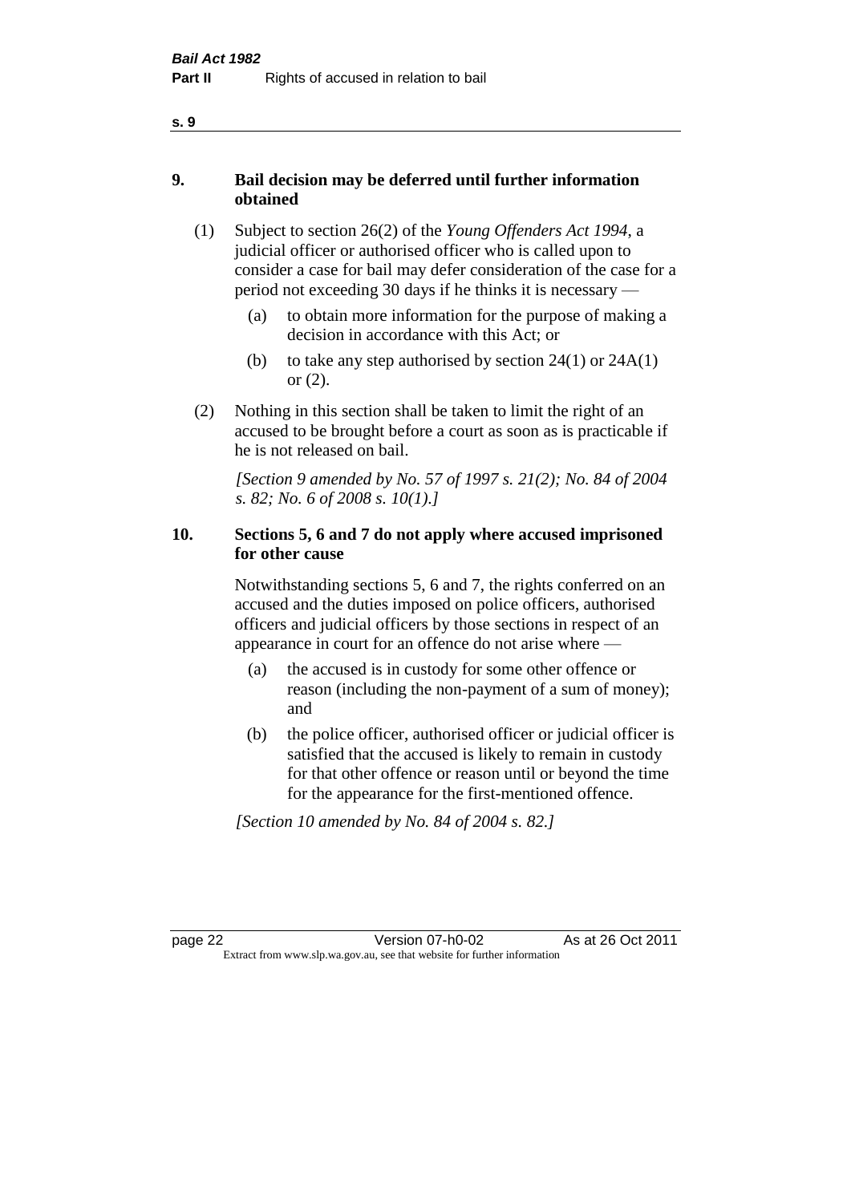## 9. Bail decision may be deferred until further information obtained

(1) Subject to section 26(2) of the *Young Offenders Act 1994*, a judicial officer or authorised officer who is called upon to consider a case for bail may defer consideration of the case for a period not exceeding 30 days if he thinks it is necessary —

(a) to obtain more information for the purpose of making a decision in accordance with this Act; or

(b) to take any step authorised by section 24(1) or 24A(1) or (2).

(2) Nothing in this section shall be taken to limit the right of an accused to be brought before a court as soon as is practicable if he is not released on bail.

*[Section 9 amended by No. 57 of 1997 s. 21(2); No. 84 of 2004 s. 82; No. 6 of 2008 s. 10(1).]*

## 10. Sections 5, 6 and 7 do not apply where accused imprisoned for other cause

Notwithstanding sections 5, 6 and 7, the rights conferred on an accused and the duties imposed on police officers, authorised officers and judicial officers by those sections in respect of an appearance in court for an offence do not arise where —

(a) the accused is in custody for some other offence or reason (including the non-payment of a sum of money); and

(b) the police officer, authorised officer or judicial officer is satisfied that the accused is likely to remain in custody for that other offence or reason until or beyond the time for the appearance for the first-mentioned offence.

*[Section 10 amended by No. 84 of 2004 s. 82.]*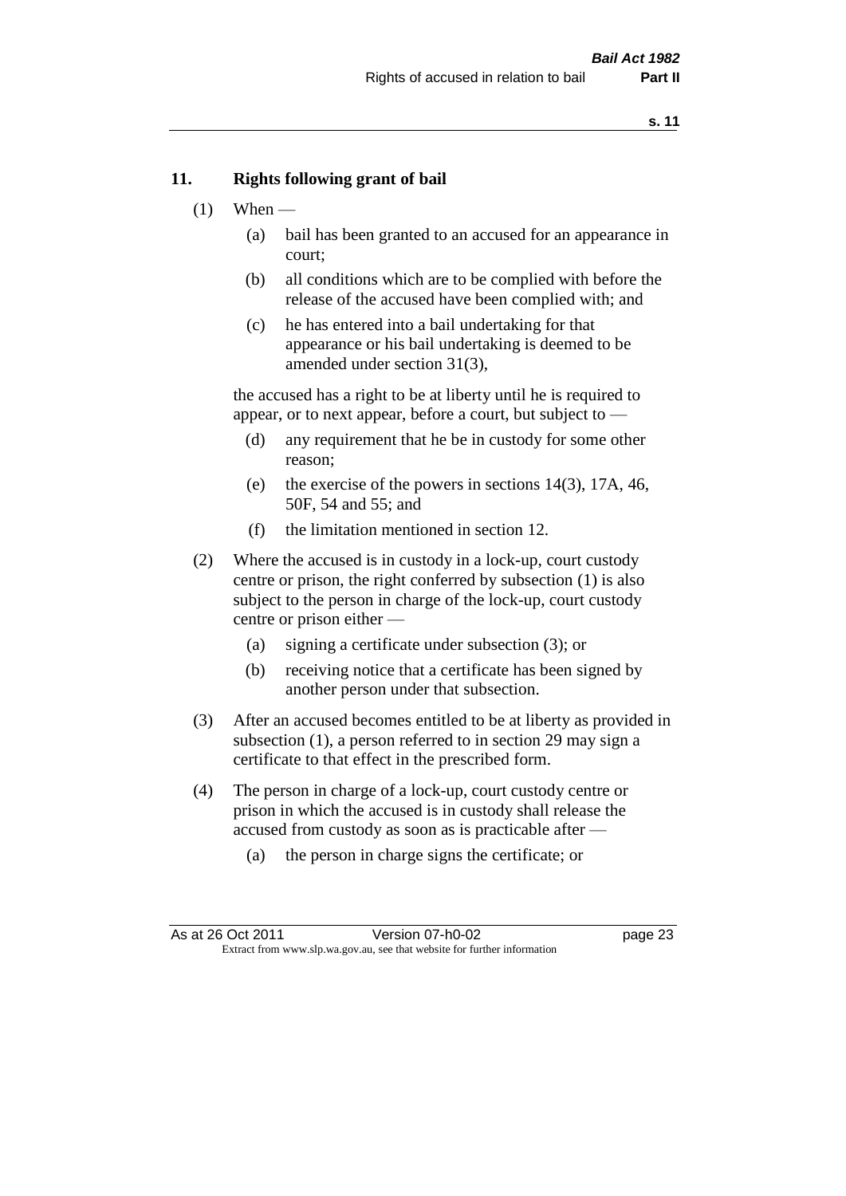## 11. Rights following grant of bail

(1) When —

   (a) bail has been granted to an accused for an appearance in court;

   (b) all conditions which are to be complied with before the release of the accused have been complied with; and

   (c) he has entered into a bail undertaking for that appearance or his bail undertaking is deemed to be amended under section 31(3),

   the accused has a right to be at liberty until he is required to appear, or to next appear, before a court, but subject to —

   (d) any requirement that he be in custody for some other reason;

   (e) the exercise of the powers in sections 14(3), 17A, 46, 50F, 54 and 55; and

   (f) the limitation mentioned in section 12.

(2) Where the accused is in custody in a lock-up, court custody centre or prison, the right conferred by subsection (1) is also subject to the person in charge of the lock-up, court custody centre or prison either —

   (a) signing a certificate under subsection (3); or

   (b) receiving notice that a certificate has been signed by another person under that subsection.

(3) After an accused becomes entitled to be at liberty as provided in subsection (1), a person referred to in section 29 may sign a certificate to that effect in the prescribed form.

(4) The person in charge of a lock-up, court custody centre or prison in which the accused is in custody shall release the accused from custody as soon as is practicable after —

   (a) the person in charge signs the certificate; or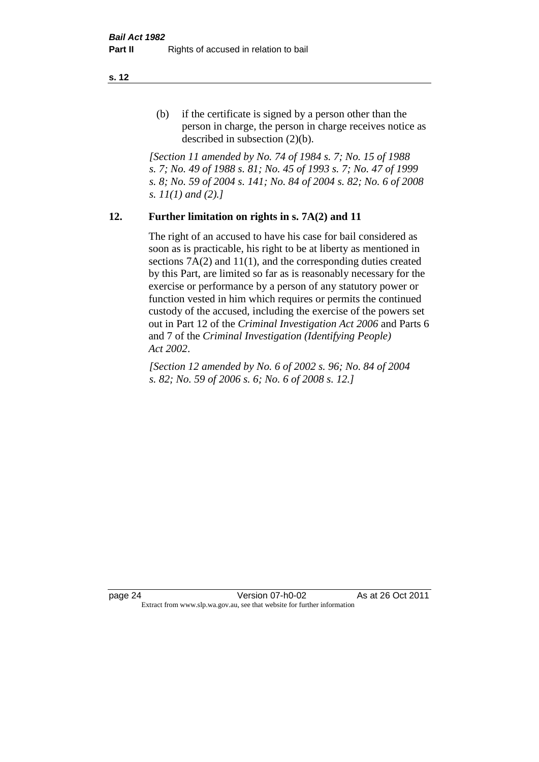(b) if the certificate is signed by a person other than the person in charge, the person in charge receives notice as described in subsection (2)(b).

*[Section 11 amended by No. 74 of 1984 s. 7; No. 15 of 1988 s. 7; No. 49 of 1988 s. 81; No. 45 of 1993 s. 7; No. 47 of 1999 s. 8; No. 59 of 2004 s. 141; No. 84 of 2004 s. 82; No. 6 of 2008 s. 11(1) and (2).]*

## 12. Further limitation on rights in s. 7A(2) and 11

The right of an accused to have his case for bail considered as soon as is practicable, his right to be at liberty as mentioned in sections 7A(2) and 11(1), and the corresponding duties created by this Part, are limited so far as is reasonably necessary for the exercise or performance by a person of any statutory power or function vested in him which requires or permits the continued custody of the accused, including the exercise of the powers set out in Part 12 of the *Criminal Investigation Act 2006* and Parts 6 and 7 of the *Criminal Investigation (Identifying People) Act 2002*.

*[Section 12 amended by No. 6 of 2002 s. 96; No. 84 of 2004 s. 82; No. 59 of 2006 s. 6; No. 6 of 2008 s. 12.]*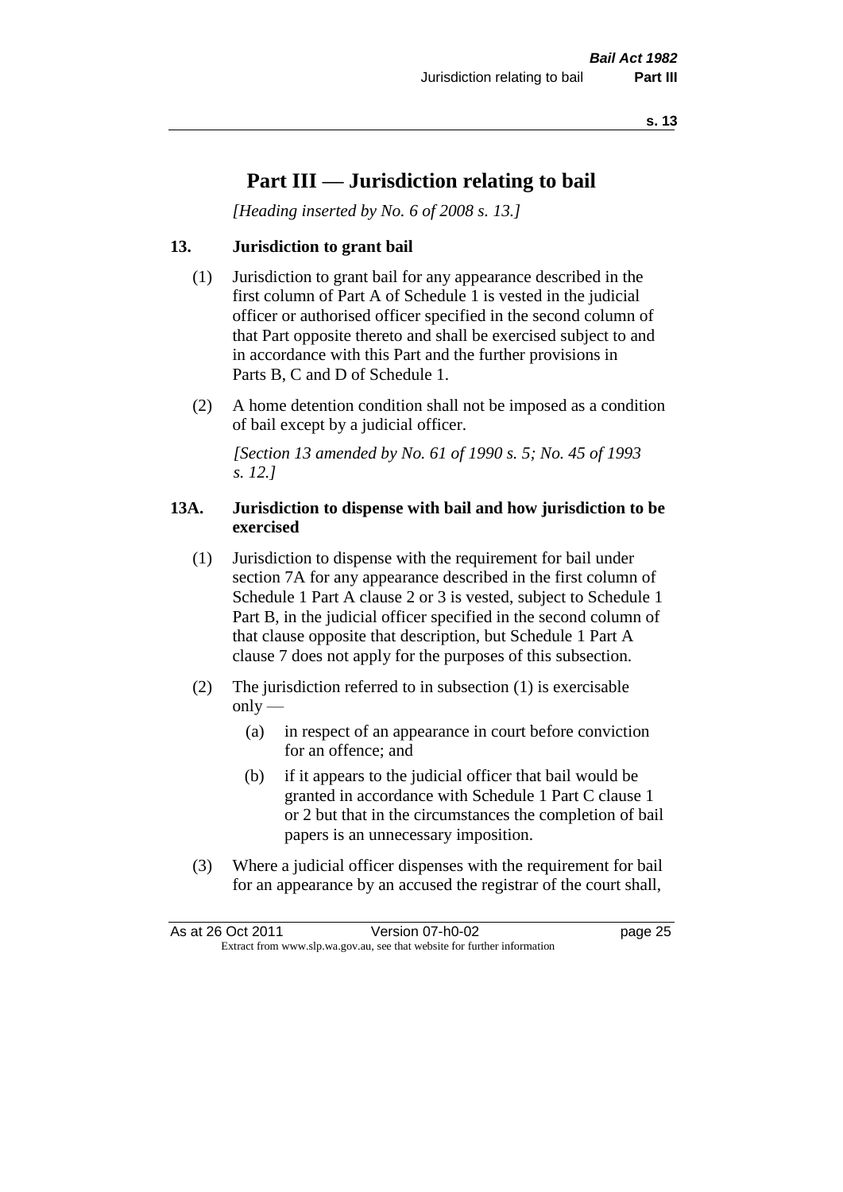# Part III — Jurisdiction relating to bail

*[Heading inserted by No. 6 of 2008 s. 13.]*

### 13. Jurisdiction to grant bail

(1) Jurisdiction to grant bail for any appearance described in the first column of Part A of Schedule 1 is vested in the judicial officer or authorised officer specified in the second column of that Part opposite thereto and shall be exercised subject to and in accordance with this Part and the further provisions in Parts B, C and D of Schedule 1.

(2) A home detention condition shall not be imposed as a condition of bail except by a judicial officer.

*[Section 13 amended by No. 61 of 1990 s. 5; No. 45 of 1993 s. 12.]*

### 13A. Jurisdiction to dispense with bail and how jurisdiction to be exercised

(1) Jurisdiction to dispense with the requirement for bail under section 7A for any appearance described in the first column of Schedule 1 Part A clause 2 or 3 is vested, subject to Schedule 1 Part B, in the judicial officer specified in the second column of that clause opposite that description, but Schedule 1 Part A clause 7 does not apply for the purposes of this subsection.

(2) The jurisdiction referred to in subsection (1) is exercisable only —

- (a) in respect of an appearance in court before conviction for an offence; and
- (b) if it appears to the judicial officer that bail would be granted in accordance with Schedule 1 Part C clause 1 or 2 but that in the circumstances the completion of bail papers is an unnecessary imposition.

(3) Where a judicial officer dispenses with the requirement for bail for an appearance by an accused the registrar of the court shall,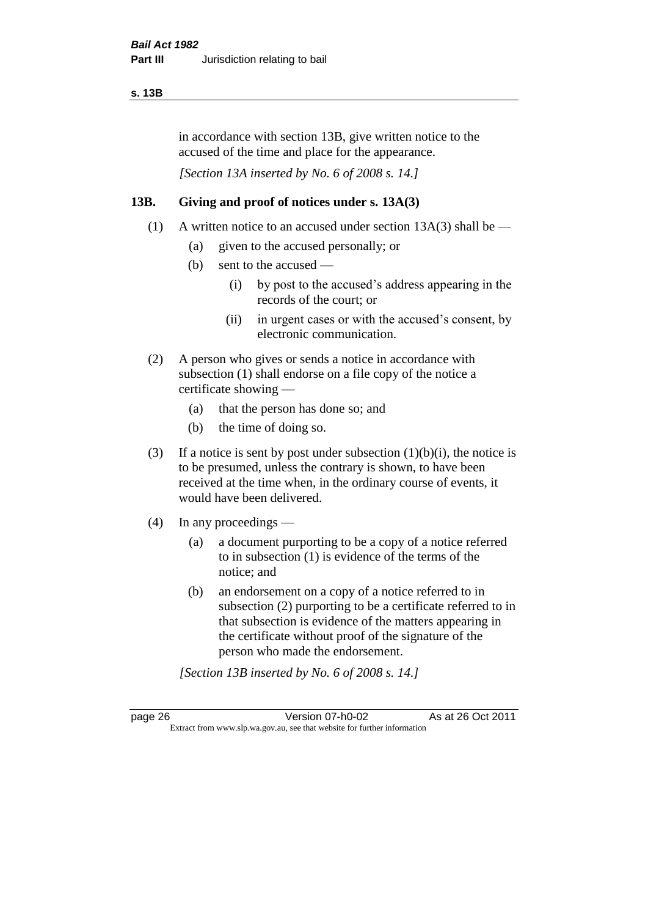in accordance with section 13B, give written notice to the accused of the time and place for the appearance.

*[Section 13A inserted by No. 6 of 2008 s. 14.]*

## 13B. Giving and proof of notices under s. 13A(3)

(1) A written notice to an accused under section 13A(3) shall be —

- (a) given to the accused personally; or
- (b) sent to the accused —
  - (i) by post to the accused's address appearing in the records of the court; or
  - (ii) in urgent cases or with the accused's consent, by electronic communication.

(2) A person who gives or sends a notice in accordance with subsection (1) shall endorse on a file copy of the notice a certificate showing —

- (a) that the person has done so; and
- (b) the time of doing so.

(3) If a notice is sent by post under subsection (1)(b)(i), the notice is to be presumed, unless the contrary is shown, to have been received at the time when, in the ordinary course of events, it would have been delivered.

(4) In any proceedings —

- (a) a document purporting to be a copy of a notice referred to in subsection (1) is evidence of the terms of the notice; and
- (b) an endorsement on a copy of a notice referred to in subsection (2) purporting to be a certificate referred to in that subsection is evidence of the matters appearing in the certificate without proof of the signature of the person who made the endorsement.

*[Section 13B inserted by No. 6 of 2008 s. 14.]*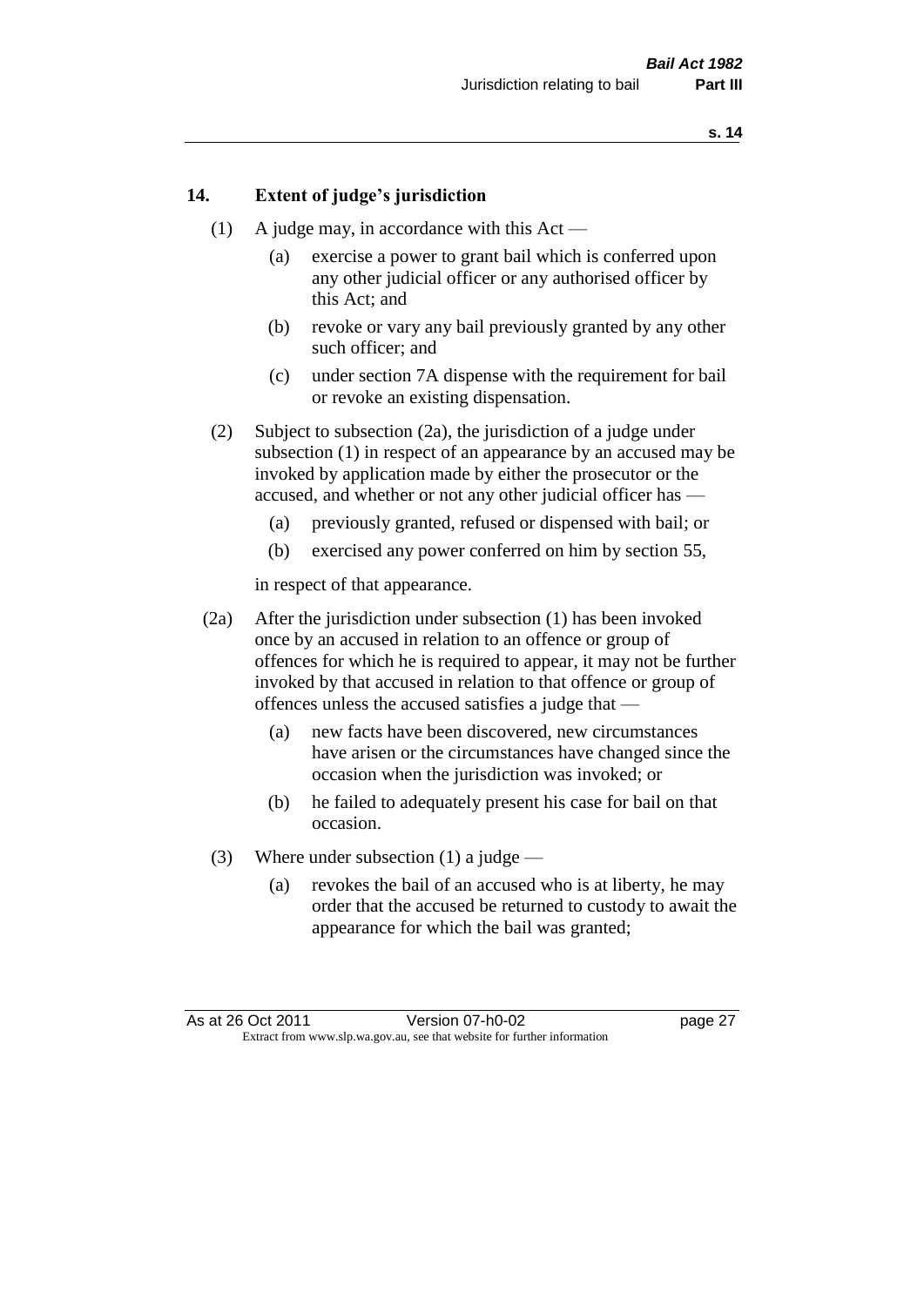## 14. Extent of judge's jurisdiction

(1) A judge may, in accordance with this Act —

(a) exercise a power to grant bail which is conferred upon any other judicial officer or any authorised officer by this Act; and

(b) revoke or vary any bail previously granted by any other such officer; and

(c) under section 7A dispense with the requirement for bail or revoke an existing dispensation.

(2) Subject to subsection (2a), the jurisdiction of a judge under subsection (1) in respect of an appearance by an accused may be invoked by application made by either the prosecutor or the accused, and whether or not any other judicial officer has —

(a) previously granted, refused or dispensed with bail; or

(b) exercised any power conferred on him by section 55,

in respect of that appearance.

(2a) After the jurisdiction under subsection (1) has been invoked once by an accused in relation to an offence or group of offences for which he is required to appear, it may not be further invoked by that accused in relation to that offence or group of offences unless the accused satisfies a judge that —

(a) new facts have been discovered, new circumstances have arisen or the circumstances have changed since the occasion when the jurisdiction was invoked; or

(b) he failed to adequately present his case for bail on that occasion.

(3) Where under subsection (1) a judge —

(a) revokes the bail of an accused who is at liberty, he may order that the accused be returned to custody to await the appearance for which the bail was granted;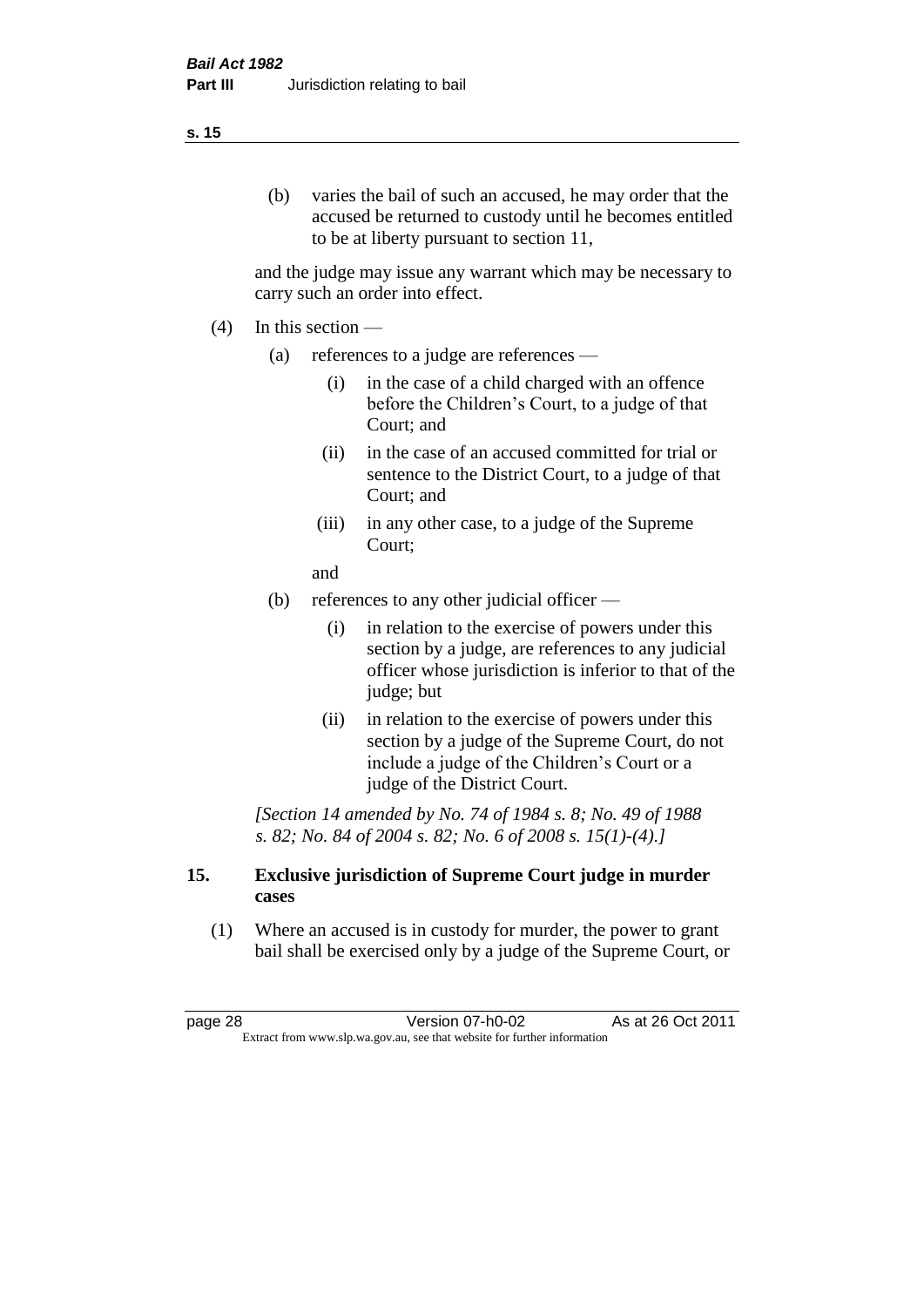(b) varies the bail of such an accused, he may order that the accused be returned to custody until he becomes entitled to be at liberty pursuant to section 11,

and the judge may issue any warrant which may be necessary to carry such an order into effect.

(4) In this section —

(a) references to a judge are references —

(i) in the case of a child charged with an offence before the Children's Court, to a judge of that Court; and

(ii) in the case of an accused committed for trial or sentence to the District Court, to a judge of that Court; and

(iii) in any other case, to a judge of the Supreme Court;

and

(b) references to any other judicial officer —

(i) in relation to the exercise of powers under this section by a judge, are references to any judicial officer whose jurisdiction is inferior to that of the judge; but

(ii) in relation to the exercise of powers under this section by a judge of the Supreme Court, do not include a judge of the Children's Court or a judge of the District Court.

*[Section 14 amended by No. 74 of 1984 s. 8; No. 49 of 1988 s. 82; No. 84 of 2004 s. 82; No. 6 of 2008 s. 15(1)-(4).]*

## 15. Exclusive jurisdiction of Supreme Court judge in murder cases

(1) Where an accused is in custody for murder, the power to grant bail shall be exercised only by a judge of the Supreme Court, or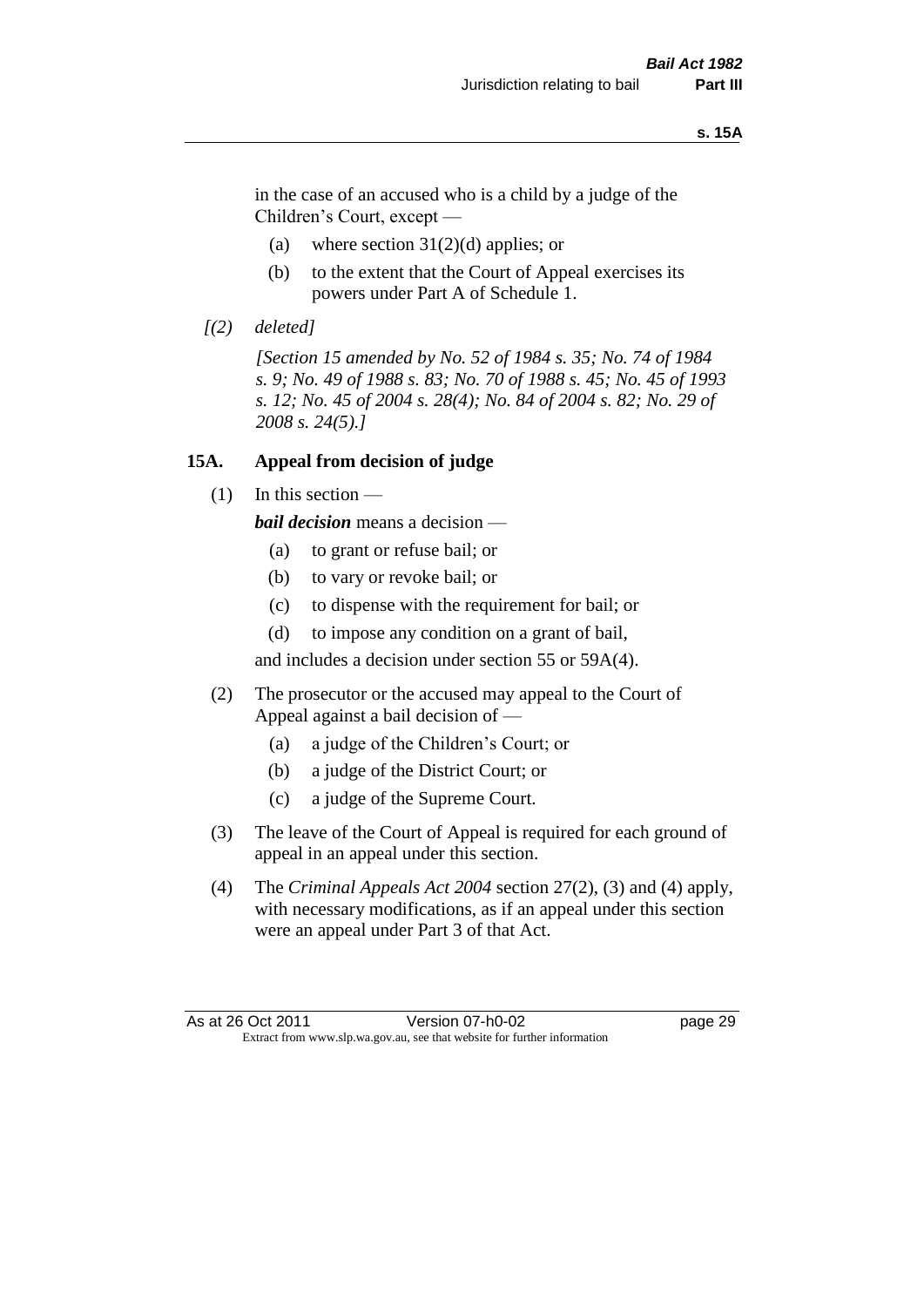in the case of an accused who is a child by a judge of the Children's Court, except —

(a) where section 31(2)(d) applies; or

(b) to the extent that the Court of Appeal exercises its powers under Part A of Schedule 1.

*[(2) deleted]*

*[Section 15 amended by No. 52 of 1984 s. 35; No. 74 of 1984 s. 9; No. 49 of 1988 s. 83; No. 70 of 1988 s. 45; No. 45 of 1993 s. 12; No. 45 of 2004 s. 28(4); No. 84 of 2004 s. 82; No. 29 of 2008 s. 24(5).]*

### 15A. Appeal from decision of judge

(1) In this section —

***bail decision*** means a decision —

(a) to grant or refuse bail; or

(b) to vary or revoke bail; or

(c) to dispense with the requirement for bail; or

(d) to impose any condition on a grant of bail,

and includes a decision under section 55 or 59A(4).

(2) The prosecutor or the accused may appeal to the Court of Appeal against a bail decision of —

(a) a judge of the Children's Court; or

(b) a judge of the District Court; or

(c) a judge of the Supreme Court.

(3) The leave of the Court of Appeal is required for each ground of appeal in an appeal under this section.

(4) The *Criminal Appeals Act 2004* section 27(2), (3) and (4) apply, with necessary modifications, as if an appeal under this section were an appeal under Part 3 of that Act.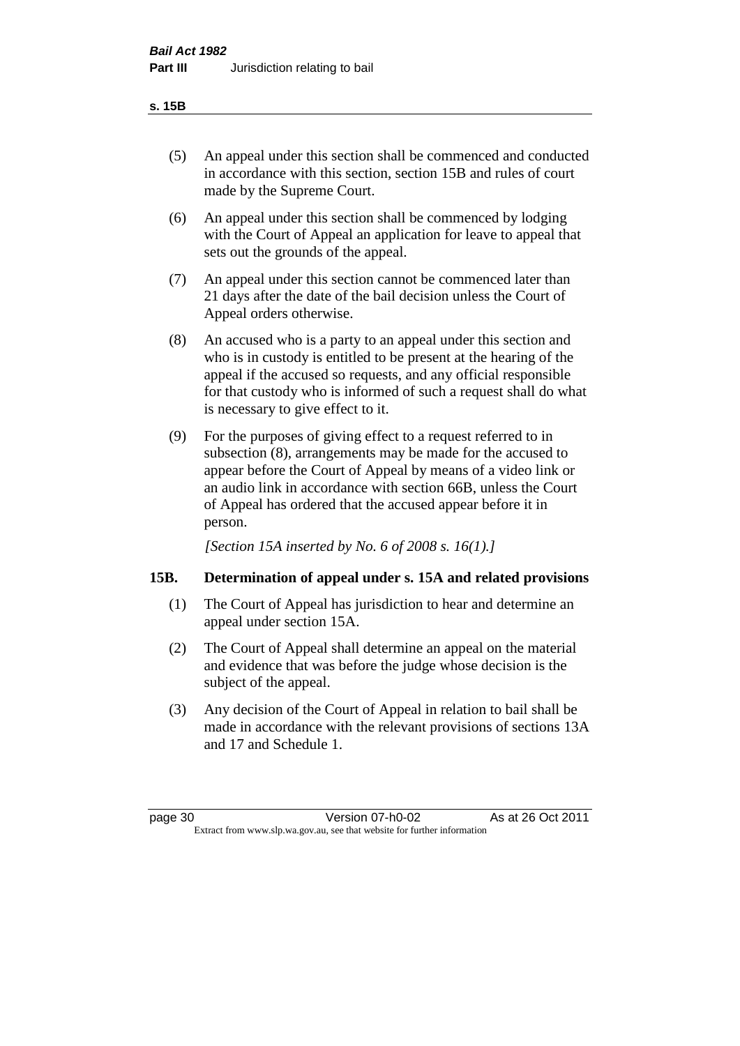(5) An appeal under this section shall be commenced and conducted in accordance with this section, section 15B and rules of court made by the Supreme Court.

(6) An appeal under this section shall be commenced by lodging with the Court of Appeal an application for leave to appeal that sets out the grounds of the appeal.

(7) An appeal under this section cannot be commenced later than 21 days after the date of the bail decision unless the Court of Appeal orders otherwise.

(8) An accused who is a party to an appeal under this section and who is in custody is entitled to be present at the hearing of the appeal if the accused so requests, and any official responsible for that custody who is informed of such a request shall do what is necessary to give effect to it.

(9) For the purposes of giving effect to a request referred to in subsection (8), arrangements may be made for the accused to appear before the Court of Appeal by means of a video link or an audio link in accordance with section 66B, unless the Court of Appeal has ordered that the accused appear before it in person.

*[Section 15A inserted by No. 6 of 2008 s. 16(1).]*

### 15B. Determination of appeal under s. 15A and related provisions

(1) The Court of Appeal has jurisdiction to hear and determine an appeal under section 15A.

(2) The Court of Appeal shall determine an appeal on the material and evidence that was before the judge whose decision is the subject of the appeal.

(3) Any decision of the Court of Appeal in relation to bail shall be made in accordance with the relevant provisions of sections 13A and 17 and Schedule 1.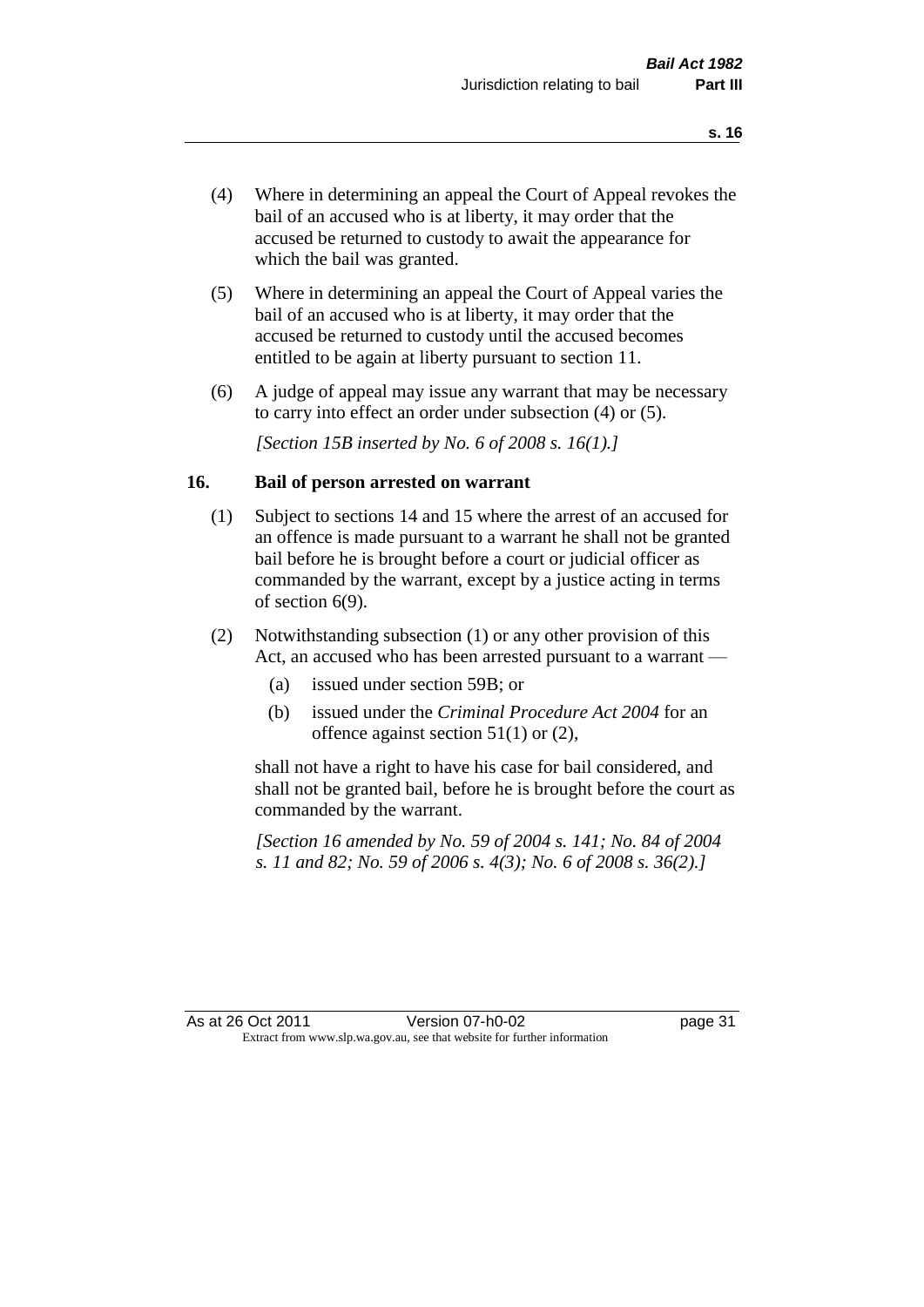(4) Where in determining an appeal the Court of Appeal revokes the bail of an accused who is at liberty, it may order that the accused be returned to custody to await the appearance for which the bail was granted.

(5) Where in determining an appeal the Court of Appeal varies the bail of an accused who is at liberty, it may order that the accused be returned to custody until the accused becomes entitled to be again at liberty pursuant to section 11.

(6) A judge of appeal may issue any warrant that may be necessary to carry into effect an order under subsection (4) or (5).

*[Section 15B inserted by No. 6 of 2008 s. 16(1).]*

## 16. Bail of person arrested on warrant

(1) Subject to sections 14 and 15 where the arrest of an accused for an offence is made pursuant to a warrant he shall not be granted bail before he is brought before a court or judicial officer as commanded by the warrant, except by a justice acting in terms of section 6(9).

(2) Notwithstanding subsection (1) or any other provision of this Act, an accused who has been arrested pursuant to a warrant —

- (a) issued under section 59B; or
- (b) issued under the *Criminal Procedure Act 2004* for an offence against section 51(1) or (2),

shall not have a right to have his case for bail considered, and shall not be granted bail, before he is brought before the court as commanded by the warrant.

*[Section 16 amended by No. 59 of 2004 s. 141; No. 84 of 2004 s. 11 and 82; No. 59 of 2006 s. 4(3); No. 6 of 2008 s. 36(2).]*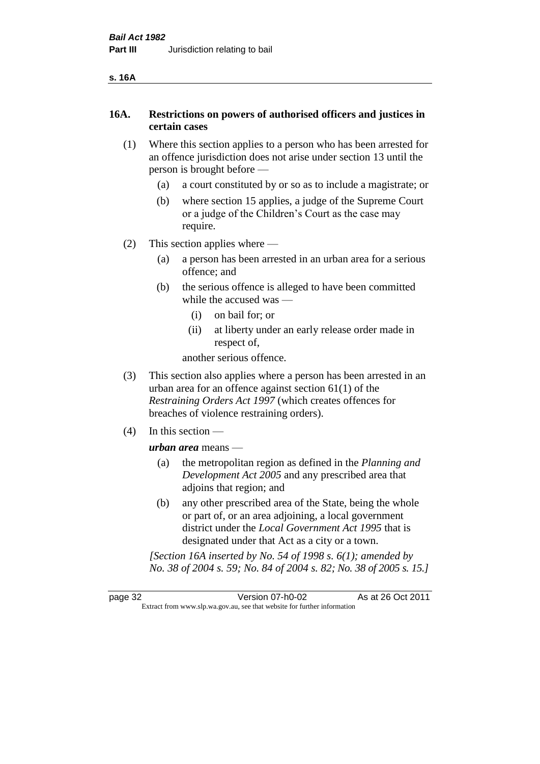## 16A. Restrictions on powers of authorised officers and justices in certain cases

(1) Where this section applies to a person who has been arrested for an offence jurisdiction does not arise under section 13 until the person is brought before —

  (a) a court constituted by or so as to include a magistrate; or

  (b) where section 15 applies, a judge of the Supreme Court or a judge of the Children's Court as the case may require.

(2) This section applies where —

  (a) a person has been arrested in an urban area for a serious offence; and

  (b) the serious offence is alleged to have been committed while the accused was —

    (i) on bail for; or

    (ii) at liberty under an early release order made in respect of,

  another serious offence.

(3) This section also applies where a person has been arrested in an urban area for an offence against section 61(1) of the *Restraining Orders Act 1997* (which creates offences for breaches of violence restraining orders).

(4) In this section —

***urban area*** means —

  (a) the metropolitan region as defined in the *Planning and Development Act 2005* and any prescribed area that adjoins that region; and

  (b) any other prescribed area of the State, being the whole or part of, or an area adjoining, a local government district under the *Local Government Act 1995* that is designated under that Act as a city or a town.

*[Section 16A inserted by No. 54 of 1998 s. 6(1); amended by No. 38 of 2004 s. 59; No. 84 of 2004 s. 82; No. 38 of 2005 s. 15.]*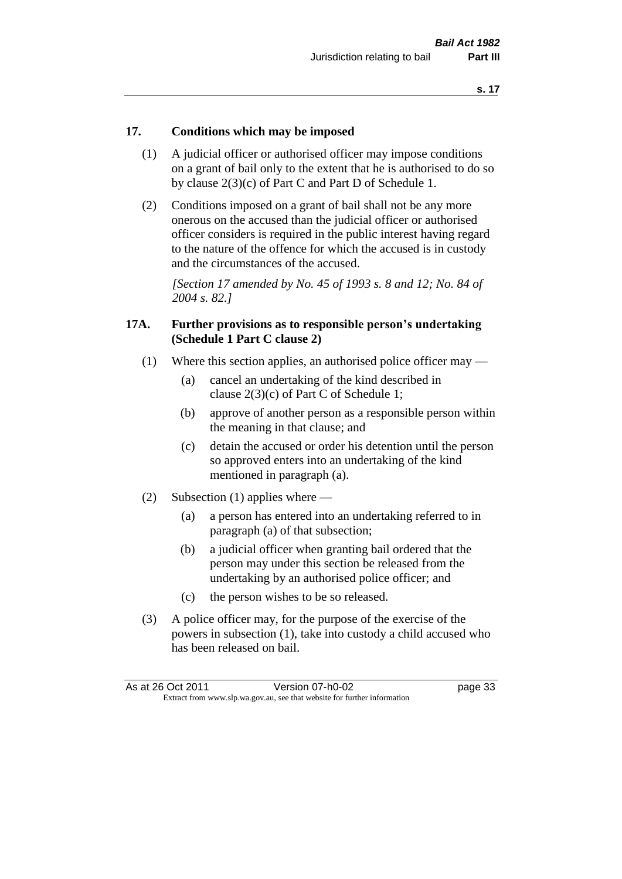## 17. Conditions which may be imposed

(1) A judicial officer or authorised officer may impose conditions on a grant of bail only to the extent that he is authorised to do so by clause 2(3)(c) of Part C and Part D of Schedule 1.

(2) Conditions imposed on a grant of bail shall not be any more onerous on the accused than the judicial officer or authorised officer considers is required in the public interest having regard to the nature of the offence for which the accused is in custody and the circumstances of the accused.

*[Section 17 amended by No. 45 of 1993 s. 8 and 12; No. 84 of 2004 s. 82.]*

## 17A. Further provisions as to responsible person's undertaking (Schedule 1 Part C clause 2)

(1) Where this section applies, an authorised police officer may —

- (a) cancel an undertaking of the kind described in clause 2(3)(c) of Part C of Schedule 1;
- (b) approve of another person as a responsible person within the meaning in that clause; and
- (c) detain the accused or order his detention until the person so approved enters into an undertaking of the kind mentioned in paragraph (a).

(2) Subsection (1) applies where —

- (a) a person has entered into an undertaking referred to in paragraph (a) of that subsection;
- (b) a judicial officer when granting bail ordered that the person may under this section be released from the undertaking by an authorised police officer; and
- (c) the person wishes to be so released.

(3) A police officer may, for the purpose of the exercise of the powers in subsection (1), take into custody a child accused who has been released on bail.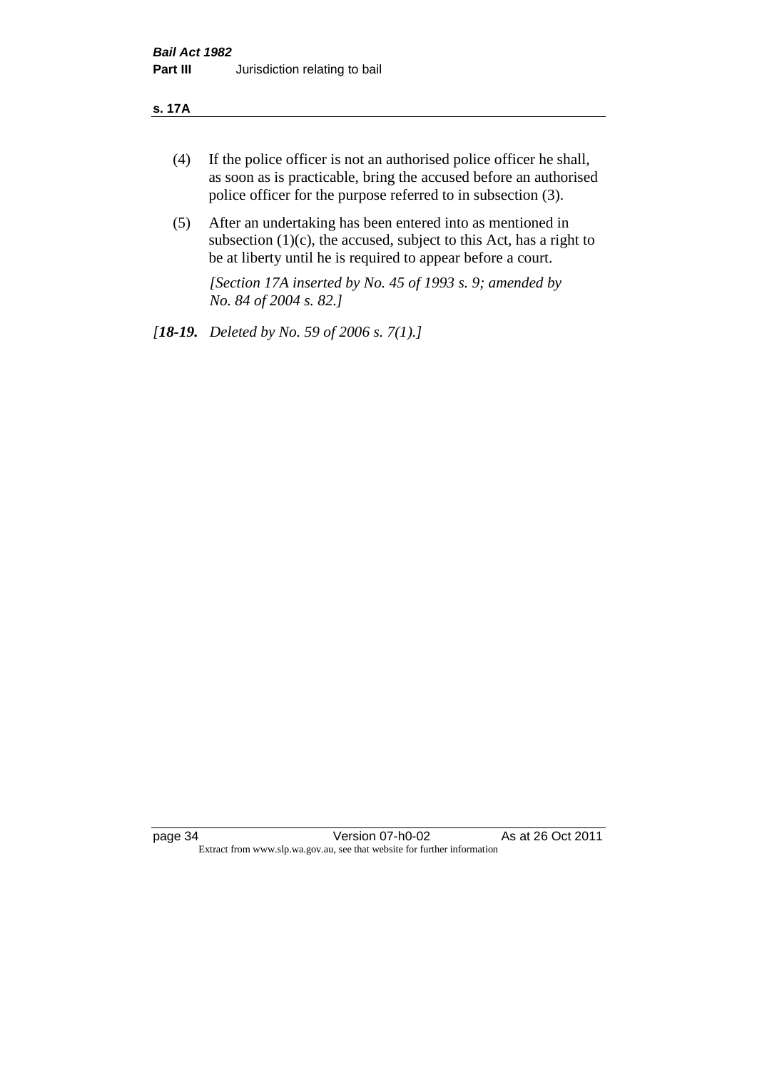(4) If the police officer is not an authorised police officer he shall, as soon as is practicable, bring the accused before an authorised police officer for the purpose referred to in subsection (3).

(5) After an undertaking has been entered into as mentioned in subsection (1)(c), the accused, subject to this Act, has a right to be at liberty until he is required to appear before a court.

*[Section 17A inserted by No. 45 of 1993 s. 9; amended by No. 84 of 2004 s. 82.]*

*[**18-19.** Deleted by No. 59 of 2006 s. 7(1).]*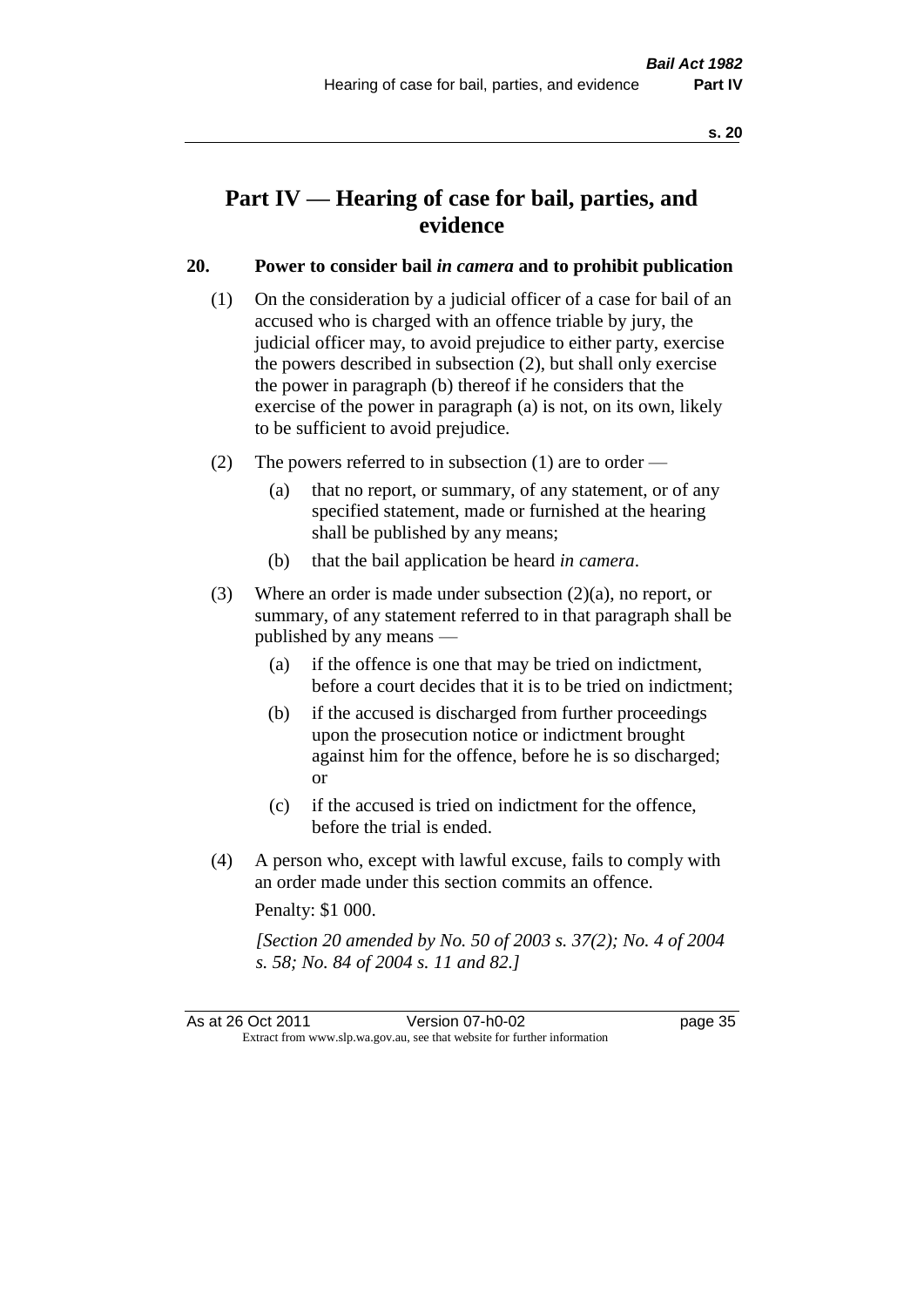# Part IV — Hearing of case for bail, parties, and evidence

## 20. Power to consider bail *in camera* and to prohibit publication

(1) On the consideration by a judicial officer of a case for bail of an accused who is charged with an offence triable by jury, the judicial officer may, to avoid prejudice to either party, exercise the powers described in subsection (2), but shall only exercise the power in paragraph (b) thereof if he considers that the exercise of the power in paragraph (a) is not, on its own, likely to be sufficient to avoid prejudice.

(2) The powers referred to in subsection (1) are to order —

   (a) that no report, or summary, of any statement, or of any specified statement, made or furnished at the hearing shall be published by any means;

   (b) that the bail application be heard *in camera*.

(3) Where an order is made under subsection (2)(a), no report, or summary, of any statement referred to in that paragraph shall be published by any means —

   (a) if the offence is one that may be tried on indictment, before a court decides that it is to be tried on indictment;

   (b) if the accused is discharged from further proceedings upon the prosecution notice or indictment brought against him for the offence, before he is so discharged; or

   (c) if the accused is tried on indictment for the offence, before the trial is ended.

(4) A person who, except with lawful excuse, fails to comply with an order made under this section commits an offence.

Penalty: $1 000.

*[Section 20 amended by No. 50 of 2003 s. 37(2); No. 4 of 2004 s. 58; No. 84 of 2004 s. 11 and 82.]*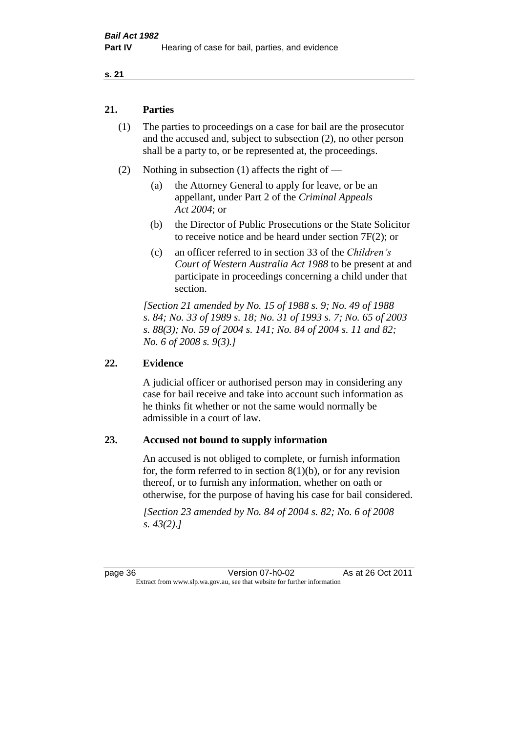## 21. Parties

(1) The parties to proceedings on a case for bail are the prosecutor and the accused and, subject to subsection (2), no other person shall be a party to, or be represented at, the proceedings.

(2) Nothing in subsection (1) affects the right of —

(a) the Attorney General to apply for leave, or be an appellant, under Part 2 of the *Criminal Appeals Act 2004*; or

(b) the Director of Public Prosecutions or the State Solicitor to receive notice and be heard under section 7F(2); or

(c) an officer referred to in section 33 of the *Children's Court of Western Australia Act 1988* to be present at and participate in proceedings concerning a child under that section.

*[Section 21 amended by No. 15 of 1988 s. 9; No. 49 of 1988 s. 84; No. 33 of 1989 s. 18; No. 31 of 1993 s. 7; No. 65 of 2003 s. 88(3); No. 59 of 2004 s. 141; No. 84 of 2004 s. 11 and 82; No. 6 of 2008 s. 9(3).]*

## 22. Evidence

A judicial officer or authorised person may in considering any case for bail receive and take into account such information as he thinks fit whether or not the same would normally be admissible in a court of law.

## 23. Accused not bound to supply information

An accused is not obliged to complete, or furnish information for, the form referred to in section 8(1)(b), or for any revision thereof, or to furnish any information, whether on oath or otherwise, for the purpose of having his case for bail considered.

*[Section 23 amended by No. 84 of 2004 s. 82; No. 6 of 2008 s. 43(2).]*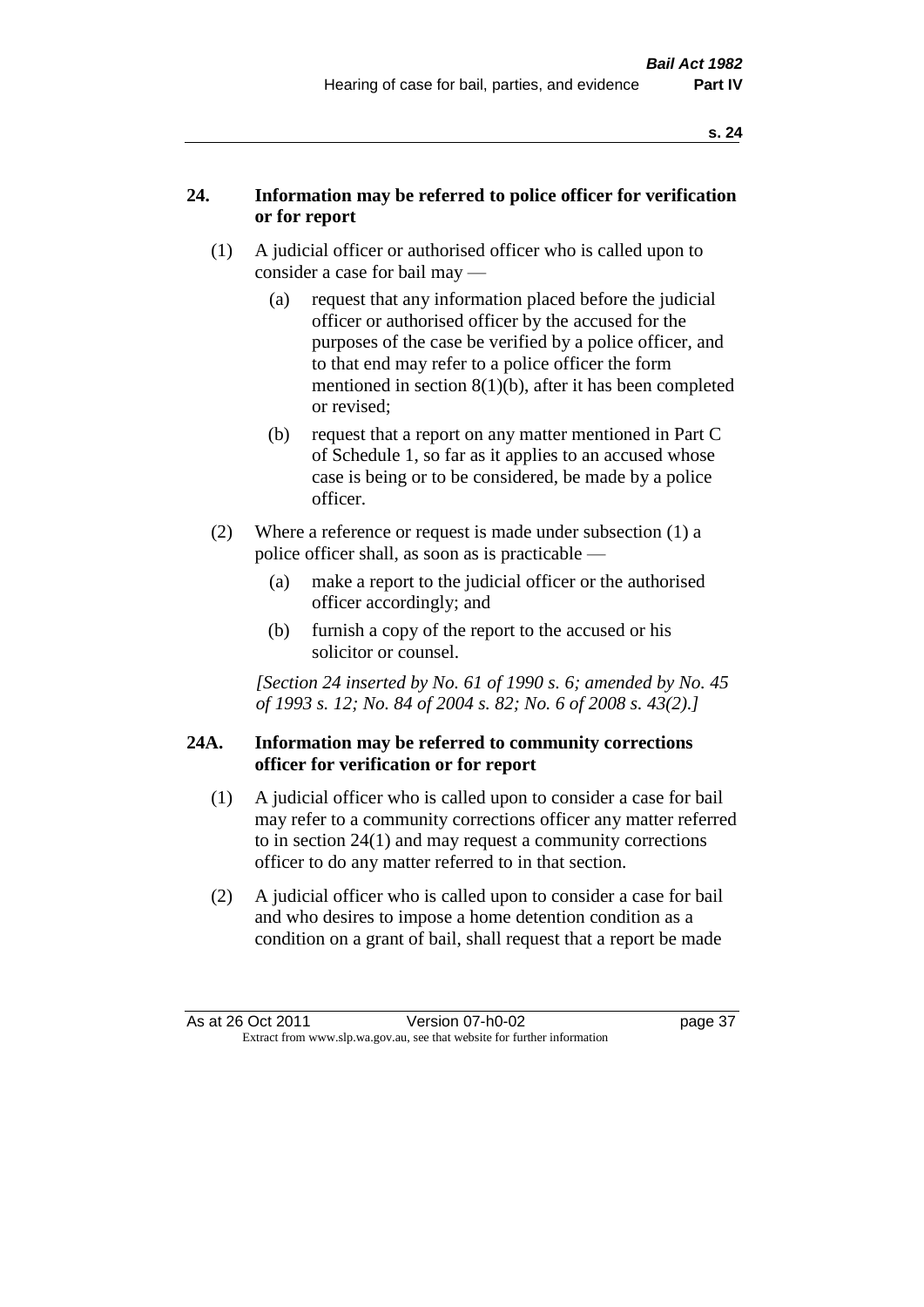## 24. Information may be referred to police officer for verification or for report

(1) A judicial officer or authorised officer who is called upon to consider a case for bail may —

(a) request that any information placed before the judicial officer or authorised officer by the accused for the purposes of the case be verified by a police officer, and to that end may refer to a police officer the form mentioned in section 8(1)(b), after it has been completed or revised;

(b) request that a report on any matter mentioned in Part C of Schedule 1, so far as it applies to an accused whose case is being or to be considered, be made by a police officer.

(2) Where a reference or request is made under subsection (1) a police officer shall, as soon as is practicable —

(a) make a report to the judicial officer or the authorised officer accordingly; and

(b) furnish a copy of the report to the accused or his solicitor or counsel.

*[Section 24 inserted by No. 61 of 1990 s. 6; amended by No. 45 of 1993 s. 12; No. 84 of 2004 s. 82; No. 6 of 2008 s. 43(2).]*

## 24A. Information may be referred to community corrections officer for verification or for report

(1) A judicial officer who is called upon to consider a case for bail may refer to a community corrections officer any matter referred to in section 24(1) and may request a community corrections officer to do any matter referred to in that section.

(2) A judicial officer who is called upon to consider a case for bail and who desires to impose a home detention condition as a condition on a grant of bail, shall request that a report be made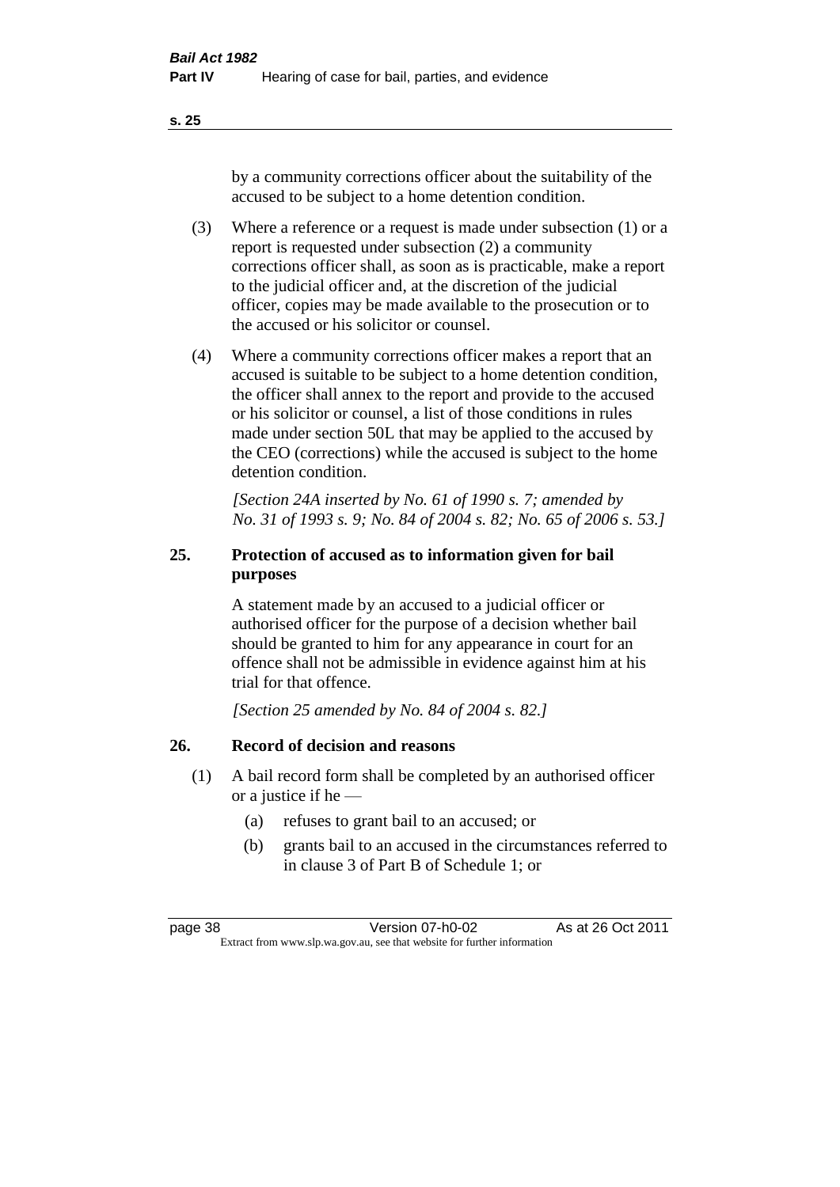by a community corrections officer about the suitability of the accused to be subject to a home detention condition.

(3) Where a reference or a request is made under subsection (1) or a report is requested under subsection (2) a community corrections officer shall, as soon as is practicable, make a report to the judicial officer and, at the discretion of the judicial officer, copies may be made available to the prosecution or to the accused or his solicitor or counsel.

(4) Where a community corrections officer makes a report that an accused is suitable to be subject to a home detention condition, the officer shall annex to the report and provide to the accused or his solicitor or counsel, a list of those conditions in rules made under section 50L that may be applied to the accused by the CEO (corrections) while the accused is subject to the home detention condition.

*[Section 24A inserted by No. 61 of 1990 s. 7; amended by No. 31 of 1993 s. 9; No. 84 of 2004 s. 82; No. 65 of 2006 s. 53.]*

## 25. Protection of accused as to information given for bail purposes

A statement made by an accused to a judicial officer or authorised officer for the purpose of a decision whether bail should be granted to him for any appearance in court for an offence shall not be admissible in evidence against him at his trial for that offence.

*[Section 25 amended by No. 84 of 2004 s. 82.]*

## 26. Record of decision and reasons

(1) A bail record form shall be completed by an authorised officer or a justice if he —

- (a) refuses to grant bail to an accused; or
- (b) grants bail to an accused in the circumstances referred to in clause 3 of Part B of Schedule 1; or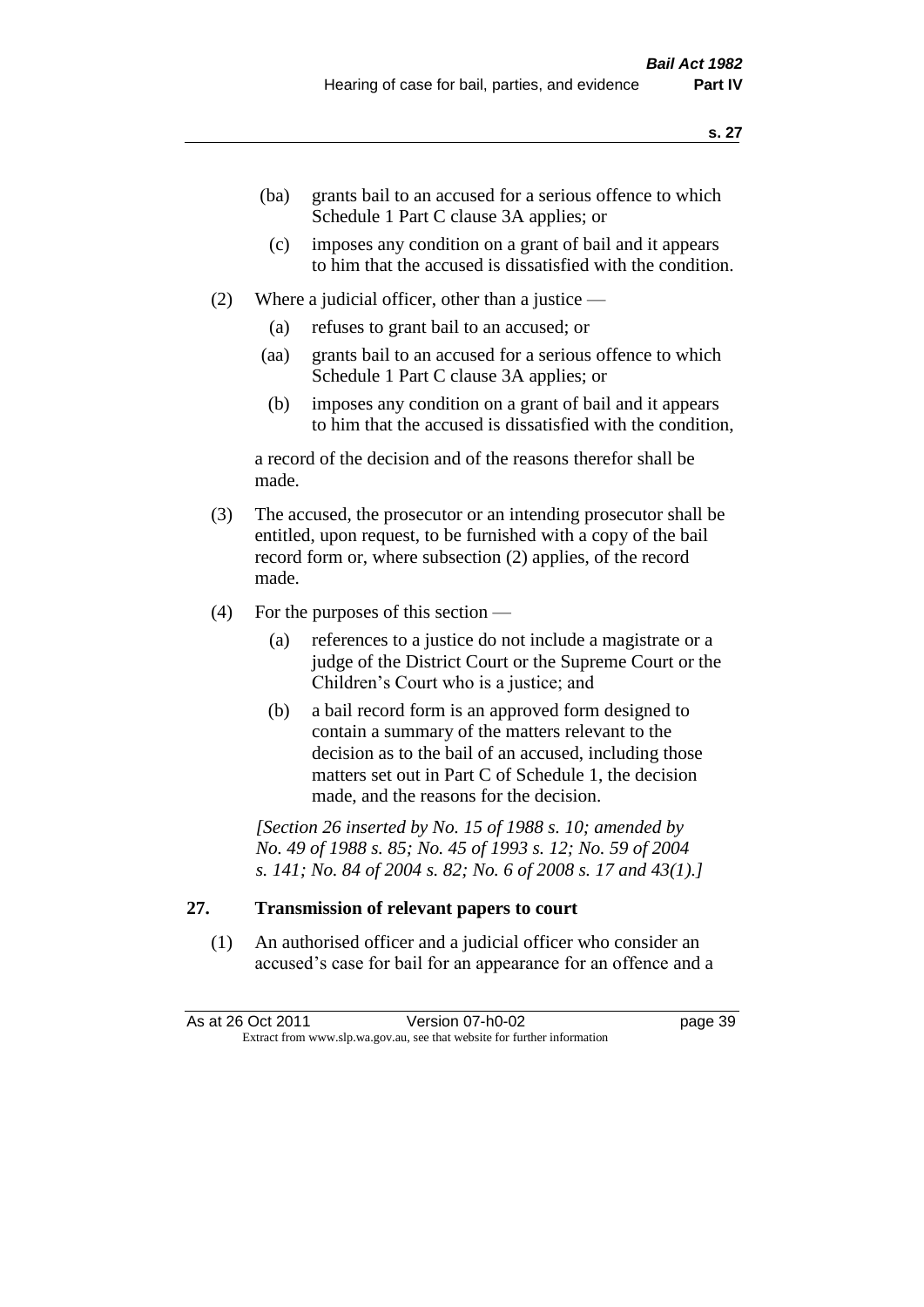(ba) grants bail to an accused for a serious offence to which Schedule 1 Part C clause 3A applies; or

(c) imposes any condition on a grant of bail and it appears to him that the accused is dissatisfied with the condition.

(2) Where a judicial officer, other than a justice —

(a) refuses to grant bail to an accused; or

(aa) grants bail to an accused for a serious offence to which Schedule 1 Part C clause 3A applies; or

(b) imposes any condition on a grant of bail and it appears to him that the accused is dissatisfied with the condition,

a record of the decision and of the reasons therefor shall be made.

(3) The accused, the prosecutor or an intending prosecutor shall be entitled, upon request, to be furnished with a copy of the bail record form or, where subsection (2) applies, of the record made.

(4) For the purposes of this section —

(a) references to a justice do not include a magistrate or a judge of the District Court or the Supreme Court or the Children's Court who is a justice; and

(b) a bail record form is an approved form designed to contain a summary of the matters relevant to the decision as to the bail of an accused, including those matters set out in Part C of Schedule 1, the decision made, and the reasons for the decision.

*[Section 26 inserted by No. 15 of 1988 s. 10; amended by No. 49 of 1988 s. 85; No. 45 of 1993 s. 12; No. 59 of 2004 s. 141; No. 84 of 2004 s. 82; No. 6 of 2008 s. 17 and 43(1).]*

## 27. Transmission of relevant papers to court

(1) An authorised officer and a judicial officer who consider an accused's case for bail for an appearance for an offence and a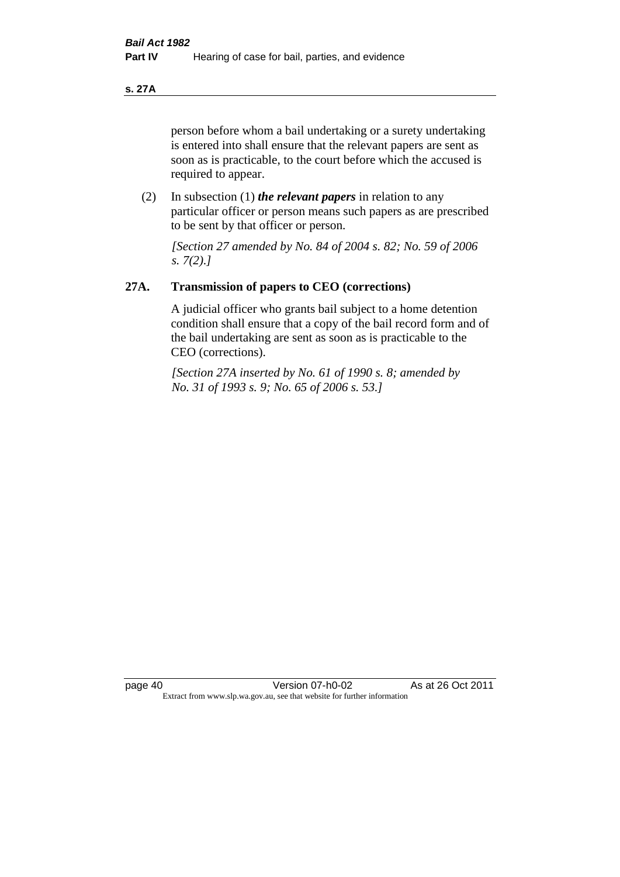person before whom a bail undertaking or a surety undertaking is entered into shall ensure that the relevant papers are sent as soon as is practicable, to the court before which the accused is required to appear.

(2) In subsection (1) ***the relevant papers*** in relation to any particular officer or person means such papers as are prescribed to be sent by that officer or person.

*[Section 27 amended by No. 84 of 2004 s. 82; No. 59 of 2006 s. 7(2).]*

## 27A. Transmission of papers to CEO (corrections)

A judicial officer who grants bail subject to a home detention condition shall ensure that a copy of the bail record form and of the bail undertaking are sent as soon as is practicable to the CEO (corrections).

*[Section 27A inserted by No. 61 of 1990 s. 8; amended by No. 31 of 1993 s. 9; No. 65 of 2006 s. 53.]*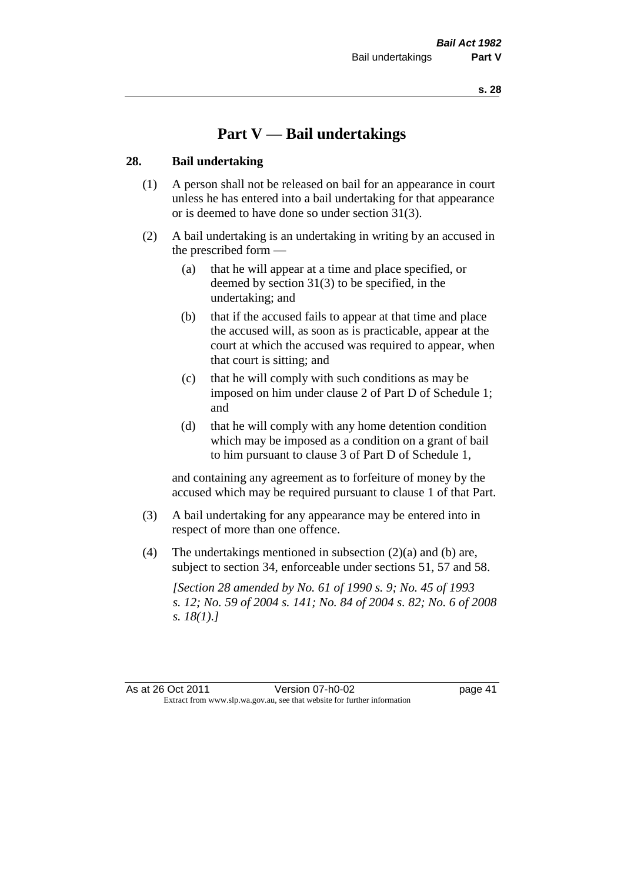# Part V — Bail undertakings

## 28. Bail undertaking

(1) A person shall not be released on bail for an appearance in court unless he has entered into a bail undertaking for that appearance or is deemed to have done so under section 31(3).

(2) A bail undertaking is an undertaking in writing by an accused in the prescribed form —

   (a) that he will appear at a time and place specified, or deemed by section 31(3) to be specified, in the undertaking; and

   (b) that if the accused fails to appear at that time and place the accused will, as soon as is practicable, appear at the court at which the accused was required to appear, when that court is sitting; and

   (c) that he will comply with such conditions as may be imposed on him under clause 2 of Part D of Schedule 1; and

   (d) that he will comply with any home detention condition which may be imposed as a condition on a grant of bail to him pursuant to clause 3 of Part D of Schedule 1,

and containing any agreement as to forfeiture of money by the accused which may be required pursuant to clause 1 of that Part.

(3) A bail undertaking for any appearance may be entered into in respect of more than one offence.

(4) The undertakings mentioned in subsection (2)(a) and (b) are, subject to section 34, enforceable under sections 51, 57 and 58.

*[Section 28 amended by No. 61 of 1990 s. 9; No. 45 of 1993 s. 12; No. 59 of 2004 s. 141; No. 84 of 2004 s. 82; No. 6 of 2008 s. 18(1).]*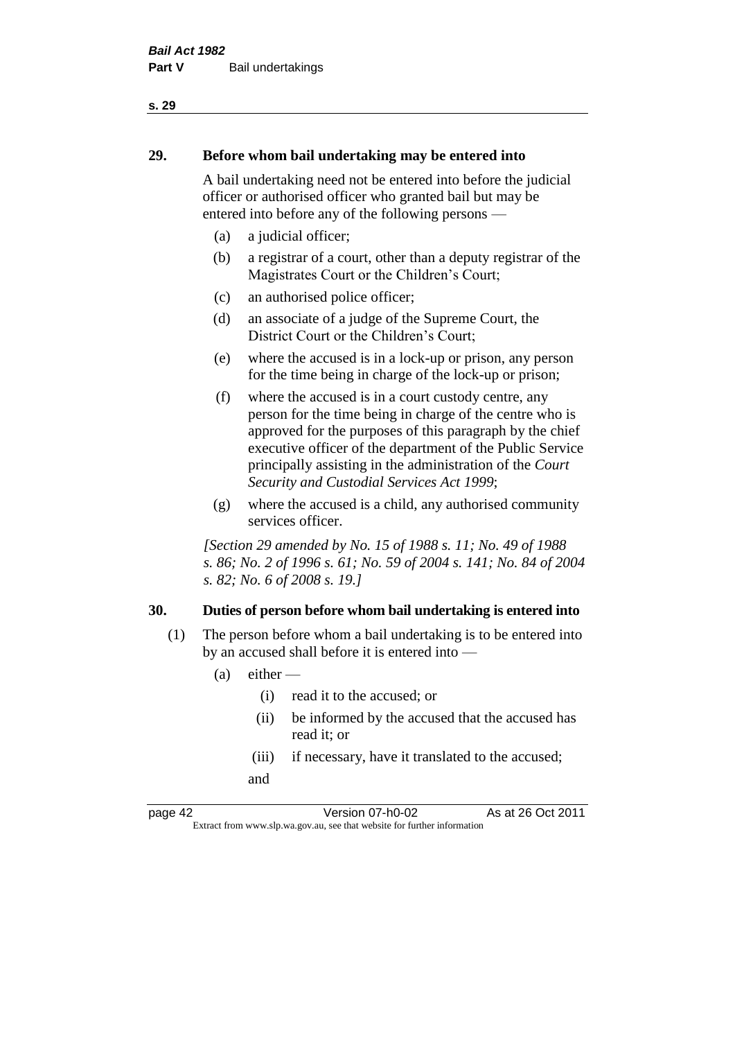## 29. Before whom bail undertaking may be entered into

A bail undertaking need not be entered into before the judicial officer or authorised officer who granted bail but may be entered into before any of the following persons —

(a) a judicial officer;

(b) a registrar of a court, other than a deputy registrar of the Magistrates Court or the Children's Court;

(c) an authorised police officer;

(d) an associate of a judge of the Supreme Court, the District Court or the Children's Court;

(e) where the accused is in a lock-up or prison, any person for the time being in charge of the lock-up or prison;

(f) where the accused is in a court custody centre, any person for the time being in charge of the centre who is approved for the purposes of this paragraph by the chief executive officer of the department of the Public Service principally assisting in the administration of the *Court Security and Custodial Services Act 1999*;

(g) where the accused is a child, any authorised community services officer.

*[Section 29 amended by No. 15 of 1988 s. 11; No. 49 of 1988 s. 86; No. 2 of 1996 s. 61; No. 59 of 2004 s. 141; No. 84 of 2004 s. 82; No. 6 of 2008 s. 19.]*

## 30. Duties of person before whom bail undertaking is entered into

(1) The person before whom a bail undertaking is to be entered into by an accused shall before it is entered into —

(a) either —

(i) read it to the accused; or

(ii) be informed by the accused that the accused has read it; or

(iii) if necessary, have it translated to the accused;

and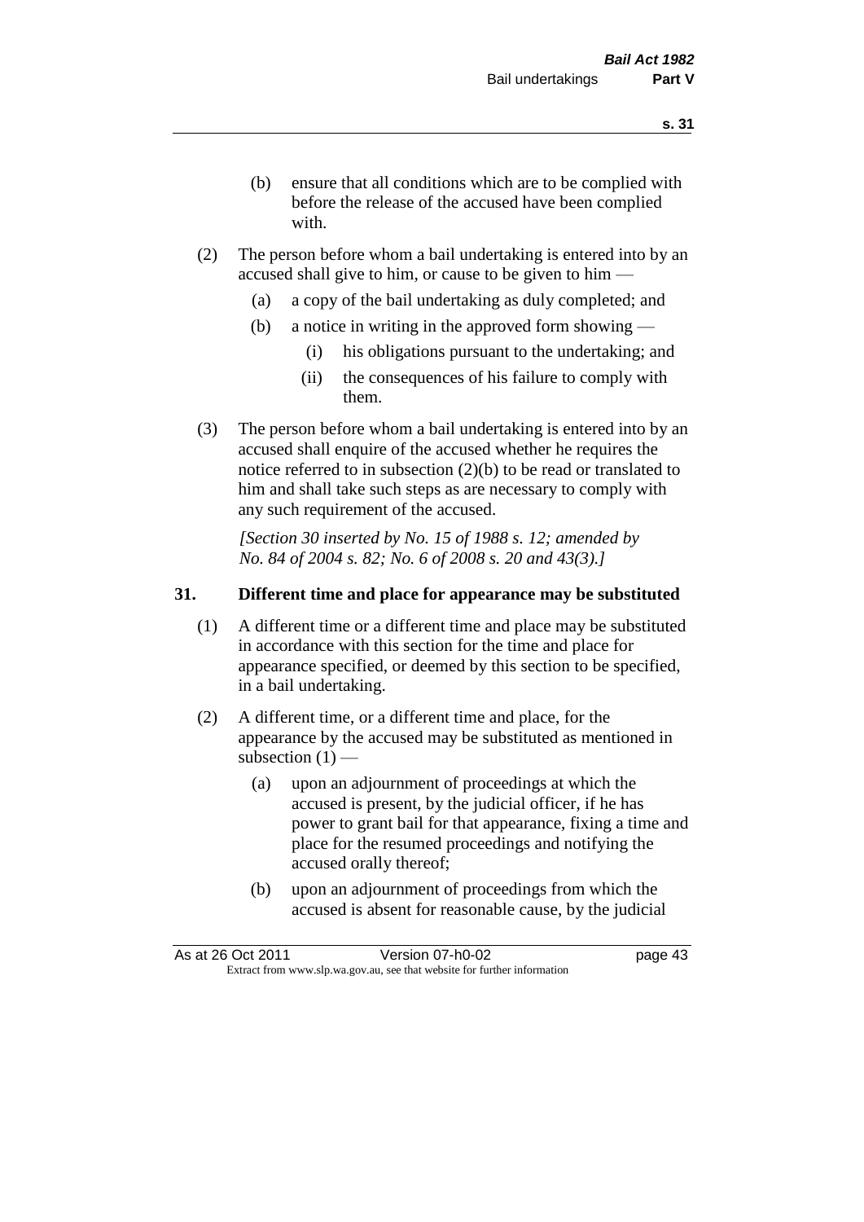(b) ensure that all conditions which are to be complied with before the release of the accused have been complied with.

(2) The person before whom a bail undertaking is entered into by an accused shall give to him, or cause to be given to him —

(a) a copy of the bail undertaking as duly completed; and

(b) a notice in writing in the approved form showing —

(i) his obligations pursuant to the undertaking; and

(ii) the consequences of his failure to comply with them.

(3) The person before whom a bail undertaking is entered into by an accused shall enquire of the accused whether he requires the notice referred to in subsection (2)(b) to be read or translated to him and shall take such steps as are necessary to comply with any such requirement of the accused.

*[Section 30 inserted by No. 15 of 1988 s. 12; amended by No. 84 of 2004 s. 82; No. 6 of 2008 s. 20 and 43(3).]*

**31. Different time and place for appearance may be substituted**

(1) A different time or a different time and place may be substituted in accordance with this section for the time and place for appearance specified, or deemed by this section to be specified, in a bail undertaking.

(2) A different time, or a different time and place, for the appearance by the accused may be substituted as mentioned in subsection (1) —

(a) upon an adjournment of proceedings at which the accused is present, by the judicial officer, if he has power to grant bail for that appearance, fixing a time and place for the resumed proceedings and notifying the accused orally thereof;

(b) upon an adjournment of proceedings from which the accused is absent for reasonable cause, by the judicial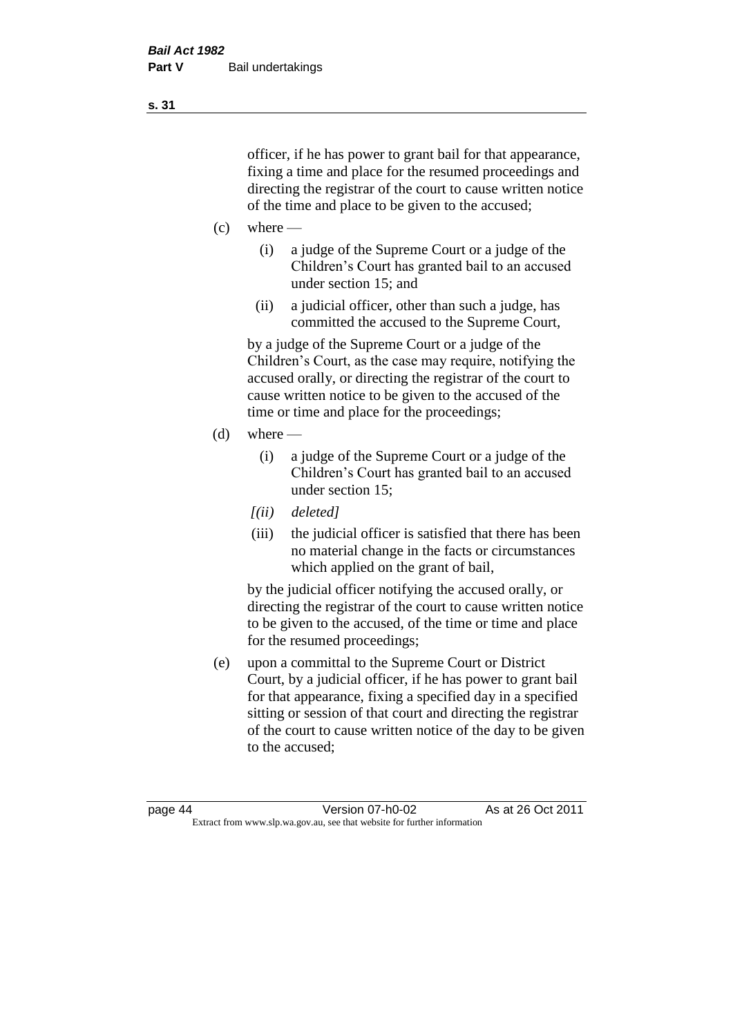officer, if he has power to grant bail for that appearance, fixing a time and place for the resumed proceedings and directing the registrar of the court to cause written notice of the time and place to be given to the accused;

(c) where —

   (i) a judge of the Supreme Court or a judge of the Children's Court has granted bail to an accused under section 15; and

   (ii) a judicial officer, other than such a judge, has committed the accused to the Supreme Court,

   by a judge of the Supreme Court or a judge of the Children's Court, as the case may require, notifying the accused orally, or directing the registrar of the court to cause written notice to be given to the accused of the time or time and place for the proceedings;

(d) where —

   (i) a judge of the Supreme Court or a judge of the Children's Court has granted bail to an accused under section 15;

   *[(ii) deleted]*

   (iii) the judicial officer is satisfied that there has been no material change in the facts or circumstances which applied on the grant of bail,

   by the judicial officer notifying the accused orally, or directing the registrar of the court to cause written notice to be given to the accused, of the time or time and place for the resumed proceedings;

(e) upon a committal to the Supreme Court or District Court, by a judicial officer, if he has power to grant bail for that appearance, fixing a specified day in a specified sitting or session of that court and directing the registrar of the court to cause written notice of the day to be given to the accused;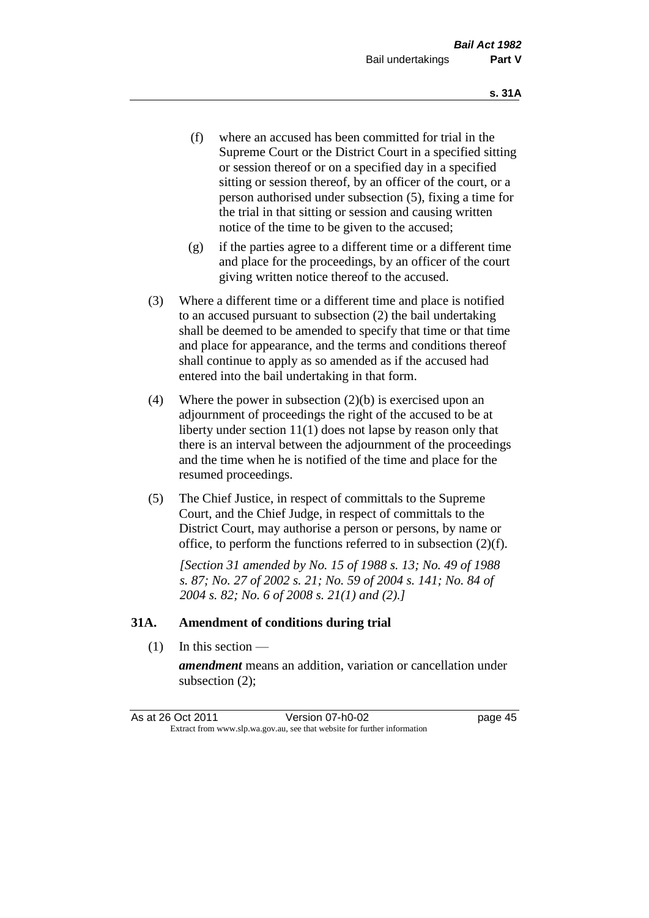(f) where an accused has been committed for trial in the Supreme Court or the District Court in a specified sitting or session thereof or on a specified day in a specified sitting or session thereof, by an officer of the court, or a person authorised under subsection (5), fixing a time for the trial in that sitting or session and causing written notice of the time to be given to the accused;

(g) if the parties agree to a different time or a different time and place for the proceedings, by an officer of the court giving written notice thereof to the accused.

(3) Where a different time or a different time and place is notified to an accused pursuant to subsection (2) the bail undertaking shall be deemed to be amended to specify that time or that time and place for appearance, and the terms and conditions thereof shall continue to apply as so amended as if the accused had entered into the bail undertaking in that form.

(4) Where the power in subsection (2)(b) is exercised upon an adjournment of proceedings the right of the accused to be at liberty under section 11(1) does not lapse by reason only that there is an interval between the adjournment of the proceedings and the time when he is notified of the time and place for the resumed proceedings.

(5) The Chief Justice, in respect of committals to the Supreme Court, and the Chief Judge, in respect of committals to the District Court, may authorise a person or persons, by name or office, to perform the functions referred to in subsection (2)(f).

*[Section 31 amended by No. 15 of 1988 s. 13; No. 49 of 1988 s. 87; No. 27 of 2002 s. 21; No. 59 of 2004 s. 141; No. 84 of 2004 s. 82; No. 6 of 2008 s. 21(1) and (2).]*

### 31A. Amendment of conditions during trial

(1) In this section —

***amendment*** means an addition, variation or cancellation under subsection (2);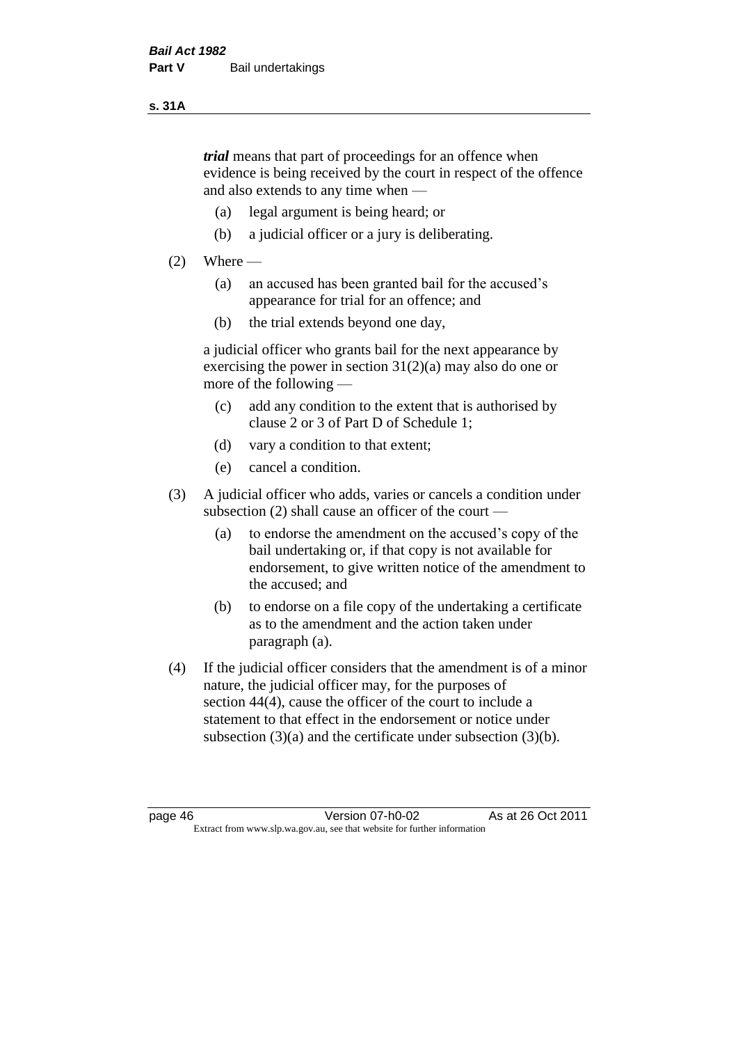***trial*** means that part of proceedings for an offence when evidence is being received by the court in respect of the offence and also extends to any time when —

(a) legal argument is being heard; or

(b) a judicial officer or a jury is deliberating.

(2) Where —

(a) an accused has been granted bail for the accused's appearance for trial for an offence; and

(b) the trial extends beyond one day,

a judicial officer who grants bail for the next appearance by exercising the power in section 31(2)(a) may also do one or more of the following —

(c) add any condition to the extent that is authorised by clause 2 or 3 of Part D of Schedule 1;

(d) vary a condition to that extent;

(e) cancel a condition.

(3) A judicial officer who adds, varies or cancels a condition under subsection (2) shall cause an officer of the court —

(a) to endorse the amendment on the accused's copy of the bail undertaking or, if that copy is not available for endorsement, to give written notice of the amendment to the accused; and

(b) to endorse on a file copy of the undertaking a certificate as to the amendment and the action taken under paragraph (a).

(4) If the judicial officer considers that the amendment is of a minor nature, the judicial officer may, for the purposes of section 44(4), cause the officer of the court to include a statement to that effect in the endorsement or notice under subsection (3)(a) and the certificate under subsection (3)(b).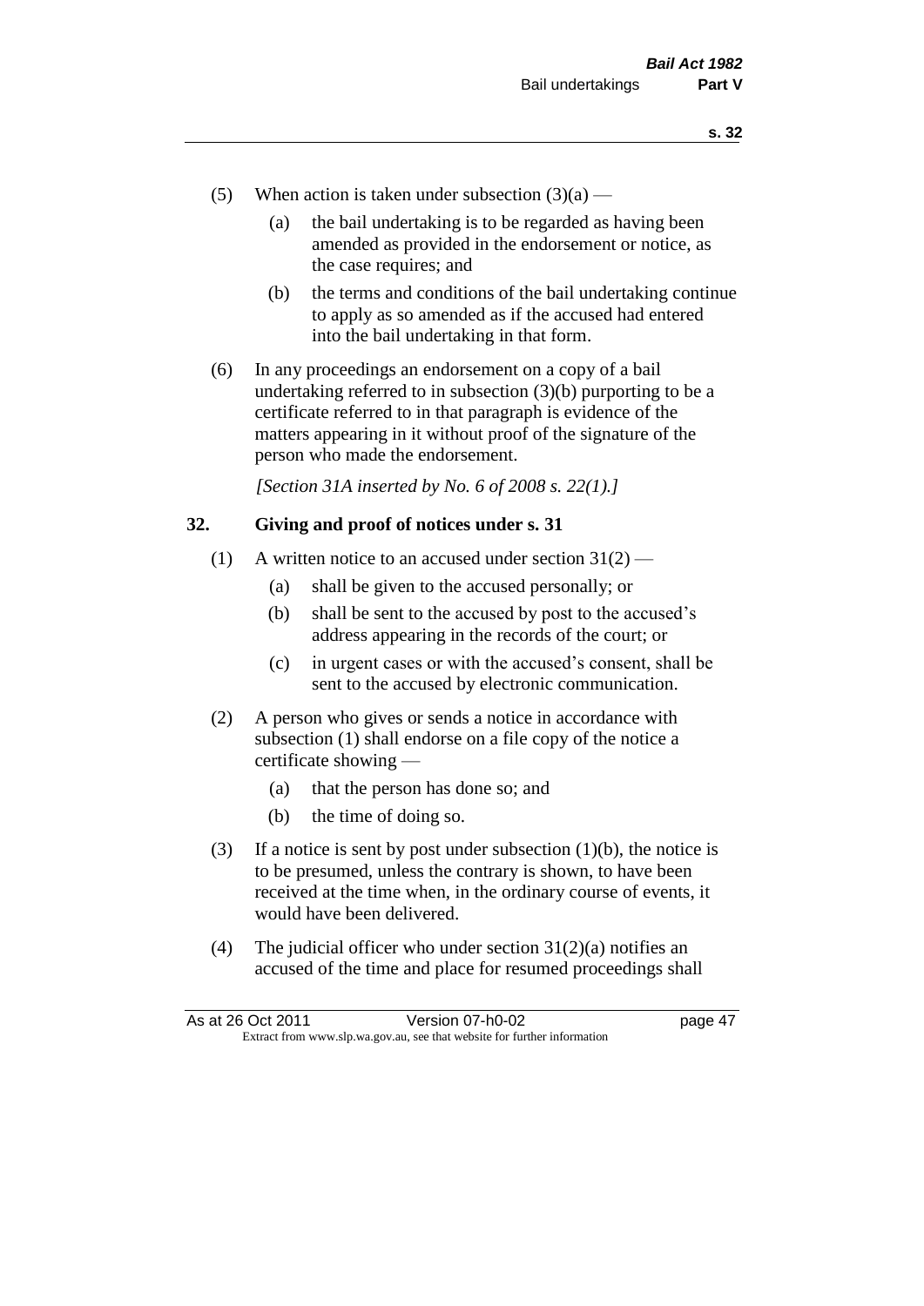(5) When action is taken under subsection (3)(a) —

   (a) the bail undertaking is to be regarded as having been amended as provided in the endorsement or notice, as the case requires; and

   (b) the terms and conditions of the bail undertaking continue to apply as so amended as if the accused had entered into the bail undertaking in that form.

(6) In any proceedings an endorsement on a copy of a bail undertaking referred to in subsection (3)(b) purporting to be a certificate referred to in that paragraph is evidence of the matters appearing in it without proof of the signature of the person who made the endorsement.

*[Section 31A inserted by No. 6 of 2008 s. 22(1).]*

## 32. Giving and proof of notices under s. 31

(1) A written notice to an accused under section 31(2) —

   (a) shall be given to the accused personally; or

   (b) shall be sent to the accused by post to the accused's address appearing in the records of the court; or

   (c) in urgent cases or with the accused's consent, shall be sent to the accused by electronic communication.

(2) A person who gives or sends a notice in accordance with subsection (1) shall endorse on a file copy of the notice a certificate showing —

   (a) that the person has done so; and

   (b) the time of doing so.

(3) If a notice is sent by post under subsection (1)(b), the notice is to be presumed, unless the contrary is shown, to have been received at the time when, in the ordinary course of events, it would have been delivered.

(4) The judicial officer who under section 31(2)(a) notifies an accused of the time and place for resumed proceedings shall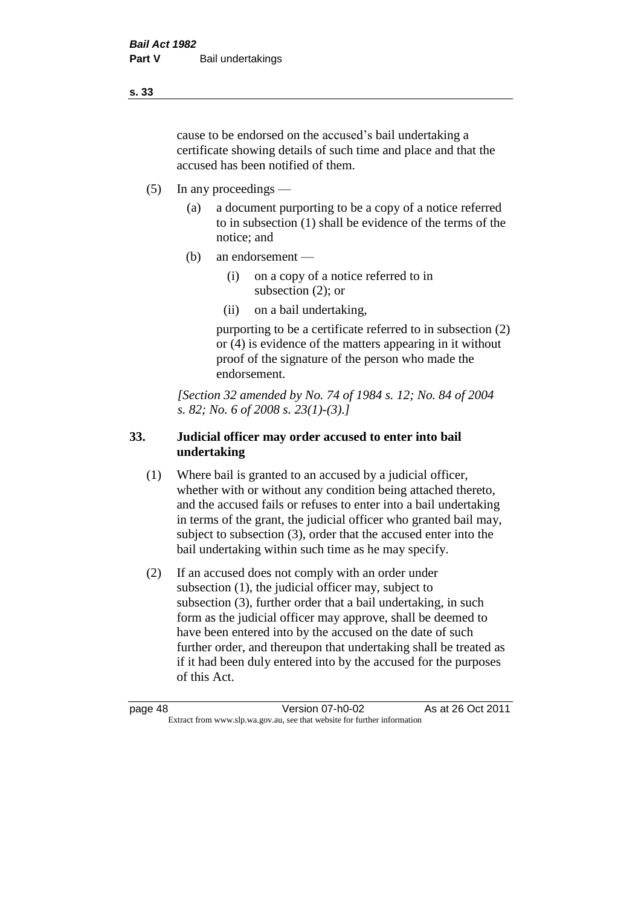cause to be endorsed on the accused's bail undertaking a certificate showing details of such time and place and that the accused has been notified of them.

(5) In any proceedings —

(a) a document purporting to be a copy of a notice referred to in subsection (1) shall be evidence of the terms of the notice; and

(b) an endorsement —

(i) on a copy of a notice referred to in subsection (2); or

(ii) on a bail undertaking,

purporting to be a certificate referred to in subsection (2) or (4) is evidence of the matters appearing in it without proof of the signature of the person who made the endorsement.

*[Section 32 amended by No. 74 of 1984 s. 12; No. 84 of 2004 s. 82; No. 6 of 2008 s. 23(1)-(3).]*

## 33. Judicial officer may order accused to enter into bail undertaking

(1) Where bail is granted to an accused by a judicial officer, whether with or without any condition being attached thereto, and the accused fails or refuses to enter into a bail undertaking in terms of the grant, the judicial officer who granted bail may, subject to subsection (3), order that the accused enter into the bail undertaking within such time as he may specify.

(2) If an accused does not comply with an order under subsection (1), the judicial officer may, subject to subsection (3), further order that a bail undertaking, in such form as the judicial officer may approve, shall be deemed to have been entered into by the accused on the date of such further order, and thereupon that undertaking shall be treated as if it had been duly entered into by the accused for the purposes of this Act.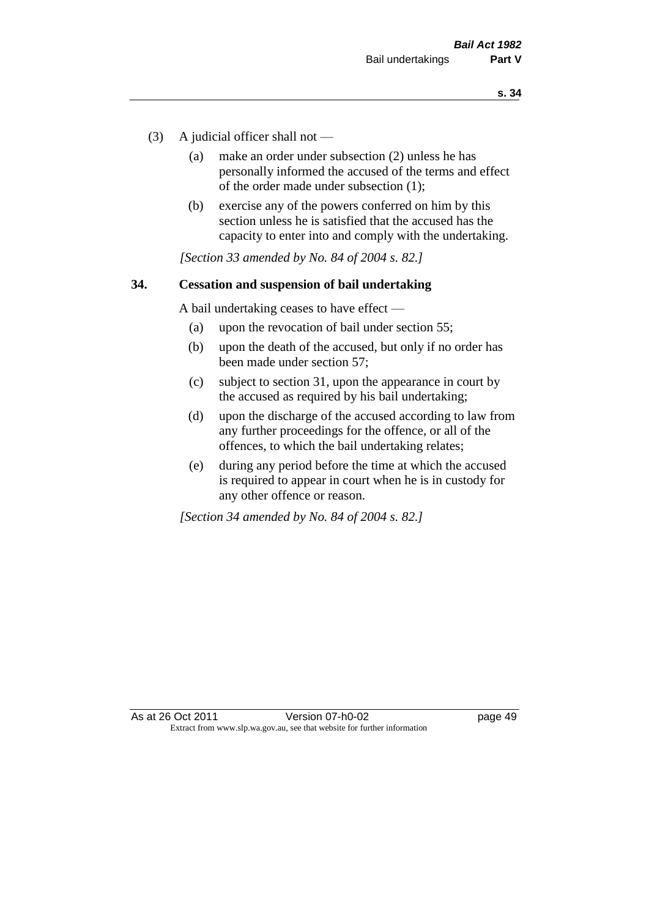(3) A judicial officer shall not —

(a) make an order under subsection (2) unless he has personally informed the accused of the terms and effect of the order made under subsection (1);

(b) exercise any of the powers conferred on him by this section unless he is satisfied that the accused has the capacity to enter into and comply with the undertaking.

*[Section 33 amended by No. 84 of 2004 s. 82.]*

### 34. Cessation and suspension of bail undertaking

A bail undertaking ceases to have effect —

(a) upon the revocation of bail under section 55;

(b) upon the death of the accused, but only if no order has been made under section 57;

(c) subject to section 31, upon the appearance in court by the accused as required by his bail undertaking;

(d) upon the discharge of the accused according to law from any further proceedings for the offence, or all of the offences, to which the bail undertaking relates;

(e) during any period before the time at which the accused is required to appear in court when he is in custody for any other offence or reason.

*[Section 34 amended by No. 84 of 2004 s. 82.]*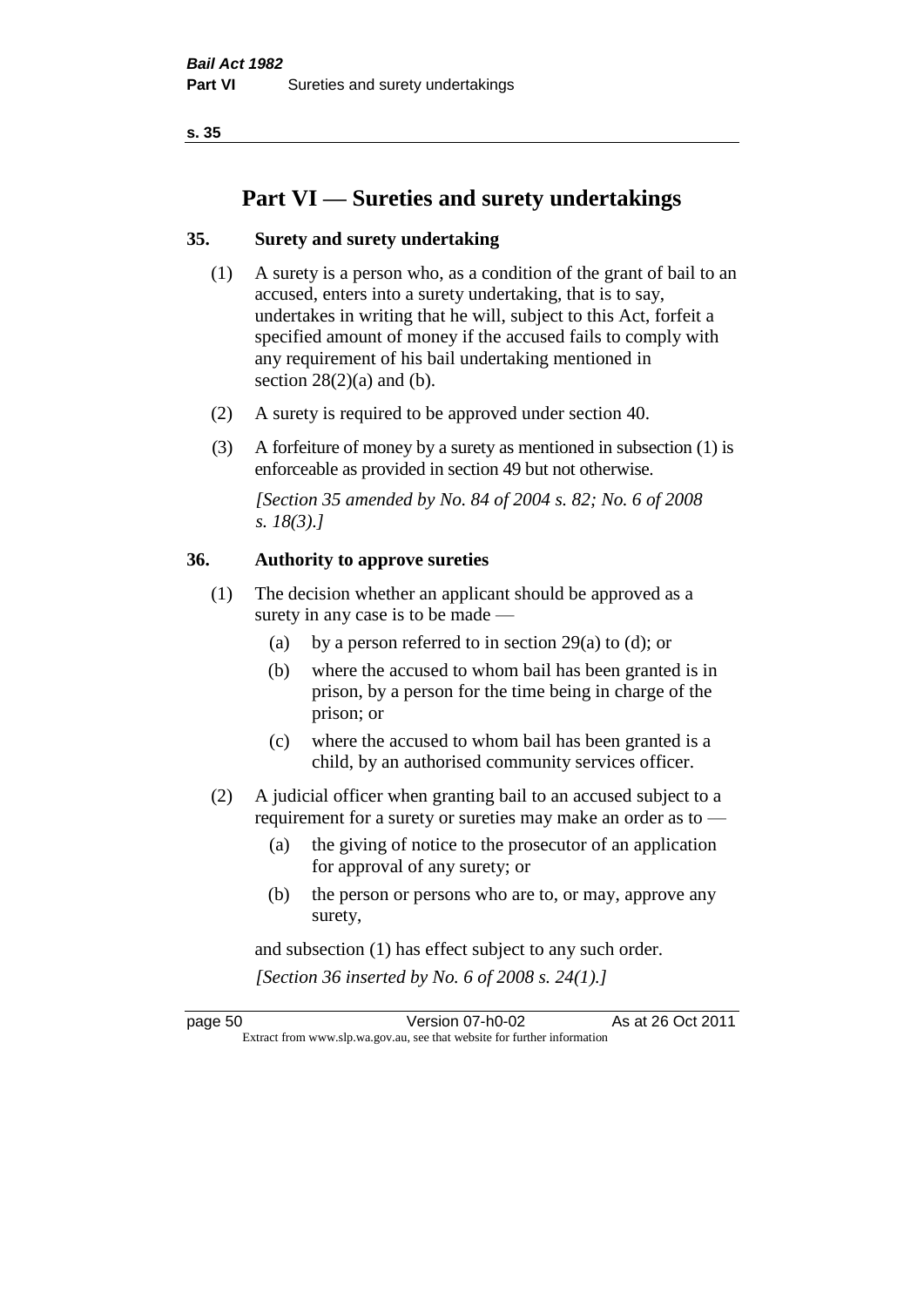# Part VI — Sureties and surety undertakings

## 35. Surety and surety undertaking

(1) A surety is a person who, as a condition of the grant of bail to an accused, enters into a surety undertaking, that is to say, undertakes in writing that he will, subject to this Act, forfeit a specified amount of money if the accused fails to comply with any requirement of his bail undertaking mentioned in section 28(2)(a) and (b).

(2) A surety is required to be approved under section 40.

(3) A forfeiture of money by a surety as mentioned in subsection (1) is enforceable as provided in section 49 but not otherwise.

*[Section 35 amended by No. 84 of 2004 s. 82; No. 6 of 2008 s. 18(3).]*

## 36. Authority to approve sureties

(1) The decision whether an applicant should be approved as a surety in any case is to be made —

- (a) by a person referred to in section 29(a) to (d); or
- (b) where the accused to whom bail has been granted is in prison, by a person for the time being in charge of the prison; or
- (c) where the accused to whom bail has been granted is a child, by an authorised community services officer.

(2) A judicial officer when granting bail to an accused subject to a requirement for a surety or sureties may make an order as to —

- (a) the giving of notice to the prosecutor of an application for approval of any surety; or
- (b) the person or persons who are to, or may, approve any surety,

and subsection (1) has effect subject to any such order.

*[Section 36 inserted by No. 6 of 2008 s. 24(1).]*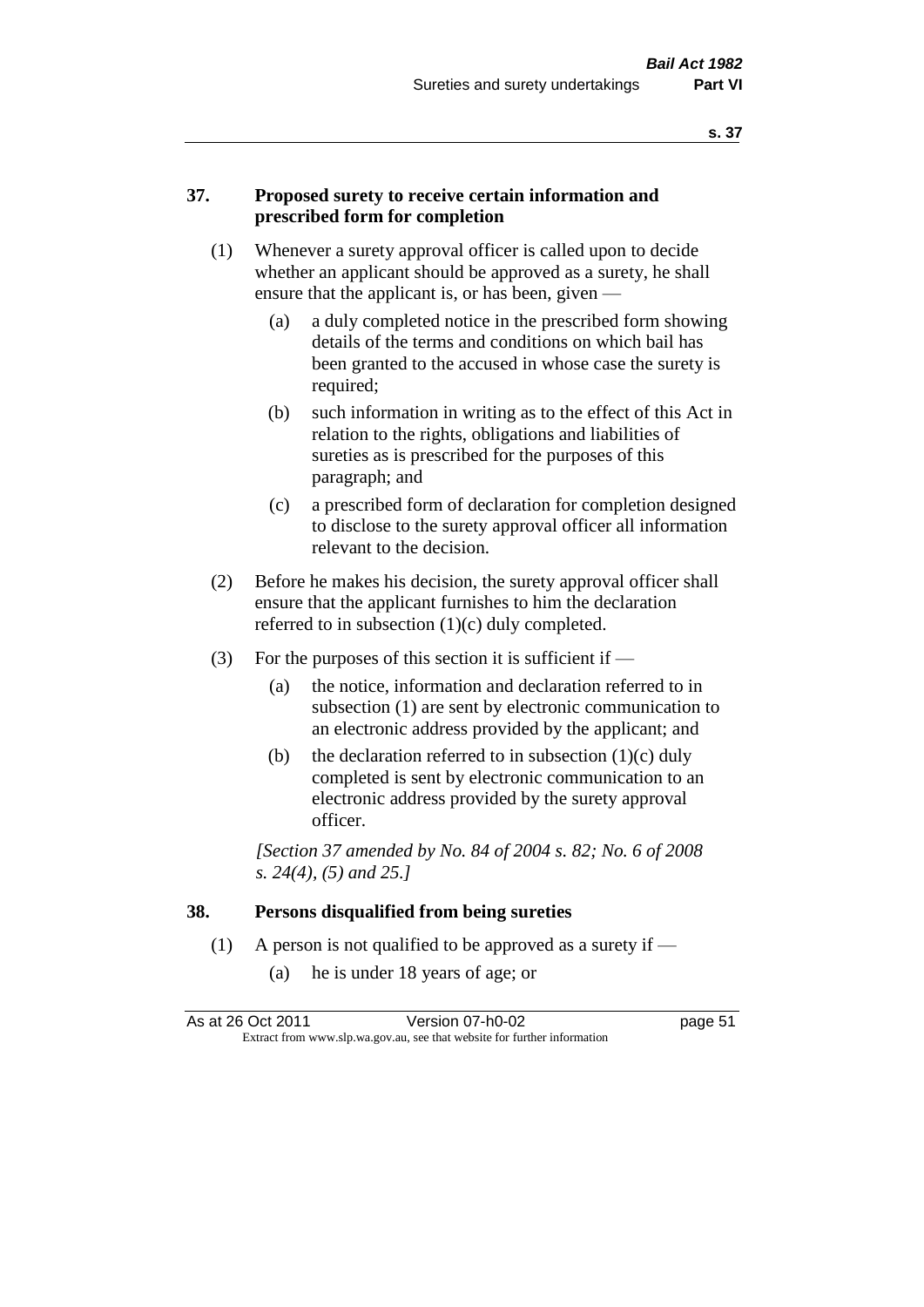## 37. Proposed surety to receive certain information and prescribed form for completion

(1) Whenever a surety approval officer is called upon to decide whether an applicant should be approved as a surety, he shall ensure that the applicant is, or has been, given —

(a) a duly completed notice in the prescribed form showing details of the terms and conditions on which bail has been granted to the accused in whose case the surety is required;

(b) such information in writing as to the effect of this Act in relation to the rights, obligations and liabilities of sureties as is prescribed for the purposes of this paragraph; and

(c) a prescribed form of declaration for completion designed to disclose to the surety approval officer all information relevant to the decision.

(2) Before he makes his decision, the surety approval officer shall ensure that the applicant furnishes to him the declaration referred to in subsection (1)(c) duly completed.

(3) For the purposes of this section it is sufficient if —

(a) the notice, information and declaration referred to in subsection (1) are sent by electronic communication to an electronic address provided by the applicant; and

(b) the declaration referred to in subsection (1)(c) duly completed is sent by electronic communication to an electronic address provided by the surety approval officer.

*[Section 37 amended by No. 84 of 2004 s. 82; No. 6 of 2008 s. 24(4), (5) and 25.]*

## 38. Persons disqualified from being sureties

(1) A person is not qualified to be approved as a surety if —

(a) he is under 18 years of age; or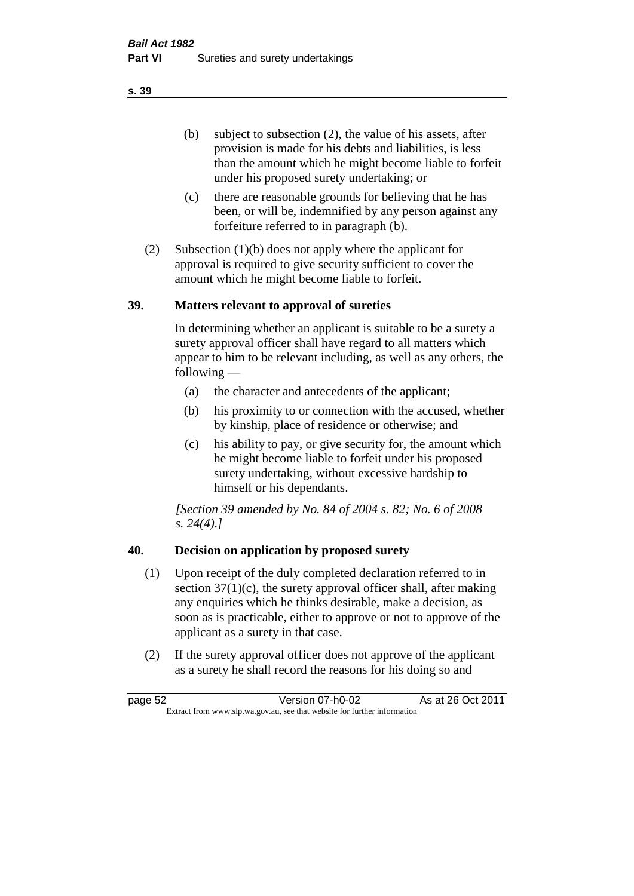(b) subject to subsection (2), the value of his assets, after provision is made for his debts and liabilities, is less than the amount which he might become liable to forfeit under his proposed surety undertaking; or

(c) there are reasonable grounds for believing that he has been, or will be, indemnified by any person against any forfeiture referred to in paragraph (b).

(2) Subsection (1)(b) does not apply where the applicant for approval is required to give security sufficient to cover the amount which he might become liable to forfeit.

## 39. Matters relevant to approval of sureties

In determining whether an applicant is suitable to be a surety a surety approval officer shall have regard to all matters which appear to him to be relevant including, as well as any others, the following —

(a) the character and antecedents of the applicant;

(b) his proximity to or connection with the accused, whether by kinship, place of residence or otherwise; and

(c) his ability to pay, or give security for, the amount which he might become liable to forfeit under his proposed surety undertaking, without excessive hardship to himself or his dependants.

*[Section 39 amended by No. 84 of 2004 s. 82; No. 6 of 2008 s. 24(4).]*

## 40. Decision on application by proposed surety

(1) Upon receipt of the duly completed declaration referred to in section 37(1)(c), the surety approval officer shall, after making any enquiries which he thinks desirable, make a decision, as soon as is practicable, either to approve or not to approve of the applicant as a surety in that case.

(2) If the surety approval officer does not approve of the applicant as a surety he shall record the reasons for his doing so and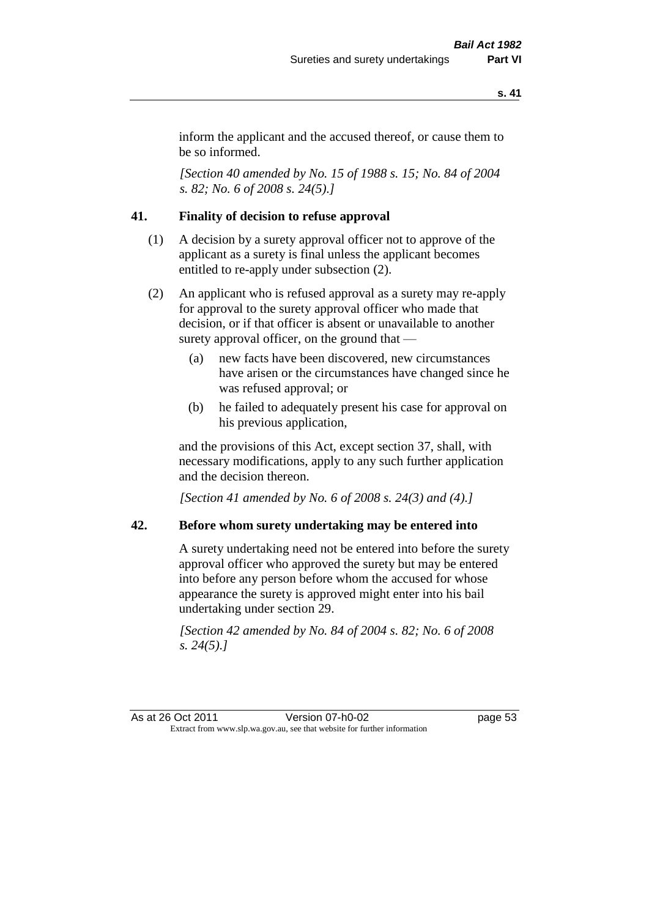inform the applicant and the accused thereof, or cause them to be so informed.

*[Section 40 amended by No. 15 of 1988 s. 15; No. 84 of 2004 s. 82; No. 6 of 2008 s. 24(5).]*

### 41. Finality of decision to refuse approval

(1) A decision by a surety approval officer not to approve of the applicant as a surety is final unless the applicant becomes entitled to re-apply under subsection (2).

(2) An applicant who is refused approval as a surety may re-apply for approval to the surety approval officer who made that decision, or if that officer is absent or unavailable to another surety approval officer, on the ground that —

- (a) new facts have been discovered, new circumstances have arisen or the circumstances have changed since he was refused approval; or
- (b) he failed to adequately present his case for approval on his previous application,

and the provisions of this Act, except section 37, shall, with necessary modifications, apply to any such further application and the decision thereon.

*[Section 41 amended by No. 6 of 2008 s. 24(3) and (4).]*

### 42. Before whom surety undertaking may be entered into

A surety undertaking need not be entered into before the surety approval officer who approved the surety but may be entered into before any person before whom the accused for whose appearance the surety is approved might enter into his bail undertaking under section 29.

*[Section 42 amended by No. 84 of 2004 s. 82; No. 6 of 2008 s. 24(5).]*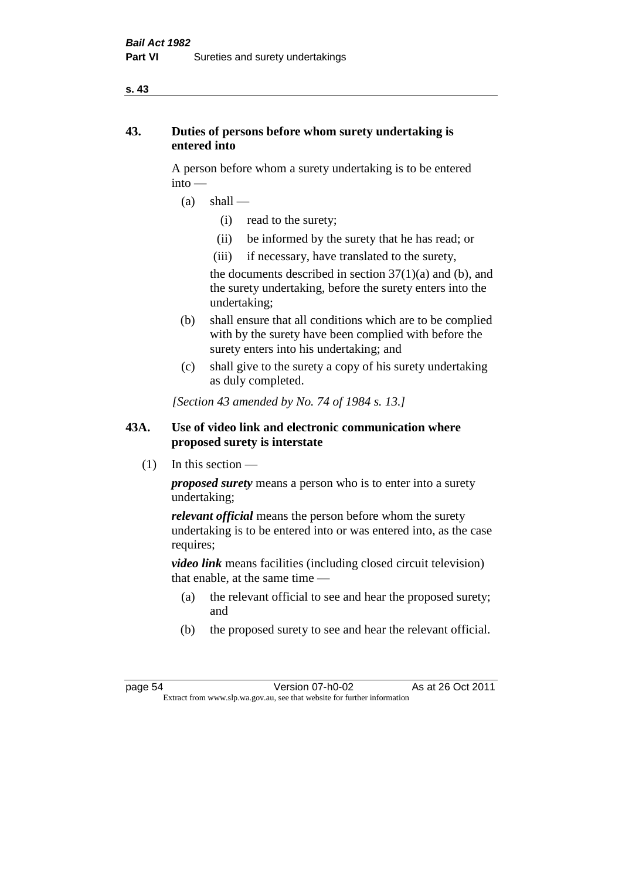## 43. Duties of persons before whom surety undertaking is entered into

A person before whom a surety undertaking is to be entered into —

- (a) shall —
  - (i) read to the surety;
  - (ii) be informed by the surety that he has read; or
  - (iii) if necessary, have translated to the surety,

  the documents described in section 37(1)(a) and (b), and the surety undertaking, before the surety enters into the undertaking;
- (b) shall ensure that all conditions which are to be complied with by the surety have been complied with before the surety enters into his undertaking; and
- (c) shall give to the surety a copy of his surety undertaking as duly completed.

*[Section 43 amended by No. 74 of 1984 s. 13.]*

## 43A. Use of video link and electronic communication where proposed surety is interstate

(1) In this section —

***proposed surety*** means a person who is to enter into a surety undertaking;

***relevant official*** means the person before whom the surety undertaking is to be entered into or was entered into, as the case requires;

***video link*** means facilities (including closed circuit television) that enable, at the same time —

- (a) the relevant official to see and hear the proposed surety; and
- (b) the proposed surety to see and hear the relevant official.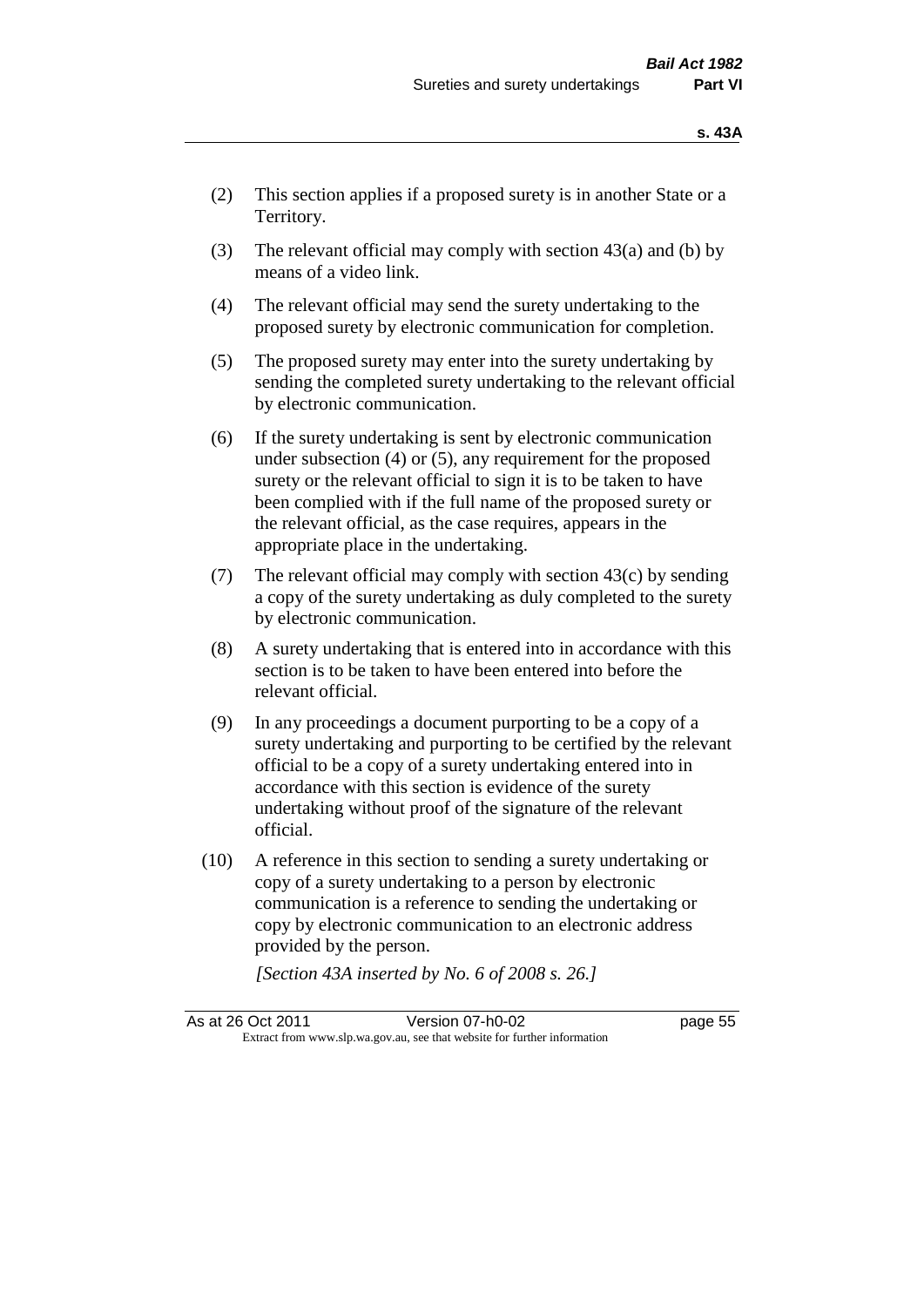(2) This section applies if a proposed surety is in another State or a Territory.

(3) The relevant official may comply with section 43(a) and (b) by means of a video link.

(4) The relevant official may send the surety undertaking to the proposed surety by electronic communication for completion.

(5) The proposed surety may enter into the surety undertaking by sending the completed surety undertaking to the relevant official by electronic communication.

(6) If the surety undertaking is sent by electronic communication under subsection (4) or (5), any requirement for the proposed surety or the relevant official to sign it is to be taken to have been complied with if the full name of the proposed surety or the relevant official, as the case requires, appears in the appropriate place in the undertaking.

(7) The relevant official may comply with section 43(c) by sending a copy of the surety undertaking as duly completed to the surety by electronic communication.

(8) A surety undertaking that is entered into in accordance with this section is to be taken to have been entered into before the relevant official.

(9) In any proceedings a document purporting to be a copy of a surety undertaking and purporting to be certified by the relevant official to be a copy of a surety undertaking entered into in accordance with this section is evidence of the surety undertaking without proof of the signature of the relevant official.

(10) A reference in this section to sending a surety undertaking or copy of a surety undertaking to a person by electronic communication is a reference to sending the undertaking or copy by electronic communication to an electronic address provided by the person.

*[Section 43A inserted by No. 6 of 2008 s. 26.]*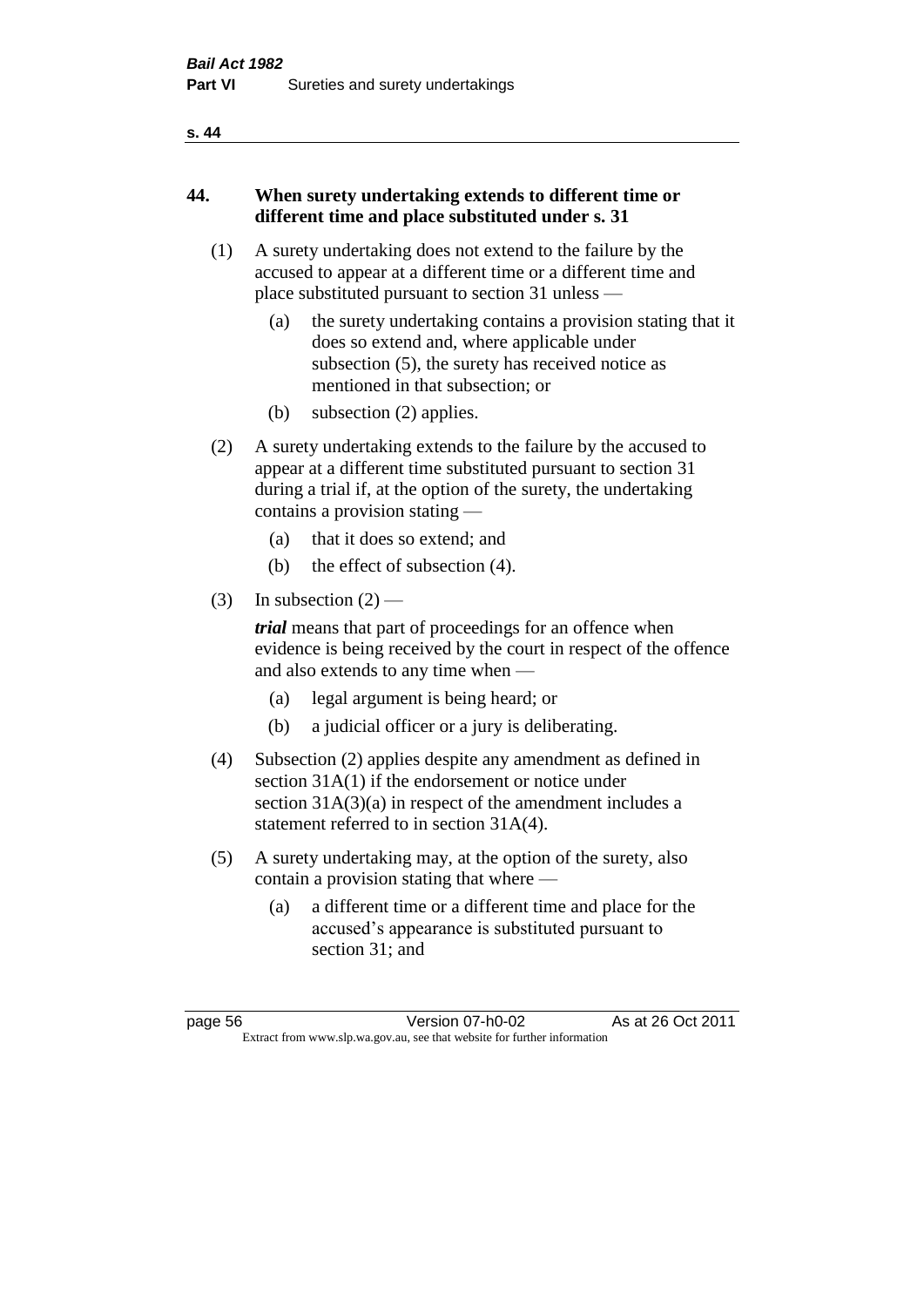## 44. When surety undertaking extends to different time or different time and place substituted under s. 31

(1) A surety undertaking does not extend to the failure by the accused to appear at a different time or a different time and place substituted pursuant to section 31 unless —

(a) the surety undertaking contains a provision stating that it does so extend and, where applicable under subsection (5), the surety has received notice as mentioned in that subsection; or

(b) subsection (2) applies.

(2) A surety undertaking extends to the failure by the accused to appear at a different time substituted pursuant to section 31 during a trial if, at the option of the surety, the undertaking contains a provision stating —

(a) that it does so extend; and

(b) the effect of subsection (4).

(3) In subsection (2) —

***trial*** means that part of proceedings for an offence when evidence is being received by the court in respect of the offence and also extends to any time when —

(a) legal argument is being heard; or

(b) a judicial officer or a jury is deliberating.

(4) Subsection (2) applies despite any amendment as defined in section 31A(1) if the endorsement or notice under section 31A(3)(a) in respect of the amendment includes a statement referred to in section 31A(4).

(5) A surety undertaking may, at the option of the surety, also contain a provision stating that where —

(a) a different time or a different time and place for the accused's appearance is substituted pursuant to section 31; and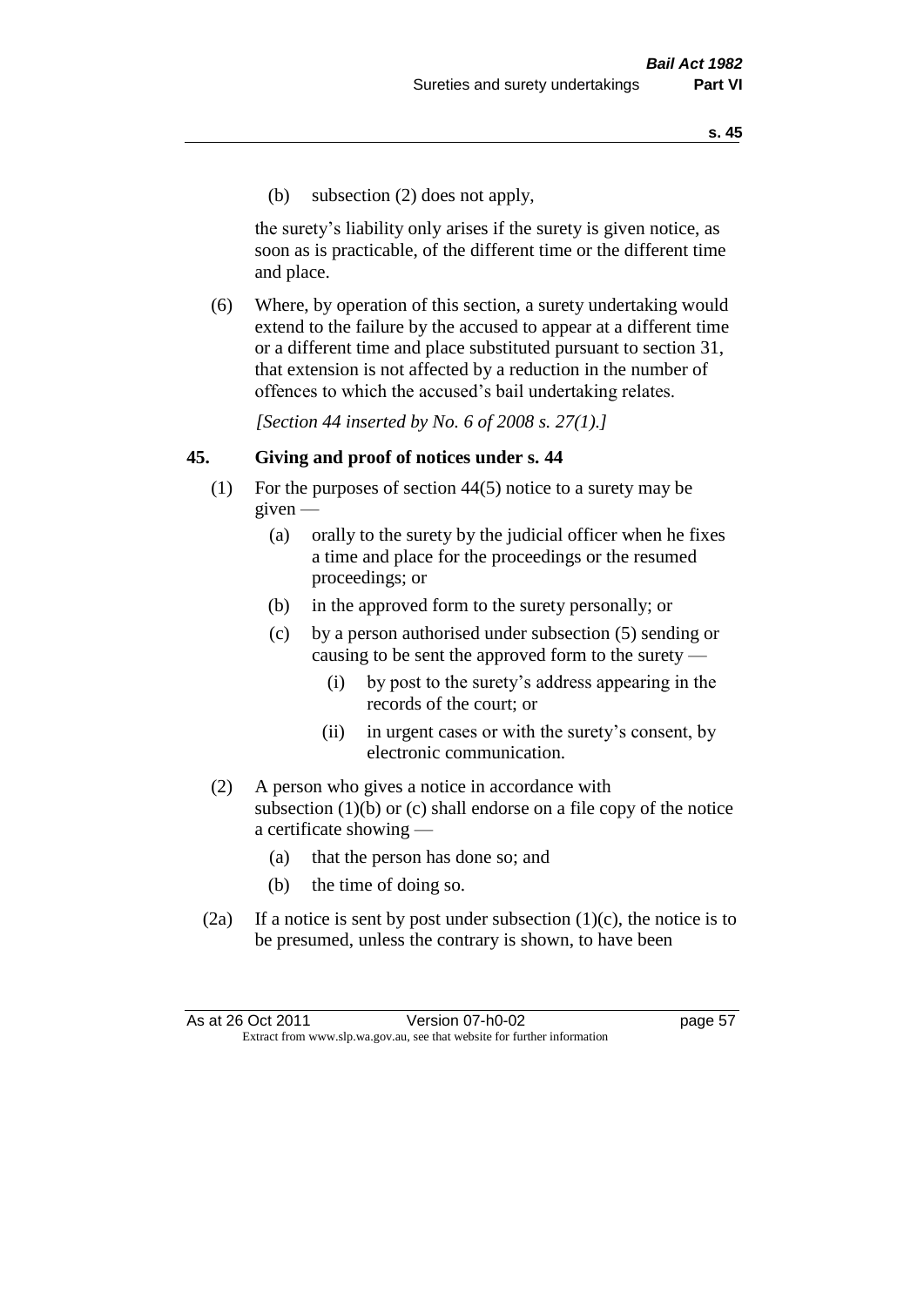(b) subsection (2) does not apply,

the surety's liability only arises if the surety is given notice, as soon as is practicable, of the different time or the different time and place.

(6) Where, by operation of this section, a surety undertaking would extend to the failure by the accused to appear at a different time or a different time and place substituted pursuant to section 31, that extension is not affected by a reduction in the number of offences to which the accused's bail undertaking relates.

*[Section 44 inserted by No. 6 of 2008 s. 27(1).]*

## 45. Giving and proof of notices under s. 44

(1) For the purposes of section 44(5) notice to a surety may be given —

- (a) orally to the surety by the judicial officer when he fixes a time and place for the proceedings or the resumed proceedings; or
- (b) in the approved form to the surety personally; or
- (c) by a person authorised under subsection (5) sending or causing to be sent the approved form to the surety —
  - (i) by post to the surety's address appearing in the records of the court; or
  - (ii) in urgent cases or with the surety's consent, by electronic communication.

(2) A person who gives a notice in accordance with subsection (1)(b) or (c) shall endorse on a file copy of the notice a certificate showing —

- (a) that the person has done so; and
- (b) the time of doing so.

(2a) If a notice is sent by post under subsection (1)(c), the notice is to be presumed, unless the contrary is shown, to have been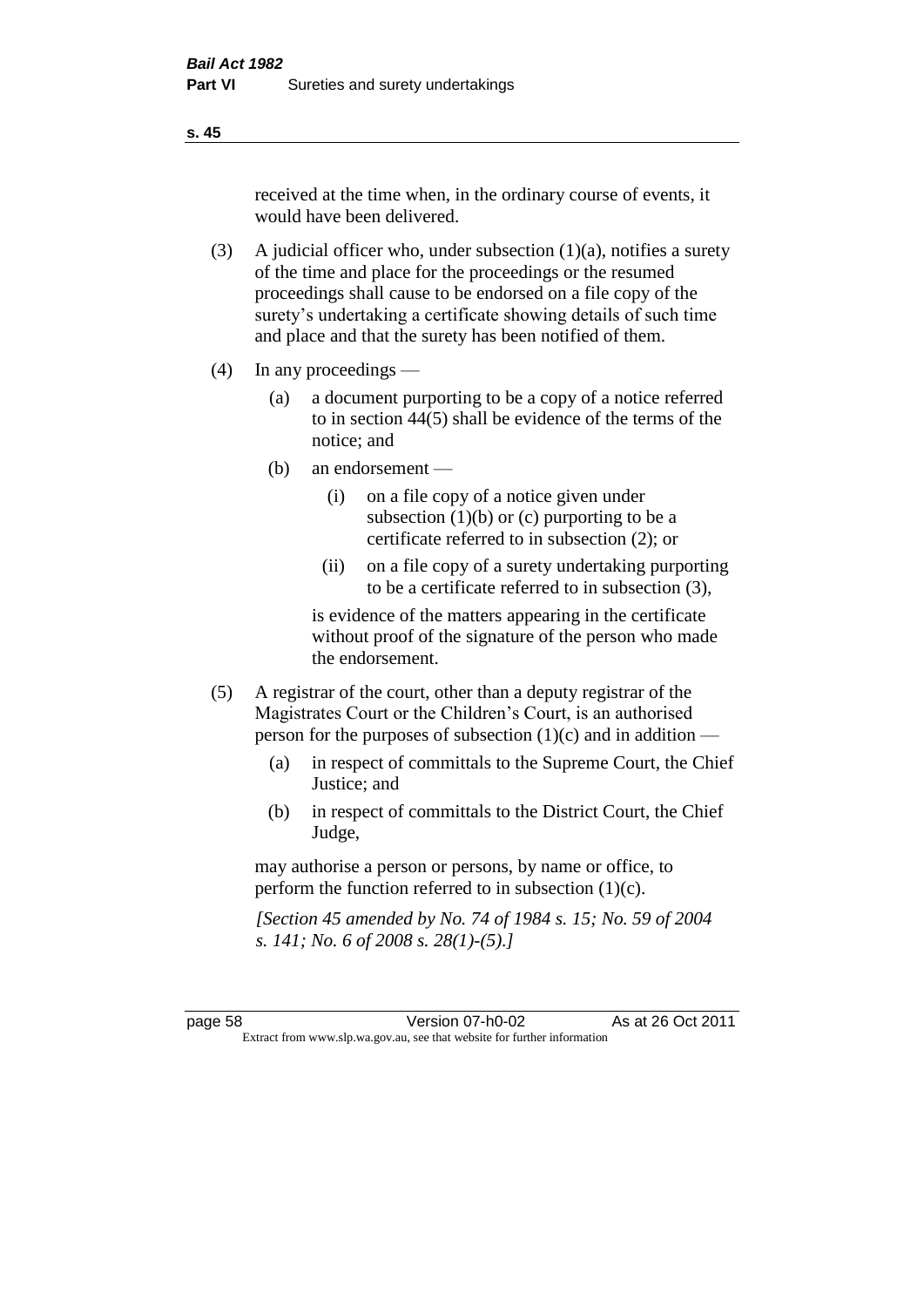received at the time when, in the ordinary course of events, it would have been delivered.

(3) A judicial officer who, under subsection (1)(a), notifies a surety of the time and place for the proceedings or the resumed proceedings shall cause to be endorsed on a file copy of the surety's undertaking a certificate showing details of such time and place and that the surety has been notified of them.

(4) In any proceedings —

   (a) a document purporting to be a copy of a notice referred to in section 44(5) shall be evidence of the terms of the notice; and

   (b) an endorsement —

      (i) on a file copy of a notice given under subsection (1)(b) or (c) purporting to be a certificate referred to in subsection (2); or

      (ii) on a file copy of a surety undertaking purporting to be a certificate referred to in subsection (3),

   is evidence of the matters appearing in the certificate without proof of the signature of the person who made the endorsement.

(5) A registrar of the court, other than a deputy registrar of the Magistrates Court or the Children's Court, is an authorised person for the purposes of subsection (1)(c) and in addition —

   (a) in respect of committals to the Supreme Court, the Chief Justice; and

   (b) in respect of committals to the District Court, the Chief Judge,

   may authorise a person or persons, by name or office, to perform the function referred to in subsection (1)(c).

*[Section 45 amended by No. 74 of 1984 s. 15; No. 59 of 2004 s. 141; No. 6 of 2008 s. 28(1)-(5).]*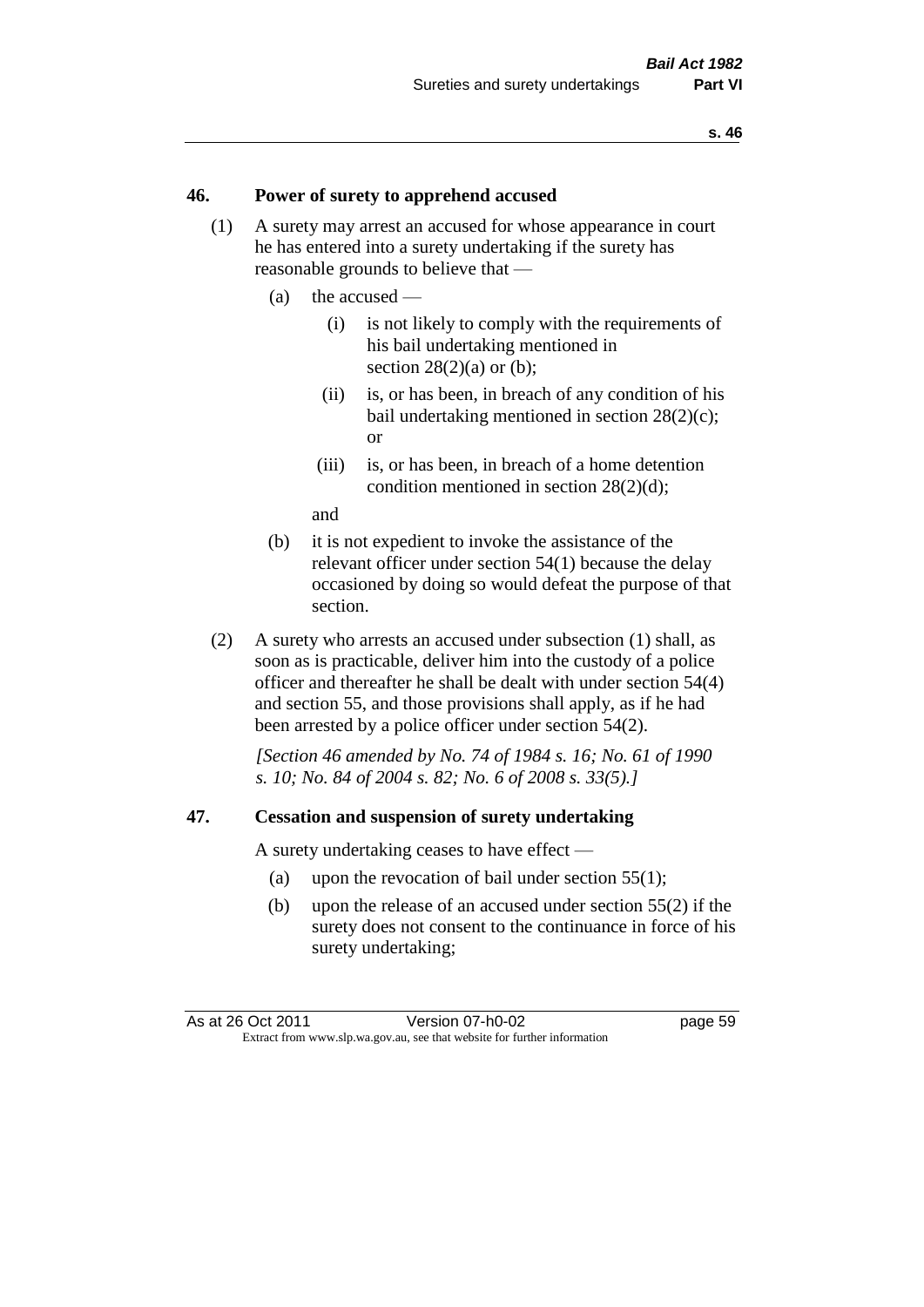## 46. Power of surety to apprehend accused

(1) A surety may arrest an accused for whose appearance in court he has entered into a surety undertaking if the surety has reasonable grounds to believe that —

- (a) the accused —
  - (i) is not likely to comply with the requirements of his bail undertaking mentioned in section 28(2)(a) or (b);
  - (ii) is, or has been, in breach of any condition of his bail undertaking mentioned in section 28(2)(c); or
  - (iii) is, or has been, in breach of a home detention condition mentioned in section 28(2)(d);

  and
- (b) it is not expedient to invoke the assistance of the relevant officer under section 54(1) because the delay occasioned by doing so would defeat the purpose of that section.

(2) A surety who arrests an accused under subsection (1) shall, as soon as is practicable, deliver him into the custody of a police officer and thereafter he shall be dealt with under section 54(4) and section 55, and those provisions shall apply, as if he had been arrested by a police officer under section 54(2).

*[Section 46 amended by No. 74 of 1984 s. 16; No. 61 of 1990 s. 10; No. 84 of 2004 s. 82; No. 6 of 2008 s. 33(5).]*

## 47. Cessation and suspension of surety undertaking

A surety undertaking ceases to have effect —

- (a) upon the revocation of bail under section 55(1);
- (b) upon the release of an accused under section 55(2) if the surety does not consent to the continuance in force of his surety undertaking;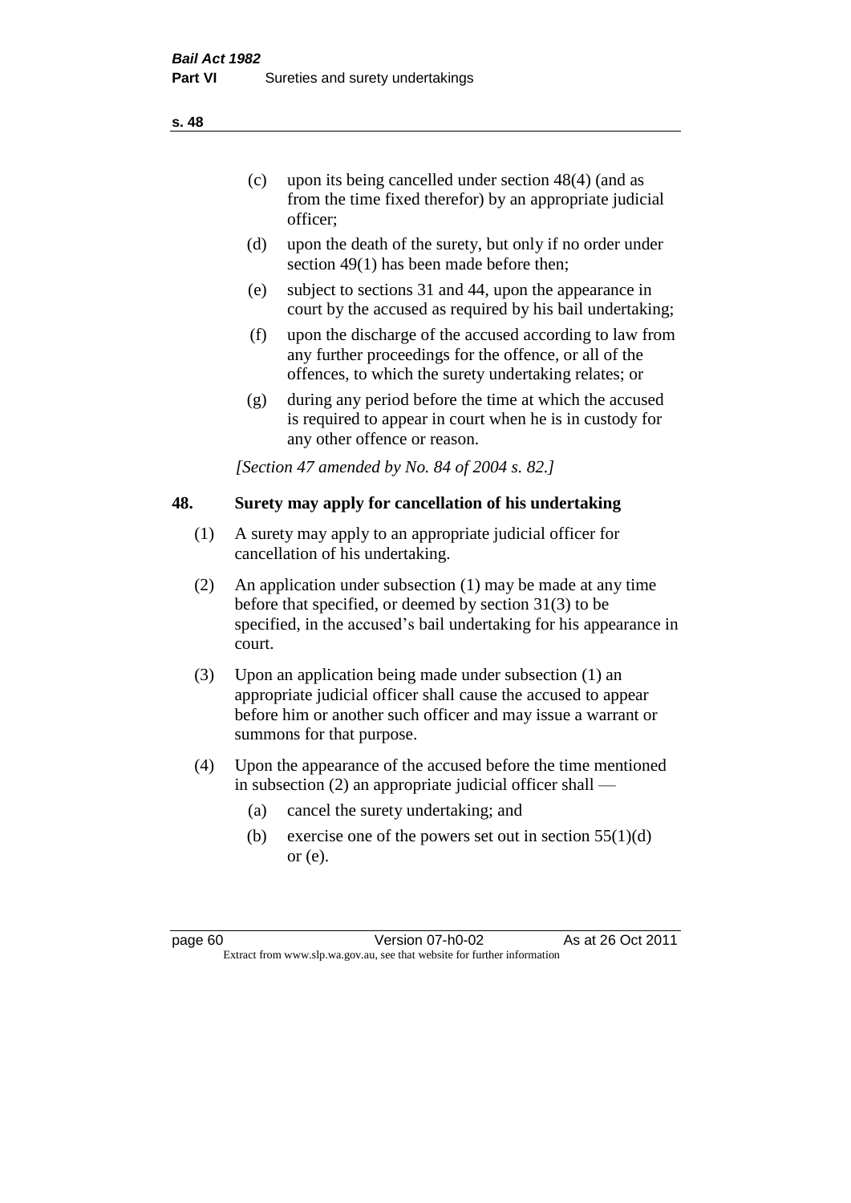(c) upon its being cancelled under section 48(4) (and as from the time fixed therefor) by an appropriate judicial officer;

(d) upon the death of the surety, but only if no order under section 49(1) has been made before then;

(e) subject to sections 31 and 44, upon the appearance in court by the accused as required by his bail undertaking;

(f) upon the discharge of the accused according to law from any further proceedings for the offence, or all of the offences, to which the surety undertaking relates; or

(g) during any period before the time at which the accused is required to appear in court when he is in custody for any other offence or reason.

*[Section 47 amended by No. 84 of 2004 s. 82.]*

## 48. Surety may apply for cancellation of his undertaking

(1) A surety may apply to an appropriate judicial officer for cancellation of his undertaking.

(2) An application under subsection (1) may be made at any time before that specified, or deemed by section 31(3) to be specified, in the accused's bail undertaking for his appearance in court.

(3) Upon an application being made under subsection (1) an appropriate judicial officer shall cause the accused to appear before him or another such officer and may issue a warrant or summons for that purpose.

(4) Upon the appearance of the accused before the time mentioned in subsection (2) an appropriate judicial officer shall —

(a) cancel the surety undertaking; and

(b) exercise one of the powers set out in section 55(1)(d) or (e).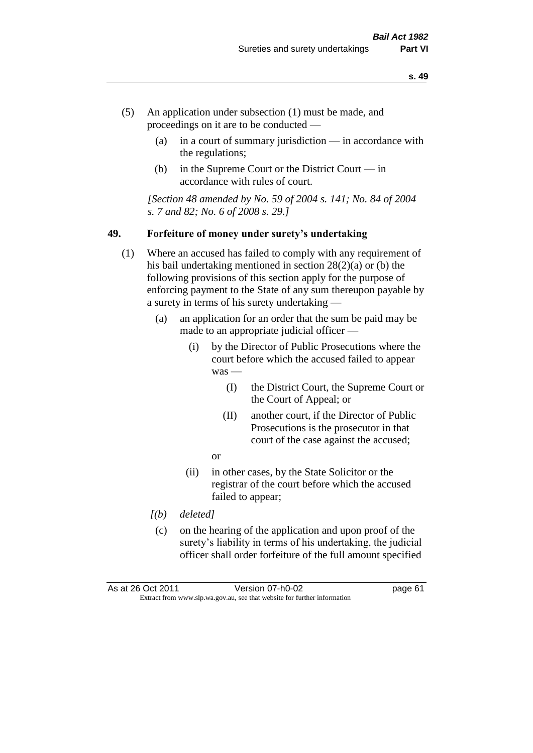(5) An application under subsection (1) must be made, and proceedings on it are to be conducted —

(a) in a court of summary jurisdiction — in accordance with the regulations;

(b) in the Supreme Court or the District Court — in accordance with rules of court.

*[Section 48 amended by No. 59 of 2004 s. 141; No. 84 of 2004 s. 7 and 82; No. 6 of 2008 s. 29.]*

## 49. Forfeiture of money under surety's undertaking

(1) Where an accused has failed to comply with any requirement of his bail undertaking mentioned in section 28(2)(a) or (b) the following provisions of this section apply for the purpose of enforcing payment to the State of any sum thereupon payable by a surety in terms of his surety undertaking —

(a) an application for an order that the sum be paid may be made to an appropriate judicial officer —

(i) by the Director of Public Prosecutions where the court before which the accused failed to appear was —

(I) the District Court, the Supreme Court or the Court of Appeal; or

(II) another court, if the Director of Public Prosecutions is the prosecutor in that court of the case against the accused;

or

(ii) in other cases, by the State Solicitor or the registrar of the court before which the accused failed to appear;

*[(b) deleted]*

(c) on the hearing of the application and upon proof of the surety's liability in terms of his undertaking, the judicial officer shall order forfeiture of the full amount specified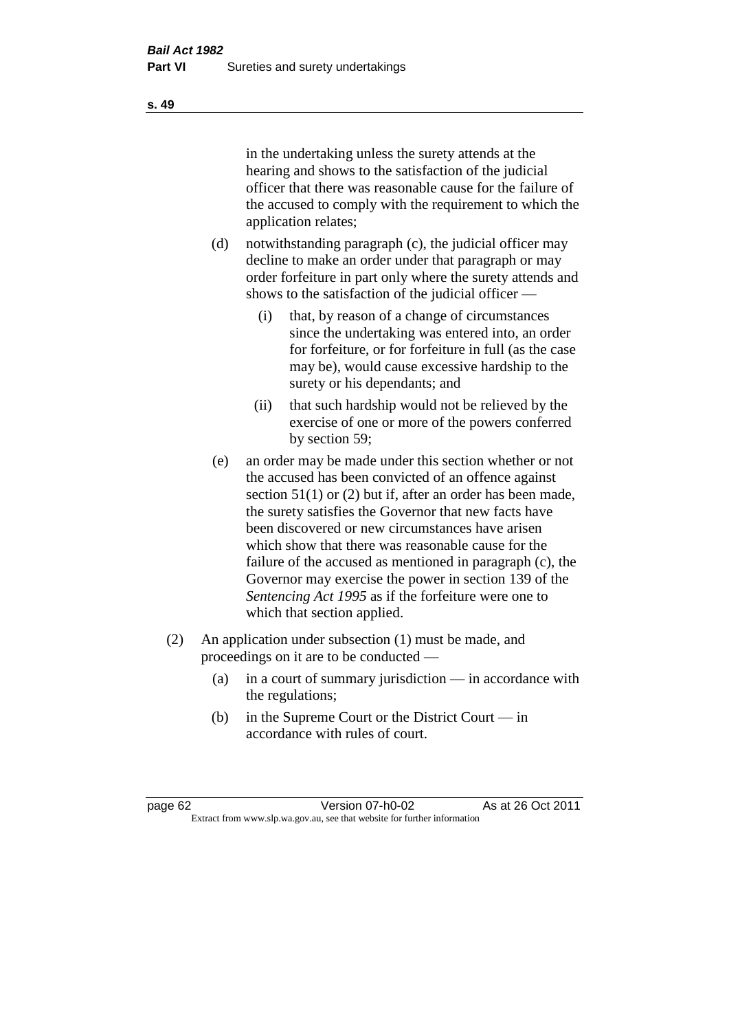in the undertaking unless the surety attends at the hearing and shows to the satisfaction of the judicial officer that there was reasonable cause for the failure of the accused to comply with the requirement to which the application relates;

(d) notwithstanding paragraph (c), the judicial officer may decline to make an order under that paragraph or may order forfeiture in part only where the surety attends and shows to the satisfaction of the judicial officer —

(i) that, by reason of a change of circumstances since the undertaking was entered into, an order for forfeiture, or for forfeiture in full (as the case may be), would cause excessive hardship to the surety or his dependants; and

(ii) that such hardship would not be relieved by the exercise of one or more of the powers conferred by section 59;

(e) an order may be made under this section whether or not the accused has been convicted of an offence against section 51(1) or (2) but if, after an order has been made, the surety satisfies the Governor that new facts have been discovered or new circumstances have arisen which show that there was reasonable cause for the failure of the accused as mentioned in paragraph (c), the Governor may exercise the power in section 139 of the *Sentencing Act 1995* as if the forfeiture were one to which that section applied.

(2) An application under subsection (1) must be made, and proceedings on it are to be conducted —

(a) in a court of summary jurisdiction — in accordance with the regulations;

(b) in the Supreme Court or the District Court — in accordance with rules of court.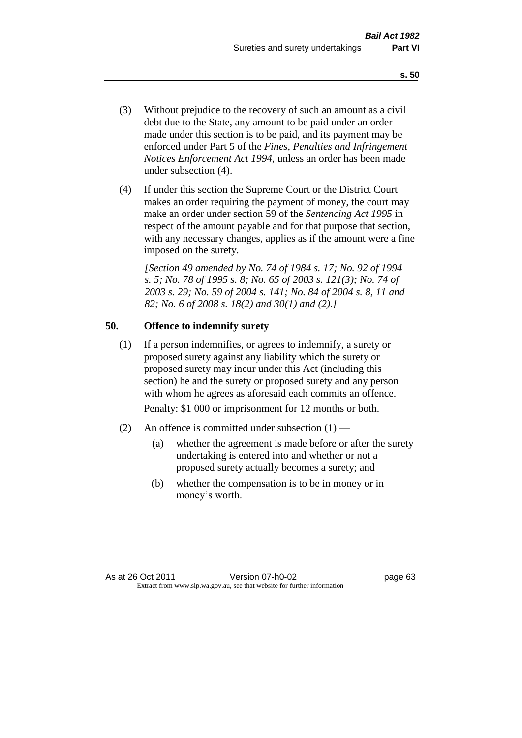(3) Without prejudice to the recovery of such an amount as a civil debt due to the State, any amount to be paid under an order made under this section is to be paid, and its payment may be enforced under Part 5 of the *Fines, Penalties and Infringement Notices Enforcement Act 1994*, unless an order has been made under subsection (4).

(4) If under this section the Supreme Court or the District Court makes an order requiring the payment of money, the court may make an order under section 59 of the *Sentencing Act 1995* in respect of the amount payable and for that purpose that section, with any necessary changes, applies as if the amount were a fine imposed on the surety.

*[Section 49 amended by No. 74 of 1984 s. 17; No. 92 of 1994 s. 5; No. 78 of 1995 s. 8; No. 65 of 2003 s. 121(3); No. 74 of 2003 s. 29; No. 59 of 2004 s. 141; No. 84 of 2004 s. 8, 11 and 82; No. 6 of 2008 s. 18(2) and 30(1) and (2).]*

## 50. Offence to indemnify surety

(1) If a person indemnifies, or agrees to indemnify, a surety or proposed surety against any liability which the surety or proposed surety may incur under this Act (including this section) he and the surety or proposed surety and any person with whom he agrees as aforesaid each commits an offence.

Penalty: $1 000 or imprisonment for 12 months or both.

(2) An offence is committed under subsection (1) —

(a) whether the agreement is made before or after the surety undertaking is entered into and whether or not a proposed surety actually becomes a surety; and

(b) whether the compensation is to be in money or in money's worth.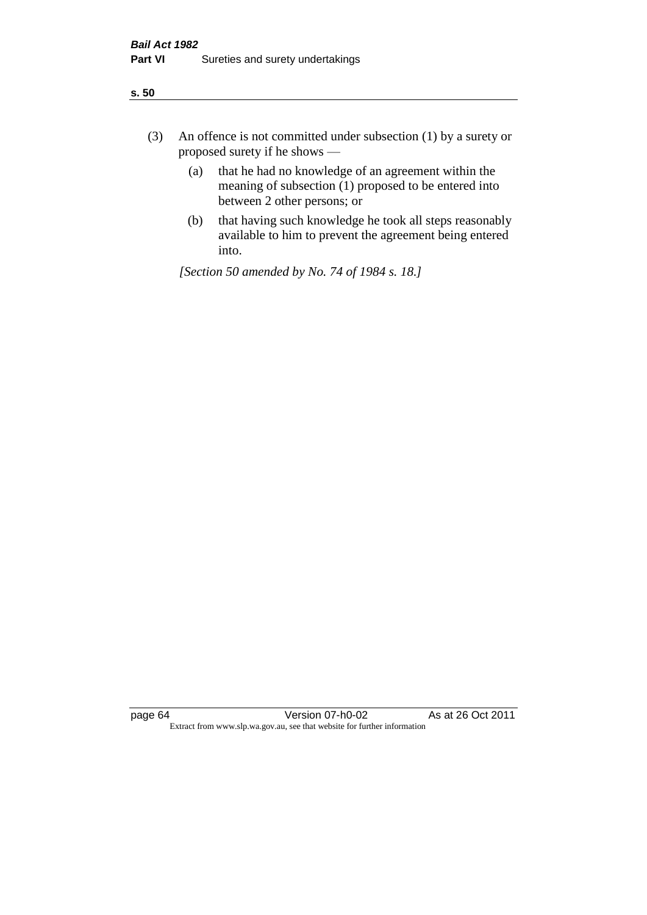(3) An offence is not committed under subsection (1) by a surety or proposed surety if he shows —

  (a) that he had no knowledge of an agreement within the meaning of subsection (1) proposed to be entered into between 2 other persons; or

  (b) that having such knowledge he took all steps reasonably available to him to prevent the agreement being entered into.

*[Section 50 amended by No. 74 of 1984 s. 18.]*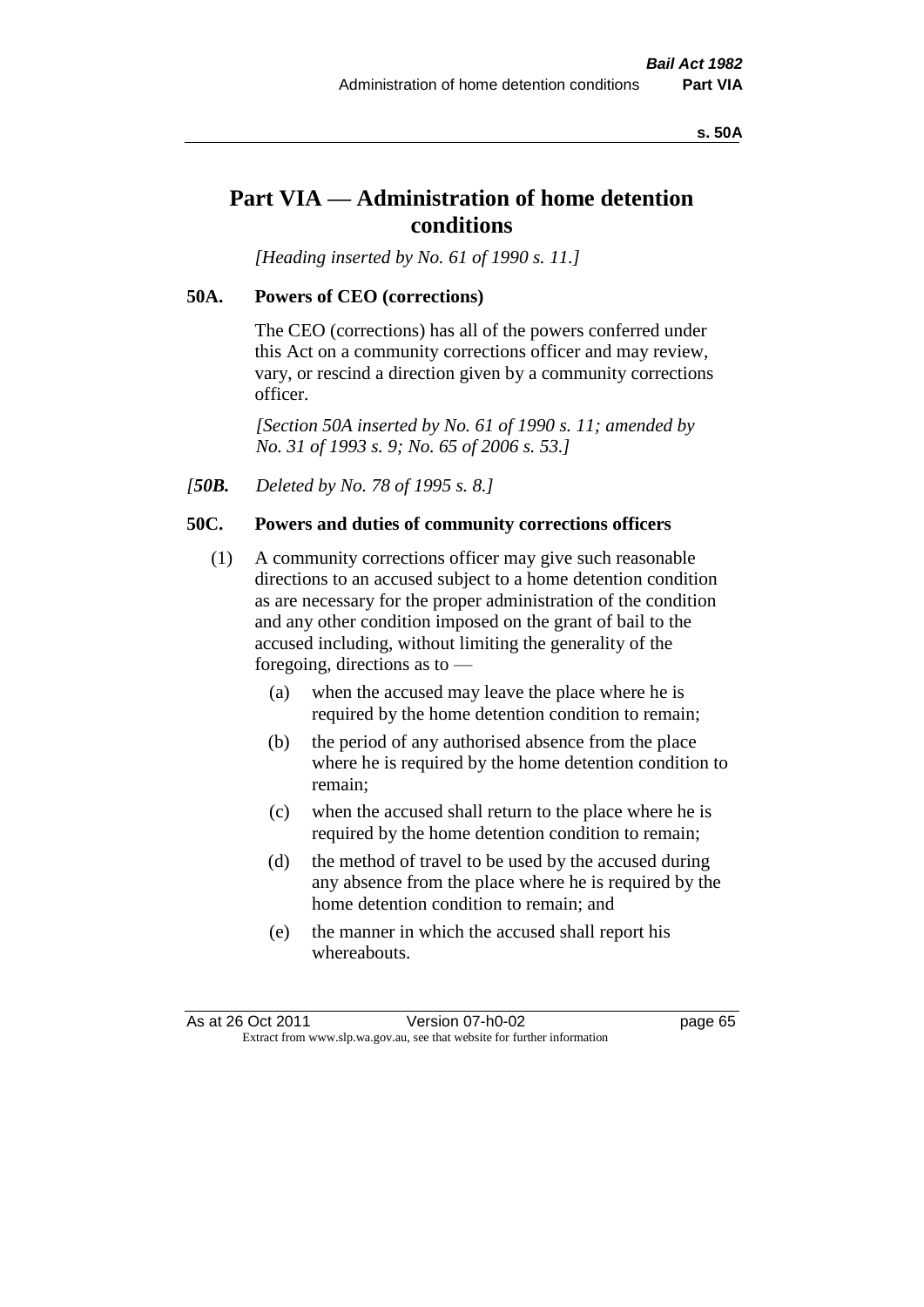# Part VIA — Administration of home detention conditions

*[Heading inserted by No. 61 of 1990 s. 11.]*

## 50A. Powers of CEO (corrections)

The CEO (corrections) has all of the powers conferred under this Act on a community corrections officer and may review, vary, or rescind a direction given by a community corrections officer.

*[Section 50A inserted by No. 61 of 1990 s. 11; amended by No. 31 of 1993 s. 9; No. 65 of 2006 s. 53.]*

*[**50B.** Deleted by No. 78 of 1995 s. 8.]*

## 50C. Powers and duties of community corrections officers

(1) A community corrections officer may give such reasonable directions to an accused subject to a home detention condition as are necessary for the proper administration of the condition and any other condition imposed on the grant of bail to the accused including, without limiting the generality of the foregoing, directions as to —

- (a) when the accused may leave the place where he is required by the home detention condition to remain;
- (b) the period of any authorised absence from the place where he is required by the home detention condition to remain;
- (c) when the accused shall return to the place where he is required by the home detention condition to remain;
- (d) the method of travel to be used by the accused during any absence from the place where he is required by the home detention condition to remain; and
- (e) the manner in which the accused shall report his whereabouts.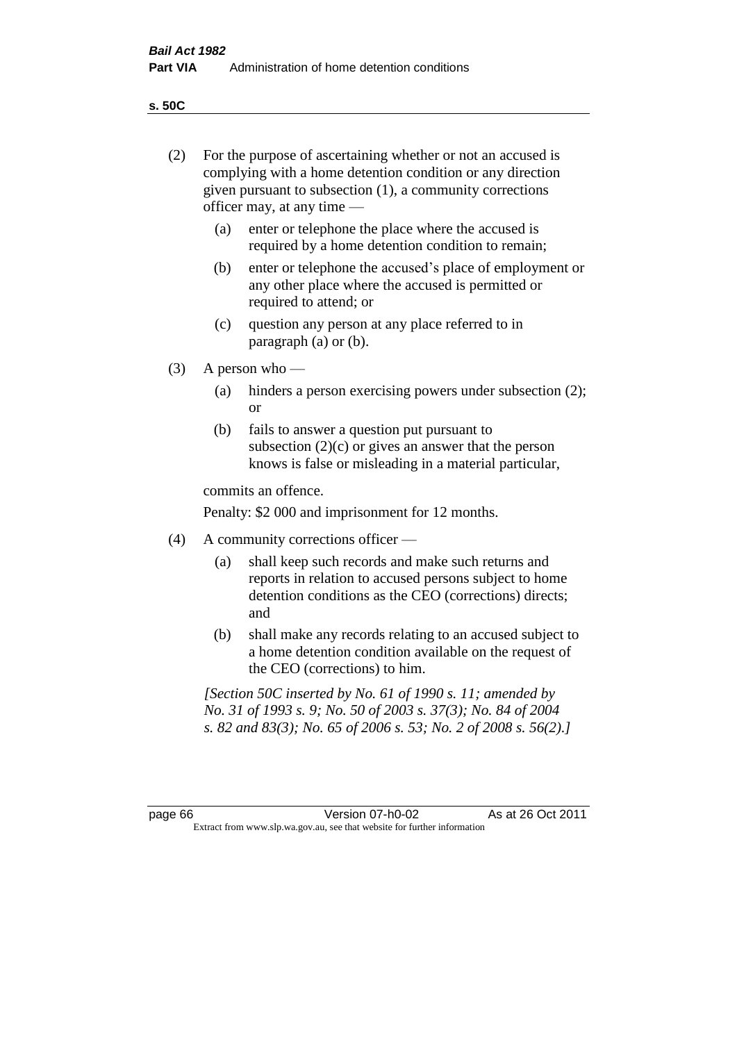(2) For the purpose of ascertaining whether or not an accused is complying with a home detention condition or any direction given pursuant to subsection (1), a community corrections officer may, at any time —

  (a) enter or telephone the place where the accused is required by a home detention condition to remain;

  (b) enter or telephone the accused's place of employment or any other place where the accused is permitted or required to attend; or

  (c) question any person at any place referred to in paragraph (a) or (b).

(3) A person who —

  (a) hinders a person exercising powers under subsection (2); or

  (b) fails to answer a question put pursuant to subsection (2)(c) or gives an answer that the person knows is false or misleading in a material particular,

commits an offence.

Penalty: $2 000 and imprisonment for 12 months.

(4) A community corrections officer —

  (a) shall keep such records and make such returns and reports in relation to accused persons subject to home detention conditions as the CEO (corrections) directs; and

  (b) shall make any records relating to an accused subject to a home detention condition available on the request of the CEO (corrections) to him.

*[Section 50C inserted by No. 61 of 1990 s. 11; amended by No. 31 of 1993 s. 9; No. 50 of 2003 s. 37(3); No. 84 of 2004 s. 82 and 83(3); No. 65 of 2006 s. 53; No. 2 of 2008 s. 56(2).]*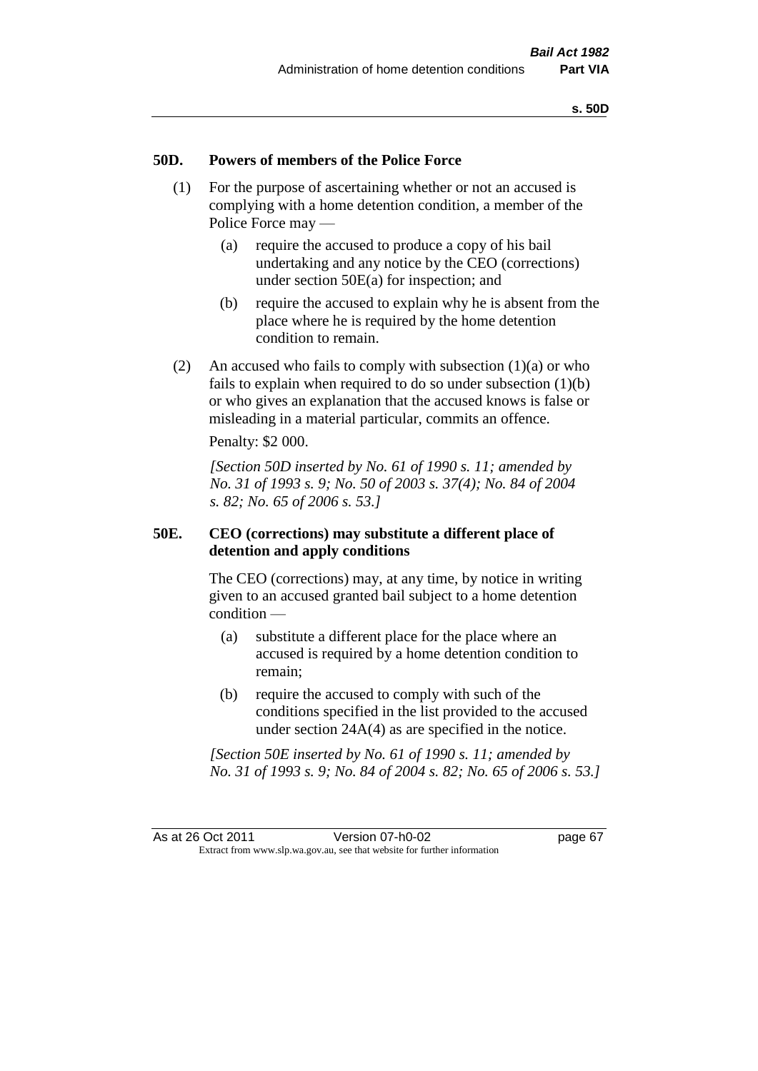## 50D. Powers of members of the Police Force

(1) For the purpose of ascertaining whether or not an accused is complying with a home detention condition, a member of the Police Force may —

   (a) require the accused to produce a copy of his bail undertaking and any notice by the CEO (corrections) under section 50E(a) for inspection; and

   (b) require the accused to explain why he is absent from the place where he is required by the home detention condition to remain.

(2) An accused who fails to comply with subsection (1)(a) or who fails to explain when required to do so under subsection (1)(b) or who gives an explanation that the accused knows is false or misleading in a material particular, commits an offence.

Penalty: $2 000.

*[Section 50D inserted by No. 61 of 1990 s. 11; amended by No. 31 of 1993 s. 9; No. 50 of 2003 s. 37(4); No. 84 of 2004 s. 82; No. 65 of 2006 s. 53.]*

## 50E. CEO (corrections) may substitute a different place of detention and apply conditions

The CEO (corrections) may, at any time, by notice in writing given to an accused granted bail subject to a home detention condition —

   (a) substitute a different place for the place where an accused is required by a home detention condition to remain;

   (b) require the accused to comply with such of the conditions specified in the list provided to the accused under section 24A(4) as are specified in the notice.

*[Section 50E inserted by No. 61 of 1990 s. 11; amended by No. 31 of 1993 s. 9; No. 84 of 2004 s. 82; No. 65 of 2006 s. 53.]*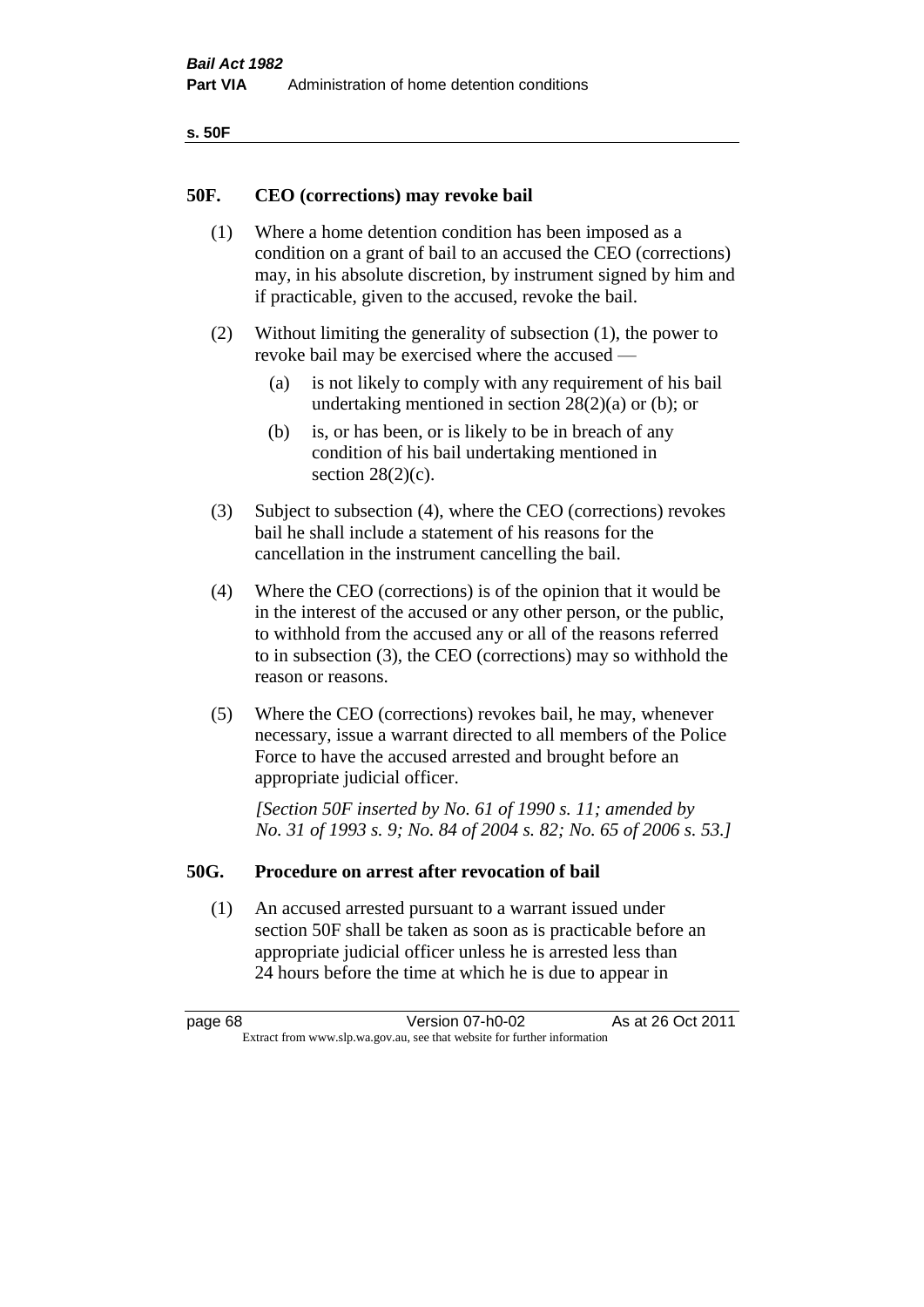## 50F. CEO (corrections) may revoke bail

(1) Where a home detention condition has been imposed as a condition on a grant of bail to an accused the CEO (corrections) may, in his absolute discretion, by instrument signed by him and if practicable, given to the accused, revoke the bail.

(2) Without limiting the generality of subsection (1), the power to revoke bail may be exercised where the accused —

(a) is not likely to comply with any requirement of his bail undertaking mentioned in section 28(2)(a) or (b); or

(b) is, or has been, or is likely to be in breach of any condition of his bail undertaking mentioned in section 28(2)(c).

(3) Subject to subsection (4), where the CEO (corrections) revokes bail he shall include a statement of his reasons for the cancellation in the instrument cancelling the bail.

(4) Where the CEO (corrections) is of the opinion that it would be in the interest of the accused or any other person, or the public, to withhold from the accused any or all of the reasons referred to in subsection (3), the CEO (corrections) may so withhold the reason or reasons.

(5) Where the CEO (corrections) revokes bail, he may, whenever necessary, issue a warrant directed to all members of the Police Force to have the accused arrested and brought before an appropriate judicial officer.

*[Section 50F inserted by No. 61 of 1990 s. 11; amended by No. 31 of 1993 s. 9; No. 84 of 2004 s. 82; No. 65 of 2006 s. 53.]*

## 50G. Procedure on arrest after revocation of bail

(1) An accused arrested pursuant to a warrant issued under section 50F shall be taken as soon as is practicable before an appropriate judicial officer unless he is arrested less than 24 hours before the time at which he is due to appear in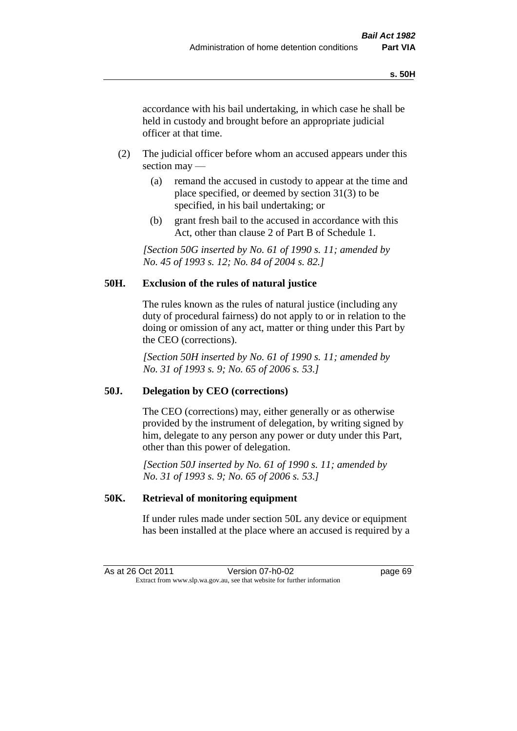accordance with his bail undertaking, in which case he shall be held in custody and brought before an appropriate judicial officer at that time.

(2) The judicial officer before whom an accused appears under this section may —

(a) remand the accused in custody to appear at the time and place specified, or deemed by section 31(3) to be specified, in his bail undertaking; or

(b) grant fresh bail to the accused in accordance with this Act, other than clause 2 of Part B of Schedule 1.

*[Section 50G inserted by No. 61 of 1990 s. 11; amended by No. 45 of 1993 s. 12; No. 84 of 2004 s. 82.]*

### 50H. Exclusion of the rules of natural justice

The rules known as the rules of natural justice (including any duty of procedural fairness) do not apply to or in relation to the doing or omission of any act, matter or thing under this Part by the CEO (corrections).

*[Section 50H inserted by No. 61 of 1990 s. 11; amended by No. 31 of 1993 s. 9; No. 65 of 2006 s. 53.]*

### 50J. Delegation by CEO (corrections)

The CEO (corrections) may, either generally or as otherwise provided by the instrument of delegation, by writing signed by him, delegate to any person any power or duty under this Part, other than this power of delegation.

*[Section 50J inserted by No. 61 of 1990 s. 11; amended by No. 31 of 1993 s. 9; No. 65 of 2006 s. 53.]*

### 50K. Retrieval of monitoring equipment

If under rules made under section 50L any device or equipment has been installed at the place where an accused is required by a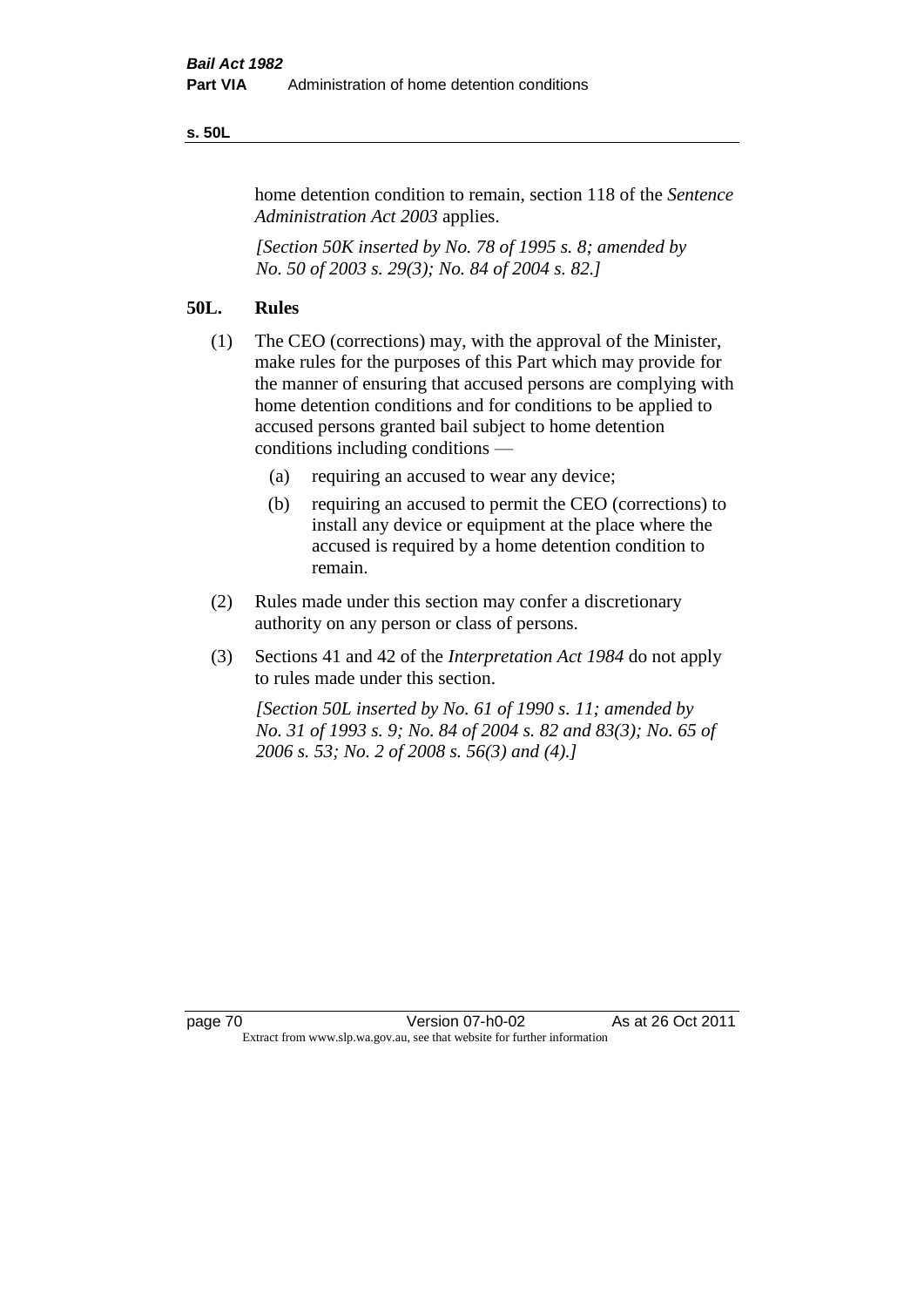home detention condition to remain, section 118 of the *Sentence Administration Act 2003* applies.

*[Section 50K inserted by No. 78 of 1995 s. 8; amended by No. 50 of 2003 s. 29(3); No. 84 of 2004 s. 82.]*

## 50L. Rules

(1) The CEO (corrections) may, with the approval of the Minister, make rules for the purposes of this Part which may provide for the manner of ensuring that accused persons are complying with home detention conditions and for conditions to be applied to accused persons granted bail subject to home detention conditions including conditions —

(a) requiring an accused to wear any device;

(b) requiring an accused to permit the CEO (corrections) to install any device or equipment at the place where the accused is required by a home detention condition to remain.

(2) Rules made under this section may confer a discretionary authority on any person or class of persons.

(3) Sections 41 and 42 of the *Interpretation Act 1984* do not apply to rules made under this section.

*[Section 50L inserted by No. 61 of 1990 s. 11; amended by No. 31 of 1993 s. 9; No. 84 of 2004 s. 82 and 83(3); No. 65 of 2006 s. 53; No. 2 of 2008 s. 56(3) and (4).]*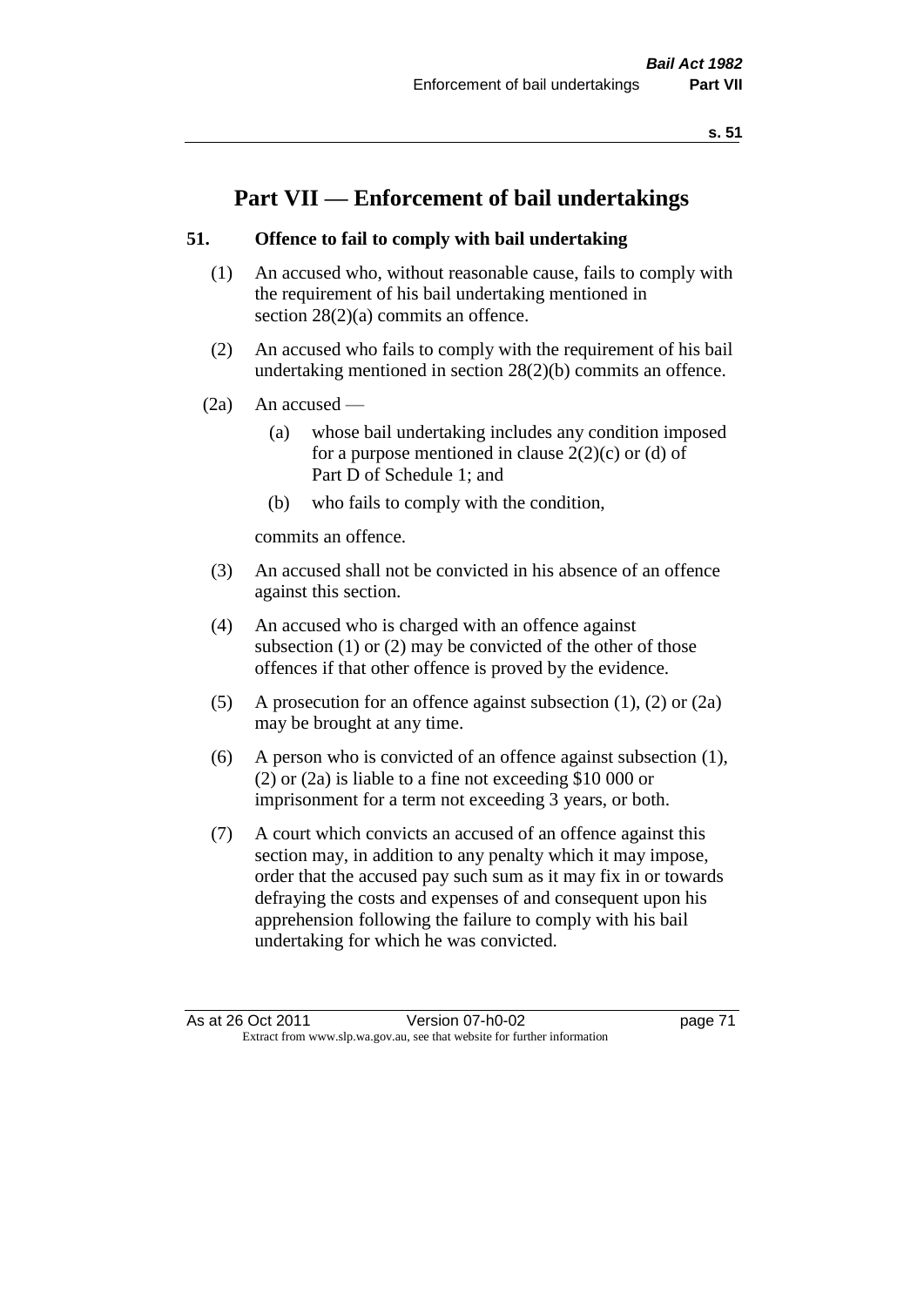# Part VII — Enforcement of bail undertakings

### 51. Offence to fail to comply with bail undertaking

(1) An accused who, without reasonable cause, fails to comply with the requirement of his bail undertaking mentioned in section 28(2)(a) commits an offence.

(2) An accused who fails to comply with the requirement of his bail undertaking mentioned in section 28(2)(b) commits an offence.

(2a) An accused —

 (a) whose bail undertaking includes any condition imposed for a purpose mentioned in clause 2(2)(c) or (d) of Part D of Schedule 1; and

 (b) who fails to comply with the condition,

commits an offence.

(3) An accused shall not be convicted in his absence of an offence against this section.

(4) An accused who is charged with an offence against subsection (1) or (2) may be convicted of the other of those offences if that other offence is proved by the evidence.

(5) A prosecution for an offence against subsection (1), (2) or (2a) may be brought at any time.

(6) A person who is convicted of an offence against subsection (1), (2) or (2a) is liable to a fine not exceeding $10 000 or imprisonment for a term not exceeding 3 years, or both.

(7) A court which convicts an accused of an offence against this section may, in addition to any penalty which it may impose, order that the accused pay such sum as it may fix in or towards defraying the costs and expenses of and consequent upon his apprehension following the failure to comply with his bail undertaking for which he was convicted.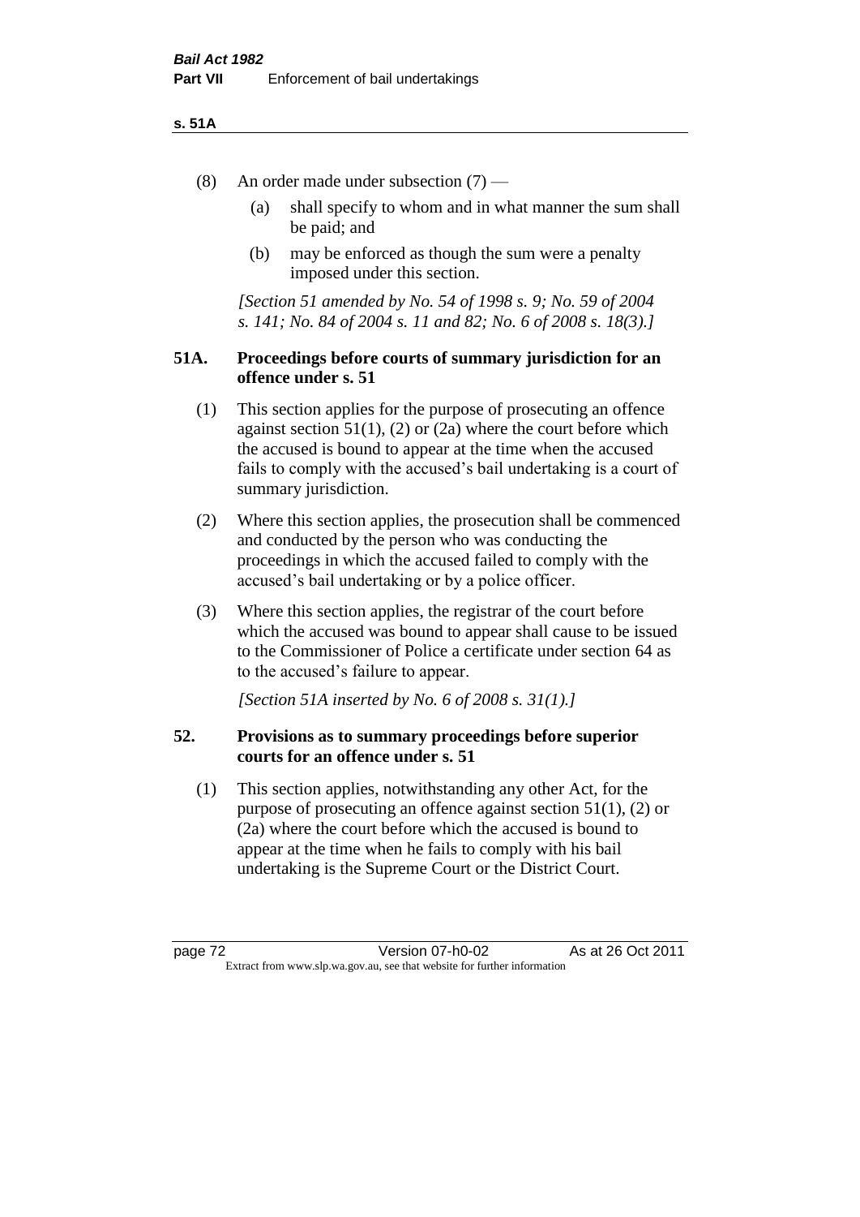(8) An order made under subsection (7) —

(a) shall specify to whom and in what manner the sum shall be paid; and

(b) may be enforced as though the sum were a penalty imposed under this section.

*[Section 51 amended by No. 54 of 1998 s. 9; No. 59 of 2004 s. 141; No. 84 of 2004 s. 11 and 82; No. 6 of 2008 s. 18(3).]*

### 51A. Proceedings before courts of summary jurisdiction for an offence under s. 51

(1) This section applies for the purpose of prosecuting an offence against section 51(1), (2) or (2a) where the court before which the accused is bound to appear at the time when the accused fails to comply with the accused's bail undertaking is a court of summary jurisdiction.

(2) Where this section applies, the prosecution shall be commenced and conducted by the person who was conducting the proceedings in which the accused failed to comply with the accused's bail undertaking or by a police officer.

(3) Where this section applies, the registrar of the court before which the accused was bound to appear shall cause to be issued to the Commissioner of Police a certificate under section 64 as to the accused's failure to appear.

*[Section 51A inserted by No. 6 of 2008 s. 31(1).]*

### 52. Provisions as to summary proceedings before superior courts for an offence under s. 51

(1) This section applies, notwithstanding any other Act, for the purpose of prosecuting an offence against section 51(1), (2) or (2a) where the court before which the accused is bound to appear at the time when he fails to comply with his bail undertaking is the Supreme Court or the District Court.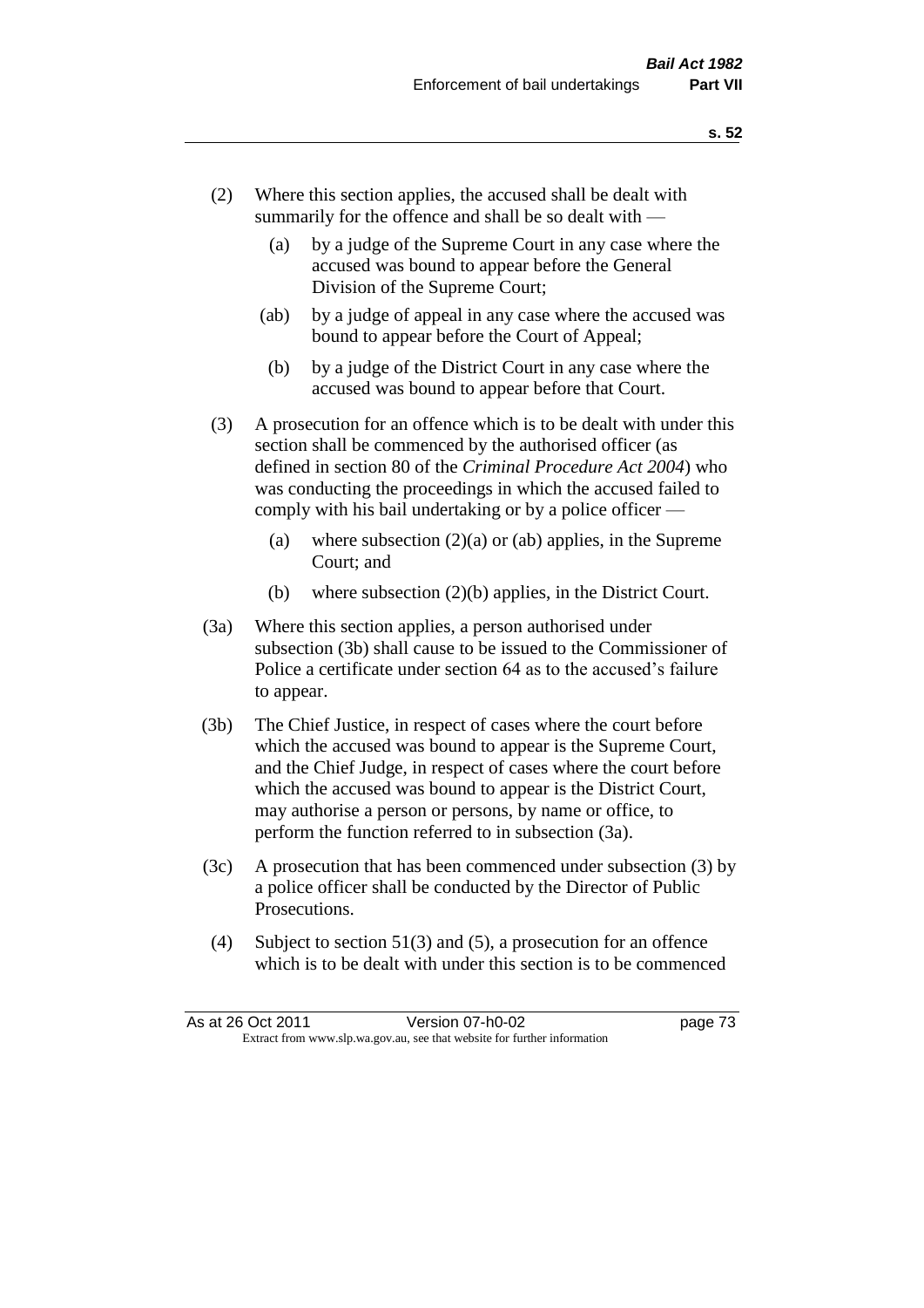(2) Where this section applies, the accused shall be dealt with summarily for the offence and shall be so dealt with —

(a) by a judge of the Supreme Court in any case where the accused was bound to appear before the General Division of the Supreme Court;

(ab) by a judge of appeal in any case where the accused was bound to appear before the Court of Appeal;

(b) by a judge of the District Court in any case where the accused was bound to appear before that Court.

(3) A prosecution for an offence which is to be dealt with under this section shall be commenced by the authorised officer (as defined in section 80 of the *Criminal Procedure Act 2004*) who was conducting the proceedings in which the accused failed to comply with his bail undertaking or by a police officer —

(a) where subsection (2)(a) or (ab) applies, in the Supreme Court; and

(b) where subsection (2)(b) applies, in the District Court.

(3a) Where this section applies, a person authorised under subsection (3b) shall cause to be issued to the Commissioner of Police a certificate under section 64 as to the accused's failure to appear.

(3b) The Chief Justice, in respect of cases where the court before which the accused was bound to appear is the Supreme Court, and the Chief Judge, in respect of cases where the court before which the accused was bound to appear is the District Court, may authorise a person or persons, by name or office, to perform the function referred to in subsection (3a).

(3c) A prosecution that has been commenced under subsection (3) by a police officer shall be conducted by the Director of Public Prosecutions.

(4) Subject to section 51(3) and (5), a prosecution for an offence which is to be dealt with under this section is to be commenced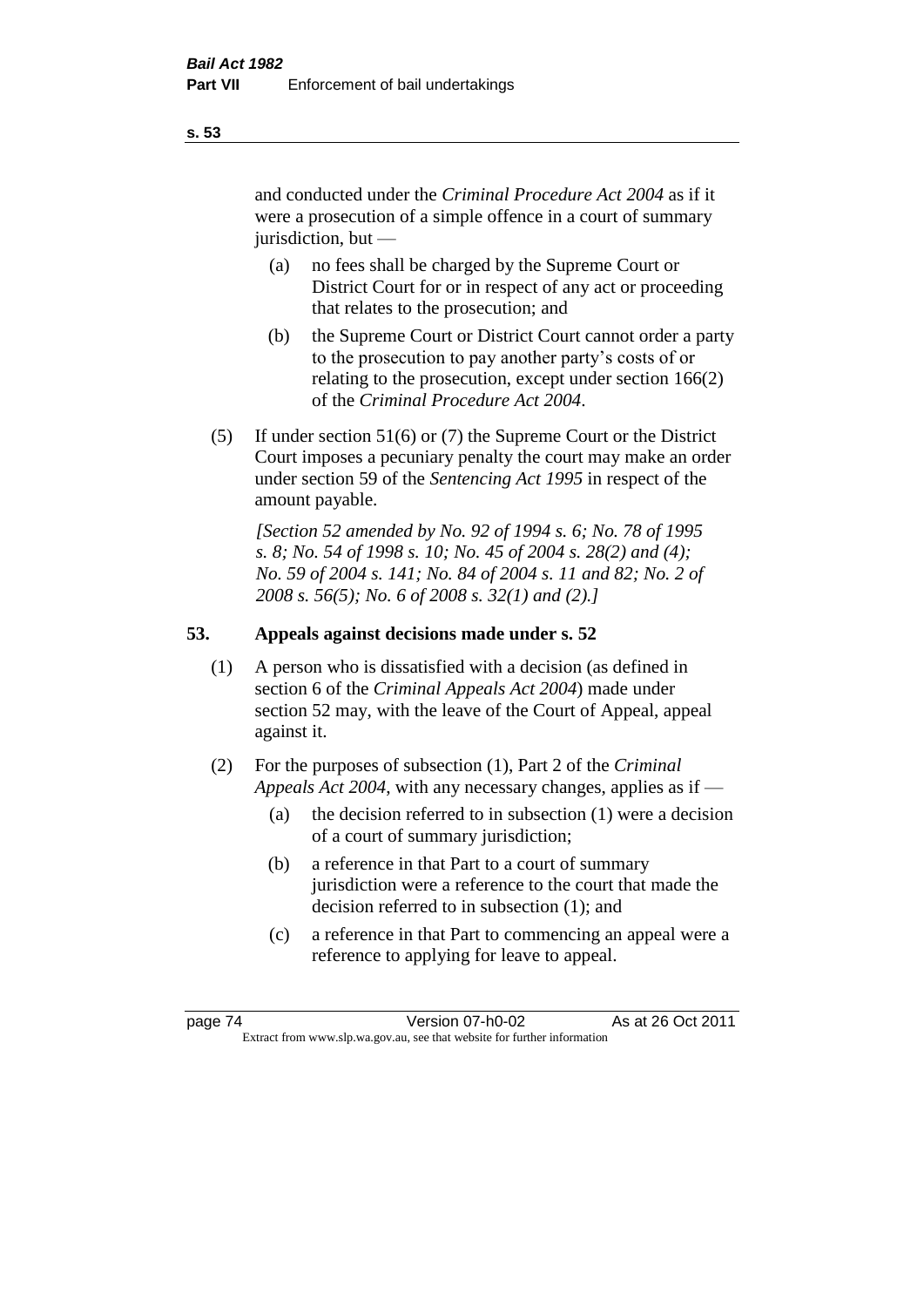and conducted under the *Criminal Procedure Act 2004* as if it were a prosecution of a simple offence in a court of summary jurisdiction, but —

(a) no fees shall be charged by the Supreme Court or District Court for or in respect of any act or proceeding that relates to the prosecution; and

(b) the Supreme Court or District Court cannot order a party to the prosecution to pay another party's costs of or relating to the prosecution, except under section 166(2) of the *Criminal Procedure Act 2004*.

(5) If under section 51(6) or (7) the Supreme Court or the District Court imposes a pecuniary penalty the court may make an order under section 59 of the *Sentencing Act 1995* in respect of the amount payable.

*[Section 52 amended by No. 92 of 1994 s. 6; No. 78 of 1995 s. 8; No. 54 of 1998 s. 10; No. 45 of 2004 s. 28(2) and (4); No. 59 of 2004 s. 141; No. 84 of 2004 s. 11 and 82; No. 2 of 2008 s. 56(5); No. 6 of 2008 s. 32(1) and (2).]*

## 53. Appeals against decisions made under s. 52

(1) A person who is dissatisfied with a decision (as defined in section 6 of the *Criminal Appeals Act 2004*) made under section 52 may, with the leave of the Court of Appeal, appeal against it.

(2) For the purposes of subsection (1), Part 2 of the *Criminal Appeals Act 2004*, with any necessary changes, applies as if —

(a) the decision referred to in subsection (1) were a decision of a court of summary jurisdiction;

(b) a reference in that Part to a court of summary jurisdiction were a reference to the court that made the decision referred to in subsection (1); and

(c) a reference in that Part to commencing an appeal were a reference to applying for leave to appeal.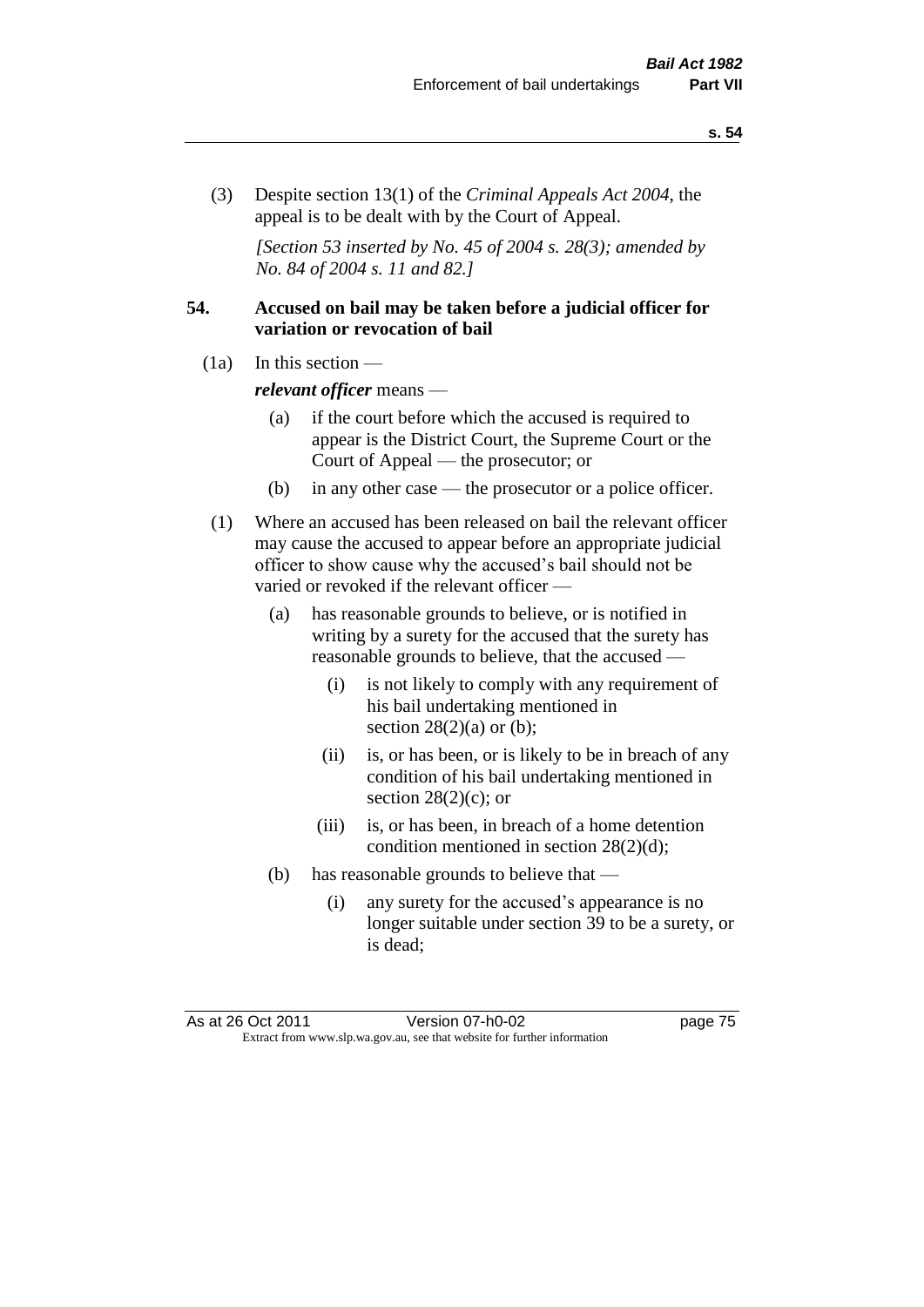(3) Despite section 13(1) of the *Criminal Appeals Act 2004*, the appeal is to be dealt with by the Court of Appeal.

*[Section 53 inserted by No. 45 of 2004 s. 28(3); amended by No. 84 of 2004 s. 11 and 82.]*

## 54. Accused on bail may be taken before a judicial officer for variation or revocation of bail

(1a) In this section —

***relevant officer*** means —

- (a) if the court before which the accused is required to appear is the District Court, the Supreme Court or the Court of Appeal — the prosecutor; or
- (b) in any other case — the prosecutor or a police officer.

(1) Where an accused has been released on bail the relevant officer may cause the accused to appear before an appropriate judicial officer to show cause why the accused's bail should not be varied or revoked if the relevant officer —

- (a) has reasonable grounds to believe, or is notified in writing by a surety for the accused that the surety has reasonable grounds to believe, that the accused —
  - (i) is not likely to comply with any requirement of his bail undertaking mentioned in section 28(2)(a) or (b);
  - (ii) is, or has been, or is likely to be in breach of any condition of his bail undertaking mentioned in section 28(2)(c); or
  - (iii) is, or has been, in breach of a home detention condition mentioned in section 28(2)(d);
- (b) has reasonable grounds to believe that —
  - (i) any surety for the accused's appearance is no longer suitable under section 39 to be a surety, or is dead;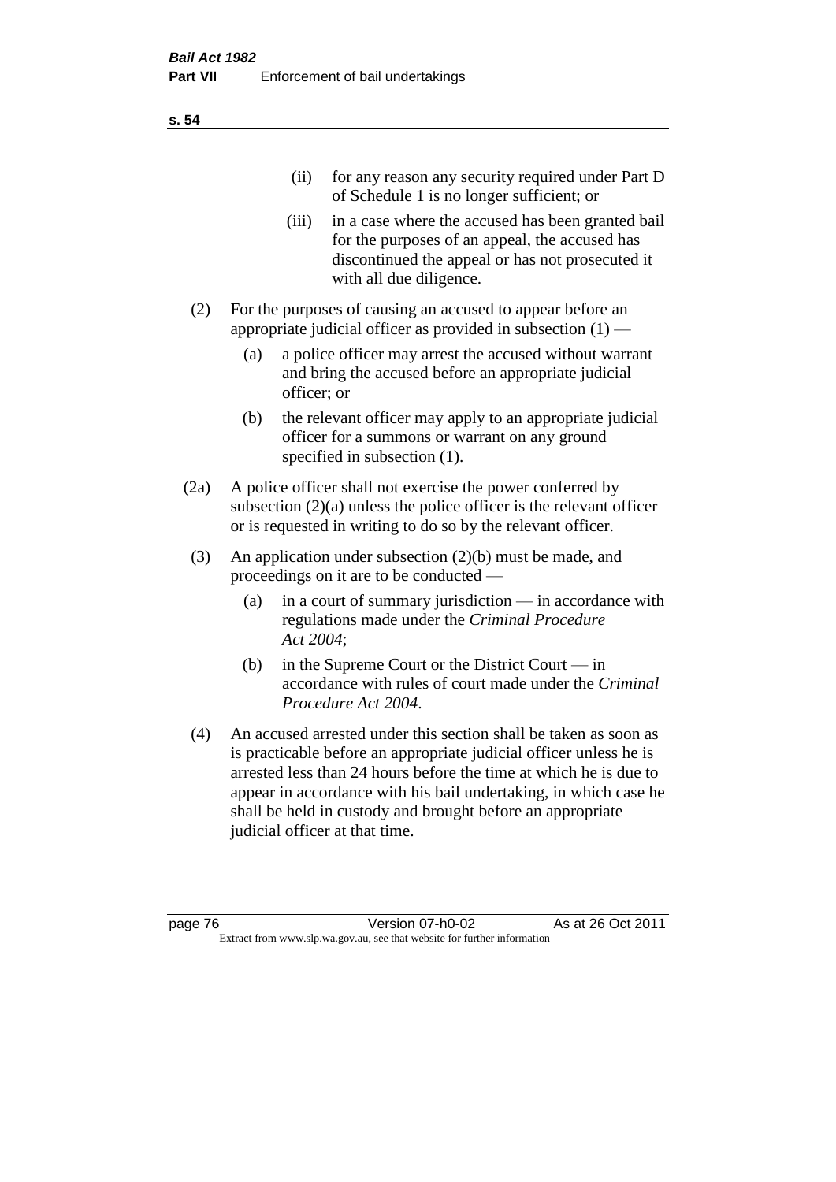(ii) for any reason any security required under Part D of Schedule 1 is no longer sufficient; or

(iii) in a case where the accused has been granted bail for the purposes of an appeal, the accused has discontinued the appeal or has not prosecuted it with all due diligence.

(2) For the purposes of causing an accused to appear before an appropriate judicial officer as provided in subsection (1) —

(a) a police officer may arrest the accused without warrant and bring the accused before an appropriate judicial officer; or

(b) the relevant officer may apply to an appropriate judicial officer for a summons or warrant on any ground specified in subsection (1).

(2a) A police officer shall not exercise the power conferred by subsection (2)(a) unless the police officer is the relevant officer or is requested in writing to do so by the relevant officer.

(3) An application under subsection (2)(b) must be made, and proceedings on it are to be conducted —

(a) in a court of summary jurisdiction — in accordance with regulations made under the *Criminal Procedure Act 2004*;

(b) in the Supreme Court or the District Court — in accordance with rules of court made under the *Criminal Procedure Act 2004*.

(4) An accused arrested under this section shall be taken as soon as is practicable before an appropriate judicial officer unless he is arrested less than 24 hours before the time at which he is due to appear in accordance with his bail undertaking, in which case he shall be held in custody and brought before an appropriate judicial officer at that time.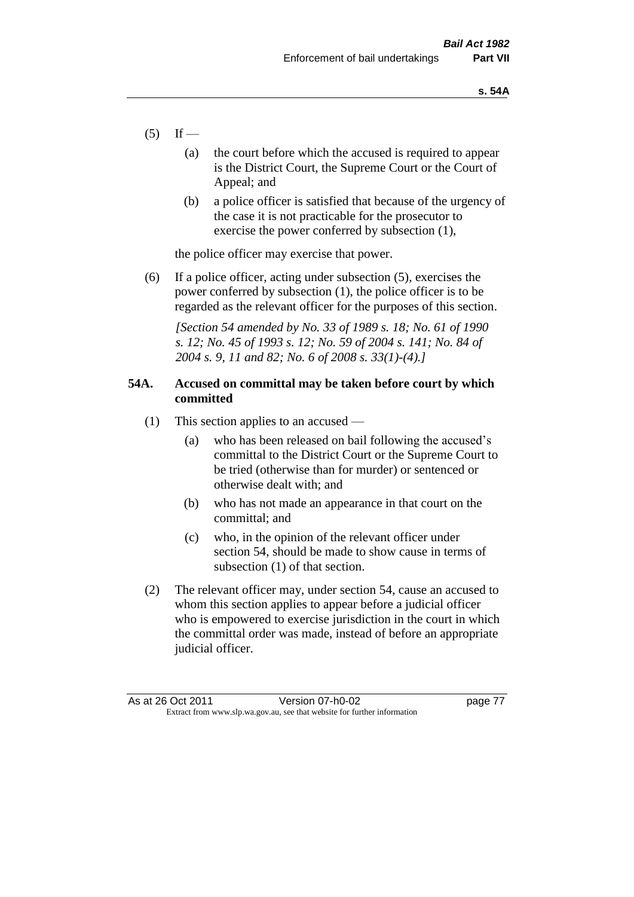(5) If —

   (a) the court before which the accused is required to appear is the District Court, the Supreme Court or the Court of Appeal; and

   (b) a police officer is satisfied that because of the urgency of the case it is not practicable for the prosecutor to exercise the power conferred by subsection (1),

the police officer may exercise that power.

(6) If a police officer, acting under subsection (5), exercises the power conferred by subsection (1), the police officer is to be regarded as the relevant officer for the purposes of this section.

*[Section 54 amended by No. 33 of 1989 s. 18; No. 61 of 1990 s. 12; No. 45 of 1993 s. 12; No. 59 of 2004 s. 141; No. 84 of 2004 s. 9, 11 and 82; No. 6 of 2008 s. 33(1)-(4).]*

### 54A. Accused on committal may be taken before court by which committed

(1) This section applies to an accused —

   (a) who has been released on bail following the accused's committal to the District Court or the Supreme Court to be tried (otherwise than for murder) or sentenced or otherwise dealt with; and

   (b) who has not made an appearance in that court on the committal; and

   (c) who, in the opinion of the relevant officer under section 54, should be made to show cause in terms of subsection (1) of that section.

(2) The relevant officer may, under section 54, cause an accused to whom this section applies to appear before a judicial officer who is empowered to exercise jurisdiction in the court in which the committal order was made, instead of before an appropriate judicial officer.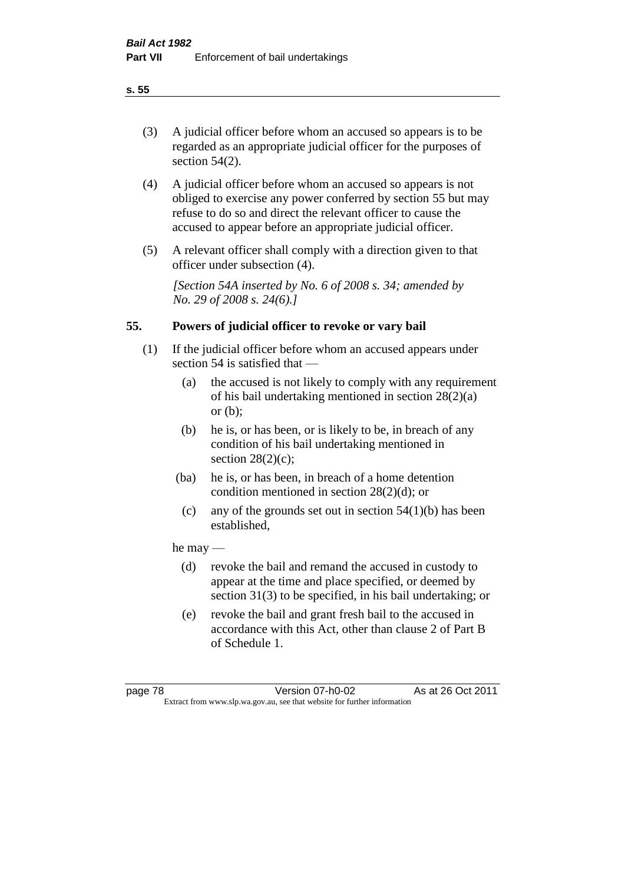(3) A judicial officer before whom an accused so appears is to be regarded as an appropriate judicial officer for the purposes of section 54(2).

(4) A judicial officer before whom an accused so appears is not obliged to exercise any power conferred by section 55 but may refuse to do so and direct the relevant officer to cause the accused to appear before an appropriate judicial officer.

(5) A relevant officer shall comply with a direction given to that officer under subsection (4).

*[Section 54A inserted by No. 6 of 2008 s. 34; amended by No. 29 of 2008 s. 24(6).]*

## 55. Powers of judicial officer to revoke or vary bail

(1) If the judicial officer before whom an accused appears under section 54 is satisfied that —

- (a) the accused is not likely to comply with any requirement of his bail undertaking mentioned in section 28(2)(a) or (b);
- (b) he is, or has been, or is likely to be, in breach of any condition of his bail undertaking mentioned in section 28(2)(c);
- (ba) he is, or has been, in breach of a home detention condition mentioned in section 28(2)(d); or
- (c) any of the grounds set out in section 54(1)(b) has been established,

he may —

- (d) revoke the bail and remand the accused in custody to appear at the time and place specified, or deemed by section 31(3) to be specified, in his bail undertaking; or
- (e) revoke the bail and grant fresh bail to the accused in accordance with this Act, other than clause 2 of Part B of Schedule 1.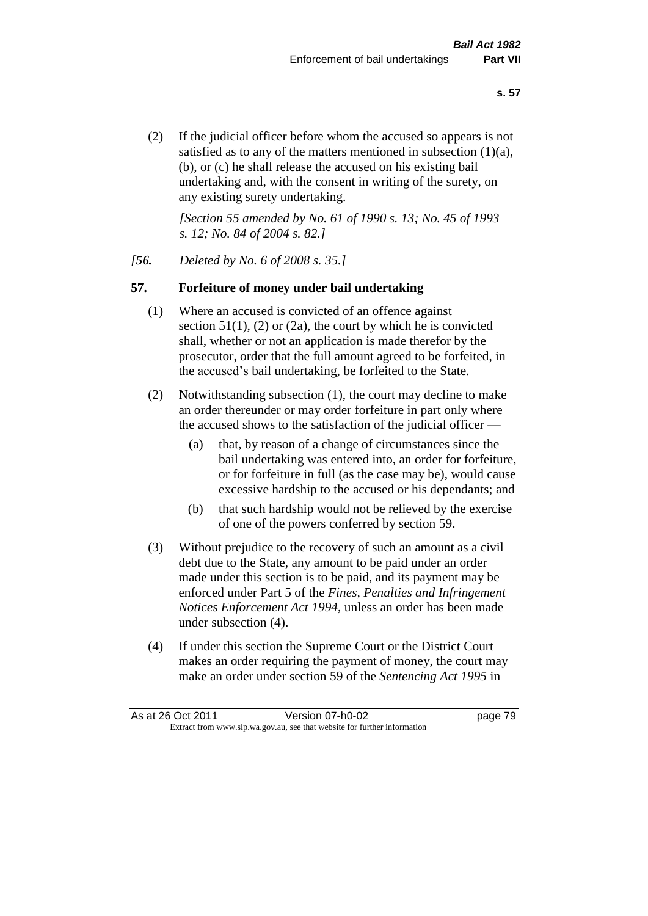(2) If the judicial officer before whom the accused so appears is not satisfied as to any of the matters mentioned in subsection (1)(a), (b), or (c) he shall release the accused on his existing bail undertaking and, with the consent in writing of the surety, on any existing surety undertaking.

*[Section 55 amended by No. 61 of 1990 s. 13; No. 45 of 1993 s. 12; No. 84 of 2004 s. 82.]*

*[**56.** Deleted by No. 6 of 2008 s. 35.]*

## 57. Forfeiture of money under bail undertaking

(1) Where an accused is convicted of an offence against section 51(1), (2) or (2a), the court by which he is convicted shall, whether or not an application is made therefor by the prosecutor, order that the full amount agreed to be forfeited, in the accused's bail undertaking, be forfeited to the State.

(2) Notwithstanding subsection (1), the court may decline to make an order thereunder or may order forfeiture in part only where the accused shows to the satisfaction of the judicial officer —

(a) that, by reason of a change of circumstances since the bail undertaking was entered into, an order for forfeiture, or for forfeiture in full (as the case may be), would cause excessive hardship to the accused or his dependants; and

(b) that such hardship would not be relieved by the exercise of one of the powers conferred by section 59.

(3) Without prejudice to the recovery of such an amount as a civil debt due to the State, any amount to be paid under an order made under this section is to be paid, and its payment may be enforced under Part 5 of the *Fines, Penalties and Infringement Notices Enforcement Act 1994*, unless an order has been made under subsection (4).

(4) If under this section the Supreme Court or the District Court makes an order requiring the payment of money, the court may make an order under section 59 of the *Sentencing Act 1995* in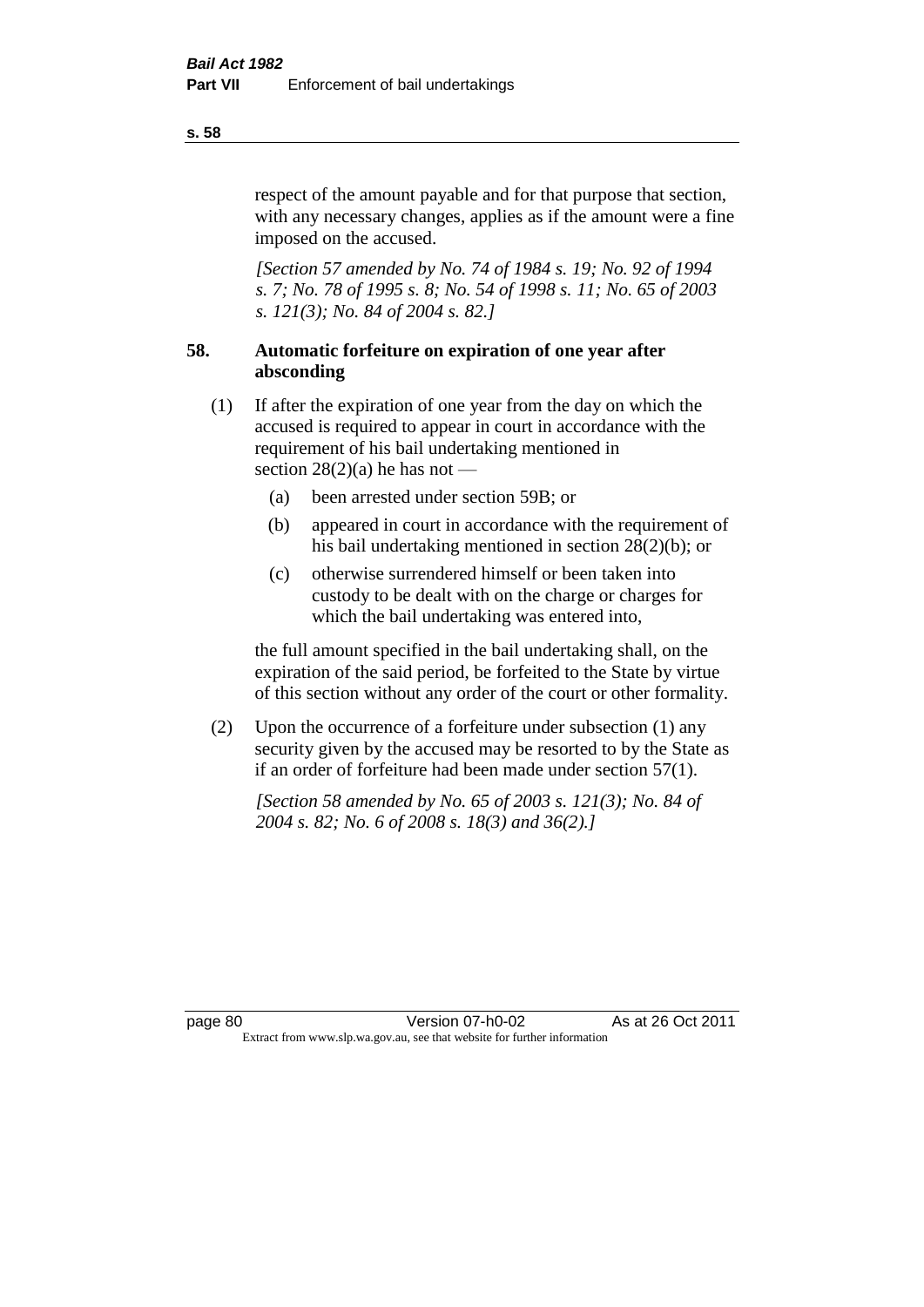respect of the amount payable and for that purpose that section, with any necessary changes, applies as if the amount were a fine imposed on the accused.

*[Section 57 amended by No. 74 of 1984 s. 19; No. 92 of 1994 s. 7; No. 78 of 1995 s. 8; No. 54 of 1998 s. 11; No. 65 of 2003 s. 121(3); No. 84 of 2004 s. 82.]*

## 58. Automatic forfeiture on expiration of one year after absconding

(1) If after the expiration of one year from the day on which the accused is required to appear in court in accordance with the requirement of his bail undertaking mentioned in section 28(2)(a) he has not —

- (a) been arrested under section 59B; or
- (b) appeared in court in accordance with the requirement of his bail undertaking mentioned in section 28(2)(b); or
- (c) otherwise surrendered himself or been taken into custody to be dealt with on the charge or charges for which the bail undertaking was entered into,

the full amount specified in the bail undertaking shall, on the expiration of the said period, be forfeited to the State by virtue of this section without any order of the court or other formality.

(2) Upon the occurrence of a forfeiture under subsection (1) any security given by the accused may be resorted to by the State as if an order of forfeiture had been made under section 57(1).

*[Section 58 amended by No. 65 of 2003 s. 121(3); No. 84 of 2004 s. 82; No. 6 of 2008 s. 18(3) and 36(2).]*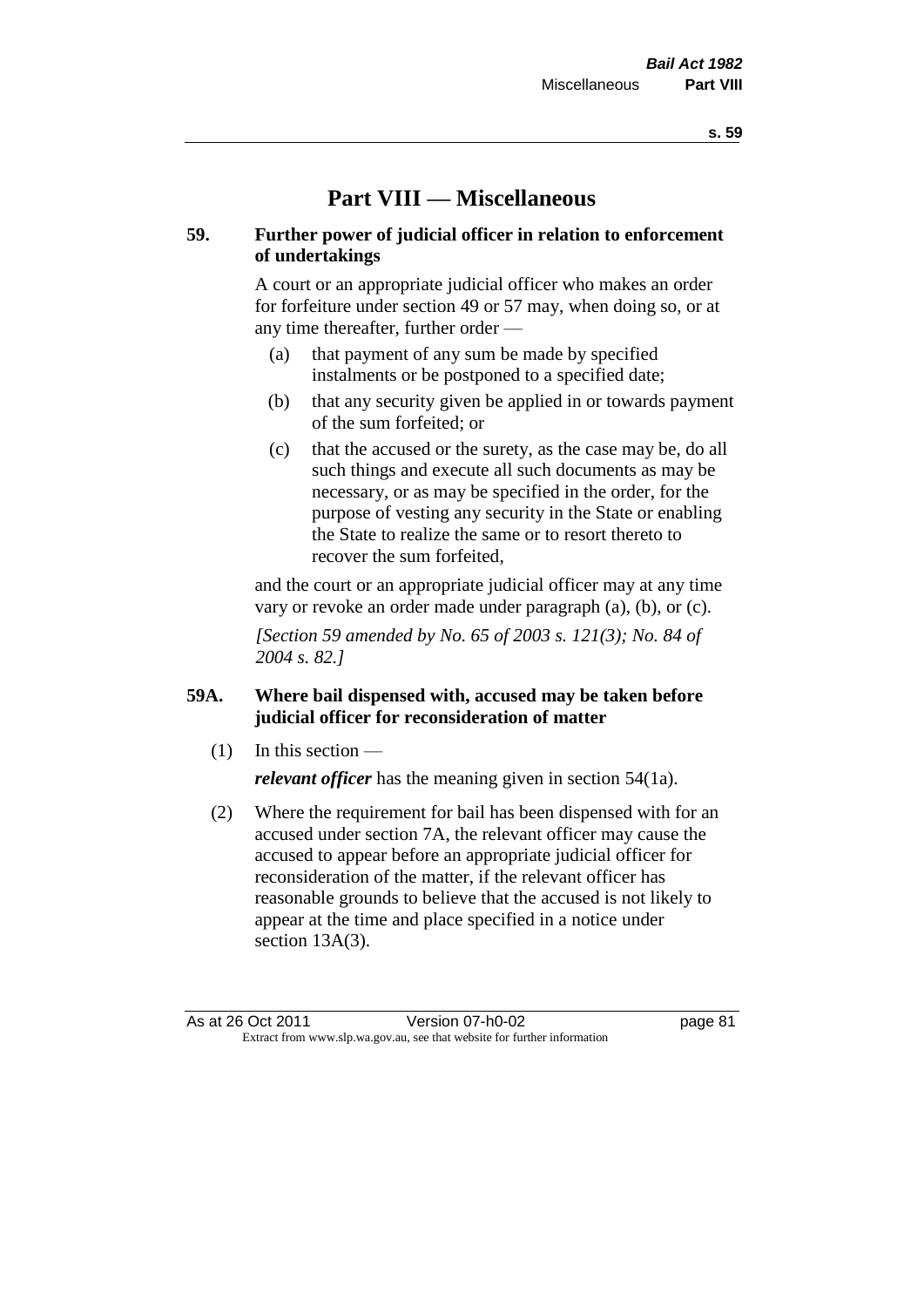# Part VIII — Miscellaneous

## 59. Further power of judicial officer in relation to enforcement of undertakings

A court or an appropriate judicial officer who makes an order for forfeiture under section 49 or 57 may, when doing so, or at any time thereafter, further order —

(a) that payment of any sum be made by specified instalments or be postponed to a specified date;

(b) that any security given be applied in or towards payment of the sum forfeited; or

(c) that the accused or the surety, as the case may be, do all such things and execute all such documents as may be necessary, or as may be specified in the order, for the purpose of vesting any security in the State or enabling the State to realize the same or to resort thereto to recover the sum forfeited,

and the court or an appropriate judicial officer may at any time vary or revoke an order made under paragraph (a), (b), or (c).

*[Section 59 amended by No. 65 of 2003 s. 121(3); No. 84 of 2004 s. 82.]*

## 59A. Where bail dispensed with, accused may be taken before judicial officer for reconsideration of matter

(1) In this section —

***relevant officer*** has the meaning given in section 54(1a).

(2) Where the requirement for bail has been dispensed with for an accused under section 7A, the relevant officer may cause the accused to appear before an appropriate judicial officer for reconsideration of the matter, if the relevant officer has reasonable grounds to believe that the accused is not likely to appear at the time and place specified in a notice under section 13A(3).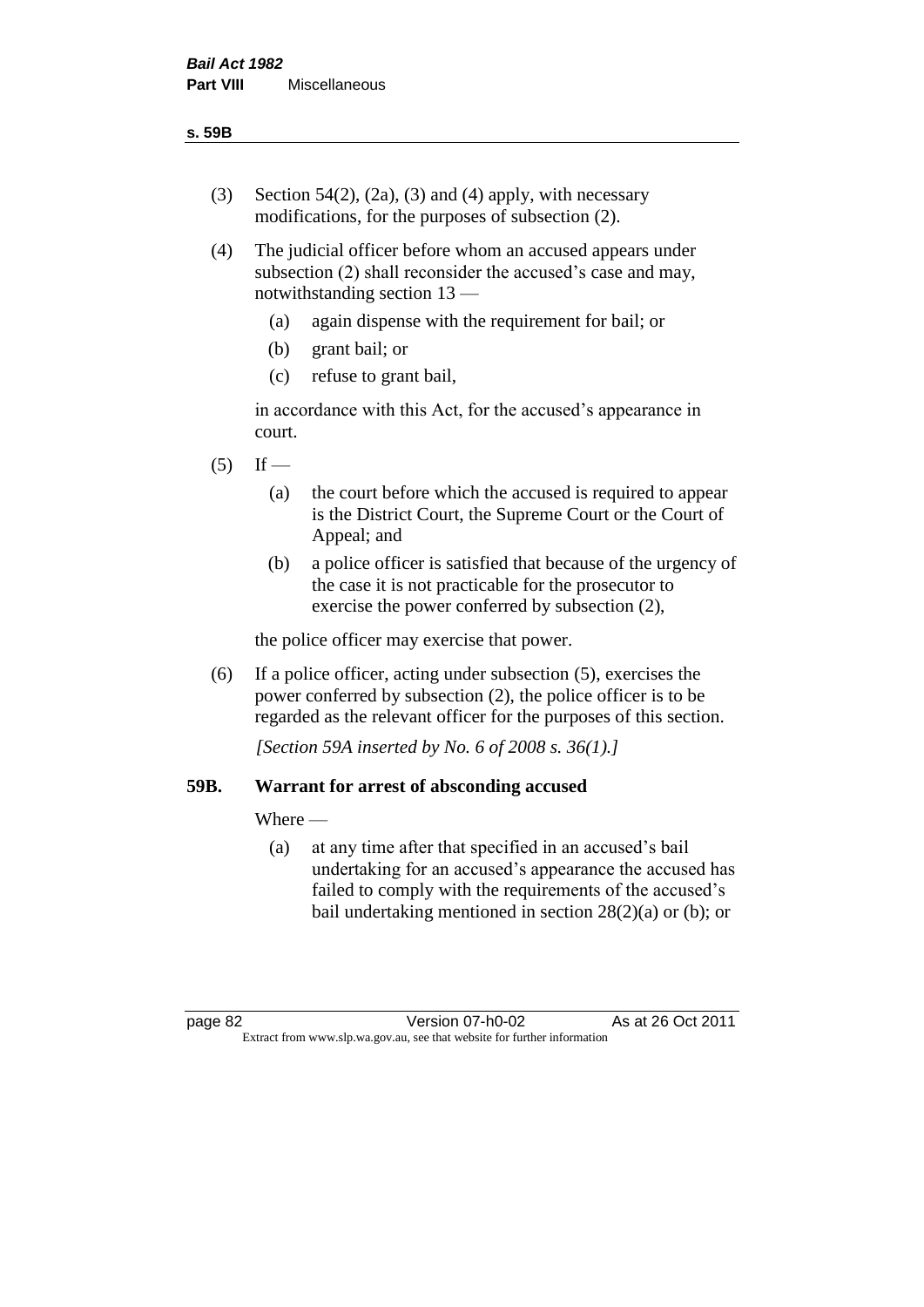(3) Section 54(2), (2a), (3) and (4) apply, with necessary modifications, for the purposes of subsection (2).

(4) The judicial officer before whom an accused appears under subsection (2) shall reconsider the accused's case and may, notwithstanding section 13 —

   (a) again dispense with the requirement for bail; or

   (b) grant bail; or

   (c) refuse to grant bail,

   in accordance with this Act, for the accused's appearance in court.

(5) If —

   (a) the court before which the accused is required to appear is the District Court, the Supreme Court or the Court of Appeal; and

   (b) a police officer is satisfied that because of the urgency of the case it is not practicable for the prosecutor to exercise the power conferred by subsection (2),

   the police officer may exercise that power.

(6) If a police officer, acting under subsection (5), exercises the power conferred by subsection (2), the police officer is to be regarded as the relevant officer for the purposes of this section.

*[Section 59A inserted by No. 6 of 2008 s. 36(1).]*

## 59B. Warrant for arrest of absconding accused

Where —

   (a) at any time after that specified in an accused's bail undertaking for an accused's appearance the accused has failed to comply with the requirements of the accused's bail undertaking mentioned in section 28(2)(a) or (b); or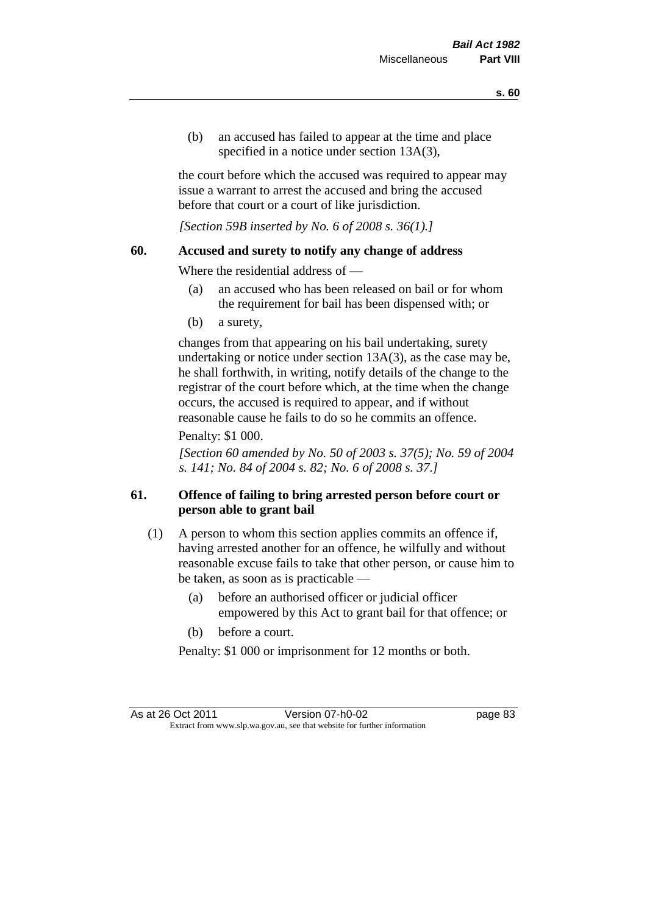(b) an accused has failed to appear at the time and place specified in a notice under section 13A(3),

the court before which the accused was required to appear may issue a warrant to arrest the accused and bring the accused before that court or a court of like jurisdiction.

*[Section 59B inserted by No. 6 of 2008 s. 36(1).]*

### 60. Accused and surety to notify any change of address

Where the residential address of —

(a) an accused who has been released on bail or for whom the requirement for bail has been dispensed with; or

(b) a surety,

changes from that appearing on his bail undertaking, surety undertaking or notice under section 13A(3), as the case may be, he shall forthwith, in writing, notify details of the change to the registrar of the court before which, at the time when the change occurs, the accused is required to appear, and if without reasonable cause he fails to do so he commits an offence.

Penalty: $1 000.

*[Section 60 amended by No. 50 of 2003 s. 37(5); No. 59 of 2004 s. 141; No. 84 of 2004 s. 82; No. 6 of 2008 s. 37.]*

### 61. Offence of failing to bring arrested person before court or person able to grant bail

(1) A person to whom this section applies commits an offence if, having arrested another for an offence, he wilfully and without reasonable excuse fails to take that other person, or cause him to be taken, as soon as is practicable —

(a) before an authorised officer or judicial officer empowered by this Act to grant bail for that offence; or

(b) before a court.

Penalty: $1 000 or imprisonment for 12 months or both.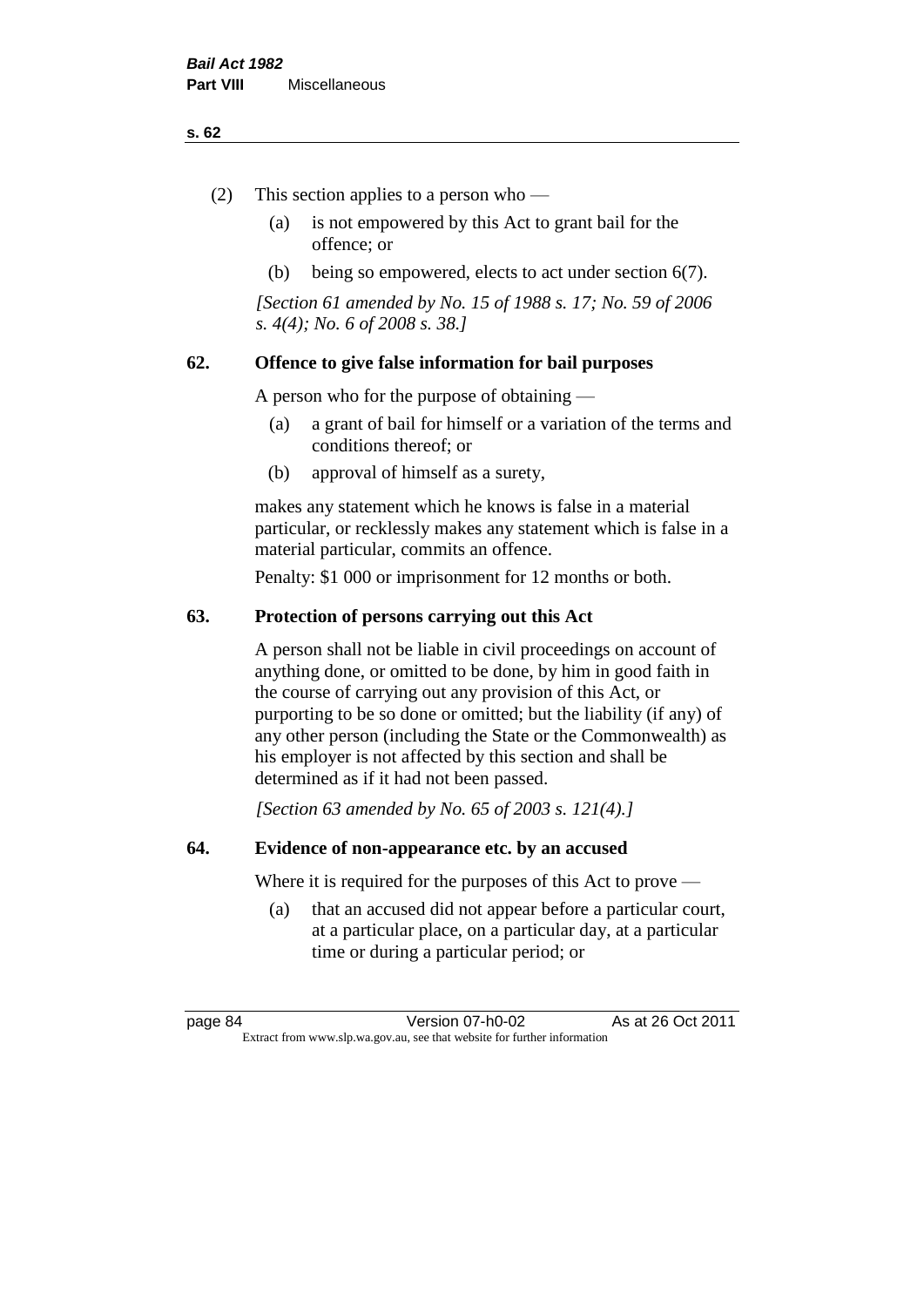(2) This section applies to a person who —

(a) is not empowered by this Act to grant bail for the offence; or

(b) being so empowered, elects to act under section 6(7).

*[Section 61 amended by No. 15 of 1988 s. 17; No. 59 of 2006 s. 4(4); No. 6 of 2008 s. 38.]*

## 62. Offence to give false information for bail purposes

A person who for the purpose of obtaining —

(a) a grant of bail for himself or a variation of the terms and conditions thereof; or

(b) approval of himself as a surety,

makes any statement which he knows is false in a material particular, or recklessly makes any statement which is false in a material particular, commits an offence.

Penalty: $1 000 or imprisonment for 12 months or both.

## 63. Protection of persons carrying out this Act

A person shall not be liable in civil proceedings on account of anything done, or omitted to be done, by him in good faith in the course of carrying out any provision of this Act, or purporting to be so done or omitted; but the liability (if any) of any other person (including the State or the Commonwealth) as his employer is not affected by this section and shall be determined as if it had not been passed.

*[Section 63 amended by No. 65 of 2003 s. 121(4).]*

## 64. Evidence of non-appearance etc. by an accused

Where it is required for the purposes of this Act to prove —

(a) that an accused did not appear before a particular court, at a particular place, on a particular day, at a particular time or during a particular period; or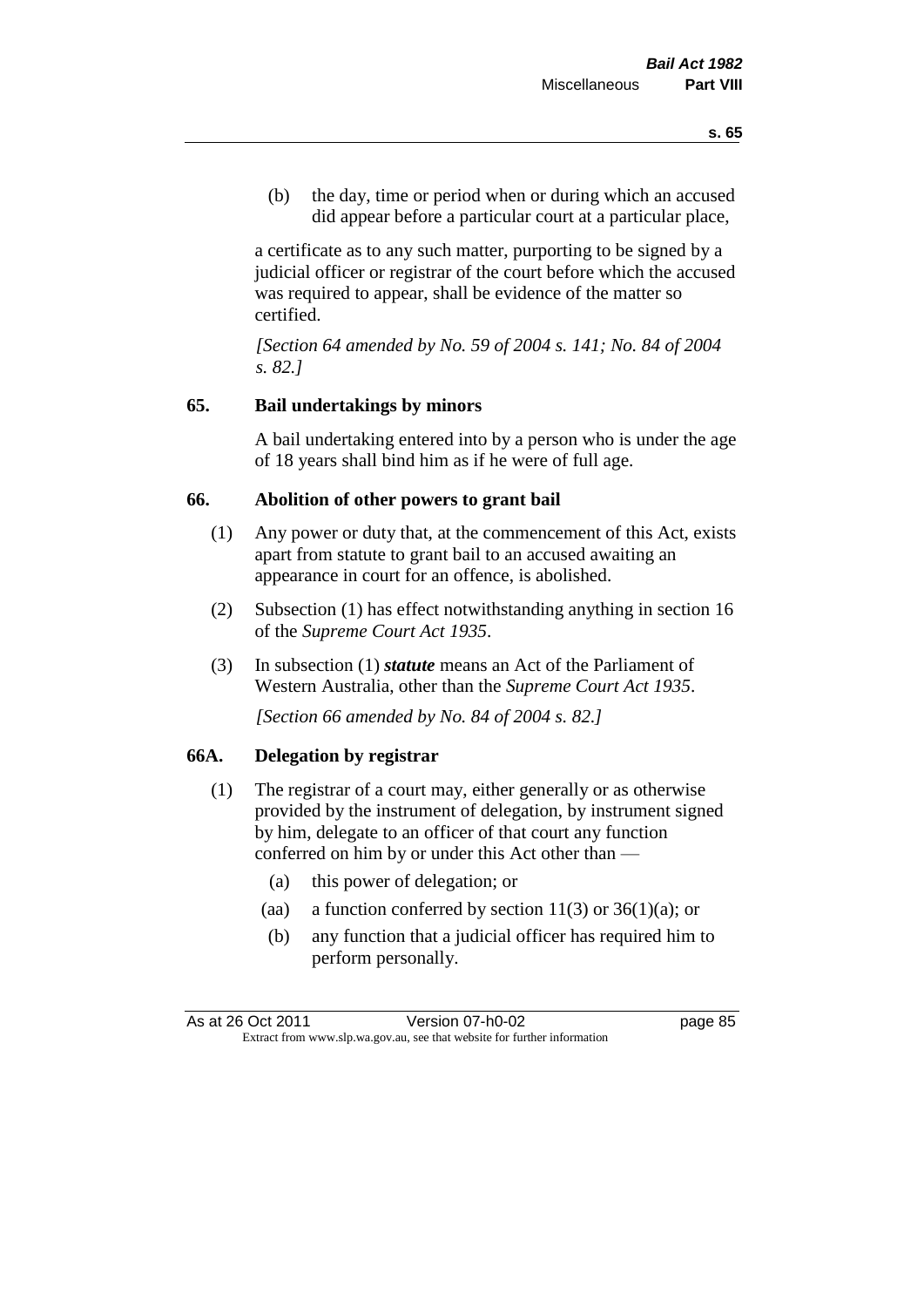(b) the day, time or period when or during which an accused did appear before a particular court at a particular place,

a certificate as to any such matter, purporting to be signed by a judicial officer or registrar of the court before which the accused was required to appear, shall be evidence of the matter so certified.

*[Section 64 amended by No. 59 of 2004 s. 141; No. 84 of 2004 s. 82.]*

## 65. Bail undertakings by minors

A bail undertaking entered into by a person who is under the age of 18 years shall bind him as if he were of full age.

## 66. Abolition of other powers to grant bail

(1) Any power or duty that, at the commencement of this Act, exists apart from statute to grant bail to an accused awaiting an appearance in court for an offence, is abolished.

(2) Subsection (1) has effect notwithstanding anything in section 16 of the *Supreme Court Act 1935*.

(3) In subsection (1) ***statute*** means an Act of the Parliament of Western Australia, other than the *Supreme Court Act 1935*.

*[Section 66 amended by No. 84 of 2004 s. 82.]*

## 66A. Delegation by registrar

(1) The registrar of a court may, either generally or as otherwise provided by the instrument of delegation, by instrument signed by him, delegate to an officer of that court any function conferred on him by or under this Act other than —

(a) this power of delegation; or

(aa) a function conferred by section 11(3) or 36(1)(a); or

(b) any function that a judicial officer has required him to perform personally.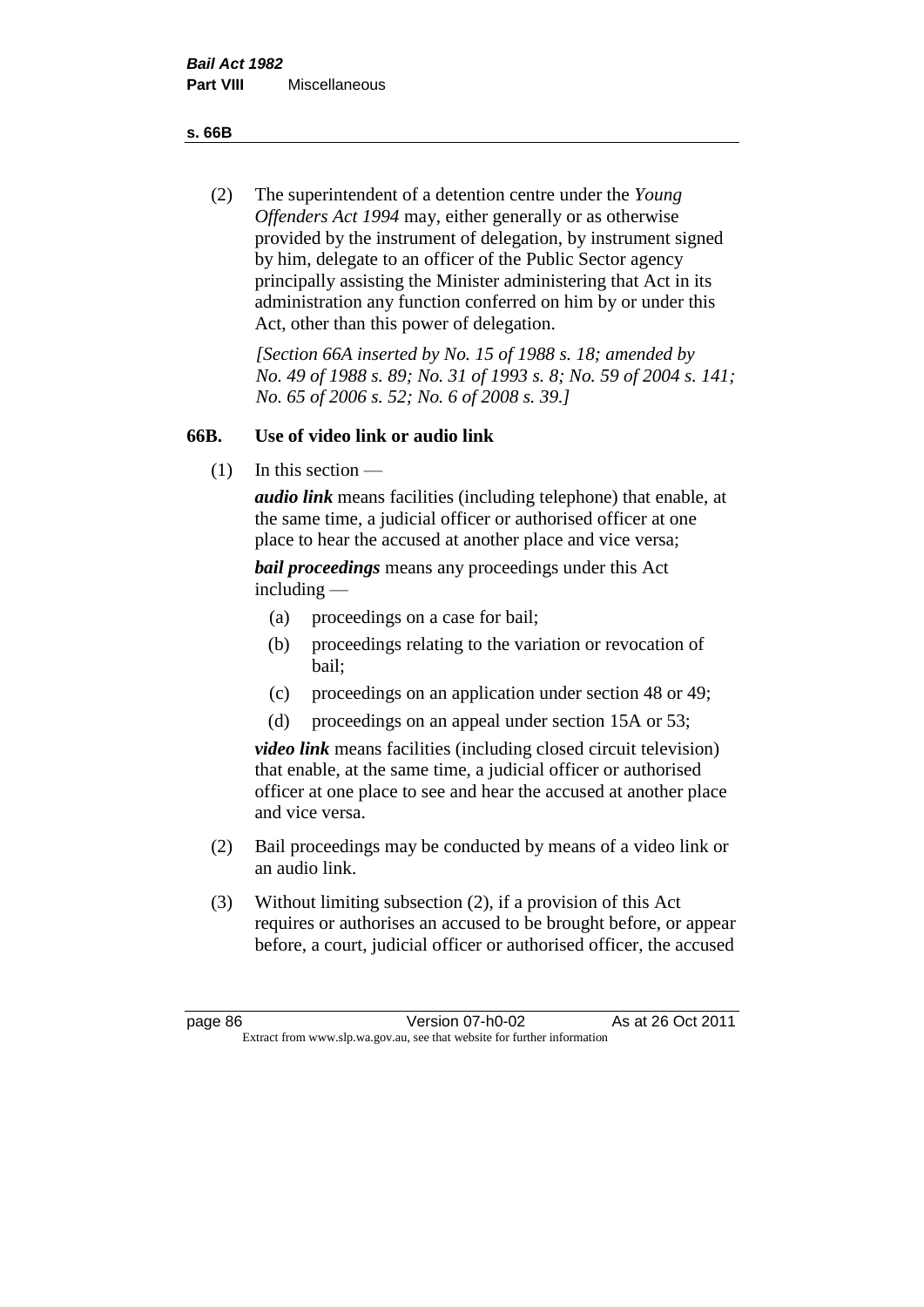(2) The superintendent of a detention centre under the *Young Offenders Act 1994* may, either generally or as otherwise provided by the instrument of delegation, by instrument signed by him, delegate to an officer of the Public Sector agency principally assisting the Minister administering that Act in its administration any function conferred on him by or under this Act, other than this power of delegation.

*[Section 66A inserted by No. 15 of 1988 s. 18; amended by No. 49 of 1988 s. 89; No. 31 of 1993 s. 8; No. 59 of 2004 s. 141; No. 65 of 2006 s. 52; No. 6 of 2008 s. 39.]*

### 66B. Use of video link or audio link

(1) In this section —

***audio link*** means facilities (including telephone) that enable, at the same time, a judicial officer or authorised officer at one place to hear the accused at another place and vice versa;

***bail proceedings*** means any proceedings under this Act including —

(a) proceedings on a case for bail;

(b) proceedings relating to the variation or revocation of bail;

(c) proceedings on an application under section 48 or 49;

(d) proceedings on an appeal under section 15A or 53;

***video link*** means facilities (including closed circuit television) that enable, at the same time, a judicial officer or authorised officer at one place to see and hear the accused at another place and vice versa.

(2) Bail proceedings may be conducted by means of a video link or an audio link.

(3) Without limiting subsection (2), if a provision of this Act requires or authorises an accused to be brought before, or appear before, a court, judicial officer or authorised officer, the accused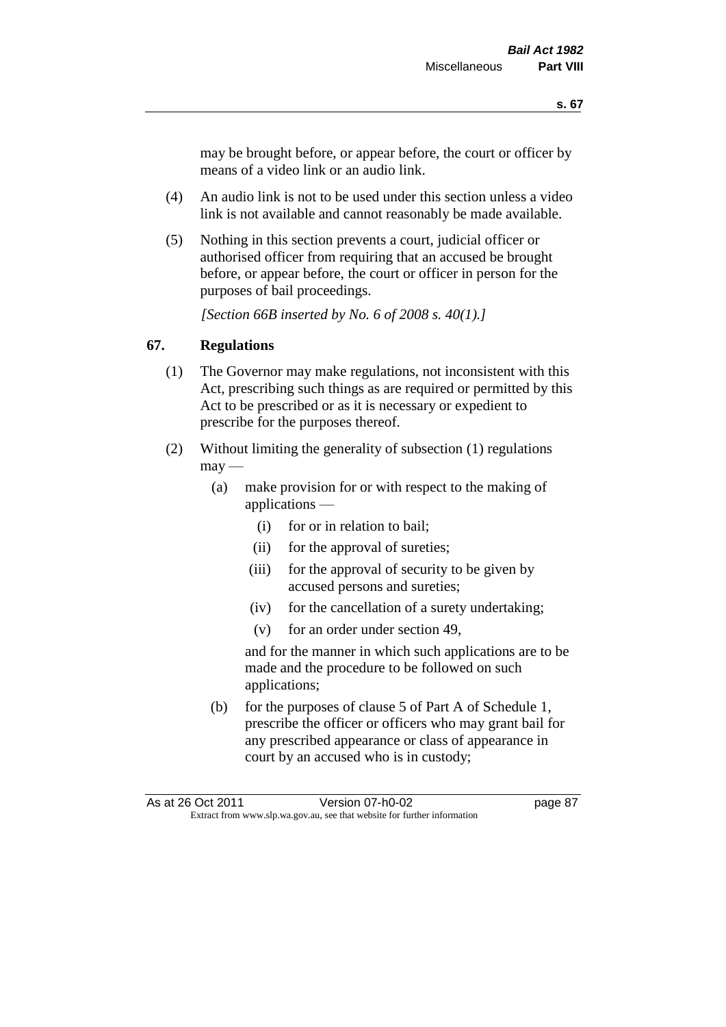may be brought before, or appear before, the court or officer by means of a video link or an audio link.

(4) An audio link is not to be used under this section unless a video link is not available and cannot reasonably be made available.

(5) Nothing in this section prevents a court, judicial officer or authorised officer from requiring that an accused be brought before, or appear before, the court or officer in person for the purposes of bail proceedings.

*[Section 66B inserted by No. 6 of 2008 s. 40(1).]*

## 67. Regulations

(1) The Governor may make regulations, not inconsistent with this Act, prescribing such things as are required or permitted by this Act to be prescribed or as it is necessary or expedient to prescribe for the purposes thereof.

(2) Without limiting the generality of subsection (1) regulations may —

- (a) make provision for or with respect to the making of applications —
  - (i) for or in relation to bail;
  - (ii) for the approval of sureties;
  - (iii) for the approval of security to be given by accused persons and sureties;
  - (iv) for the cancellation of a surety undertaking;
  - (v) for an order under section 49,

  and for the manner in which such applications are to be made and the procedure to be followed on such applications;

- (b) for the purposes of clause 5 of Part A of Schedule 1, prescribe the officer or officers who may grant bail for any prescribed appearance or class of appearance in court by an accused who is in custody;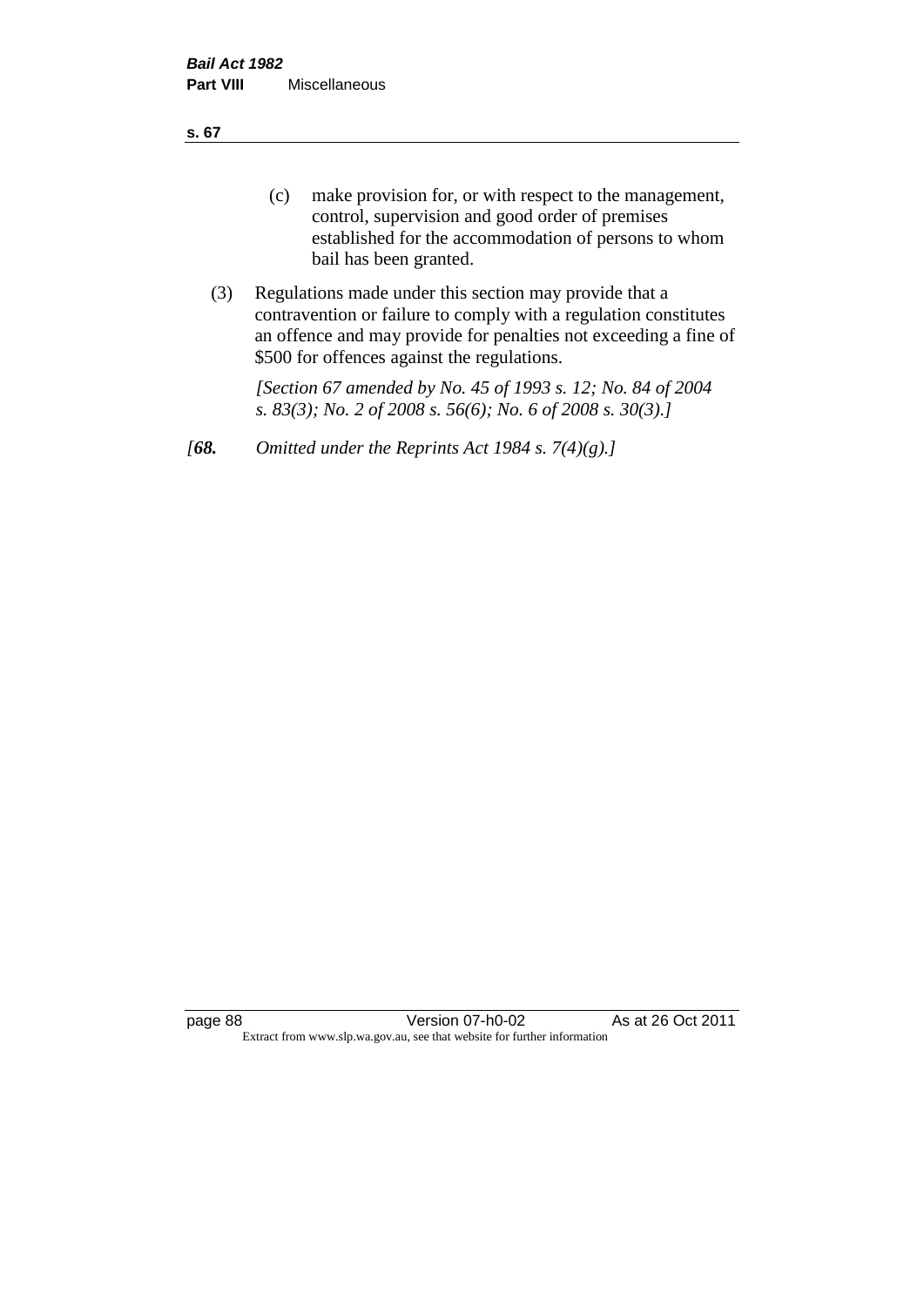(c) make provision for, or with respect to the management, control, supervision and good order of premises established for the accommodation of persons to whom bail has been granted.

(3) Regulations made under this section may provide that a contravention or failure to comply with a regulation constitutes an offence and may provide for penalties not exceeding a fine of $500 for offences against the regulations.

*[Section 67 amended by No. 45 of 1993 s. 12; No. 84 of 2004 s. 83(3); No. 2 of 2008 s. 56(6); No. 6 of 2008 s. 30(3).]*

*[**68.** Omitted under the Reprints Act 1984 s. 7(4)(g).]*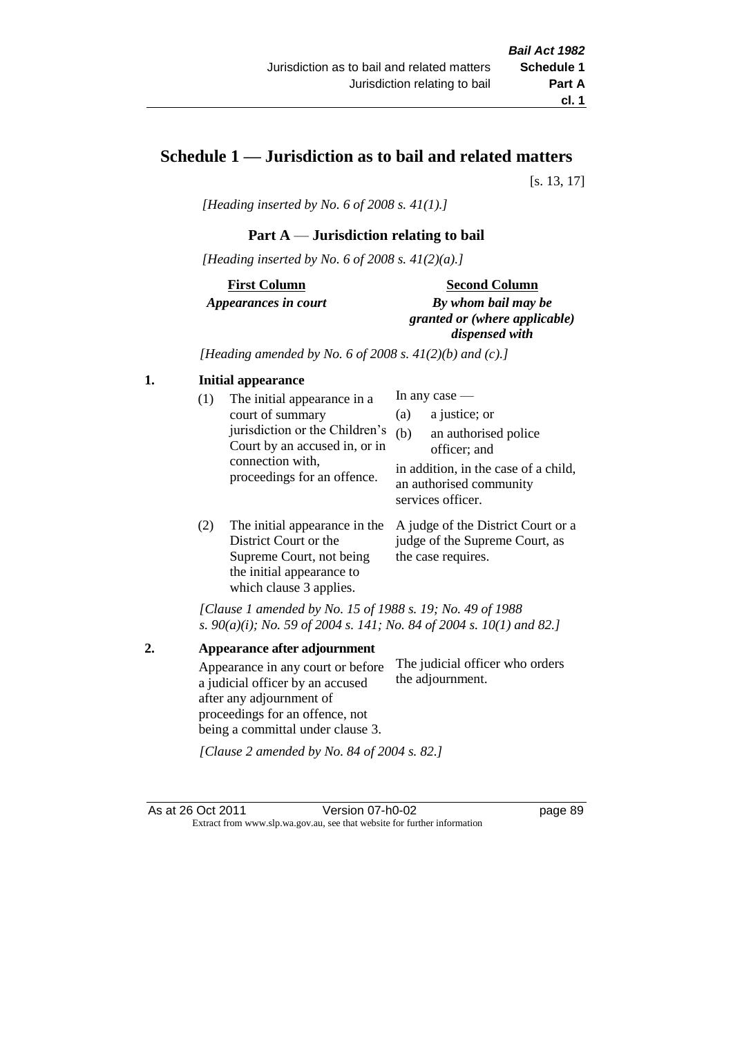# Schedule 1 — Jurisdiction as to bail and related matters

[s. 13, 17]

*[Heading inserted by No. 6 of 2008 s. 41(1).]*

## Part A — Jurisdiction relating to bail

*[Heading inserted by No. 6 of 2008 s. 41(2)(a).]*

| **First Column** *Appearances in court* | **Second Column** *By whom bail may be granted or (where applicable) dispensed with* |
|---|---|

*[Heading amended by No. 6 of 2008 s. 41(2)(b) and (c).]*

### 1. Initial appearance

| First Column | Second Column |
|---|---|
| (1) The initial appearance in a court of summary jurisdiction or the Children's Court by an accused in, or in connection with, proceedings for an offence. | In any case — (a) a justice; or (b) an authorised police officer; and in addition, in the case of a child, an authorised community services officer. |
| (2) The initial appearance in the District Court or the Supreme Court, not being the initial appearance to which clause 3 applies. | A judge of the District Court or a judge of the Supreme Court, as the case requires. |

*[Clause 1 amended by No. 15 of 1988 s. 19; No. 49 of 1988 s. 90(a)(i); No. 59 of 2004 s. 141; No. 84 of 2004 s. 10(1) and 82.]*

### 2. Appearance after adjournment

| First Column | Second Column |
|---|---|
| Appearance in any court or before a judicial officer by an accused after any adjournment of proceedings for an offence, not being a committal under clause 3. | The judicial officer who orders the adjournment. |

*[Clause 2 amended by No. 84 of 2004 s. 82.]*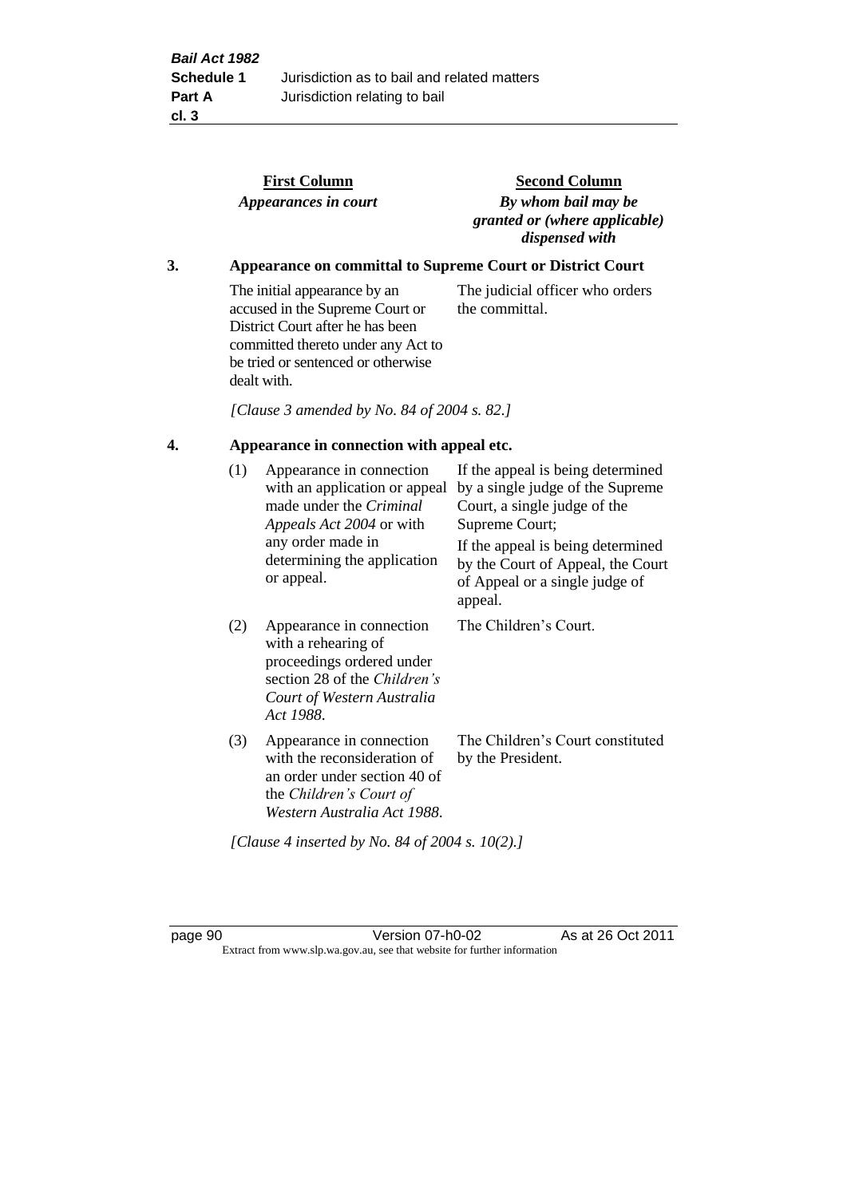| | First Column *Appearances in court* | Second Column *By whom bail may be granted or (where applicable) dispensed with* |
|---|---|---|

### 3. Appearance on committal to Supreme Court or District Court

| | |
|---|---|
| The initial appearance by an accused in the Supreme Court or District Court after he has been committed thereto under any Act to be tried or sentenced or otherwise dealt with. | The judicial officer who orders the committal. |

*[Clause 3 amended by No. 84 of 2004 s. 82.]*

### 4. Appearance in connection with appeal etc.

| | First Column | Second Column |
|---|---|---|
| (1) | Appearance in connection with an application or appeal made under the *Criminal Appeals Act 2004* or with any order made in determining the application or appeal. | If the appeal is being determined by a single judge of the Supreme Court, a single judge of the Supreme Court; If the appeal is being determined by the Court of Appeal, the Court of Appeal or a single judge of appeal. |
| (2) | Appearance in connection with a rehearing of proceedings ordered under section 28 of the *Children's Court of Western Australia Act 1988*. | The Children's Court. |
| (3) | Appearance in connection with the reconsideration of an order under section 40 of the *Children's Court of Western Australia Act 1988*. | The Children's Court constituted by the President. |

*[Clause 4 inserted by No. 84 of 2004 s. 10(2).]*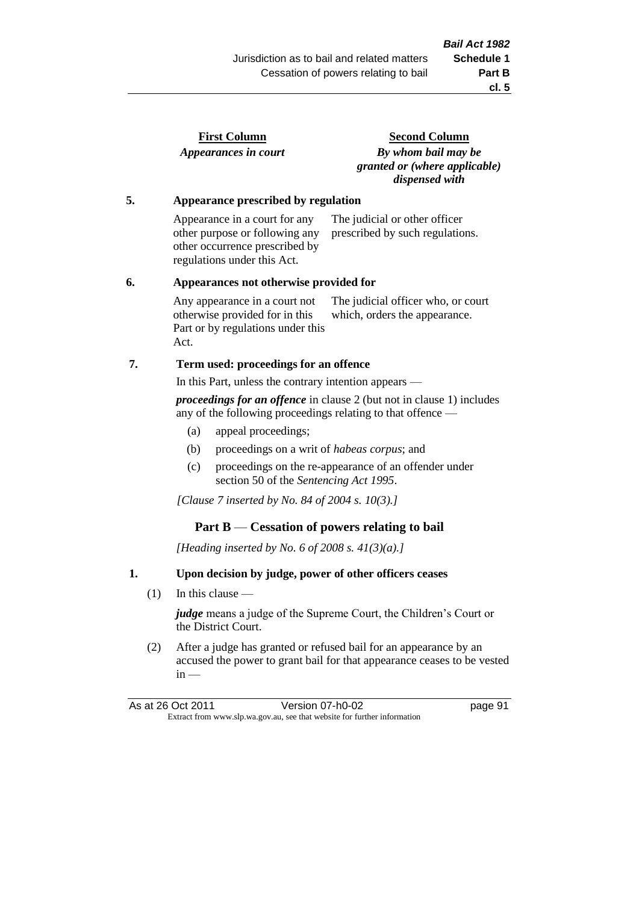| First Column | Second Column |
|---|---|
| *Appearances in court* | *By whom bail may be granted or (where applicable) dispensed with* |

**5. Appearance prescribed by regulation**

| | |
|---|---|
| Appearance in a court for any other purpose or following any other occurrence prescribed by regulations under this Act. | The judicial or other officer prescribed by such regulations. |

**6. Appearances not otherwise provided for**

| | |
|---|---|
| Any appearance in a court not otherwise provided for in this Part or by regulations under this Act. | The judicial officer who, or court which, orders the appearance. |

**7. Term used: proceedings for an offence**

In this Part, unless the contrary intention appears —

***proceedings for an offence*** in clause 2 (but not in clause 1) includes any of the following proceedings relating to that offence —

(a) appeal proceedings;

(b) proceedings on a writ of *habeas corpus*; and

(c) proceedings on the re-appearance of an offender under section 50 of the *Sentencing Act 1995*.

*[Clause 7 inserted by No. 84 of 2004 s. 10(3).]*

## Part B — Cessation of powers relating to bail

*[Heading inserted by No. 6 of 2008 s. 41(3)(a).]*

**1. Upon decision by judge, power of other officers ceases**

(1) In this clause —

***judge*** means a judge of the Supreme Court, the Children's Court or the District Court.

(2) After a judge has granted or refused bail for an appearance by an accused the power to grant bail for that appearance ceases to be vested in —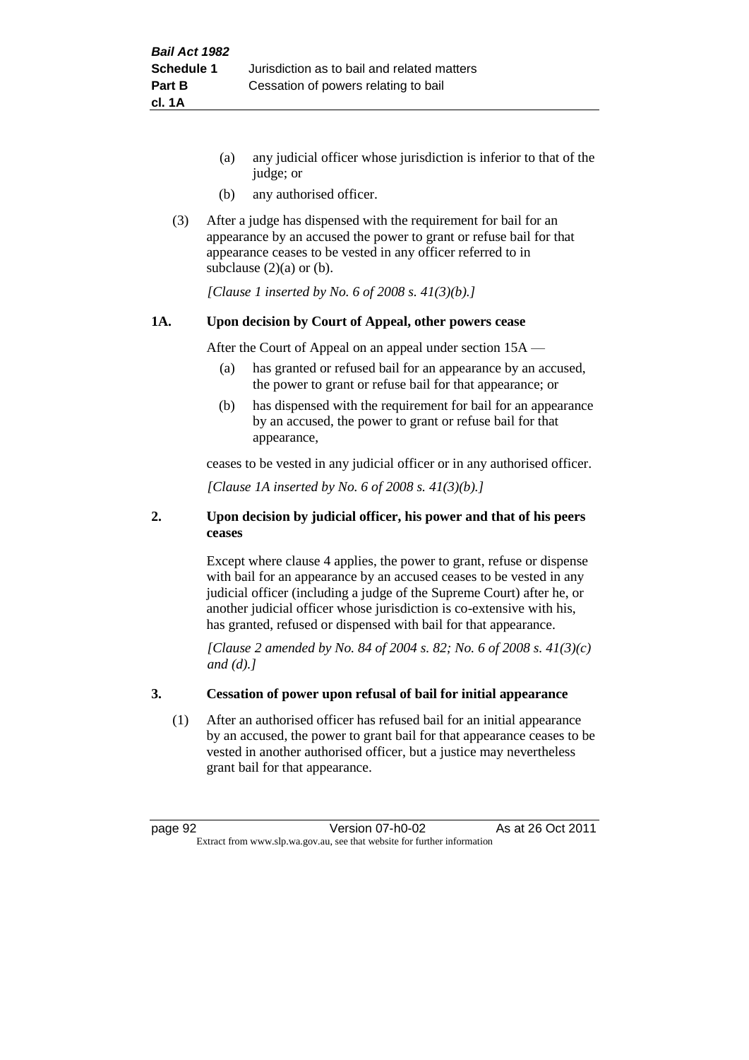(a) any judicial officer whose jurisdiction is inferior to that of the judge; or

(b) any authorised officer.

(3) After a judge has dispensed with the requirement for bail for an appearance by an accused the power to grant or refuse bail for that appearance ceases to be vested in any officer referred to in subclause (2)(a) or (b).

*[Clause 1 inserted by No. 6 of 2008 s. 41(3)(b).]*

**1A. Upon decision by Court of Appeal, other powers cease**

After the Court of Appeal on an appeal under section 15A —

(a) has granted or refused bail for an appearance by an accused, the power to grant or refuse bail for that appearance; or

(b) has dispensed with the requirement for bail for an appearance by an accused, the power to grant or refuse bail for that appearance,

ceases to be vested in any judicial officer or in any authorised officer.

*[Clause 1A inserted by No. 6 of 2008 s. 41(3)(b).]*

**2. Upon decision by judicial officer, his power and that of his peers ceases**

Except where clause 4 applies, the power to grant, refuse or dispense with bail for an appearance by an accused ceases to be vested in any judicial officer (including a judge of the Supreme Court) after he, or another judicial officer whose jurisdiction is co-extensive with his, has granted, refused or dispensed with bail for that appearance.

*[Clause 2 amended by No. 84 of 2004 s. 82; No. 6 of 2008 s. 41(3)(c) and (d).]*

**3. Cessation of power upon refusal of bail for initial appearance**

(1) After an authorised officer has refused bail for an initial appearance by an accused, the power to grant bail for that appearance ceases to be vested in another authorised officer, but a justice may nevertheless grant bail for that appearance.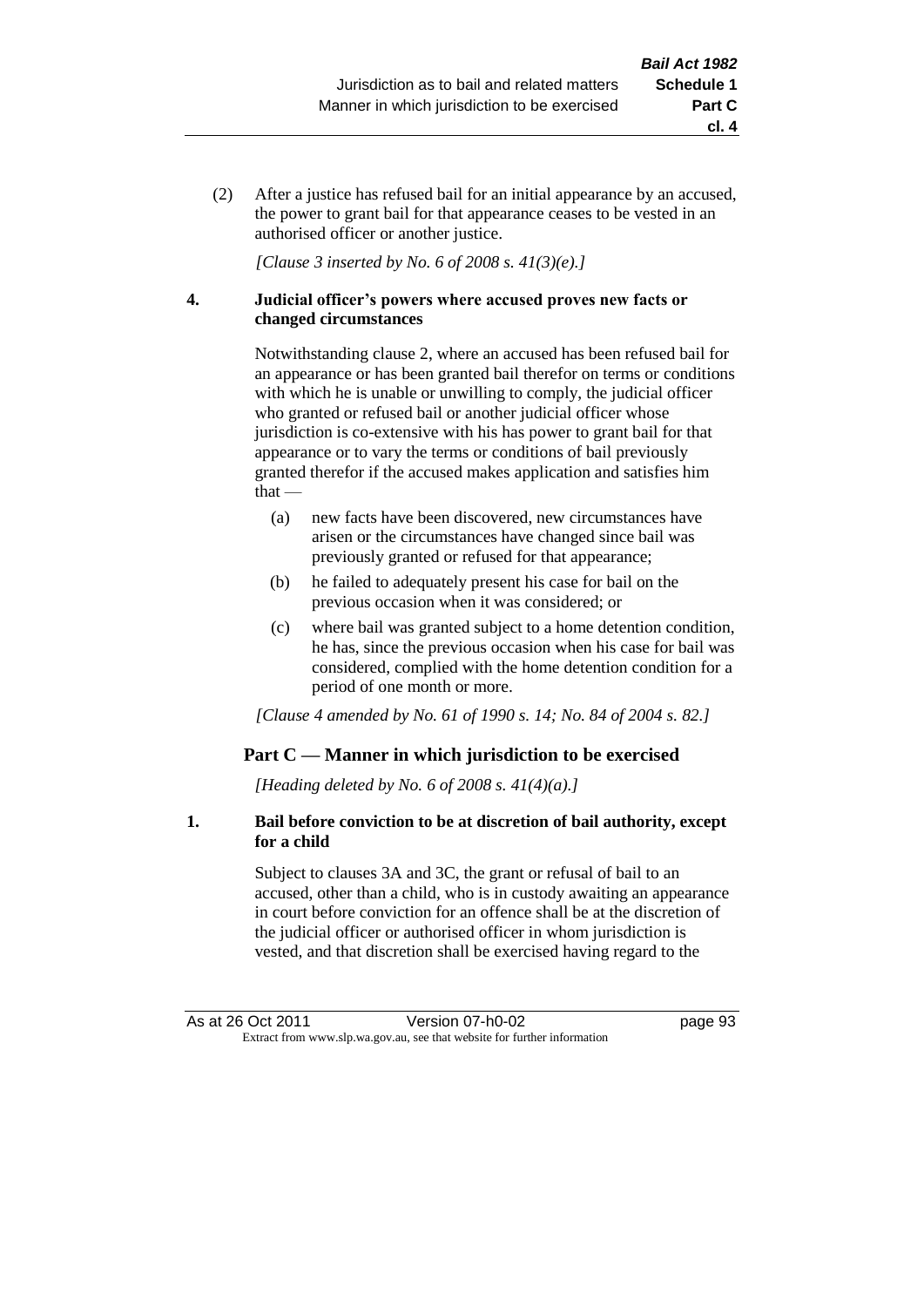(2) After a justice has refused bail for an initial appearance by an accused, the power to grant bail for that appearance ceases to be vested in an authorised officer or another justice.

*[Clause 3 inserted by No. 6 of 2008 s. 41(3)(e).]*

**4. Judicial officer's powers where accused proves new facts or changed circumstances**

Notwithstanding clause 2, where an accused has been refused bail for an appearance or has been granted bail therefor on terms or conditions with which he is unable or unwilling to comply, the judicial officer who granted or refused bail or another judicial officer whose jurisdiction is co-extensive with his has power to grant bail for that appearance or to vary the terms or conditions of bail previously granted therefor if the accused makes application and satisfies him that —

(a) new facts have been discovered, new circumstances have arisen or the circumstances have changed since bail was previously granted or refused for that appearance;

(b) he failed to adequately present his case for bail on the previous occasion when it was considered; or

(c) where bail was granted subject to a home detention condition, he has, since the previous occasion when his case for bail was considered, complied with the home detention condition for a period of one month or more.

*[Clause 4 amended by No. 61 of 1990 s. 14; No. 84 of 2004 s. 82.]*

## Part C — Manner in which jurisdiction to be exercised

*[Heading deleted by No. 6 of 2008 s. 41(4)(a).]*

**1. Bail before conviction to be at discretion of bail authority, except for a child**

Subject to clauses 3A and 3C, the grant or refusal of bail to an accused, other than a child, who is in custody awaiting an appearance in court before conviction for an offence shall be at the discretion of the judicial officer or authorised officer in whom jurisdiction is vested, and that discretion shall be exercised having regard to the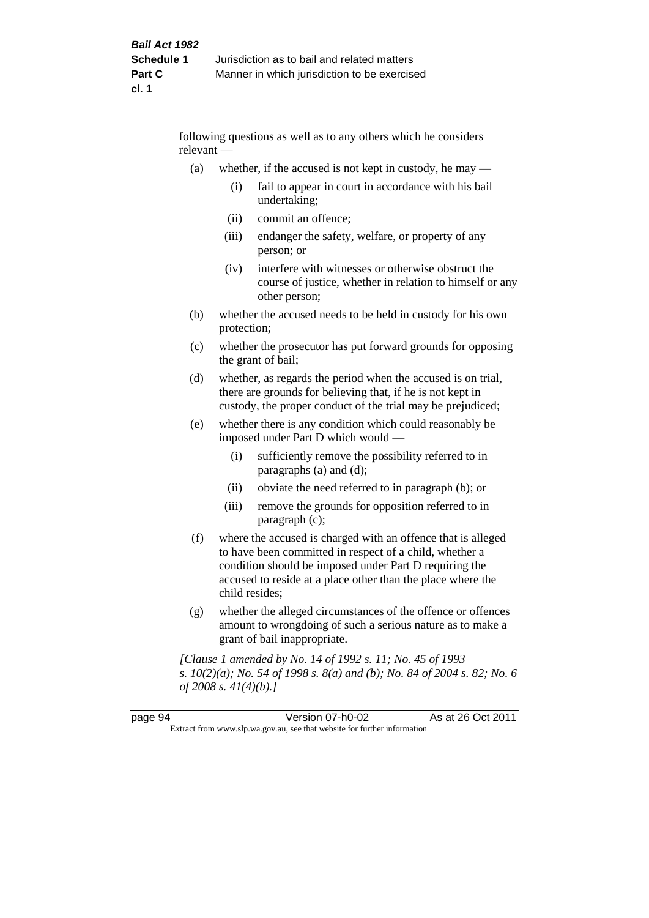following questions as well as to any others which he considers relevant —

(a) whether, if the accused is not kept in custody, he may —

  (i) fail to appear in court in accordance with his bail undertaking;

  (ii) commit an offence;

  (iii) endanger the safety, welfare, or property of any person; or

  (iv) interfere with witnesses or otherwise obstruct the course of justice, whether in relation to himself or any other person;

(b) whether the accused needs to be held in custody for his own protection;

(c) whether the prosecutor has put forward grounds for opposing the grant of bail;

(d) whether, as regards the period when the accused is on trial, there are grounds for believing that, if he is not kept in custody, the proper conduct of the trial may be prejudiced;

(e) whether there is any condition which could reasonably be imposed under Part D which would —

  (i) sufficiently remove the possibility referred to in paragraphs (a) and (d);

  (ii) obviate the need referred to in paragraph (b); or

  (iii) remove the grounds for opposition referred to in paragraph (c);

(f) where the accused is charged with an offence that is alleged to have been committed in respect of a child, whether a condition should be imposed under Part D requiring the accused to reside at a place other than the place where the child resides;

(g) whether the alleged circumstances of the offence or offences amount to wrongdoing of such a serious nature as to make a grant of bail inappropriate.

*[Clause 1 amended by No. 14 of 1992 s. 11; No. 45 of 1993 s. 10(2)(a); No. 54 of 1998 s. 8(a) and (b); No. 84 of 2004 s. 82; No. 6 of 2008 s. 41(4)(b).]*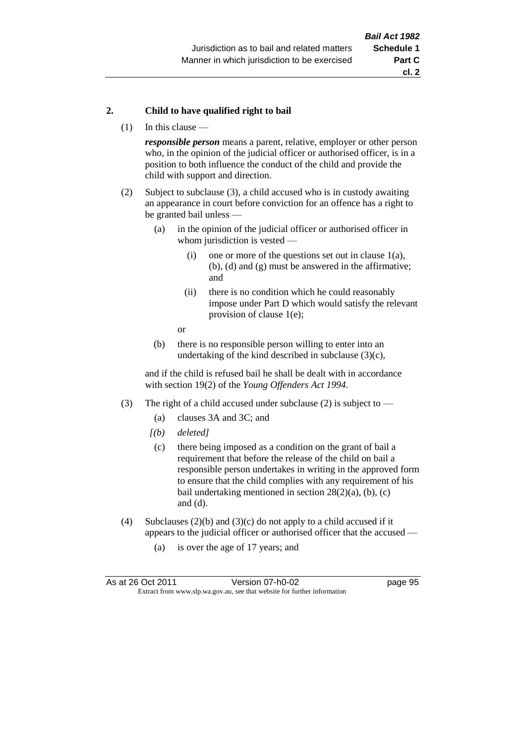**2. Child to have qualified right to bail**

(1) In this clause —

***responsible person*** means a parent, relative, employer or other person who, in the opinion of the judicial officer or authorised officer, is in a position to both influence the conduct of the child and provide the child with support and direction.

(2) Subject to subclause (3), a child accused who is in custody awaiting an appearance in court before conviction for an offence has a right to be granted bail unless —

(a) in the opinion of the judicial officer or authorised officer in whom jurisdiction is vested —

(i) one or more of the questions set out in clause 1(a), (b), (d) and (g) must be answered in the affirmative; and

(ii) there is no condition which he could reasonably impose under Part D which would satisfy the relevant provision of clause 1(e);

or

(b) there is no responsible person willing to enter into an undertaking of the kind described in subclause (3)(c),

and if the child is refused bail he shall be dealt with in accordance with section 19(2) of the *Young Offenders Act 1994*.

(3) The right of a child accused under subclause (2) is subject to —

(a) clauses 3A and 3C; and

*[(b) deleted]*

(c) there being imposed as a condition on the grant of bail a requirement that before the release of the child on bail a responsible person undertakes in writing in the approved form to ensure that the child complies with any requirement of his bail undertaking mentioned in section 28(2)(a), (b), (c) and (d).

(4) Subclauses (2)(b) and (3)(c) do not apply to a child accused if it appears to the judicial officer or authorised officer that the accused —

(a) is over the age of 17 years; and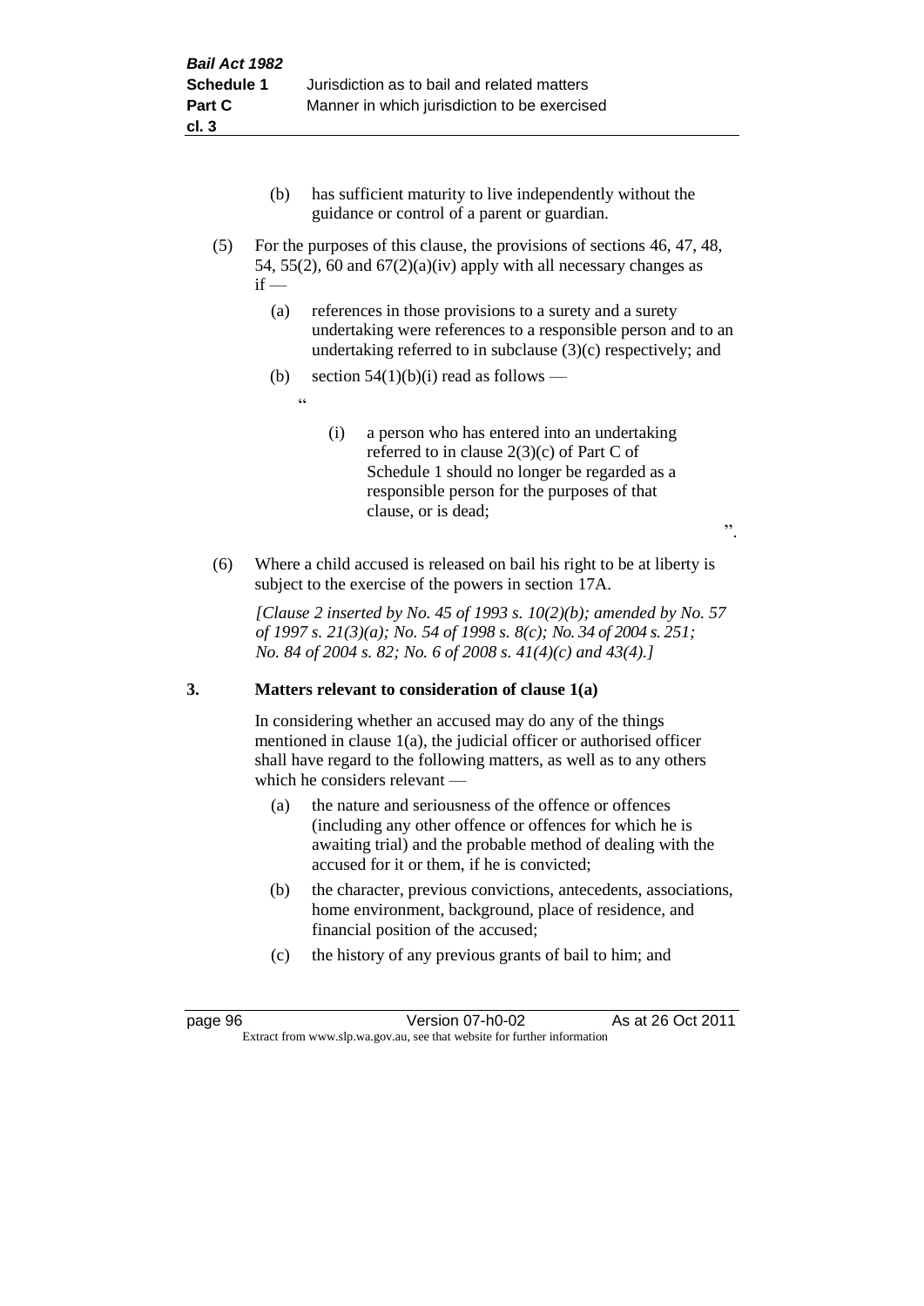(b) has sufficient maturity to live independently without the guidance or control of a parent or guardian.

(5) For the purposes of this clause, the provisions of sections 46, 47, 48, 54, 55(2), 60 and 67(2)(a)(iv) apply with all necessary changes as if —

(a) references in those provisions to a surety and a surety undertaking were references to a responsible person and to an undertaking referred to in subclause (3)(c) respectively; and

(b) section 54(1)(b)(i) read as follows —

"

(i) a person who has entered into an undertaking referred to in clause 2(3)(c) of Part C of Schedule 1 should no longer be regarded as a responsible person for the purposes of that clause, or is dead;

".

(6) Where a child accused is released on bail his right to be at liberty is subject to the exercise of the powers in section 17A.

*[Clause 2 inserted by No. 45 of 1993 s. 10(2)(b); amended by No. 57 of 1997 s. 21(3)(a); No. 54 of 1998 s. 8(c); No. 34 of 2004 s. 251; No. 84 of 2004 s. 82; No. 6 of 2008 s. 41(4)(c) and 43(4).]*

## 3. Matters relevant to consideration of clause 1(a)

In considering whether an accused may do any of the things mentioned in clause 1(a), the judicial officer or authorised officer shall have regard to the following matters, as well as to any others which he considers relevant —

(a) the nature and seriousness of the offence or offences (including any other offence or offences for which he is awaiting trial) and the probable method of dealing with the accused for it or them, if he is convicted;

(b) the character, previous convictions, antecedents, associations, home environment, background, place of residence, and financial position of the accused;

(c) the history of any previous grants of bail to him; and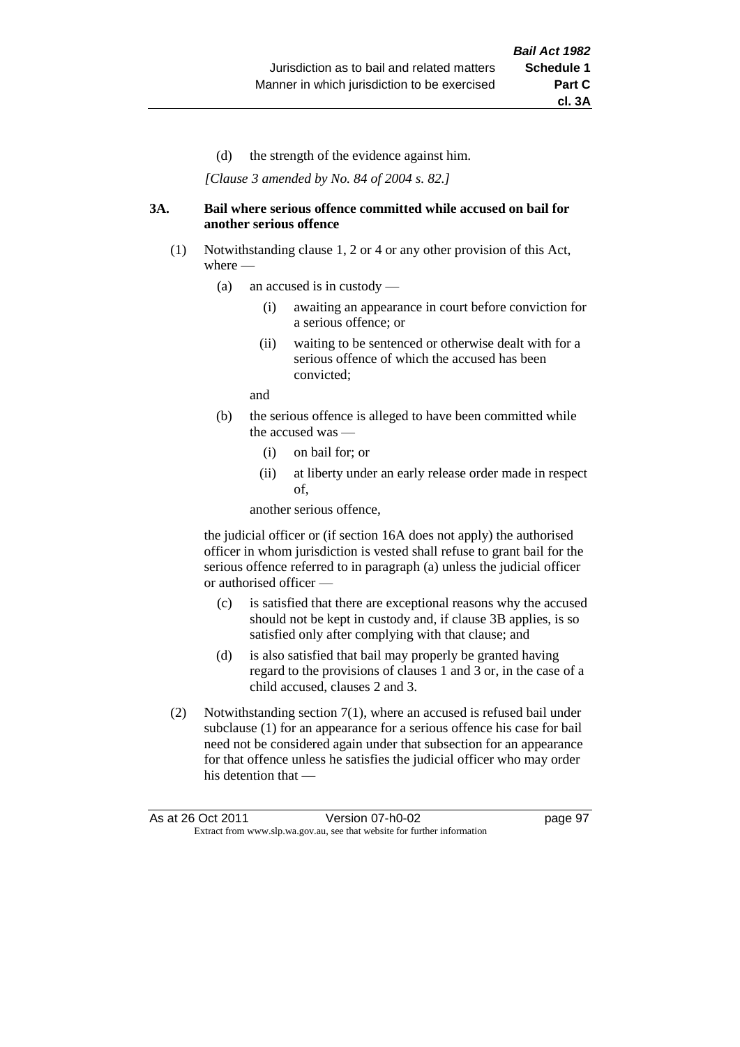(d) the strength of the evidence against him.

*[Clause 3 amended by No. 84 of 2004 s. 82.]*

### 3A. Bail where serious offence committed while accused on bail for another serious offence

(1) Notwithstanding clause 1, 2 or 4 or any other provision of this Act, where —

  (a) an accused is in custody —

    (i) awaiting an appearance in court before conviction for a serious offence; or

    (ii) waiting to be sentenced or otherwise dealt with for a serious offence of which the accused has been convicted;

  and

  (b) the serious offence is alleged to have been committed while the accused was —

    (i) on bail for; or

    (ii) at liberty under an early release order made in respect of,

  another serious offence,

the judicial officer or (if section 16A does not apply) the authorised officer in whom jurisdiction is vested shall refuse to grant bail for the serious offence referred to in paragraph (a) unless the judicial officer or authorised officer —

  (c) is satisfied that there are exceptional reasons why the accused should not be kept in custody and, if clause 3B applies, is so satisfied only after complying with that clause; and

  (d) is also satisfied that bail may properly be granted having regard to the provisions of clauses 1 and 3 or, in the case of a child accused, clauses 2 and 3.

(2) Notwithstanding section 7(1), where an accused is refused bail under subclause (1) for an appearance for a serious offence his case for bail need not be considered again under that subsection for an appearance for that offence unless he satisfies the judicial officer who may order his detention that —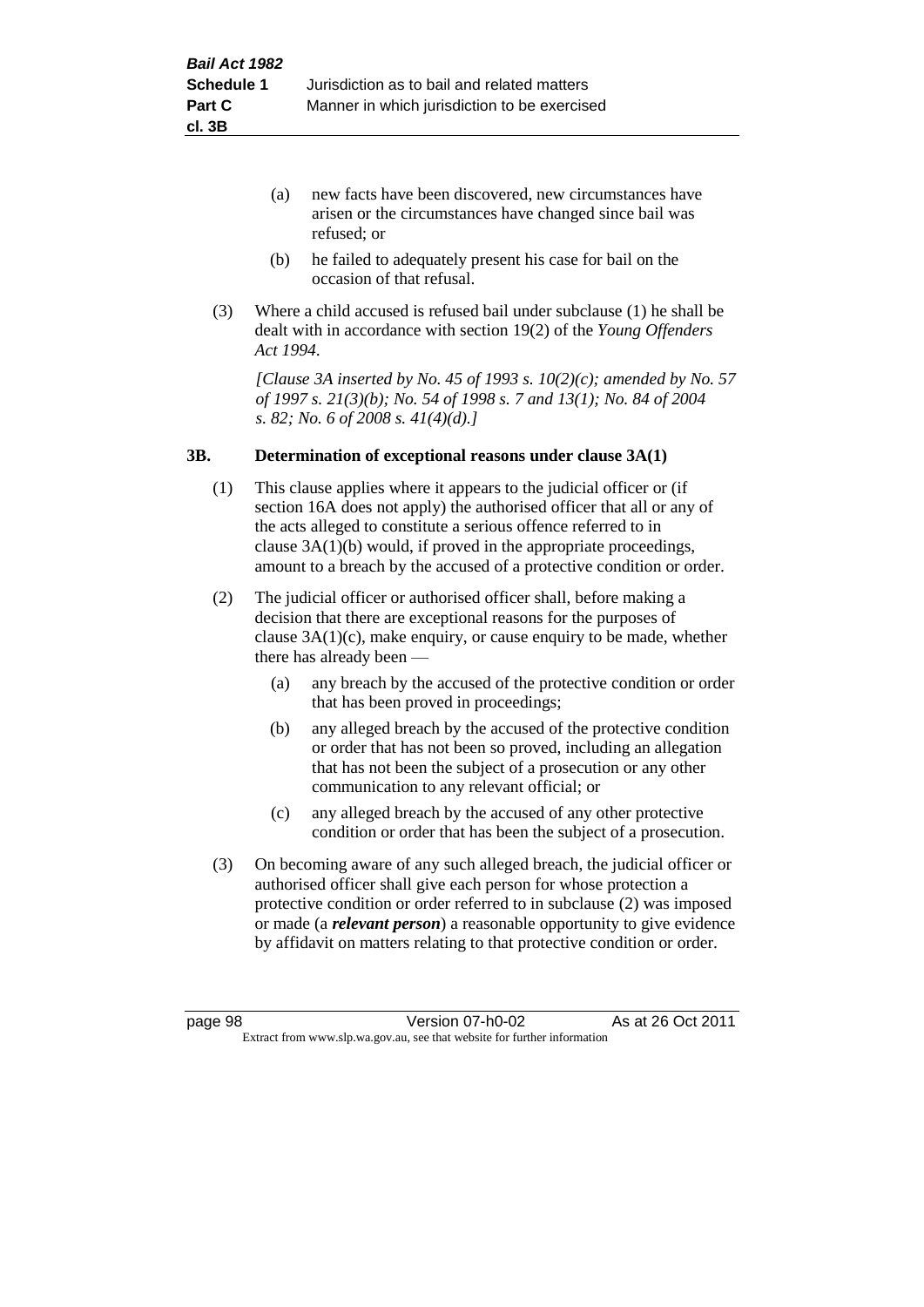(a) new facts have been discovered, new circumstances have arisen or the circumstances have changed since bail was refused; or

(b) he failed to adequately present his case for bail on the occasion of that refusal.

(3) Where a child accused is refused bail under subclause (1) he shall be dealt with in accordance with section 19(2) of the *Young Offenders Act 1994*.

*[Clause 3A inserted by No. 45 of 1993 s. 10(2)(c); amended by No. 57 of 1997 s. 21(3)(b); No. 54 of 1998 s. 7 and 13(1); No. 84 of 2004 s. 82; No. 6 of 2008 s. 41(4)(d).]*

**3B. Determination of exceptional reasons under clause 3A(1)**

(1) This clause applies where it appears to the judicial officer or (if section 16A does not apply) the authorised officer that all or any of the acts alleged to constitute a serious offence referred to in clause 3A(1)(b) would, if proved in the appropriate proceedings, amount to a breach by the accused of a protective condition or order.

(2) The judicial officer or authorised officer shall, before making a decision that there are exceptional reasons for the purposes of clause 3A(1)(c), make enquiry, or cause enquiry to be made, whether there has already been —

(a) any breach by the accused of the protective condition or order that has been proved in proceedings;

(b) any alleged breach by the accused of the protective condition or order that has not been so proved, including an allegation that has not been the subject of a prosecution or any other communication to any relevant official; or

(c) any alleged breach by the accused of any other protective condition or order that has been the subject of a prosecution.

(3) On becoming aware of any such alleged breach, the judicial officer or authorised officer shall give each person for whose protection a protective condition or order referred to in subclause (2) was imposed or made (a ***relevant person***) a reasonable opportunity to give evidence by affidavit on matters relating to that protective condition or order.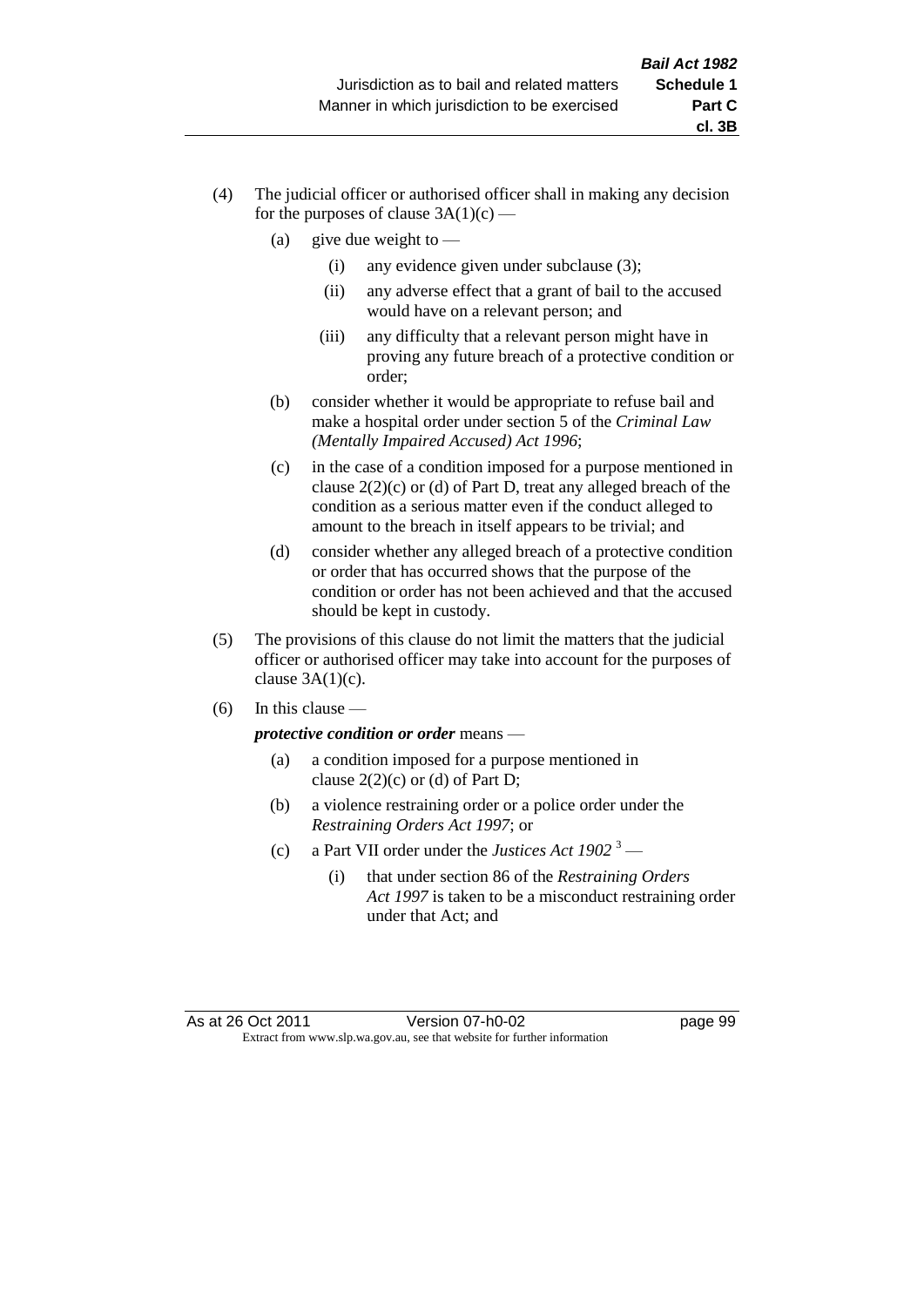(4) The judicial officer or authorised officer shall in making any decision for the purposes of clause 3A(1)(c) —

  (a) give due weight to —

    (i) any evidence given under subclause (3);

    (ii) any adverse effect that a grant of bail to the accused would have on a relevant person; and

    (iii) any difficulty that a relevant person might have in proving any future breach of a protective condition or order;

  (b) consider whether it would be appropriate to refuse bail and make a hospital order under section 5 of the *Criminal Law (Mentally Impaired Accused) Act 1996*;

  (c) in the case of a condition imposed for a purpose mentioned in clause 2(2)(c) or (d) of Part D, treat any alleged breach of the condition as a serious matter even if the conduct alleged to amount to the breach in itself appears to be trivial; and

  (d) consider whether any alleged breach of a protective condition or order that has occurred shows that the purpose of the condition or order has not been achieved and that the accused should be kept in custody.

(5) The provisions of this clause do not limit the matters that the judicial officer or authorised officer may take into account for the purposes of clause 3A(1)(c).

(6) In this clause —

***protective condition or order*** means —

  (a) a condition imposed for a purpose mentioned in clause 2(2)(c) or (d) of Part D;

  (b) a violence restraining order or a police order under the *Restraining Orders Act 1997*; or

  (c) a Part VII order under the *Justices Act 1902* [3] —

    (i) that under section 86 of the *Restraining Orders Act 1997* is taken to be a misconduct restraining order under that Act; and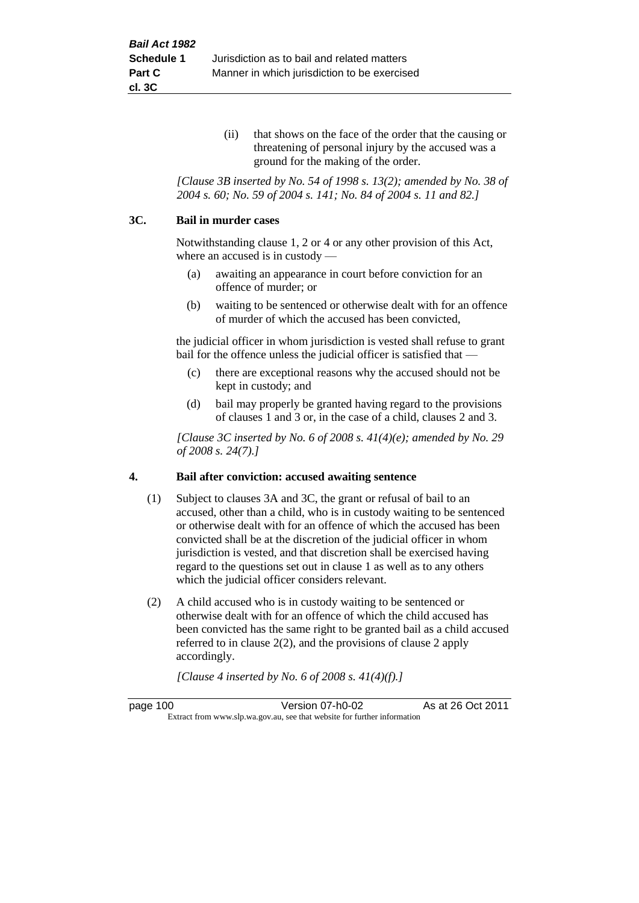(ii) that shows on the face of the order that the causing or threatening of personal injury by the accused was a ground for the making of the order.

*[Clause 3B inserted by No. 54 of 1998 s. 13(2); amended by No. 38 of 2004 s. 60; No. 59 of 2004 s. 141; No. 84 of 2004 s. 11 and 82.]*

### 3C. Bail in murder cases

Notwithstanding clause 1, 2 or 4 or any other provision of this Act, where an accused is in custody —

(a) awaiting an appearance in court before conviction for an offence of murder; or

(b) waiting to be sentenced or otherwise dealt with for an offence of murder of which the accused has been convicted,

the judicial officer in whom jurisdiction is vested shall refuse to grant bail for the offence unless the judicial officer is satisfied that —

(c) there are exceptional reasons why the accused should not be kept in custody; and

(d) bail may properly be granted having regard to the provisions of clauses 1 and 3 or, in the case of a child, clauses 2 and 3.

*[Clause 3C inserted by No. 6 of 2008 s. 41(4)(e); amended by No. 29 of 2008 s. 24(7).]*

### 4. Bail after conviction: accused awaiting sentence

(1) Subject to clauses 3A and 3C, the grant or refusal of bail to an accused, other than a child, who is in custody waiting to be sentenced or otherwise dealt with for an offence of which the accused has been convicted shall be at the discretion of the judicial officer in whom jurisdiction is vested, and that discretion shall be exercised having regard to the questions set out in clause 1 as well as to any others which the judicial officer considers relevant.

(2) A child accused who is in custody waiting to be sentenced or otherwise dealt with for an offence of which the child accused has been convicted has the same right to be granted bail as a child accused referred to in clause 2(2), and the provisions of clause 2 apply accordingly.

*[Clause 4 inserted by No. 6 of 2008 s. 41(4)(f).]*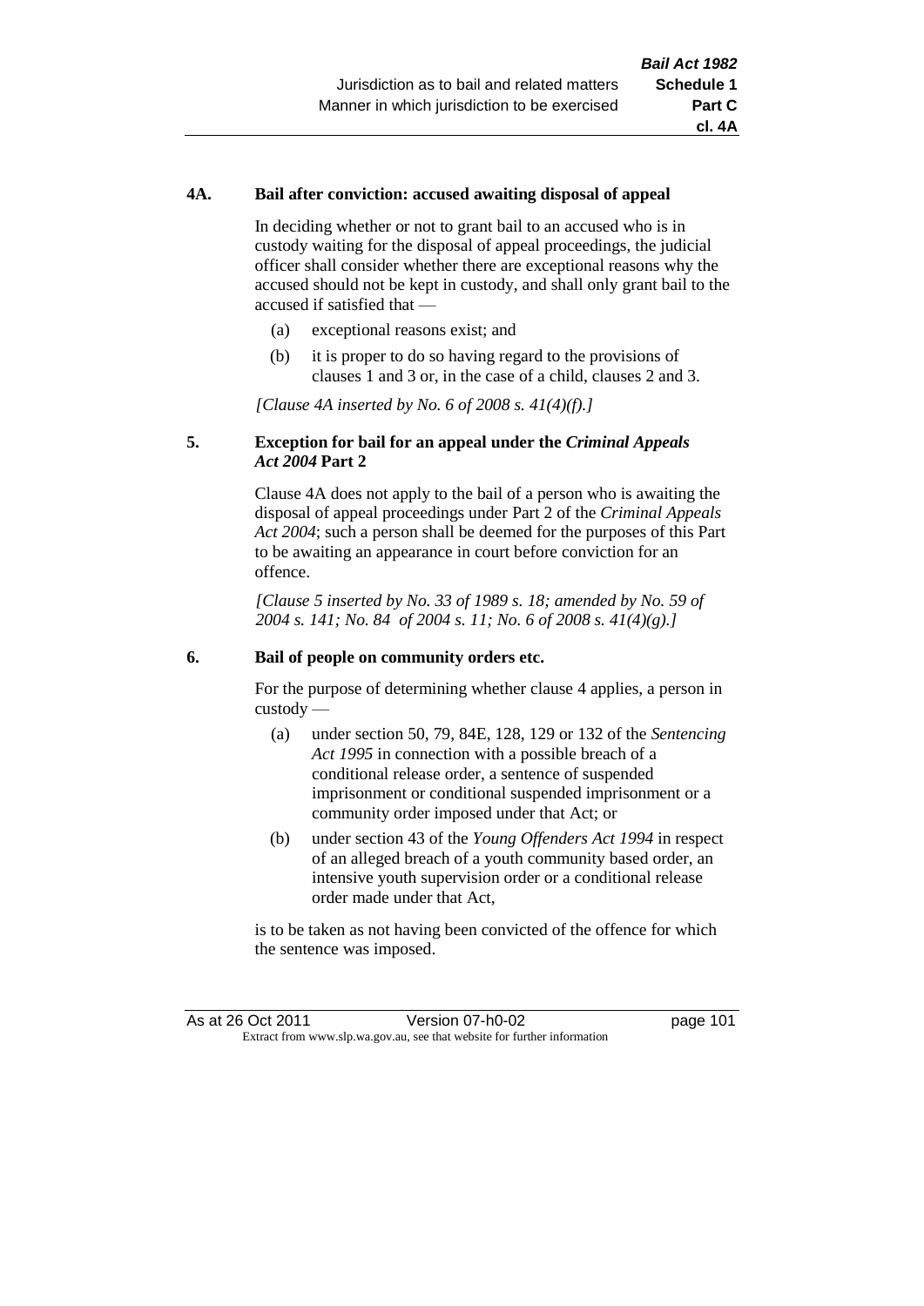**4A. Bail after conviction: accused awaiting disposal of appeal**

In deciding whether or not to grant bail to an accused who is in custody waiting for the disposal of appeal proceedings, the judicial officer shall consider whether there are exceptional reasons why the accused should not be kept in custody, and shall only grant bail to the accused if satisfied that —

- (a) exceptional reasons exist; and
- (b) it is proper to do so having regard to the provisions of clauses 1 and 3 or, in the case of a child, clauses 2 and 3.

*[Clause 4A inserted by No. 6 of 2008 s. 41(4)(f).]*

**5. Exception for bail for an appeal under the *Criminal Appeals Act 2004* Part 2**

Clause 4A does not apply to the bail of a person who is awaiting the disposal of appeal proceedings under Part 2 of the *Criminal Appeals Act 2004*; such a person shall be deemed for the purposes of this Part to be awaiting an appearance in court before conviction for an offence.

*[Clause 5 inserted by No. 33 of 1989 s. 18; amended by No. 59 of 2004 s. 141; No. 84 of 2004 s. 11; No. 6 of 2008 s. 41(4)(g).]*

**6. Bail of people on community orders etc.**

For the purpose of determining whether clause 4 applies, a person in custody —

- (a) under section 50, 79, 84E, 128, 129 or 132 of the *Sentencing Act 1995* in connection with a possible breach of a conditional release order, a sentence of suspended imprisonment or conditional suspended imprisonment or a community order imposed under that Act; or
- (b) under section 43 of the *Young Offenders Act 1994* in respect of an alleged breach of a youth community based order, an intensive youth supervision order or a conditional release order made under that Act,

is to be taken as not having been convicted of the offence for which the sentence was imposed.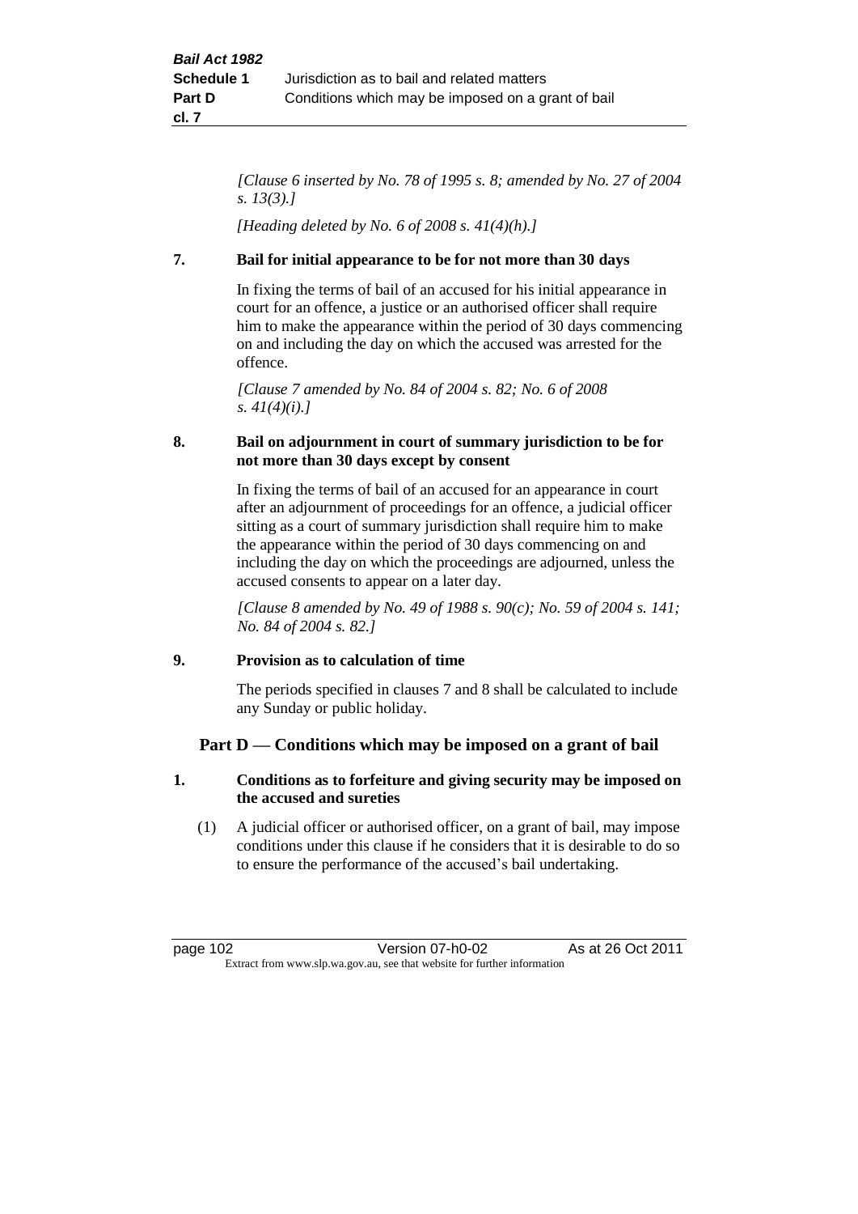*[Clause 6 inserted by No. 78 of 1995 s. 8; amended by No. 27 of 2004 s. 13(3).]*

*[Heading deleted by No. 6 of 2008 s. 41(4)(h).]*

**7. Bail for initial appearance to be for not more than 30 days**

In fixing the terms of bail of an accused for his initial appearance in court for an offence, a justice or an authorised officer shall require him to make the appearance within the period of 30 days commencing on and including the day on which the accused was arrested for the offence.

*[Clause 7 amended by No. 84 of 2004 s. 82; No. 6 of 2008 s. 41(4)(i).]*

**8. Bail on adjournment in court of summary jurisdiction to be for not more than 30 days except by consent**

In fixing the terms of bail of an accused for an appearance in court after an adjournment of proceedings for an offence, a judicial officer sitting as a court of summary jurisdiction shall require him to make the appearance within the period of 30 days commencing on and including the day on which the proceedings are adjourned, unless the accused consents to appear on a later day.

*[Clause 8 amended by No. 49 of 1988 s. 90(c); No. 59 of 2004 s. 141; No. 84 of 2004 s. 82.]*

**9. Provision as to calculation of time**

The periods specified in clauses 7 and 8 shall be calculated to include any Sunday or public holiday.

## Part D — Conditions which may be imposed on a grant of bail

**1. Conditions as to forfeiture and giving security may be imposed on the accused and sureties**

(1) A judicial officer or authorised officer, on a grant of bail, may impose conditions under this clause if he considers that it is desirable to do so to ensure the performance of the accused's bail undertaking.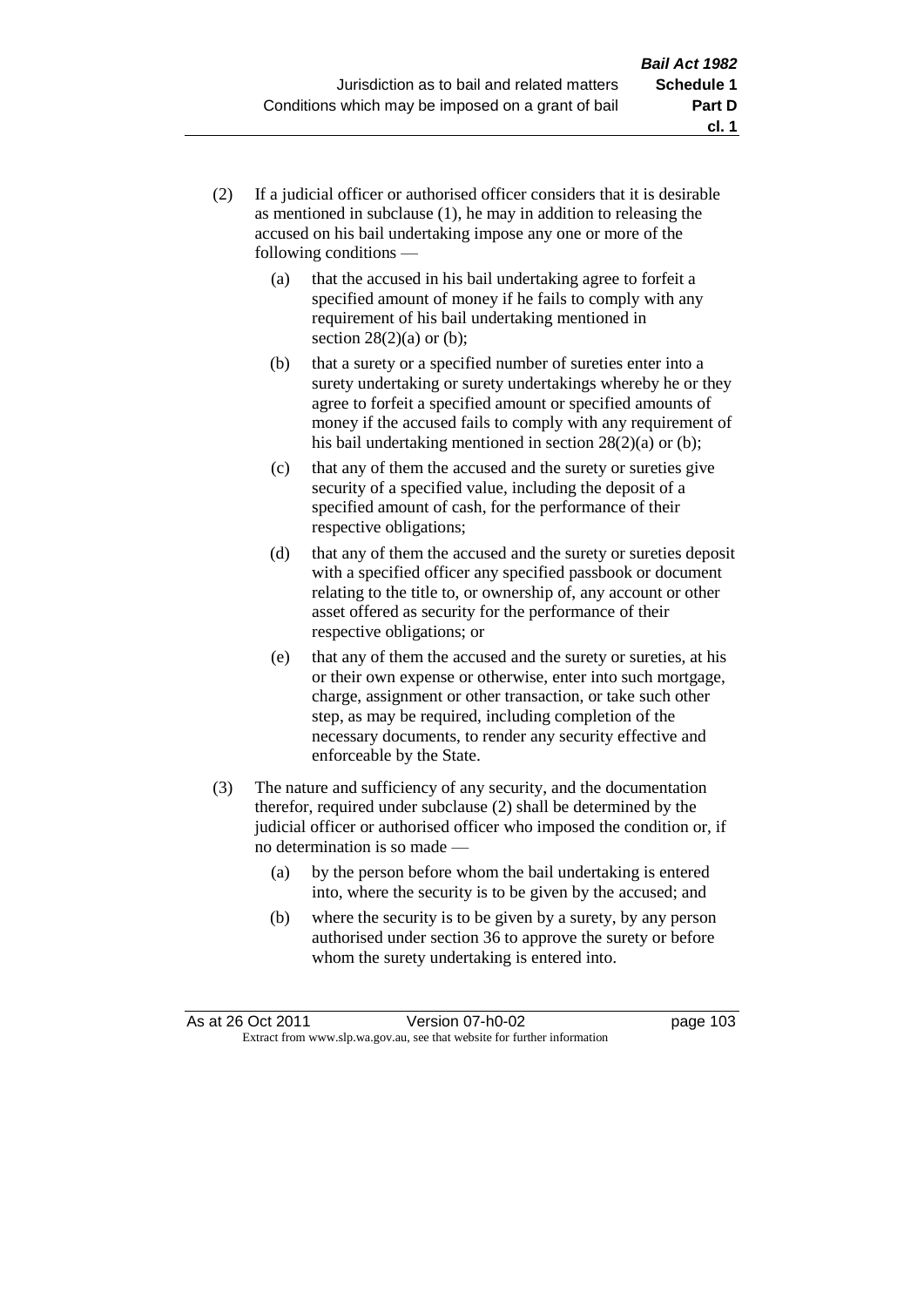(2) If a judicial officer or authorised officer considers that it is desirable as mentioned in subclause (1), he may in addition to releasing the accused on his bail undertaking impose any one or more of the following conditions —

  (a) that the accused in his bail undertaking agree to forfeit a specified amount of money if he fails to comply with any requirement of his bail undertaking mentioned in section 28(2)(a) or (b);

  (b) that a surety or a specified number of sureties enter into a surety undertaking or surety undertakings whereby he or they agree to forfeit a specified amount or specified amounts of money if the accused fails to comply with any requirement of his bail undertaking mentioned in section 28(2)(a) or (b);

  (c) that any of them the accused and the surety or sureties give security of a specified value, including the deposit of a specified amount of cash, for the performance of their respective obligations;

  (d) that any of them the accused and the surety or sureties deposit with a specified officer any specified passbook or document relating to the title to, or ownership of, any account or other asset offered as security for the performance of their respective obligations; or

  (e) that any of them the accused and the surety or sureties, at his or their own expense or otherwise, enter into such mortgage, charge, assignment or other transaction, or take such other step, as may be required, including completion of the necessary documents, to render any security effective and enforceable by the State.

(3) The nature and sufficiency of any security, and the documentation therefor, required under subclause (2) shall be determined by the judicial officer or authorised officer who imposed the condition or, if no determination is so made —

  (a) by the person before whom the bail undertaking is entered into, where the security is to be given by the accused; and

  (b) where the security is to be given by a surety, by any person authorised under section 36 to approve the surety or before whom the surety undertaking is entered into.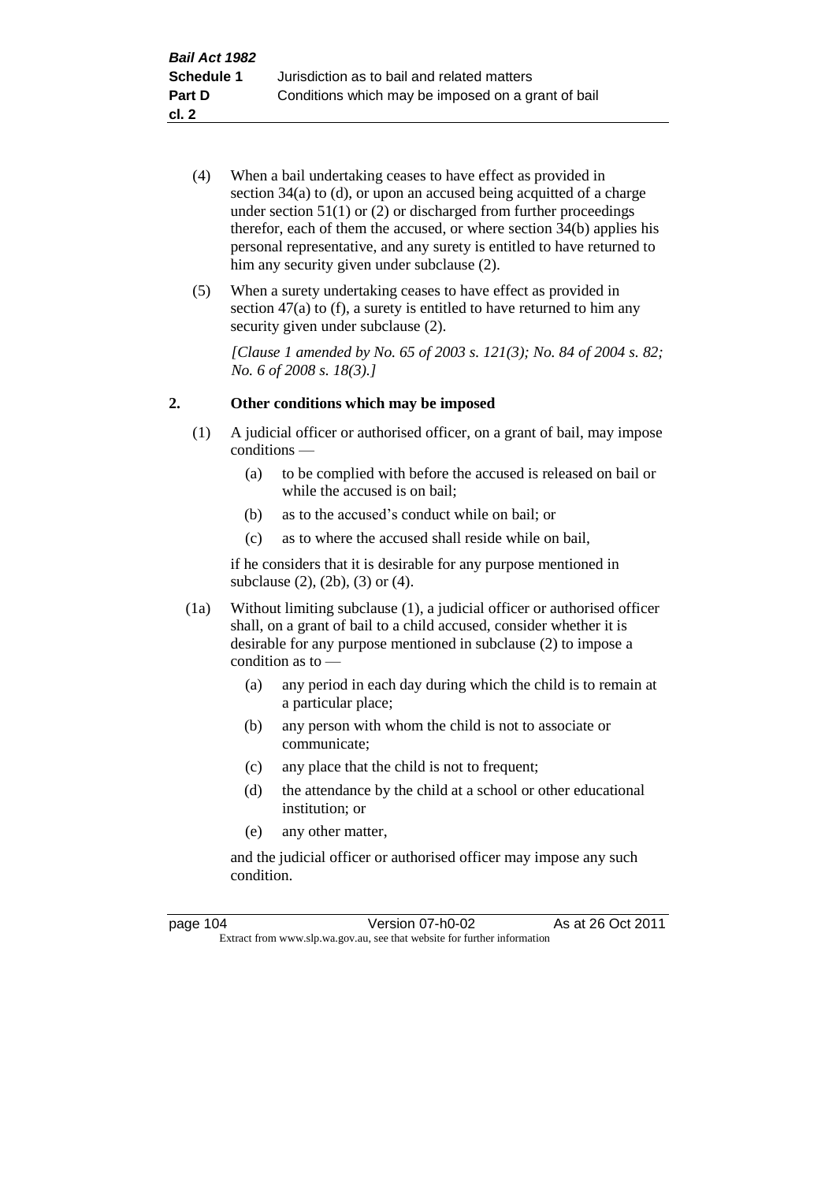(4) When a bail undertaking ceases to have effect as provided in section 34(a) to (d), or upon an accused being acquitted of a charge under section 51(1) or (2) or discharged from further proceedings therefor, each of them the accused, or where section 34(b) applies his personal representative, and any surety is entitled to have returned to him any security given under subclause (2).

(5) When a surety undertaking ceases to have effect as provided in section 47(a) to (f), a surety is entitled to have returned to him any security given under subclause (2).

*[Clause 1 amended by No. 65 of 2003 s. 121(3); No. 84 of 2004 s. 82; No. 6 of 2008 s. 18(3).]*

## 2. Other conditions which may be imposed

(1) A judicial officer or authorised officer, on a grant of bail, may impose conditions —

(a) to be complied with before the accused is released on bail or while the accused is on bail;

(b) as to the accused's conduct while on bail; or

(c) as to where the accused shall reside while on bail,

if he considers that it is desirable for any purpose mentioned in subclause (2), (2b), (3) or (4).

(1a) Without limiting subclause (1), a judicial officer or authorised officer shall, on a grant of bail to a child accused, consider whether it is desirable for any purpose mentioned in subclause (2) to impose a condition as to —

(a) any period in each day during which the child is to remain at a particular place;

(b) any person with whom the child is not to associate or communicate;

(c) any place that the child is not to frequent;

(d) the attendance by the child at a school or other educational institution; or

(e) any other matter,

and the judicial officer or authorised officer may impose any such condition.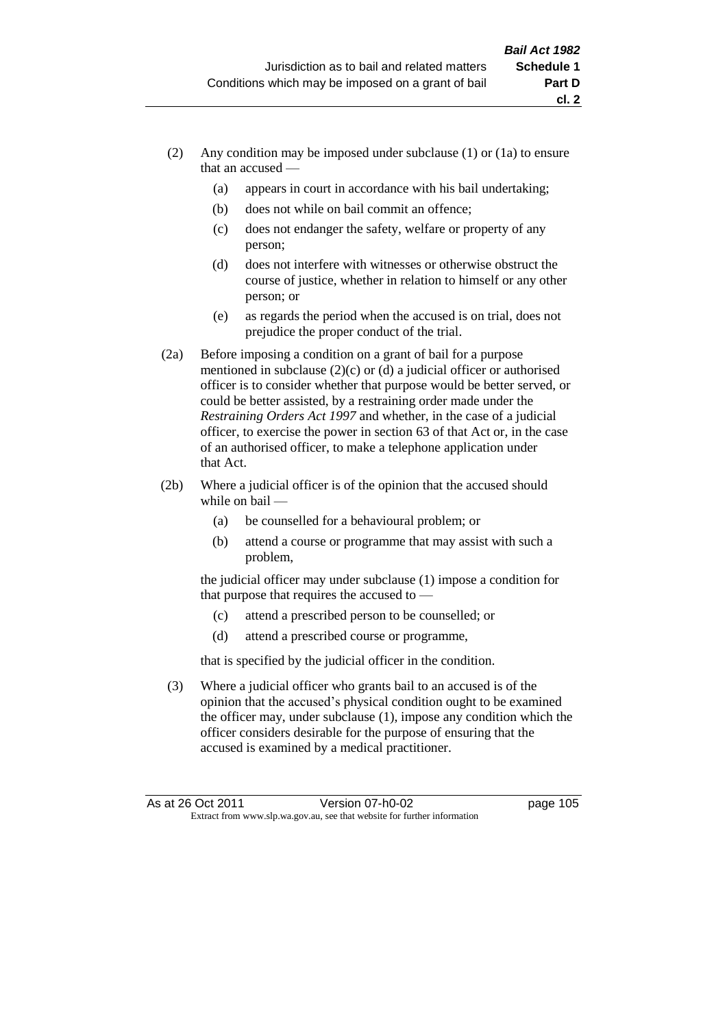(2) Any condition may be imposed under subclause (1) or (1a) to ensure that an accused —

  (a) appears in court in accordance with his bail undertaking;

  (b) does not while on bail commit an offence;

  (c) does not endanger the safety, welfare or property of any person;

  (d) does not interfere with witnesses or otherwise obstruct the course of justice, whether in relation to himself or any other person; or

  (e) as regards the period when the accused is on trial, does not prejudice the proper conduct of the trial.

(2a) Before imposing a condition on a grant of bail for a purpose mentioned in subclause (2)(c) or (d) a judicial officer or authorised officer is to consider whether that purpose would be better served, or could be better assisted, by a restraining order made under the *Restraining Orders Act 1997* and whether, in the case of a judicial officer, to exercise the power in section 63 of that Act or, in the case of an authorised officer, to make a telephone application under that Act.

(2b) Where a judicial officer is of the opinion that the accused should while on bail —

  (a) be counselled for a behavioural problem; or

  (b) attend a course or programme that may assist with such a problem,

  the judicial officer may under subclause (1) impose a condition for that purpose that requires the accused to —

  (c) attend a prescribed person to be counselled; or

  (d) attend a prescribed course or programme,

  that is specified by the judicial officer in the condition.

(3) Where a judicial officer who grants bail to an accused is of the opinion that the accused's physical condition ought to be examined the officer may, under subclause (1), impose any condition which the officer considers desirable for the purpose of ensuring that the accused is examined by a medical practitioner.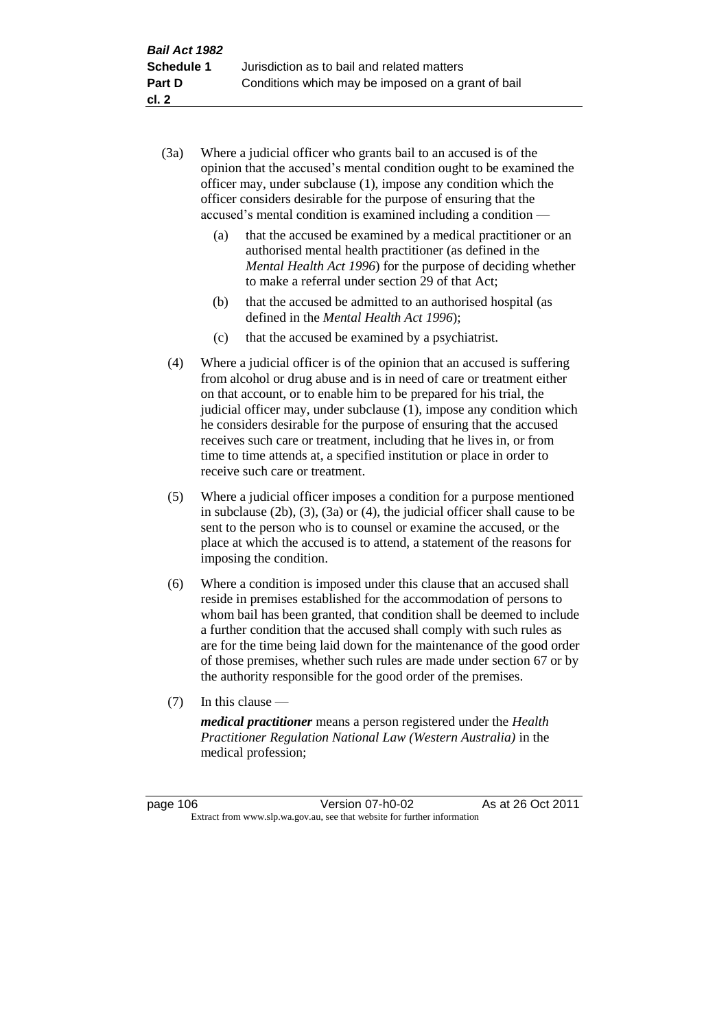(3a) Where a judicial officer who grants bail to an accused is of the opinion that the accused's mental condition ought to be examined the officer may, under subclause (1), impose any condition which the officer considers desirable for the purpose of ensuring that the accused's mental condition is examined including a condition —

(a) that the accused be examined by a medical practitioner or an authorised mental health practitioner (as defined in the *Mental Health Act 1996*) for the purpose of deciding whether to make a referral under section 29 of that Act;

(b) that the accused be admitted to an authorised hospital (as defined in the *Mental Health Act 1996*);

(c) that the accused be examined by a psychiatrist.

(4) Where a judicial officer is of the opinion that an accused is suffering from alcohol or drug abuse and is in need of care or treatment either on that account, or to enable him to be prepared for his trial, the judicial officer may, under subclause (1), impose any condition which he considers desirable for the purpose of ensuring that the accused receives such care or treatment, including that he lives in, or from time to time attends at, a specified institution or place in order to receive such care or treatment.

(5) Where a judicial officer imposes a condition for a purpose mentioned in subclause (2b), (3), (3a) or (4), the judicial officer shall cause to be sent to the person who is to counsel or examine the accused, or the place at which the accused is to attend, a statement of the reasons for imposing the condition.

(6) Where a condition is imposed under this clause that an accused shall reside in premises established for the accommodation of persons to whom bail has been granted, that condition shall be deemed to include a further condition that the accused shall comply with such rules as are for the time being laid down for the maintenance of the good order of those premises, whether such rules are made under section 67 or by the authority responsible for the good order of the premises.

(7) In this clause —

***medical practitioner*** means a person registered under the *Health Practitioner Regulation National Law (Western Australia)* in the medical profession;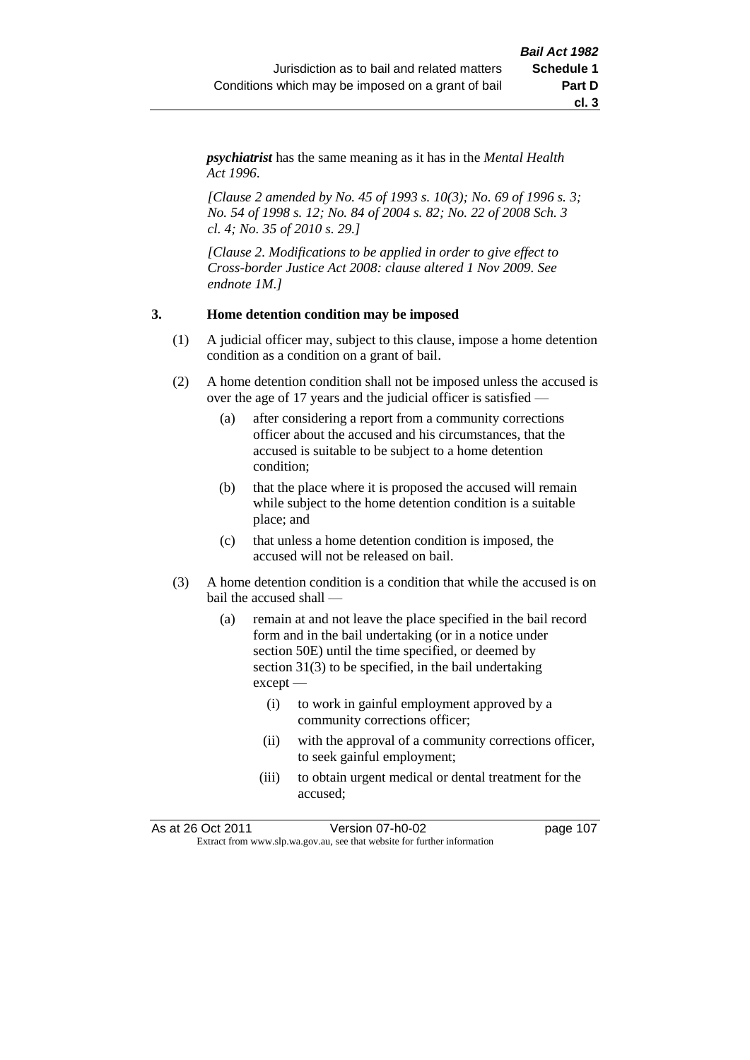***psychiatrist*** has the same meaning as it has in the *Mental Health Act 1996*.

*[Clause 2 amended by No. 45 of 1993 s. 10(3); No. 69 of 1996 s. 3; No. 54 of 1998 s. 12; No. 84 of 2004 s. 82; No. 22 of 2008 Sch. 3 cl. 4; No. 35 of 2010 s. 29.]*

*[Clause 2. Modifications to be applied in order to give effect to Cross-border Justice Act 2008: clause altered 1 Nov 2009. See endnote 1M.]*

**3. Home detention condition may be imposed**

(1) A judicial officer may, subject to this clause, impose a home detention condition as a condition on a grant of bail.

(2) A home detention condition shall not be imposed unless the accused is over the age of 17 years and the judicial officer is satisfied —

(a) after considering a report from a community corrections officer about the accused and his circumstances, that the accused is suitable to be subject to a home detention condition;

(b) that the place where it is proposed the accused will remain while subject to the home detention condition is a suitable place; and

(c) that unless a home detention condition is imposed, the accused will not be released on bail.

(3) A home detention condition is a condition that while the accused is on bail the accused shall —

(a) remain at and not leave the place specified in the bail record form and in the bail undertaking (or in a notice under section 50E) until the time specified, or deemed by section 31(3) to be specified, in the bail undertaking except —

(i) to work in gainful employment approved by a community corrections officer;

(ii) with the approval of a community corrections officer, to seek gainful employment;

(iii) to obtain urgent medical or dental treatment for the accused;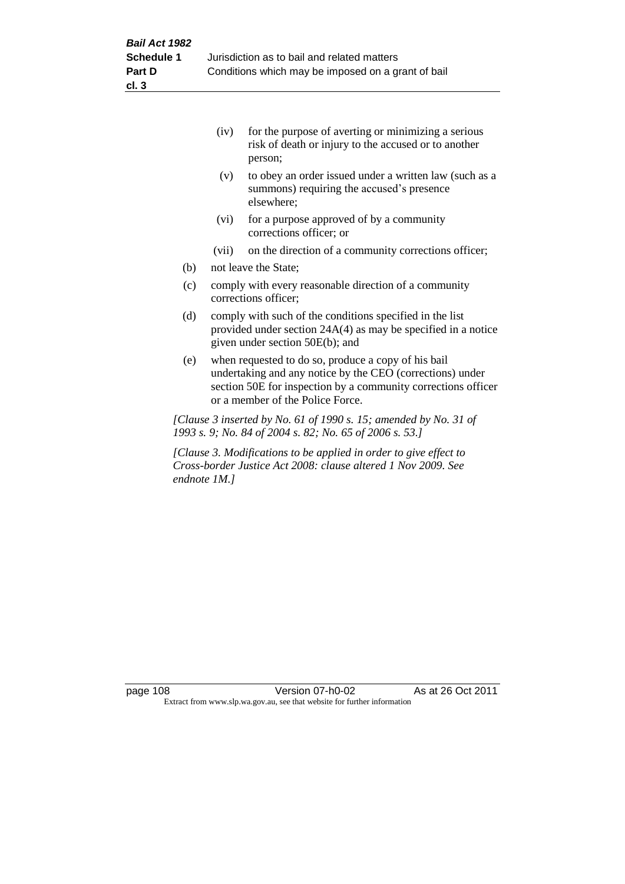(iv) for the purpose of averting or minimizing a serious risk of death or injury to the accused or to another person;

(v) to obey an order issued under a written law (such as a summons) requiring the accused's presence elsewhere;

(vi) for a purpose approved of by a community corrections officer; or

(vii) on the direction of a community corrections officer;

(b) not leave the State;

(c) comply with every reasonable direction of a community corrections officer;

(d) comply with such of the conditions specified in the list provided under section 24A(4) as may be specified in a notice given under section 50E(b); and

(e) when requested to do so, produce a copy of his bail undertaking and any notice by the CEO (corrections) under section 50E for inspection by a community corrections officer or a member of the Police Force.

*[Clause 3 inserted by No. 61 of 1990 s. 15; amended by No. 31 of 1993 s. 9; No. 84 of 2004 s. 82; No. 65 of 2006 s. 53.]*

*[Clause 3. Modifications to be applied in order to give effect to Cross-border Justice Act 2008: clause altered 1 Nov 2009. See endnote 1M.]*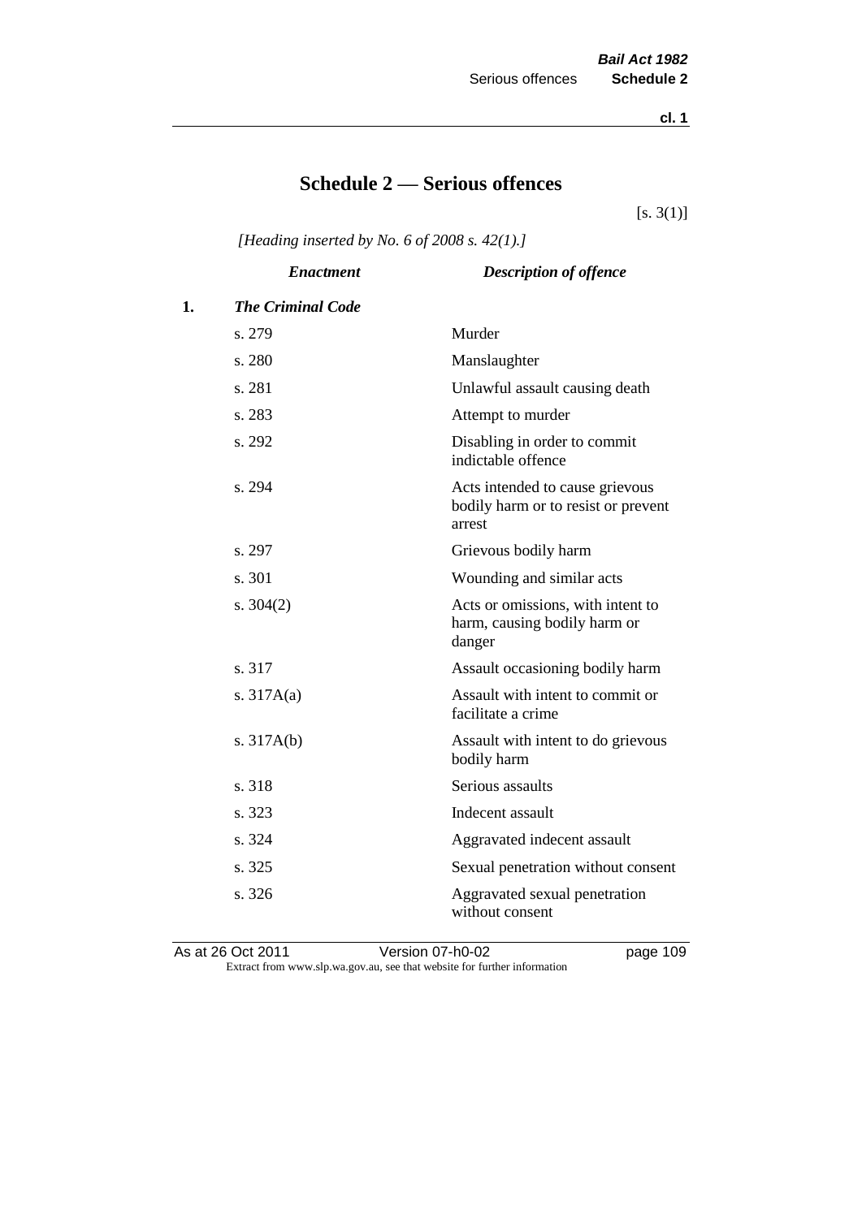# Schedule 2 — Serious offences

[s. 3(1)]

*[Heading inserted by No. 6 of 2008 s. 42(1).]*

| | *Enactment* | *Description of offence* |
|---|---|---|
| **1.** | ***The Criminal Code*** | |
| | s. 279 | Murder |
| | s. 280 | Manslaughter |
| | s. 281 | Unlawful assault causing death |
| | s. 283 | Attempt to murder |
| | s. 292 | Disabling in order to commit indictable offence |
| | s. 294 | Acts intended to cause grievous bodily harm or to resist or prevent arrest |
| | s. 297 | Grievous bodily harm |
| | s. 301 | Wounding and similar acts |
| | s. 304(2) | Acts or omissions, with intent to harm, causing bodily harm or danger |
| | s. 317 | Assault occasioning bodily harm |
| | s. 317A(a) | Assault with intent to commit or facilitate a crime |
| | s. 317A(b) | Assault with intent to do grievous bodily harm |
| | s. 318 | Serious assaults |
| | s. 323 | Indecent assault |
| | s. 324 | Aggravated indecent assault |
| | s. 325 | Sexual penetration without consent |
| | s. 326 | Aggravated sexual penetration without consent |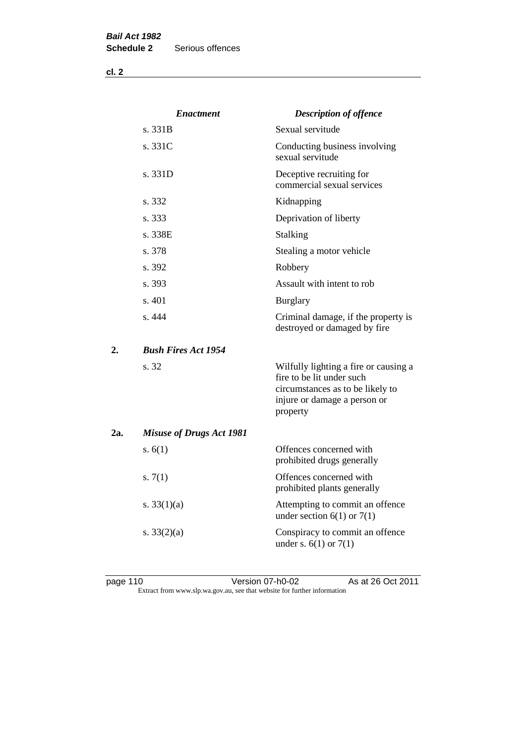**cl. 2**

| | *Enactment* | *Description of offence* |
|---|---|---|
| | s. 331B | Sexual servitude |
| | s. 331C | Conducting business involving sexual servitude |
| | s. 331D | Deceptive recruiting for commercial sexual services |
| | s. 332 | Kidnapping |
| | s. 333 | Deprivation of liberty |
| | s. 338E | Stalking |
| | s. 378 | Stealing a motor vehicle |
| | s. 392 | Robbery |
| | s. 393 | Assault with intent to rob |
| | s. 401 | Burglary |
| | s. 444 | Criminal damage, if the property is destroyed or damaged by fire |
| **2.** | ***Bush Fires Act 1954*** | |
| | s. 32 | Wilfully lighting a fire or causing a fire to be lit under such circumstances as to be likely to injure or damage a person or property |
| **2a.** | ***Misuse of Drugs Act 1981*** | |
| | s. 6(1) | Offences concerned with prohibited drugs generally |
| | s. 7(1) | Offences concerned with prohibited plants generally |
| | s. 33(1)(a) | Attempting to commit an offence under section 6(1) or 7(1) |
| | s. 33(2)(a) | Conspiracy to commit an offence under s. 6(1) or 7(1) |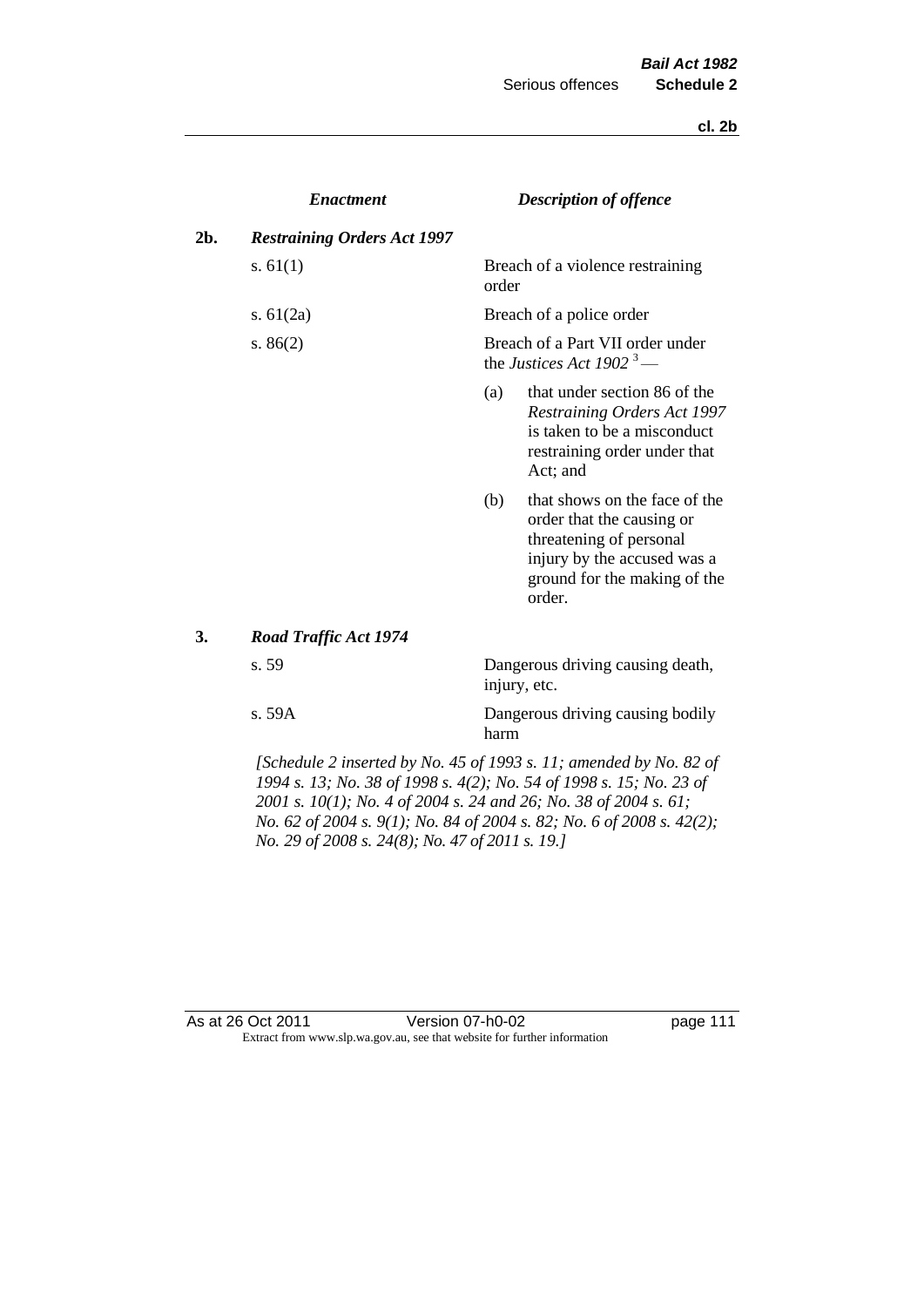| | *Enactment* | *Description of offence* |
|---|---|---|
| **2b.** | ***Restraining Orders Act 1997*** | |
| | s. 61(1) | Breach of a violence restraining order |
| | s. 61(2a) | Breach of a police order |
| | s. 86(2) | Breach of a Part VII order under the *Justices Act 1902* [3] —<br>(a) that under section 86 of the *Restraining Orders Act 1997* is taken to be a misconduct restraining order under that Act; and<br>(b) that shows on the face of the order that the causing or threatening of personal injury by the accused was a ground for the making of the order. |
| **3.** | ***Road Traffic Act 1974*** | |
| | s. 59 | Dangerous driving causing death, injury, etc. |
| | s. 59A | Dangerous driving causing bodily harm |

*[Schedule 2 inserted by No. 45 of 1993 s. 11; amended by No. 82 of 1994 s. 13; No. 38 of 1998 s. 4(2); No. 54 of 1998 s. 15; No. 23 of 2001 s. 10(1); No. 4 of 2004 s. 24 and 26; No. 38 of 2004 s. 61; No. 62 of 2004 s. 9(1); No. 84 of 2004 s. 82; No. 6 of 2008 s. 42(2); No. 29 of 2008 s. 24(8); No. 47 of 2011 s. 19.]*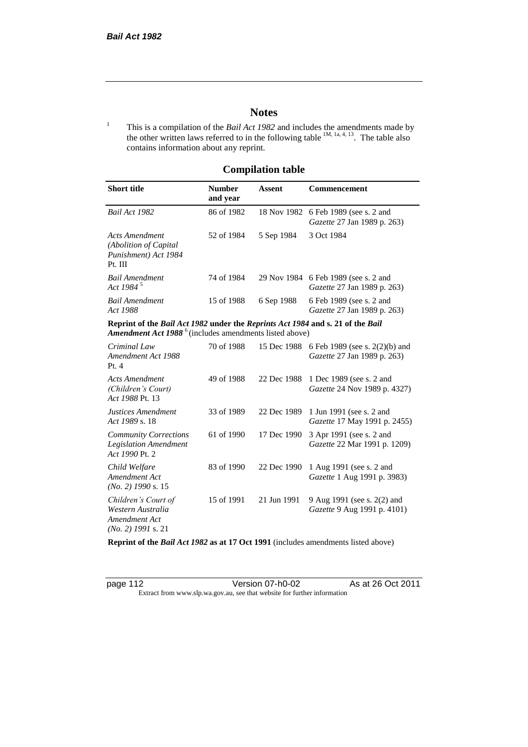# Notes

[1] This is a compilation of the *Bail Act 1982* and includes the amendments made by the other written laws referred to in the following table [1M, 1a, 4, 13]. The table also contains information about any reprint.

## Compilation table

| Short title | Number and year | Assent | Commencement |
|---|---|---|---|
| *Bail Act 1982* | 86 of 1982 | 18 Nov 1982 | 6 Feb 1989 (see s. 2 and *Gazette* 27 Jan 1989 p. 263) |
| *Acts Amendment (Abolition of Capital Punishment) Act 1984* Pt. III | 52 of 1984 | 5 Sep 1984 | 3 Oct 1984 |
| *Bail Amendment Act 1984* [5] | 74 of 1984 | 29 Nov 1984 | 6 Feb 1989 (see s. 2 and *Gazette* 27 Jan 1989 p. 263) |
| *Bail Amendment Act 1988* | 15 of 1988 | 6 Sep 1988 | 6 Feb 1989 (see s. 2 and *Gazette* 27 Jan 1989 p. 263) |
| **Reprint of the *Bail Act 1982* under the *Reprints Act 1984* and s. 21 of the *Bail Amendment Act 1988*** [6] (includes amendments listed above) | | | |
| *Criminal Law Amendment Act 1988* Pt. 4 | 70 of 1988 | 15 Dec 1988 | 6 Feb 1989 (see s. 2(2)(b) and *Gazette* 27 Jan 1989 p. 263) |
| *Acts Amendment (Children's Court) Act 1988* Pt. 13 | 49 of 1988 | 22 Dec 1988 | 1 Dec 1989 (see s. 2 and *Gazette* 24 Nov 1989 p. 4327) |
| *Justices Amendment Act 1989* s. 18 | 33 of 1989 | 22 Dec 1989 | 1 Jun 1991 (see s. 2 and *Gazette* 17 May 1991 p. 2455) |
| *Community Corrections Legislation Amendment Act 1990* Pt. 2 | 61 of 1990 | 17 Dec 1990 | 3 Apr 1991 (see s. 2 and *Gazette* 22 Mar 1991 p. 1209) |
| *Child Welfare Amendment Act (No. 2) 1990* s. 15 | 83 of 1990 | 22 Dec 1990 | 1 Aug 1991 (see s. 2 and *Gazette* 1 Aug 1991 p. 3983) |
| *Children's Court of Western Australia Amendment Act (No. 2) 1991* s. 21 | 15 of 1991 | 21 Jun 1991 | 9 Aug 1991 (see s. 2(2) and *Gazette* 9 Aug 1991 p. 4101) |
| **Reprint of the *Bail Act 1982* as at 17 Oct 1991** (includes amendments listed above) | | | |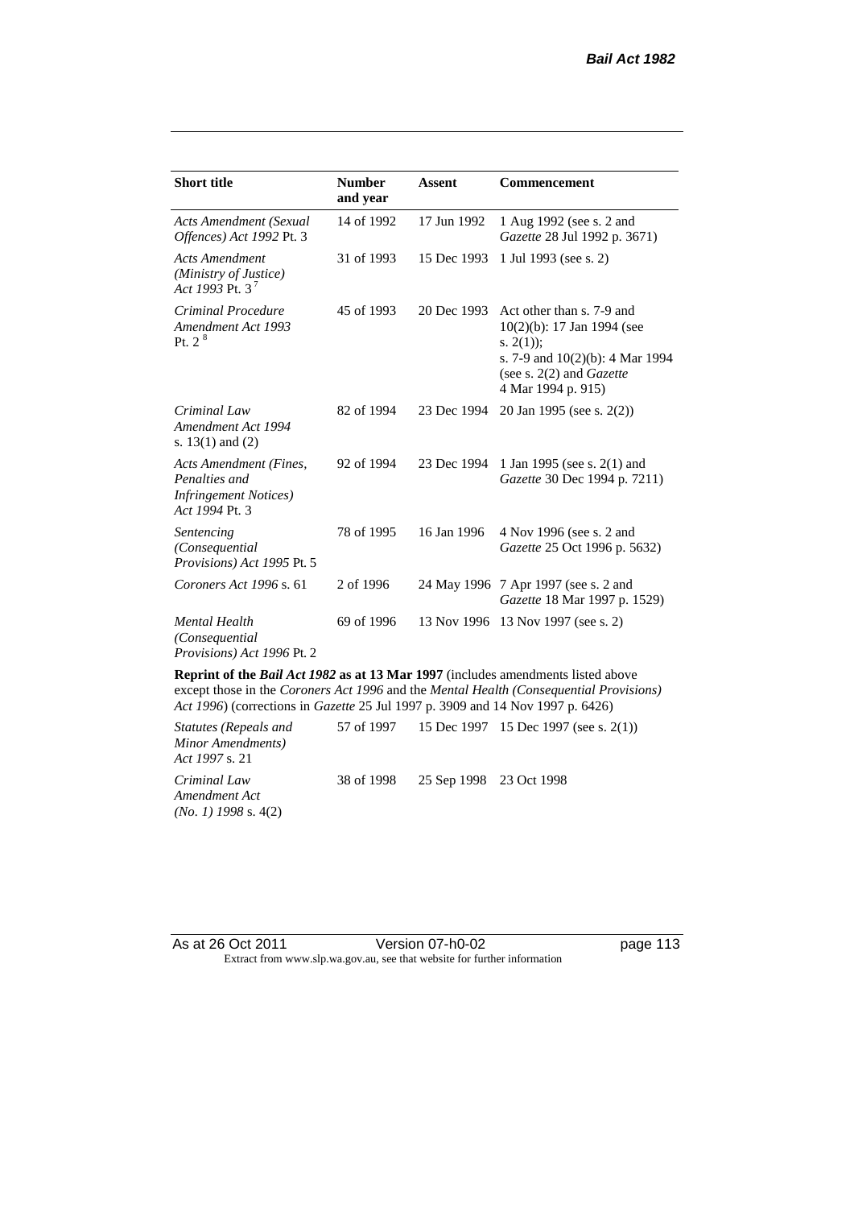| Short title | Number and year | Assent | Commencement |
|---|---|---|---|
| *Acts Amendment (Sexual Offences) Act 1992* Pt. 3 | 14 of 1992 | 17 Jun 1992 | 1 Aug 1992 (see s. 2 and *Gazette* 28 Jul 1992 p. 3671) |
| *Acts Amendment (Ministry of Justice) Act 1993* Pt. 3 [7] | 31 of 1993 | 15 Dec 1993 | 1 Jul 1993 (see s. 2) |
| *Criminal Procedure Amendment Act 1993* Pt. 2 [8] | 45 of 1993 | 20 Dec 1993 | Act other than s. 7-9 and 10(2)(b): 17 Jan 1994 (see s. 2(1)); s. 7-9 and 10(2)(b): 4 Mar 1994 (see s. 2(2) and *Gazette* 4 Mar 1994 p. 915) |
| *Criminal Law Amendment Act 1994* s. 13(1) and (2) | 82 of 1994 | 23 Dec 1994 | 20 Jan 1995 (see s. 2(2)) |
| *Acts Amendment (Fines, Penalties and Infringement Notices) Act 1994* Pt. 3 | 92 of 1994 | 23 Dec 1994 | 1 Jan 1995 (see s. 2(1) and *Gazette* 30 Dec 1994 p. 7211) |
| *Sentencing (Consequential Provisions) Act 1995* Pt. 5 | 78 of 1995 | 16 Jan 1996 | 4 Nov 1996 (see s. 2 and *Gazette* 25 Oct 1996 p. 5632) |
| *Coroners Act 1996* s. 61 | 2 of 1996 | 24 May 1996 | 7 Apr 1997 (see s. 2 and *Gazette* 18 Mar 1997 p. 1529) |
| *Mental Health (Consequential Provisions) Act 1996* Pt. 2 | 69 of 1996 | 13 Nov 1996 | 13 Nov 1997 (see s. 2) |
| **Reprint of the *Bail Act 1982* as at 13 Mar 1997** (includes amendments listed above except those in the *Coroners Act 1996* and the *Mental Health (Consequential Provisions) Act 1996*) (corrections in *Gazette* 25 Jul 1997 p. 3909 and 14 Nov 1997 p. 6426) | | | |
| *Statutes (Repeals and Minor Amendments) Act 1997* s. 21 | 57 of 1997 | 15 Dec 1997 | 15 Dec 1997 (see s. 2(1)) |
| *Criminal Law Amendment Act (No. 1) 1998* s. 4(2) | 38 of 1998 | 25 Sep 1998 | 23 Oct 1998 |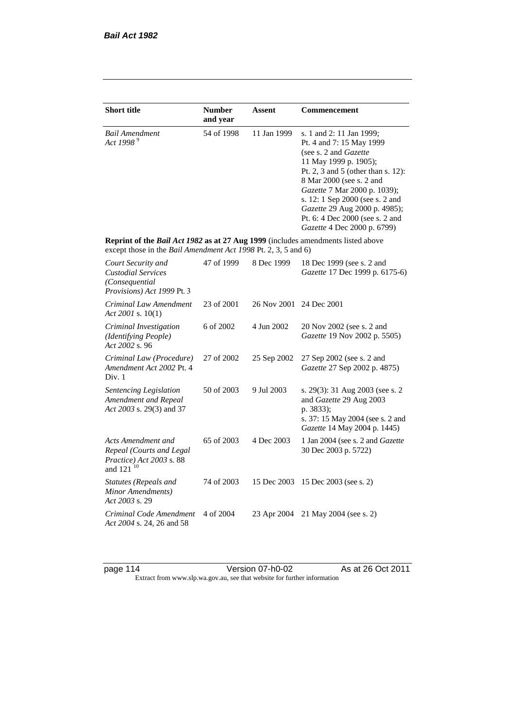| Short title | Number and year | Assent | Commencement |
|---|---|---|---|
| *Bail Amendment Act 1998* [9] | 54 of 1998 | 11 Jan 1999 | s. 1 and 2: 11 Jan 1999; Pt. 4 and 7: 15 May 1999 (see s. 2 and *Gazette* 11 May 1999 p. 1905); Pt. 2, 3 and 5 (other than s. 12): 8 Mar 2000 (see s. 2 and *Gazette* 7 Mar 2000 p. 1039); s. 12: 1 Sep 2000 (see s. 2 and *Gazette* 29 Aug 2000 p. 4985); Pt. 6: 4 Dec 2000 (see s. 2 and *Gazette* 4 Dec 2000 p. 6799) |
| **Reprint of the *Bail Act 1982* as at 27 Aug 1999** (includes amendments listed above except those in the *Bail Amendment Act 1998* Pt. 2, 3, 5 and 6) | | | |
| *Court Security and Custodial Services (Consequential Provisions) Act 1999* Pt. 3 | 47 of 1999 | 8 Dec 1999 | 18 Dec 1999 (see s. 2 and *Gazette* 17 Dec 1999 p. 6175-6) |
| *Criminal Law Amendment Act 2001* s. 10(1) | 23 of 2001 | 26 Nov 2001 | 24 Dec 2001 |
| *Criminal Investigation (Identifying People) Act 2002* s. 96 | 6 of 2002 | 4 Jun 2002 | 20 Nov 2002 (see s. 2 and *Gazette* 19 Nov 2002 p. 5505) |
| *Criminal Law (Procedure) Amendment Act 2002* Pt. 4 Div. 1 | 27 of 2002 | 25 Sep 2002 | 27 Sep 2002 (see s. 2 and *Gazette* 27 Sep 2002 p. 4875) |
| *Sentencing Legislation Amendment and Repeal Act 2003* s. 29(3) and 37 | 50 of 2003 | 9 Jul 2003 | s. 29(3): 31 Aug 2003 (see s. 2 and *Gazette* 29 Aug 2003 p. 3833); s. 37: 15 May 2004 (see s. 2 and *Gazette* 14 May 2004 p. 1445) |
| *Acts Amendment and Repeal (Courts and Legal Practice) Act 2003* s. 88 and 121 [10] | 65 of 2003 | 4 Dec 2003 | 1 Jan 2004 (see s. 2 and *Gazette* 30 Dec 2003 p. 5722) |
| *Statutes (Repeals and Minor Amendments) Act 2003* s. 29 | 74 of 2003 | 15 Dec 2003 | 15 Dec 2003 (see s. 2) |
| *Criminal Code Amendment Act 2004* s. 24, 26 and 58 | 4 of 2004 | 23 Apr 2004 | 21 May 2004 (see s. 2) |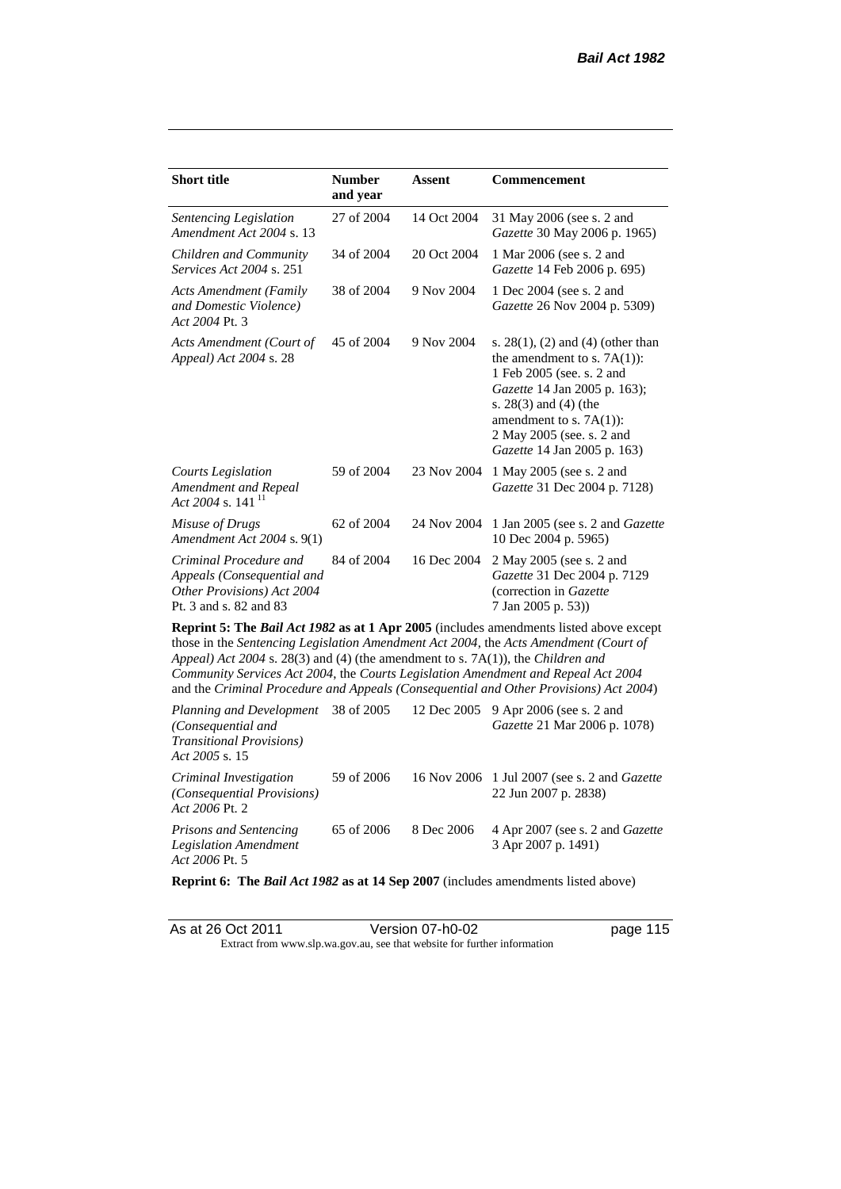| Short title | Number and year | Assent | Commencement |
|---|---|---|---|
| *Sentencing Legislation Amendment Act 2004* s. 13 | 27 of 2004 | 14 Oct 2004 | 31 May 2006 (see s. 2 and *Gazette* 30 May 2006 p. 1965) |
| *Children and Community Services Act 2004* s. 251 | 34 of 2004 | 20 Oct 2004 | 1 Mar 2006 (see s. 2 and *Gazette* 14 Feb 2006 p. 695) |
| *Acts Amendment (Family and Domestic Violence) Act 2004* Pt. 3 | 38 of 2004 | 9 Nov 2004 | 1 Dec 2004 (see s. 2 and *Gazette* 26 Nov 2004 p. 5309) |
| *Acts Amendment (Court of Appeal) Act 2004* s. 28 | 45 of 2004 | 9 Nov 2004 | s. 28(1), (2) and (4) (other than the amendment to s. 7A(1)): 1 Feb 2005 (see. s. 2 and *Gazette* 14 Jan 2005 p. 163); s. 28(3) and (4) (the amendment to s. 7A(1)): 2 May 2005 (see. s. 2 and *Gazette* 14 Jan 2005 p. 163) |
| *Courts Legislation Amendment and Repeal Act 2004* s. 141 [11] | 59 of 2004 | 23 Nov 2004 | 1 May 2005 (see s. 2 and *Gazette* 31 Dec 2004 p. 7128) |
| *Misuse of Drugs Amendment Act 2004* s. 9(1) | 62 of 2004 | 24 Nov 2004 | 1 Jan 2005 (see s. 2 and *Gazette* 10 Dec 2004 p. 5965) |
| *Criminal Procedure and Appeals (Consequential and Other Provisions) Act 2004* Pt. 3 and s. 82 and 83 | 84 of 2004 | 16 Dec 2004 | 2 May 2005 (see s. 2 and *Gazette* 31 Dec 2004 p. 7129 (correction in *Gazette* 7 Jan 2005 p. 53)) |
| **Reprint 5: The *Bail Act 1982* as at 1 Apr 2005** (includes amendments listed above except those in the *Sentencing Legislation Amendment Act 2004*, the *Acts Amendment (Court of Appeal) Act 2004* s. 28(3) and (4) (the amendment to s. 7A(1)), the *Children and Community Services Act 2004*, the *Courts Legislation Amendment and Repeal Act 2004* and the *Criminal Procedure and Appeals (Consequential and Other Provisions) Act 2004*) | | | |
| *Planning and Development (Consequential and Transitional Provisions) Act 2005* s. 15 | 38 of 2005 | 12 Dec 2005 | 9 Apr 2006 (see s. 2 and *Gazette* 21 Mar 2006 p. 1078) |
| *Criminal Investigation (Consequential Provisions) Act 2006* Pt. 2 | 59 of 2006 | 16 Nov 2006 | 1 Jul 2007 (see s. 2 and *Gazette* 22 Jun 2007 p. 2838) |
| *Prisons and Sentencing Legislation Amendment Act 2006* Pt. 5 | 65 of 2006 | 8 Dec 2006 | 4 Apr 2007 (see s. 2 and *Gazette* 3 Apr 2007 p. 1491) |
| **Reprint 6: The *Bail Act 1982* as at 14 Sep 2007** (includes amendments listed above) | | | |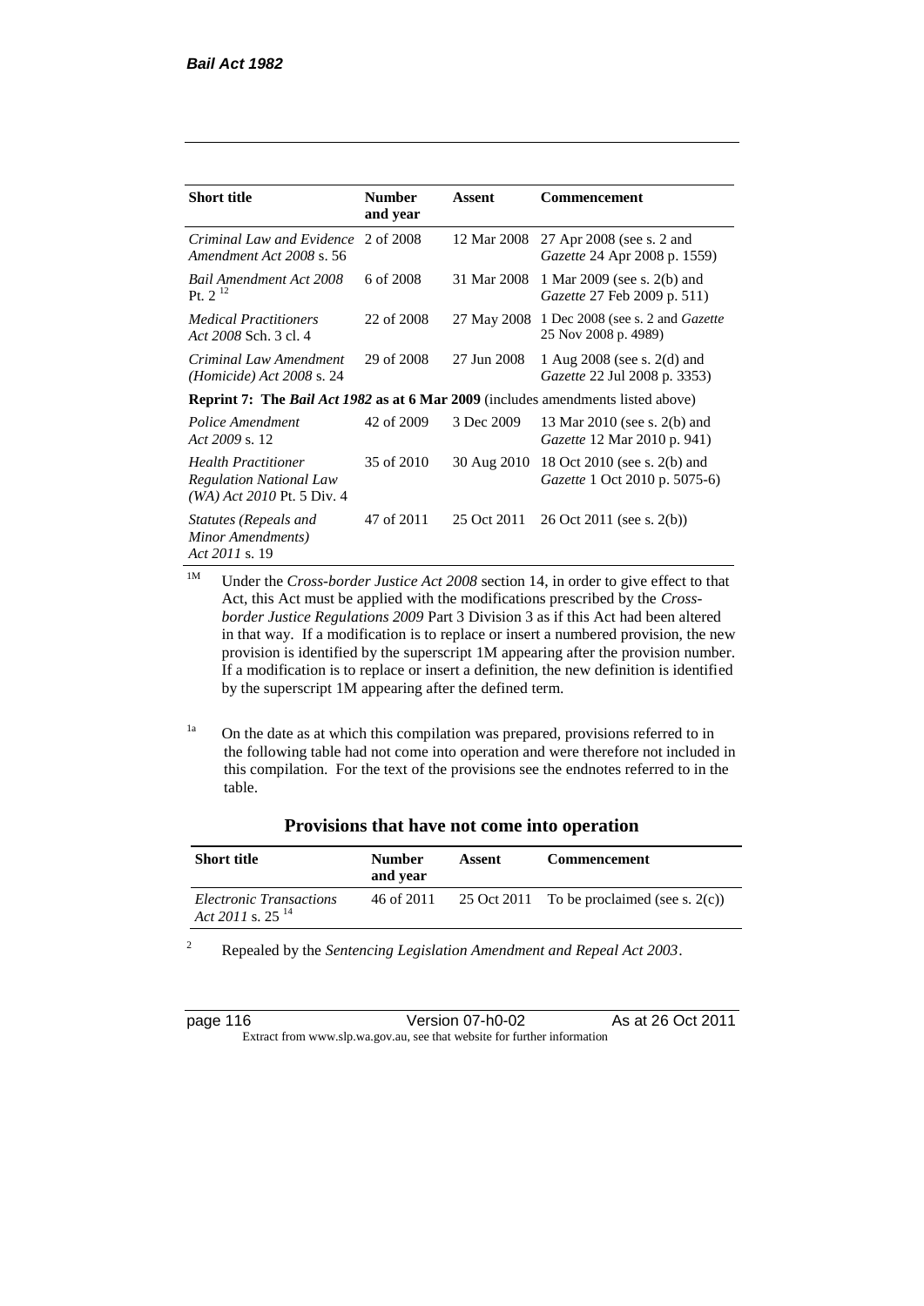| Short title | Number and year | Assent | Commencement |
|---|---|---|---|
| *Criminal Law and Evidence Amendment Act 2008* s. 56 | 2 of 2008 | 12 Mar 2008 | 27 Apr 2008 (see s. 2 and *Gazette* 24 Apr 2008 p. 1559) |
| *Bail Amendment Act 2008* Pt. 2 [12] | 6 of 2008 | 31 Mar 2008 | 1 Mar 2009 (see s. 2(b) and *Gazette* 27 Feb 2009 p. 511) |
| *Medical Practitioners Act 2008* Sch. 3 cl. 4 | 22 of 2008 | 27 May 2008 | 1 Dec 2008 (see s. 2 and *Gazette* 25 Nov 2008 p. 4989) |
| *Criminal Law Amendment (Homicide) Act 2008* s. 24 | 29 of 2008 | 27 Jun 2008 | 1 Aug 2008 (see s. 2(d) and *Gazette* 22 Jul 2008 p. 3353) |
| **Reprint 7: The *Bail Act 1982* as at 6 Mar 2009** (includes amendments listed above) | | | |
| *Police Amendment Act 2009* s. 12 | 42 of 2009 | 3 Dec 2009 | 13 Mar 2010 (see s. 2(b) and *Gazette* 12 Mar 2010 p. 941) |
| *Health Practitioner Regulation National Law (WA) Act 2010* Pt. 5 Div. 4 | 35 of 2010 | 30 Aug 2010 | 18 Oct 2010 (see s. 2(b) and *Gazette* 1 Oct 2010 p. 5075-6) |
| *Statutes (Repeals and Minor Amendments) Act 2011* s. 19 | 47 of 2011 | 25 Oct 2011 | 26 Oct 2011 (see s. 2(b)) |

[1M] Under the *Cross-border Justice Act 2008* section 14, in order to give effect to that Act, this Act must be applied with the modifications prescribed by the *Cross-border Justice Regulations 2009* Part 3 Division 3 as if this Act had been altered in that way. If a modification is to replace or insert a numbered provision, the new provision is identified by the superscript 1M appearing after the provision number. If a modification is to replace or insert a definition, the new definition is identified by the superscript 1M appearing after the defined term.

[1a] On the date as at which this compilation was prepared, provisions referred to in the following table had not come into operation and were therefore not included in this compilation. For the text of the provisions see the endnotes referred to in the table.

## Provisions that have not come into operation

| Short title | Number and year | Assent | Commencement |
|---|---|---|---|
| *Electronic Transactions Act 2011* s. 25 [14] | 46 of 2011 | 25 Oct 2011 | To be proclaimed (see s. 2(c)) |

[2] Repealed by the *Sentencing Legislation Amendment and Repeal Act 2003*.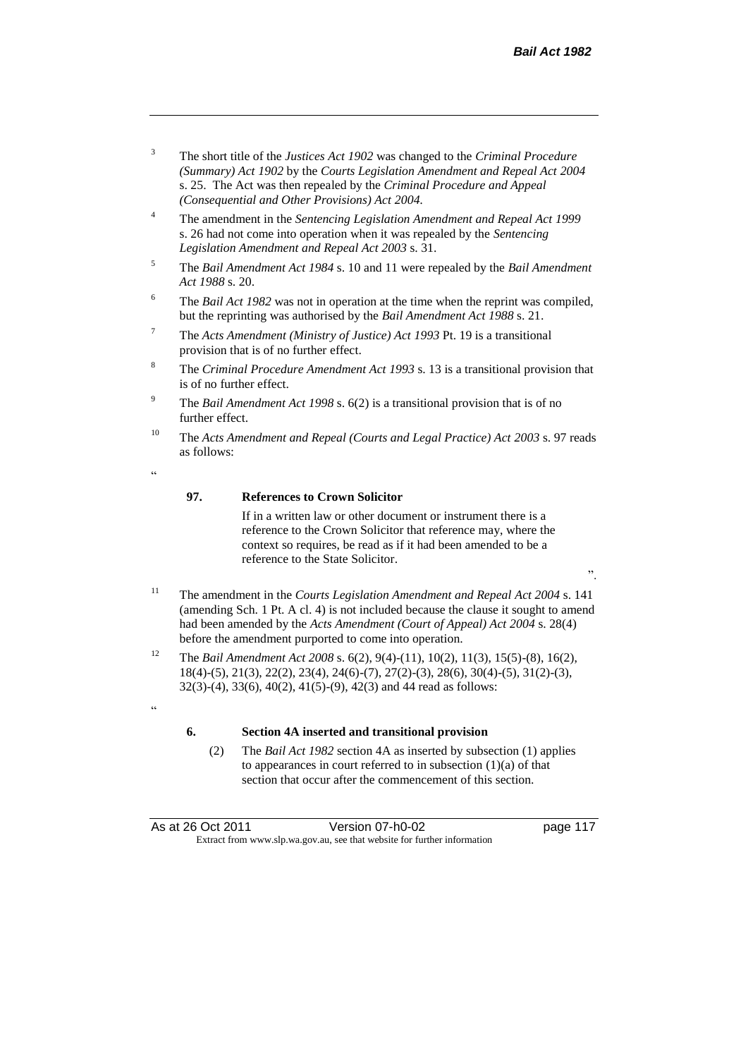[3] The short title of the *Justices Act 1902* was changed to the *Criminal Procedure (Summary) Act 1902* by the *Courts Legislation Amendment and Repeal Act 2004* s. 25. The Act was then repealed by the *Criminal Procedure and Appeal (Consequential and Other Provisions) Act 2004*.

[4] The amendment in the *Sentencing Legislation Amendment and Repeal Act 1999* s. 26 had not come into operation when it was repealed by the *Sentencing Legislation Amendment and Repeal Act 2003* s. 31.

[5] The *Bail Amendment Act 1984* s. 10 and 11 were repealed by the *Bail Amendment Act 1988* s. 20.

[6] The *Bail Act 1982* was not in operation at the time when the reprint was compiled, but the reprinting was authorised by the *Bail Amendment Act 1988* s. 21.

[7] The *Acts Amendment (Ministry of Justice) Act 1993* Pt. 19 is a transitional provision that is of no further effect.

[8] The *Criminal Procedure Amendment Act 1993* s. 13 is a transitional provision that is of no further effect.

[9] The *Bail Amendment Act 1998* s. 6(2) is a transitional provision that is of no further effect.

[10] The *Acts Amendment and Repeal (Courts and Legal Practice) Act 2003* s. 97 reads as follows:

"

**97. References to Crown Solicitor**

If in a written law or other document or instrument there is a reference to the Crown Solicitor that reference may, where the context so requires, be read as if it had been amended to be a reference to the State Solicitor.

".

[11] The amendment in the *Courts Legislation Amendment and Repeal Act 2004* s. 141 (amending Sch. 1 Pt. A cl. 4) is not included because the clause it sought to amend had been amended by the *Acts Amendment (Court of Appeal) Act 2004* s. 28(4) before the amendment purported to come into operation.

[12] The *Bail Amendment Act 2008* s. 6(2), 9(4)-(11), 10(2), 11(3), 15(5)-(8), 16(2), 18(4)-(5), 21(3), 22(2), 23(4), 24(6)-(7), 27(2)-(3), 28(6), 30(4)-(5), 31(2)-(3), 32(3)-(4), 33(6), 40(2), 41(5)-(9), 42(3) and 44 read as follows:

"

**6. Section 4A inserted and transitional provision**

(2) The *Bail Act 1982* section 4A as inserted by subsection (1) applies to appearances in court referred to in subsection (1)(a) of that section that occur after the commencement of this section.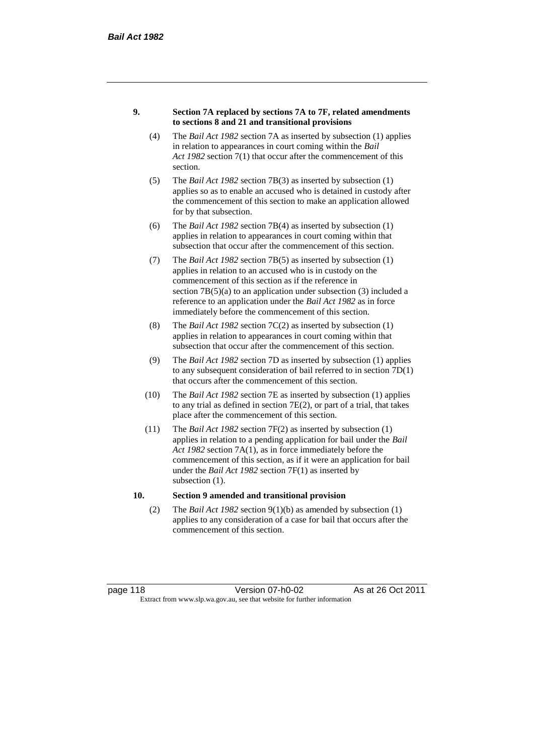**9. Section 7A replaced by sections 7A to 7F, related amendments to sections 8 and 21 and transitional provisions**

(4) The *Bail Act 1982* section 7A as inserted by subsection (1) applies in relation to appearances in court coming within the *Bail Act 1982* section 7(1) that occur after the commencement of this section.

(5) The *Bail Act 1982* section 7B(3) as inserted by subsection (1) applies so as to enable an accused who is detained in custody after the commencement of this section to make an application allowed for by that subsection.

(6) The *Bail Act 1982* section 7B(4) as inserted by subsection (1) applies in relation to appearances in court coming within that subsection that occur after the commencement of this section.

(7) The *Bail Act 1982* section 7B(5) as inserted by subsection (1) applies in relation to an accused who is in custody on the commencement of this section as if the reference in section 7B(5)(a) to an application under subsection (3) included a reference to an application under the *Bail Act 1982* as in force immediately before the commencement of this section.

(8) The *Bail Act 1982* section 7C(2) as inserted by subsection (1) applies in relation to appearances in court coming within that subsection that occur after the commencement of this section.

(9) The *Bail Act 1982* section 7D as inserted by subsection (1) applies to any subsequent consideration of bail referred to in section 7D(1) that occurs after the commencement of this section.

(10) The *Bail Act 1982* section 7E as inserted by subsection (1) applies to any trial as defined in section 7E(2), or part of a trial, that takes place after the commencement of this section.

(11) The *Bail Act 1982* section 7F(2) as inserted by subsection (1) applies in relation to a pending application for bail under the *Bail Act 1982* section 7A(1), as in force immediately before the commencement of this section, as if it were an application for bail under the *Bail Act 1982* section 7F(1) as inserted by subsection (1).

**10. Section 9 amended and transitional provision**

(2) The *Bail Act 1982* section 9(1)(b) as amended by subsection (1) applies to any consideration of a case for bail that occurs after the commencement of this section.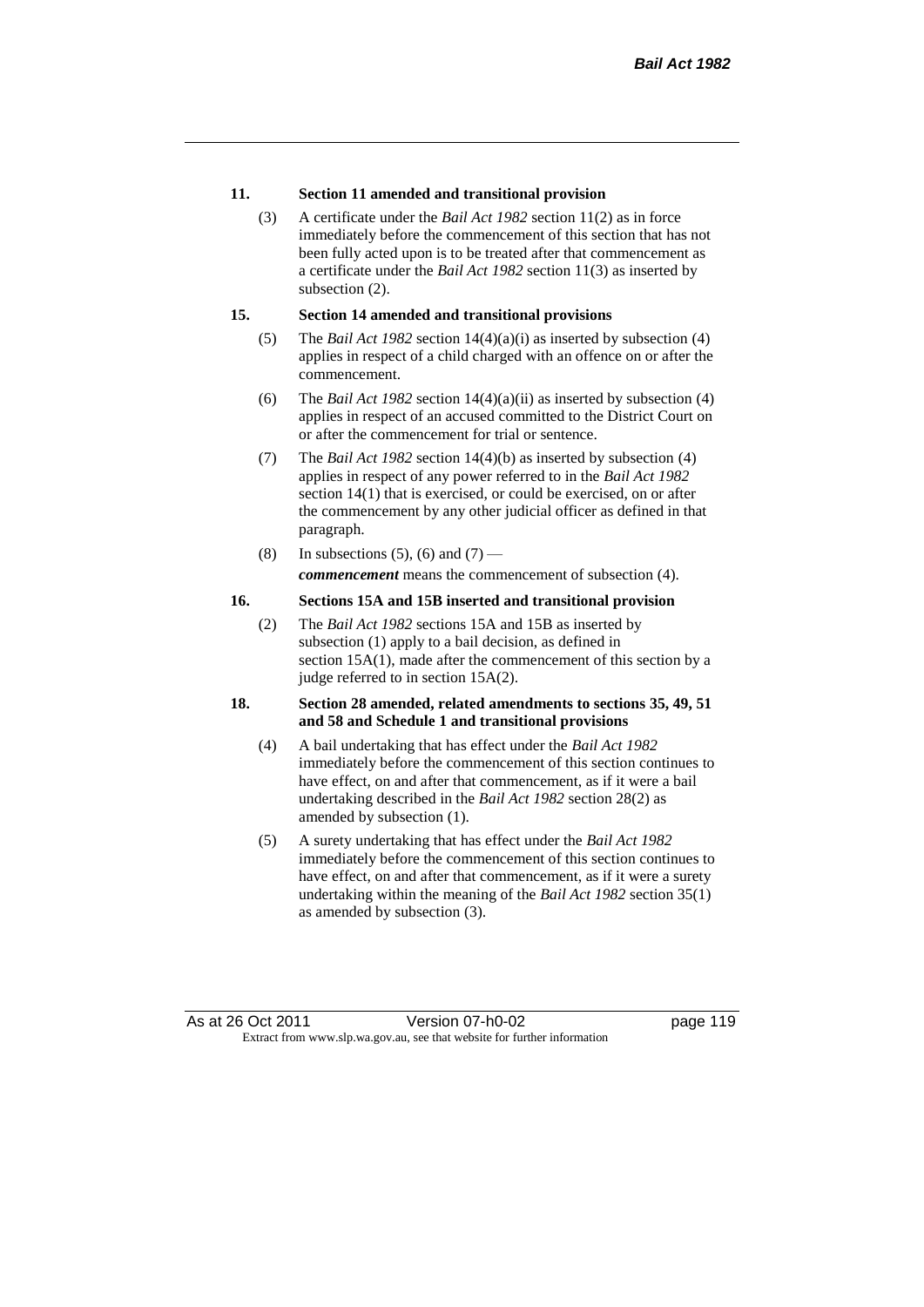**11. Section 11 amended and transitional provision**

(3) A certificate under the *Bail Act 1982* section 11(2) as in force immediately before the commencement of this section that has not been fully acted upon is to be treated after that commencement as a certificate under the *Bail Act 1982* section 11(3) as inserted by subsection (2).

**15. Section 14 amended and transitional provisions**

(5) The *Bail Act 1982* section 14(4)(a)(i) as inserted by subsection (4) applies in respect of a child charged with an offence on or after the commencement.

(6) The *Bail Act 1982* section 14(4)(a)(ii) as inserted by subsection (4) applies in respect of an accused committed to the District Court on or after the commencement for trial or sentence.

(7) The *Bail Act 1982* section 14(4)(b) as inserted by subsection (4) applies in respect of any power referred to in the *Bail Act 1982* section 14(1) that is exercised, or could be exercised, on or after the commencement by any other judicial officer as defined in that paragraph.

(8) In subsections (5), (6) and (7) —

***commencement*** means the commencement of subsection (4).

**16. Sections 15A and 15B inserted and transitional provision**

(2) The *Bail Act 1982* sections 15A and 15B as inserted by subsection (1) apply to a bail decision, as defined in section 15A(1), made after the commencement of this section by a judge referred to in section 15A(2).

**18. Section 28 amended, related amendments to sections 35, 49, 51 and 58 and Schedule 1 and transitional provisions**

(4) A bail undertaking that has effect under the *Bail Act 1982* immediately before the commencement of this section continues to have effect, on and after that commencement, as if it were a bail undertaking described in the *Bail Act 1982* section 28(2) as amended by subsection (1).

(5) A surety undertaking that has effect under the *Bail Act 1982* immediately before the commencement of this section continues to have effect, on and after that commencement, as if it were a surety undertaking within the meaning of the *Bail Act 1982* section 35(1) as amended by subsection (3).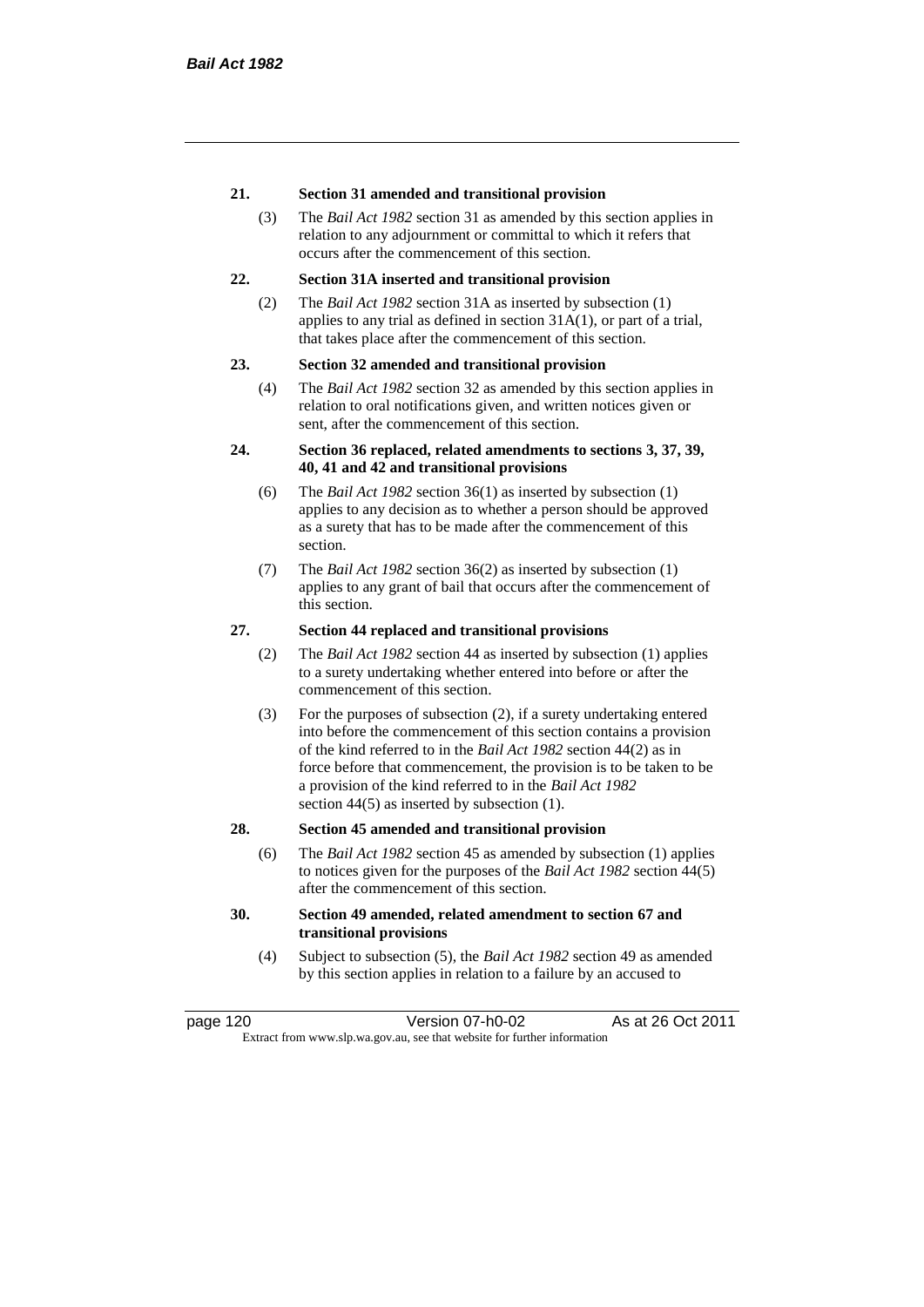**21. Section 31 amended and transitional provision**

(3) The *Bail Act 1982* section 31 as amended by this section applies in relation to any adjournment or committal to which it refers that occurs after the commencement of this section.

**22. Section 31A inserted and transitional provision**

(2) The *Bail Act 1982* section 31A as inserted by subsection (1) applies to any trial as defined in section 31A(1), or part of a trial, that takes place after the commencement of this section.

**23. Section 32 amended and transitional provision**

(4) The *Bail Act 1982* section 32 as amended by this section applies in relation to oral notifications given, and written notices given or sent, after the commencement of this section.

**24. Section 36 replaced, related amendments to sections 3, 37, 39, 40, 41 and 42 and transitional provisions**

(6) The *Bail Act 1982* section 36(1) as inserted by subsection (1) applies to any decision as to whether a person should be approved as a surety that has to be made after the commencement of this section.

(7) The *Bail Act 1982* section 36(2) as inserted by subsection (1) applies to any grant of bail that occurs after the commencement of this section.

**27. Section 44 replaced and transitional provisions**

(2) The *Bail Act 1982* section 44 as inserted by subsection (1) applies to a surety undertaking whether entered into before or after the commencement of this section.

(3) For the purposes of subsection (2), if a surety undertaking entered into before the commencement of this section contains a provision of the kind referred to in the *Bail Act 1982* section 44(2) as in force before that commencement, the provision is to be taken to be a provision of the kind referred to in the *Bail Act 1982* section 44(5) as inserted by subsection (1).

**28. Section 45 amended and transitional provision**

(6) The *Bail Act 1982* section 45 as amended by subsection (1) applies to notices given for the purposes of the *Bail Act 1982* section 44(5) after the commencement of this section.

**30. Section 49 amended, related amendment to section 67 and transitional provisions**

(4) Subject to subsection (5), the *Bail Act 1982* section 49 as amended by this section applies in relation to a failure by an accused to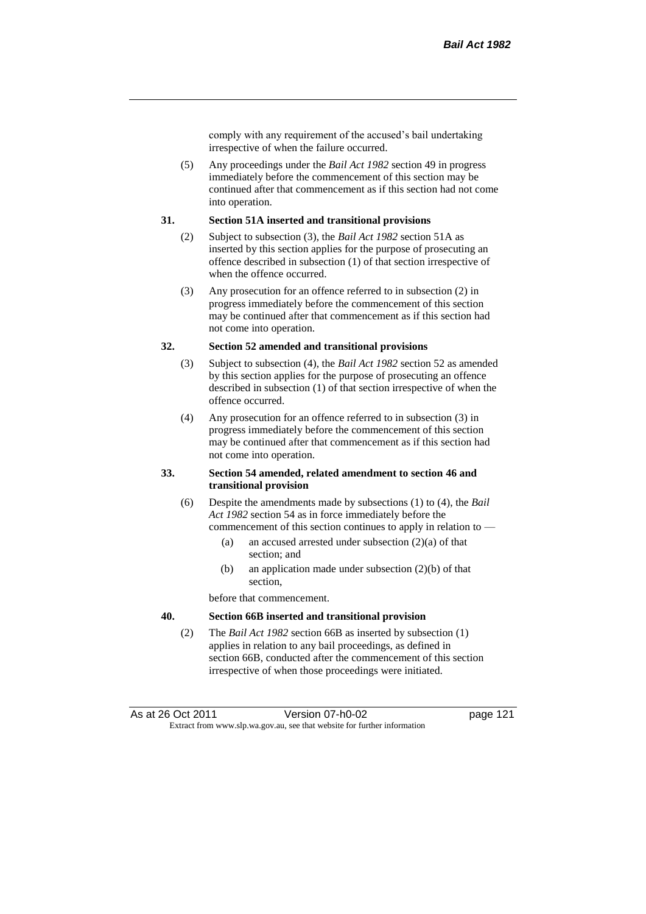comply with any requirement of the accused's bail undertaking irrespective of when the failure occurred.

(5) Any proceedings under the *Bail Act 1982* section 49 in progress immediately before the commencement of this section may be continued after that commencement as if this section had not come into operation.

**31. Section 51A inserted and transitional provisions**

(2) Subject to subsection (3), the *Bail Act 1982* section 51A as inserted by this section applies for the purpose of prosecuting an offence described in subsection (1) of that section irrespective of when the offence occurred.

(3) Any prosecution for an offence referred to in subsection (2) in progress immediately before the commencement of this section may be continued after that commencement as if this section had not come into operation.

**32. Section 52 amended and transitional provisions**

(3) Subject to subsection (4), the *Bail Act 1982* section 52 as amended by this section applies for the purpose of prosecuting an offence described in subsection (1) of that section irrespective of when the offence occurred.

(4) Any prosecution for an offence referred to in subsection (3) in progress immediately before the commencement of this section may be continued after that commencement as if this section had not come into operation.

**33. Section 54 amended, related amendment to section 46 and transitional provision**

(6) Despite the amendments made by subsections (1) to (4), the *Bail Act 1982* section 54 as in force immediately before the commencement of this section continues to apply in relation to —

(a) an accused arrested under subsection (2)(a) of that section; and

(b) an application made under subsection (2)(b) of that section,

before that commencement.

**40. Section 66B inserted and transitional provision**

(2) The *Bail Act 1982* section 66B as inserted by subsection (1) applies in relation to any bail proceedings, as defined in section 66B, conducted after the commencement of this section irrespective of when those proceedings were initiated.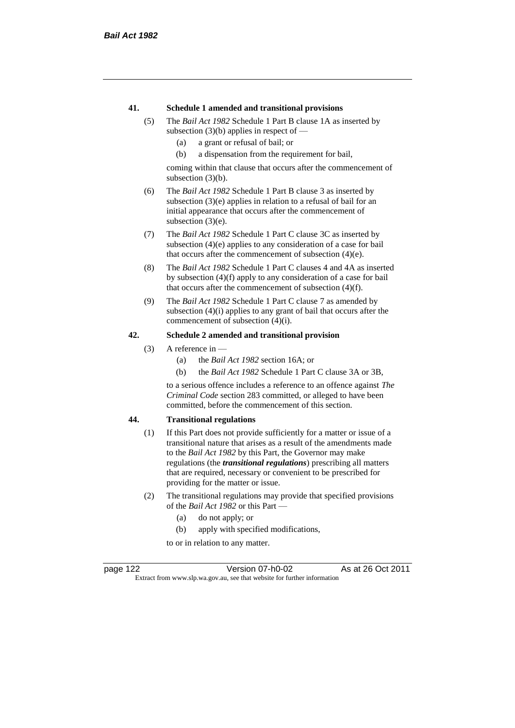### 41. Schedule 1 amended and transitional provisions

(5) The *Bail Act 1982* Schedule 1 Part B clause 1A as inserted by subsection (3)(b) applies in respect of —

  (a) a grant or refusal of bail; or

  (b) a dispensation from the requirement for bail,

coming within that clause that occurs after the commencement of subsection (3)(b).

(6) The *Bail Act 1982* Schedule 1 Part B clause 3 as inserted by subsection (3)(e) applies in relation to a refusal of bail for an initial appearance that occurs after the commencement of subsection (3)(e).

(7) The *Bail Act 1982* Schedule 1 Part C clause 3C as inserted by subsection (4)(e) applies to any consideration of a case for bail that occurs after the commencement of subsection (4)(e).

(8) The *Bail Act 1982* Schedule 1 Part C clauses 4 and 4A as inserted by subsection (4)(f) apply to any consideration of a case for bail that occurs after the commencement of subsection (4)(f).

(9) The *Bail Act 1982* Schedule 1 Part C clause 7 as amended by subsection (4)(i) applies to any grant of bail that occurs after the commencement of subsection (4)(i).

### 42. Schedule 2 amended and transitional provision

(3) A reference in —

  (a) the *Bail Act 1982* section 16A; or

  (b) the *Bail Act 1982* Schedule 1 Part C clause 3A or 3B,

to a serious offence includes a reference to an offence against *The Criminal Code* section 283 committed, or alleged to have been committed, before the commencement of this section.

### 44. Transitional regulations

(1) If this Part does not provide sufficiently for a matter or issue of a transitional nature that arises as a result of the amendments made to the *Bail Act 1982* by this Part, the Governor may make regulations (the ***transitional regulations***) prescribing all matters that are required, necessary or convenient to be prescribed for providing for the matter or issue.

(2) The transitional regulations may provide that specified provisions of the *Bail Act 1982* or this Part —

  (a) do not apply; or

  (b) apply with specified modifications,

to or in relation to any matter.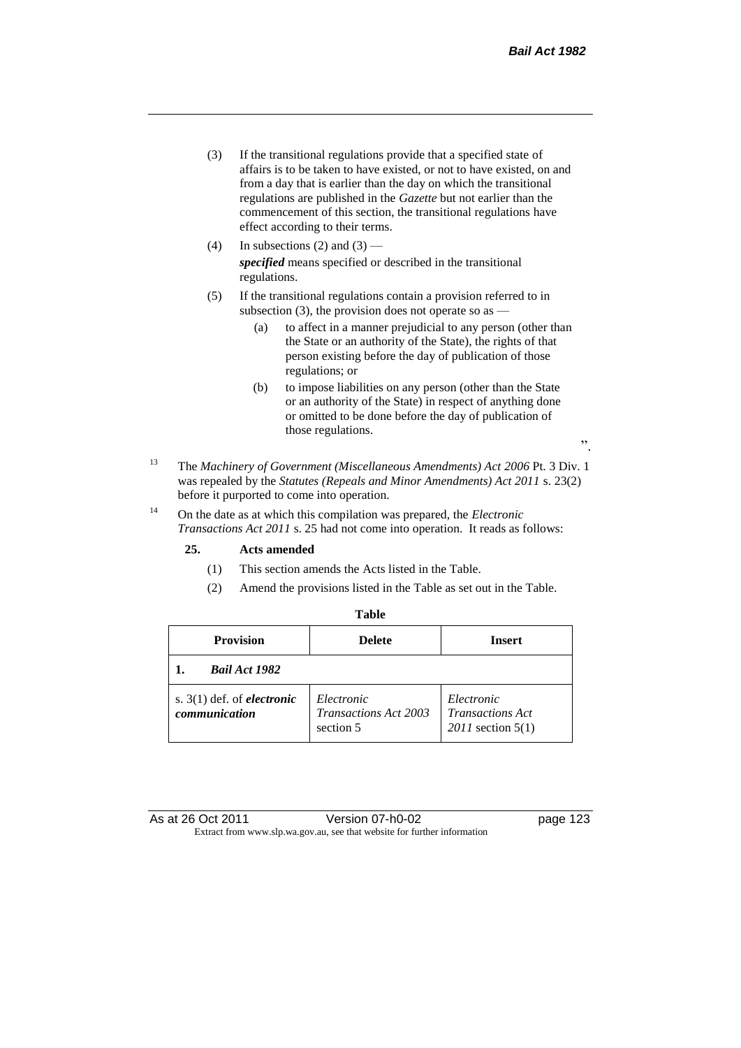(3) If the transitional regulations provide that a specified state of affairs is to be taken to have existed, or not to have existed, on and from a day that is earlier than the day on which the transitional regulations are published in the *Gazette* but not earlier than the commencement of this section, the transitional regulations have effect according to their terms.

(4) In subsections (2) and (3) —

***specified*** means specified or described in the transitional regulations.

(5) If the transitional regulations contain a provision referred to in subsection (3), the provision does not operate so as —

(a) to affect in a manner prejudicial to any person (other than the State or an authority of the State), the rights of that person existing before the day of publication of those regulations; or

(b) to impose liabilities on any person (other than the State or an authority of the State) in respect of anything done or omitted to be done before the day of publication of those regulations.

".

[13] The *Machinery of Government (Miscellaneous Amendments) Act 2006* Pt. 3 Div. 1 was repealed by the *Statutes (Repeals and Minor Amendments) Act 2011* s. 23(2) before it purported to come into operation.

[14] On the date as at which this compilation was prepared, the *Electronic Transactions Act 2011* s. 25 had not come into operation. It reads as follows:

**25. Acts amended**

(1) This section amends the Acts listed in the Table.

(2) Amend the provisions listed in the Table as set out in the Table.

**Table**

| Provision | Delete | Insert |
|---|---|---|
| **1. *Bail Act 1982*** | | |
| s. 3(1) def. of ***electronic communication*** | *Electronic Transactions Act 2003* section 5 | *Electronic Transactions Act 2011* section 5(1) |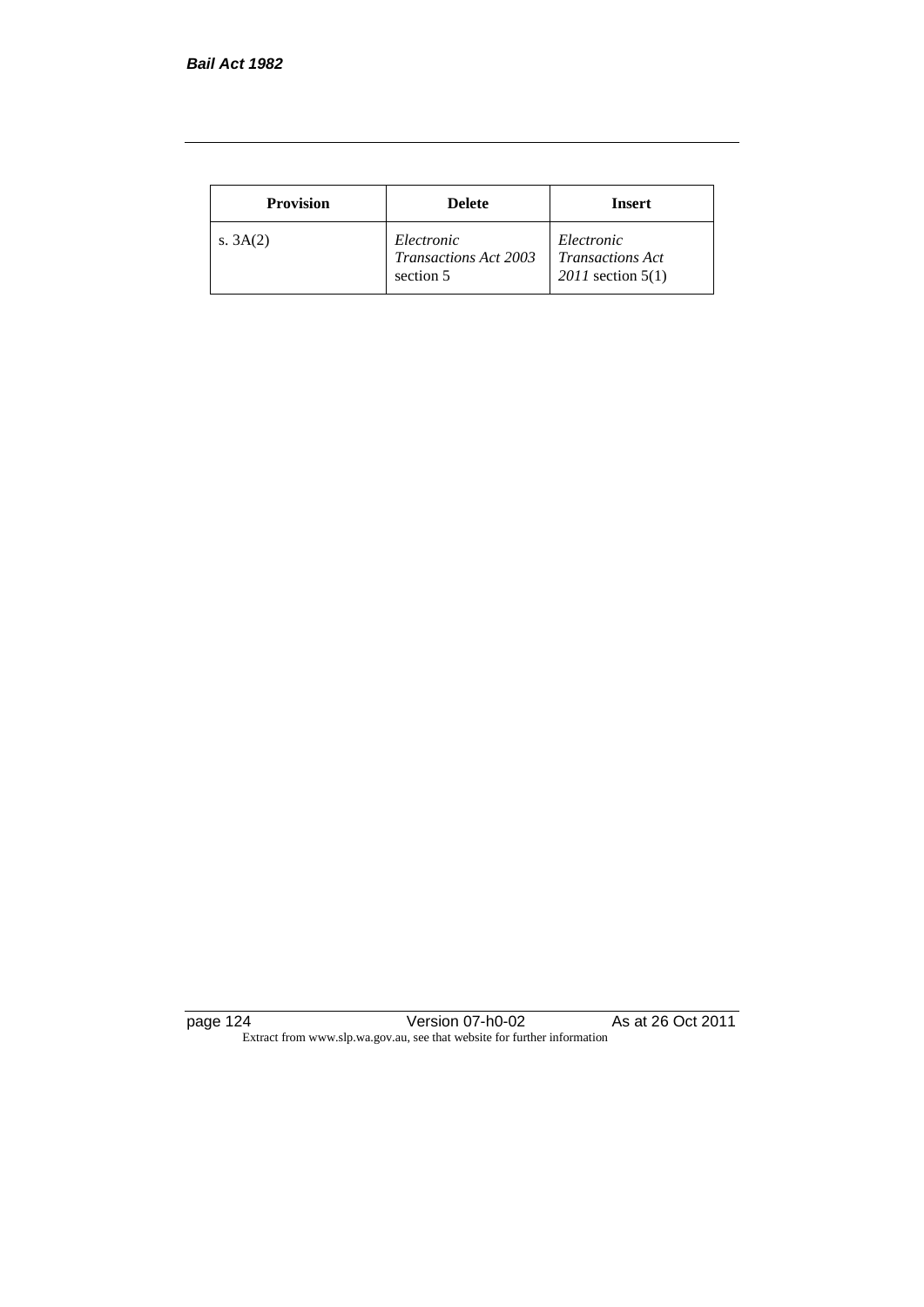| Provision | Delete | Insert |
|---|---|---|
| s. 3A(2) | *Electronic Transactions Act 2003* section 5 | *Electronic Transactions Act 2011* section 5(1) |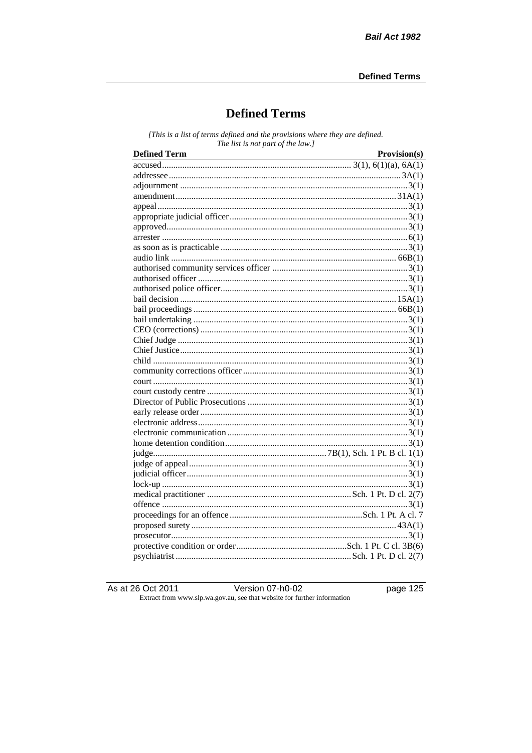# Defined Terms

*[This is a list of terms defined and the provisions where they are defined. The list is not part of the law.]*

| Defined Term | Provision(s) |
|---|---|
| accused | 3(1), 6(1)(a), 6A(1) |
| addressee | 3A(1) |
| adjournment | 3(1) |
| amendment | 31A(1) |
| appeal | 3(1) |
| appropriate judicial officer | 3(1) |
| approved | 3(1) |
| arrester | 6(1) |
| as soon as is practicable | 3(1) |
| audio link | 66B(1) |
| authorised community services officer | 3(1) |
| authorised officer | 3(1) |
| authorised police officer | 3(1) |
| bail decision | 15A(1) |
| bail proceedings | 66B(1) |
| bail undertaking | 3(1) |
| CEO (corrections) | 3(1) |
| Chief Judge | 3(1) |
| Chief Justice | 3(1) |
| child | 3(1) |
| community corrections officer | 3(1) |
| court | 3(1) |
| court custody centre | 3(1) |
| Director of Public Prosecutions | 3(1) |
| early release order | 3(1) |
| electronic address | 3(1) |
| electronic communication | 3(1) |
| home detention condition | 3(1) |
| judge | 7B(1), Sch. 1 Pt. B cl. 1(1) |
| judge of appeal | 3(1) |
| judicial officer | 3(1) |
| lock-up | 3(1) |
| medical practitioner | Sch. 1 Pt. D cl. 2(7) |
| offence | 3(1) |
| proceedings for an offence | Sch. 1 Pt. A cl. 7 |
| proposed surety | 43A(1) |
| prosecutor | 3(1) |
| protective condition or order | Sch. 1 Pt. C cl. 3B(6) |
| psychiatrist | Sch. 1 Pt. D cl. 2(7) |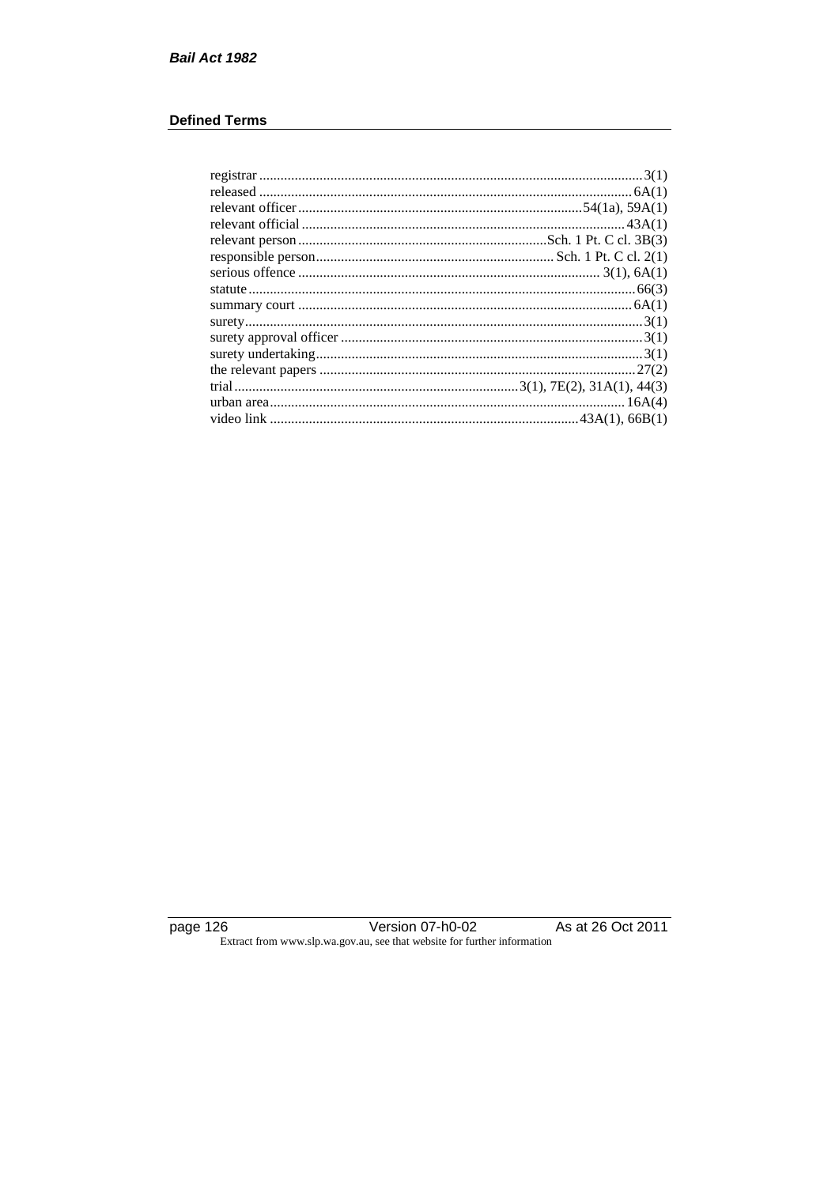## Defined Terms

| | |
|---|---|
| registrar | 3(1) |
| released | 6A(1) |
| relevant officer | 54(1a), 59A(1) |
| relevant official | 43A(1) |
| relevant person | Sch. 1 Pt. C cl. 3B(3) |
| responsible person | Sch. 1 Pt. C cl. 2(1) |
| serious offence | 3(1), 6A(1) |
| statute | 66(3) |
| summary court | 6A(1) |
| surety | 3(1) |
| surety approval officer | 3(1) |
| surety undertaking | 3(1) |
| the relevant papers | 27(2) |
| trial | 3(1), 7E(2), 31A(1), 44(3) |
| urban area | 16A(4) |
| video link | 43A(1), 66B(1) |